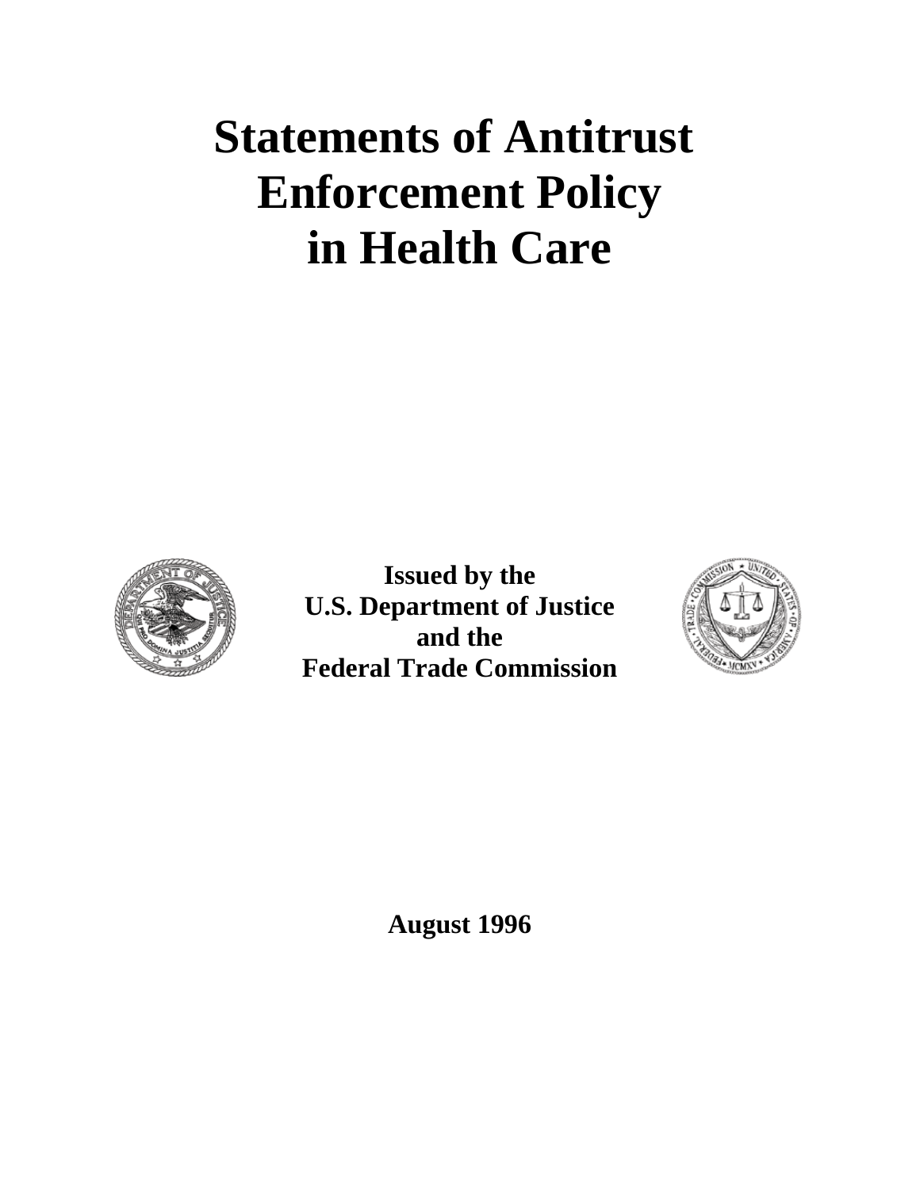# Statements of Antitrust Enforcement Policy in Health Care

**Issued by the**
**U.S. Department of Justice**
**and the**
**Federal Trade Commission**

**August 1996**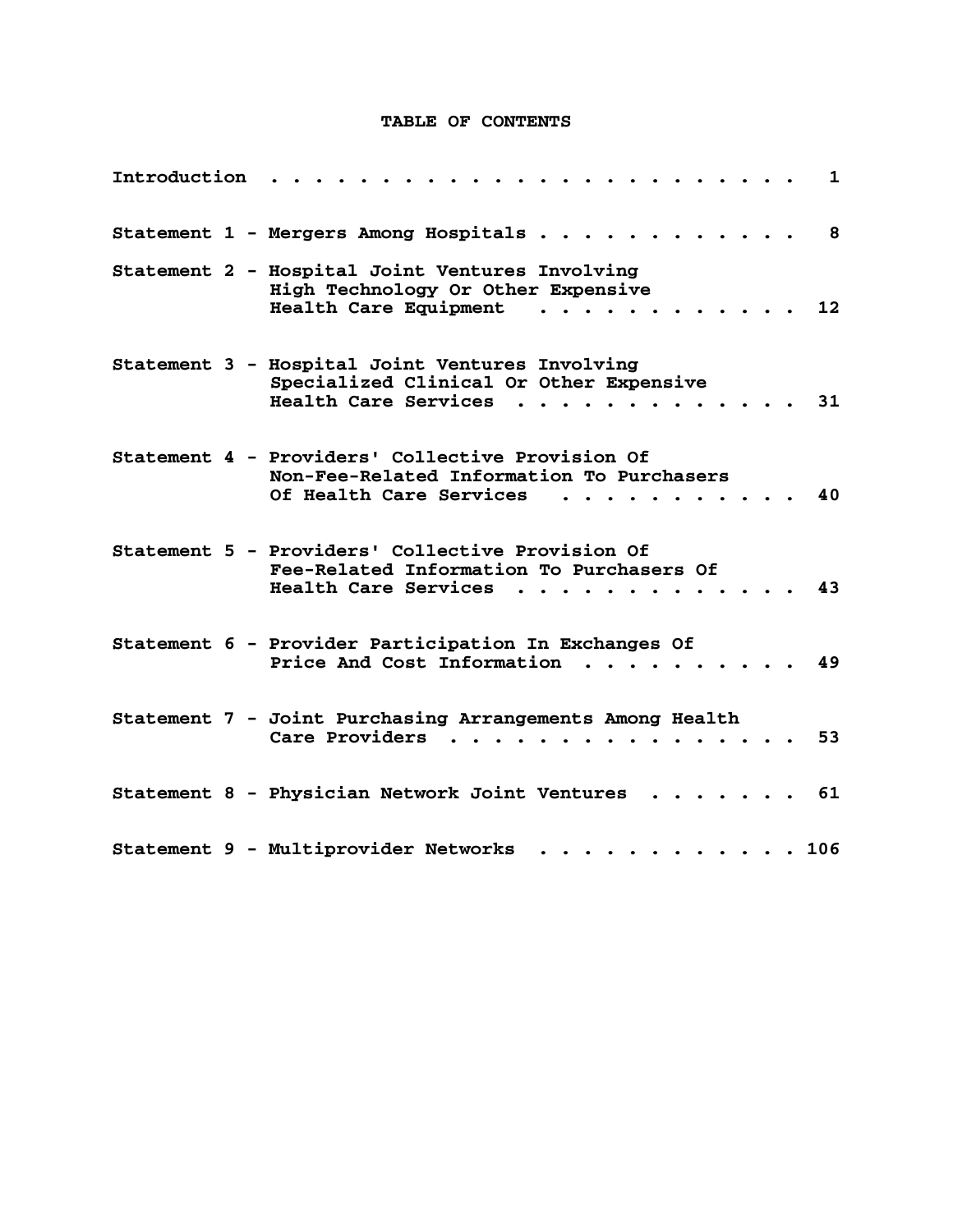# TABLE OF CONTENTS

| | |
|---|---|
| Introduction | 1 |
| Statement 1 - Mergers Among Hospitals | 8 |
| Statement 2 - Hospital Joint Ventures Involving High Technology Or Other Expensive Health Care Equipment | 12 |
| Statement 3 - Hospital Joint Ventures Involving Specialized Clinical Or Other Expensive Health Care Services | 31 |
| Statement 4 - Providers' Collective Provision Of Non-Fee-Related Information To Purchasers Of Health Care Services | 40 |
| Statement 5 - Providers' Collective Provision Of Fee-Related Information To Purchasers Of Health Care Services | 43 |
| Statement 6 - Provider Participation In Exchanges Of Price And Cost Information | 49 |
| Statement 7 - Joint Purchasing Arrangements Among Health Care Providers | 53 |
| Statement 8 - Physician Network Joint Ventures | 61 |
| Statement 9 - Multiprovider Networks | 106 |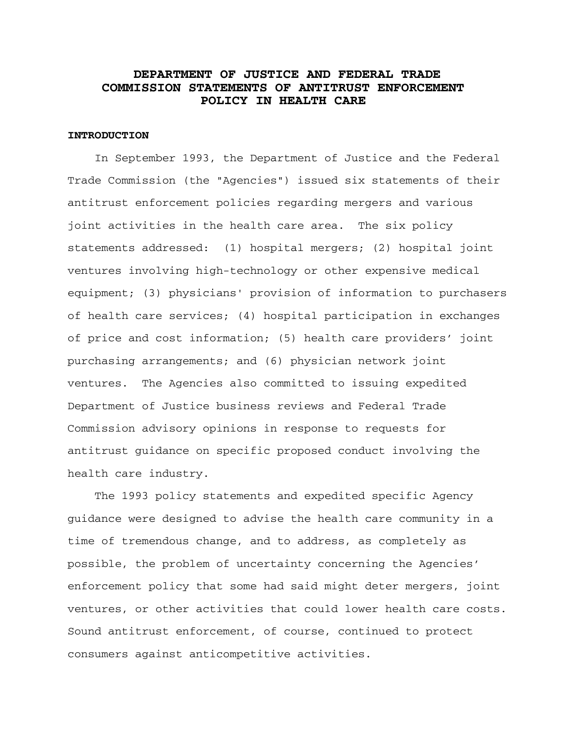# DEPARTMENT OF JUSTICE AND FEDERAL TRADE COMMISSION STATEMENTS OF ANTITRUST ENFORCEMENT POLICY IN HEALTH CARE

## INTRODUCTION

In September 1993, the Department of Justice and the Federal Trade Commission (the "Agencies") issued six statements of their antitrust enforcement policies regarding mergers and various joint activities in the health care area. The six policy statements addressed: (1) hospital mergers; (2) hospital joint ventures involving high-technology or other expensive medical equipment; (3) physicians' provision of information to purchasers of health care services; (4) hospital participation in exchanges of price and cost information; (5) health care providers' joint purchasing arrangements; and (6) physician network joint ventures. The Agencies also committed to issuing expedited Department of Justice business reviews and Federal Trade Commission advisory opinions in response to requests for antitrust guidance on specific proposed conduct involving the health care industry.

The 1993 policy statements and expedited specific Agency guidance were designed to advise the health care community in a time of tremendous change, and to address, as completely as possible, the problem of uncertainty concerning the Agencies' enforcement policy that some had said might deter mergers, joint ventures, or other activities that could lower health care costs. Sound antitrust enforcement, of course, continued to protect consumers against anticompetitive activities.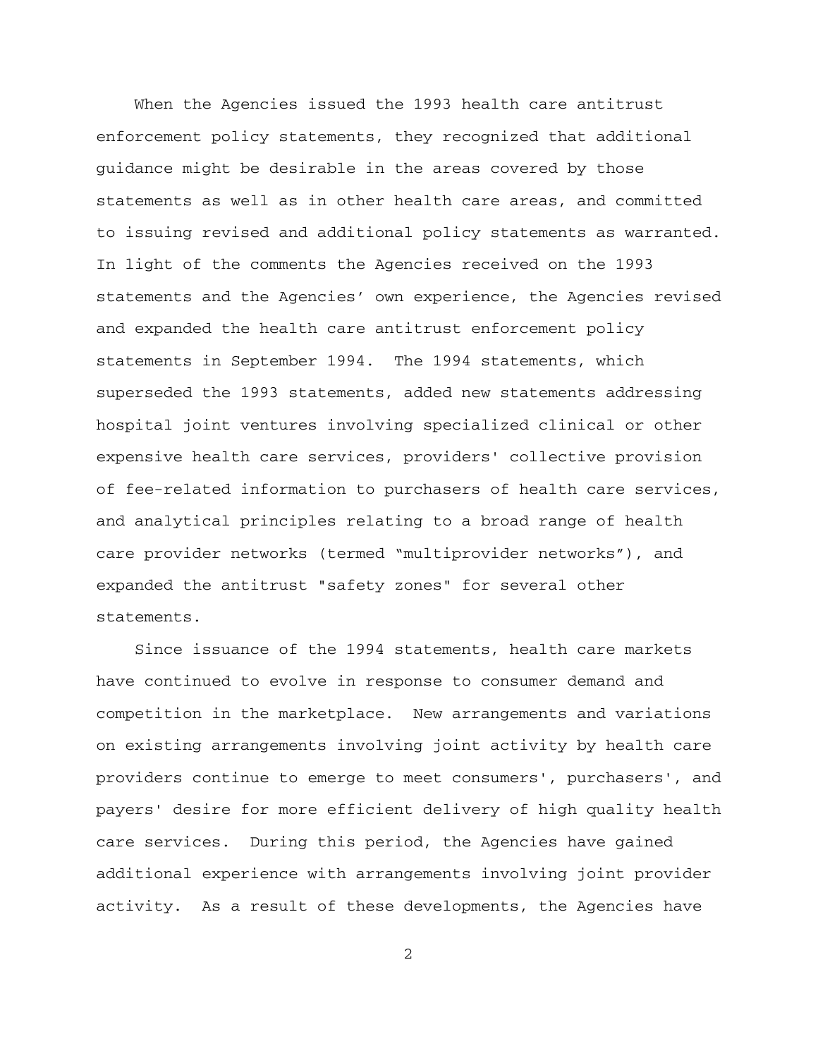When the Agencies issued the 1993 health care antitrust enforcement policy statements, they recognized that additional guidance might be desirable in the areas covered by those statements as well as in other health care areas, and committed to issuing revised and additional policy statements as warranted. In light of the comments the Agencies received on the 1993 statements and the Agencies' own experience, the Agencies revised and expanded the health care antitrust enforcement policy statements in September 1994. The 1994 statements, which superseded the 1993 statements, added new statements addressing hospital joint ventures involving specialized clinical or other expensive health care services, providers' collective provision of fee-related information to purchasers of health care services, and analytical principles relating to a broad range of health care provider networks (termed "multiprovider networks"), and expanded the antitrust "safety zones" for several other statements.

Since issuance of the 1994 statements, health care markets have continued to evolve in response to consumer demand and competition in the marketplace. New arrangements and variations on existing arrangements involving joint activity by health care providers continue to emerge to meet consumers', purchasers', and payers' desire for more efficient delivery of high quality health care services. During this period, the Agencies have gained additional experience with arrangements involving joint provider activity. As a result of these developments, the Agencies have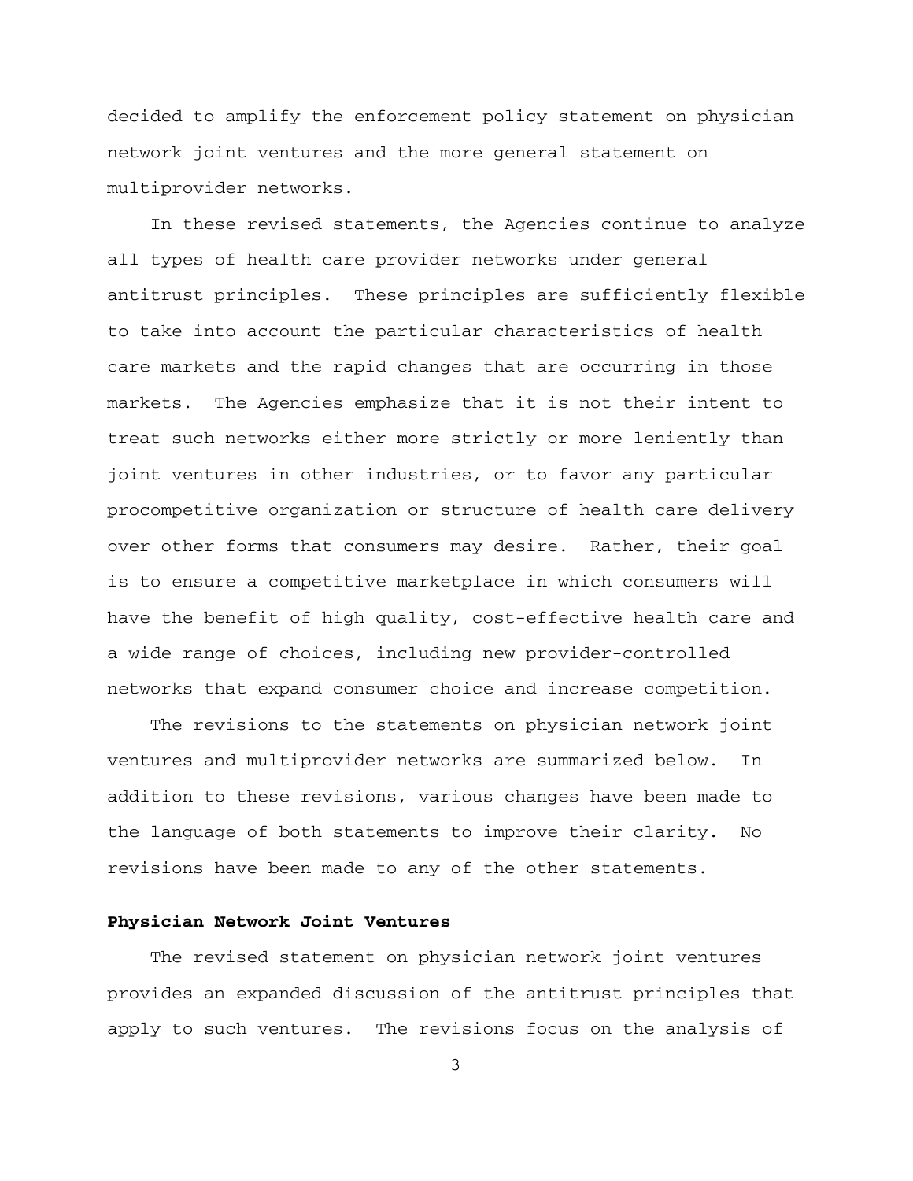decided to amplify the enforcement policy statement on physician network joint ventures and the more general statement on multiprovider networks.

In these revised statements, the Agencies continue to analyze all types of health care provider networks under general antitrust principles. These principles are sufficiently flexible to take into account the particular characteristics of health care markets and the rapid changes that are occurring in those markets. The Agencies emphasize that it is not their intent to treat such networks either more strictly or more leniently than joint ventures in other industries, or to favor any particular procompetitive organization or structure of health care delivery over other forms that consumers may desire. Rather, their goal is to ensure a competitive marketplace in which consumers will have the benefit of high quality, cost-effective health care and a wide range of choices, including new provider-controlled networks that expand consumer choice and increase competition.

The revisions to the statements on physician network joint ventures and multiprovider networks are summarized below. In addition to these revisions, various changes have been made to the language of both statements to improve their clarity. No revisions have been made to any of the other statements.

**Physician Network Joint Ventures**

The revised statement on physician network joint ventures provides an expanded discussion of the antitrust principles that apply to such ventures. The revisions focus on the analysis of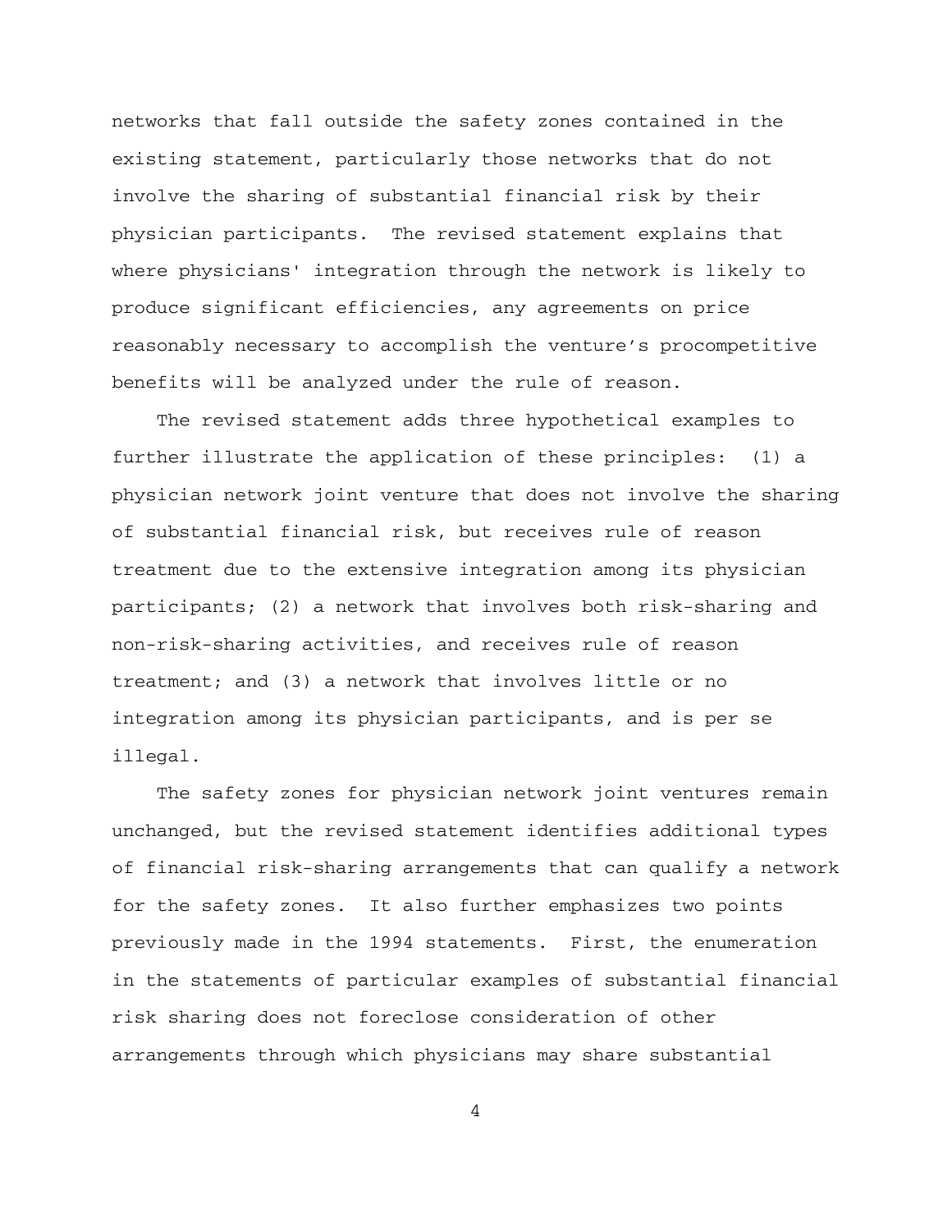networks that fall outside the safety zones contained in the existing statement, particularly those networks that do not involve the sharing of substantial financial risk by their physician participants. The revised statement explains that where physicians' integration through the network is likely to produce significant efficiencies, any agreements on price reasonably necessary to accomplish the venture’s procompetitive benefits will be analyzed under the rule of reason.

The revised statement adds three hypothetical examples to further illustrate the application of these principles: (1) a physician network joint venture that does not involve the sharing of substantial financial risk, but receives rule of reason treatment due to the extensive integration among its physician participants; (2) a network that involves both risk-sharing and non-risk-sharing activities, and receives rule of reason treatment; and (3) a network that involves little or no integration among its physician participants, and is per se illegal.

The safety zones for physician network joint ventures remain unchanged, but the revised statement identifies additional types of financial risk-sharing arrangements that can qualify a network for the safety zones. It also further emphasizes two points previously made in the 1994 statements. First, the enumeration in the statements of particular examples of substantial financial risk sharing does not foreclose consideration of other arrangements through which physicians may share substantial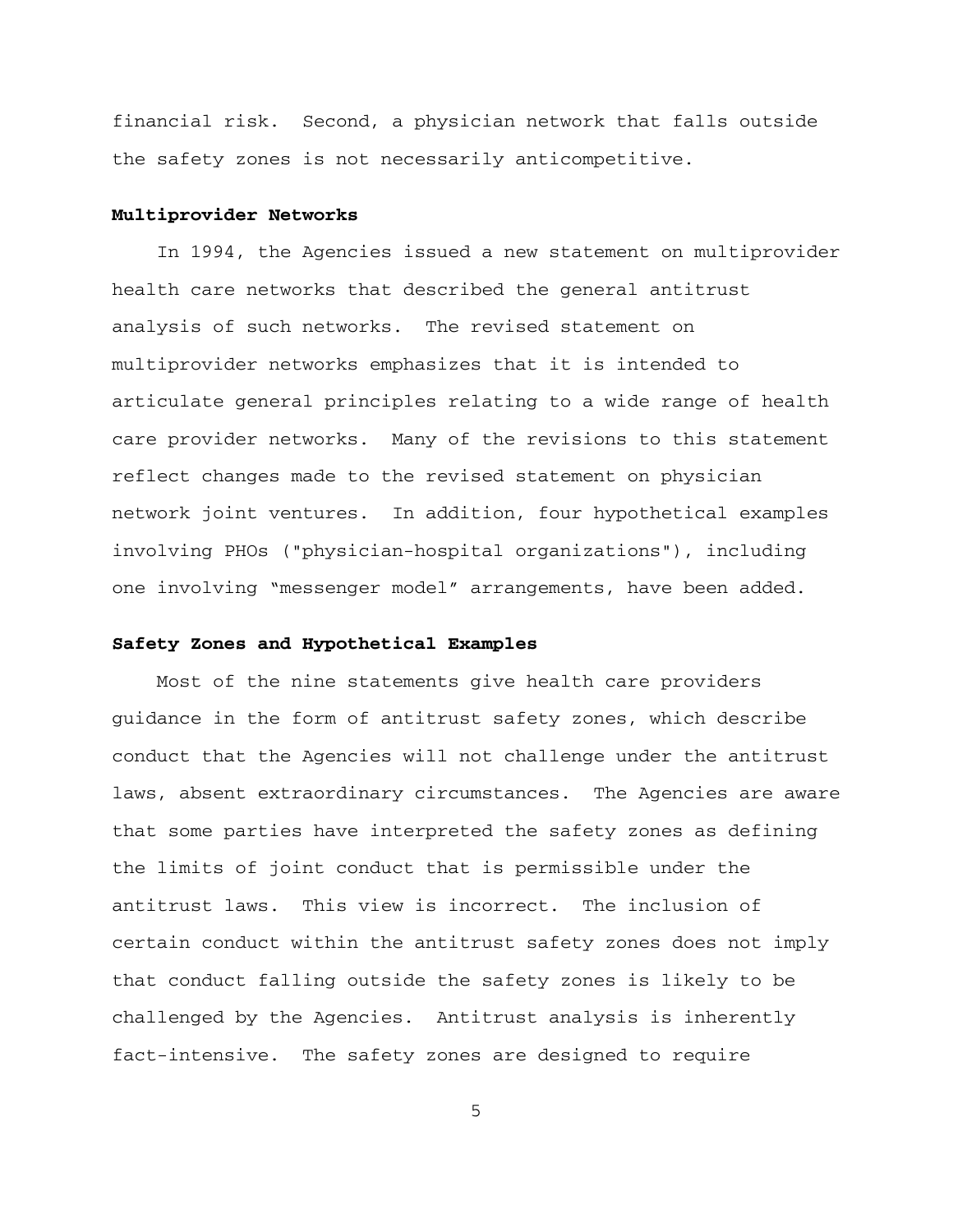financial risk. Second, a physician network that falls outside the safety zones is not necessarily anticompetitive.

**Multiprovider Networks**

In 1994, the Agencies issued a new statement on multiprovider health care networks that described the general antitrust analysis of such networks. The revised statement on multiprovider networks emphasizes that it is intended to articulate general principles relating to a wide range of health care provider networks. Many of the revisions to this statement reflect changes made to the revised statement on physician network joint ventures. In addition, four hypothetical examples involving PHOs ("physician-hospital organizations"), including one involving "messenger model" arrangements, have been added.

**Safety Zones and Hypothetical Examples**

Most of the nine statements give health care providers guidance in the form of antitrust safety zones, which describe conduct that the Agencies will not challenge under the antitrust laws, absent extraordinary circumstances. The Agencies are aware that some parties have interpreted the safety zones as defining the limits of joint conduct that is permissible under the antitrust laws. This view is incorrect. The inclusion of certain conduct within the antitrust safety zones does not imply that conduct falling outside the safety zones is likely to be challenged by the Agencies. Antitrust analysis is inherently fact-intensive. The safety zones are designed to require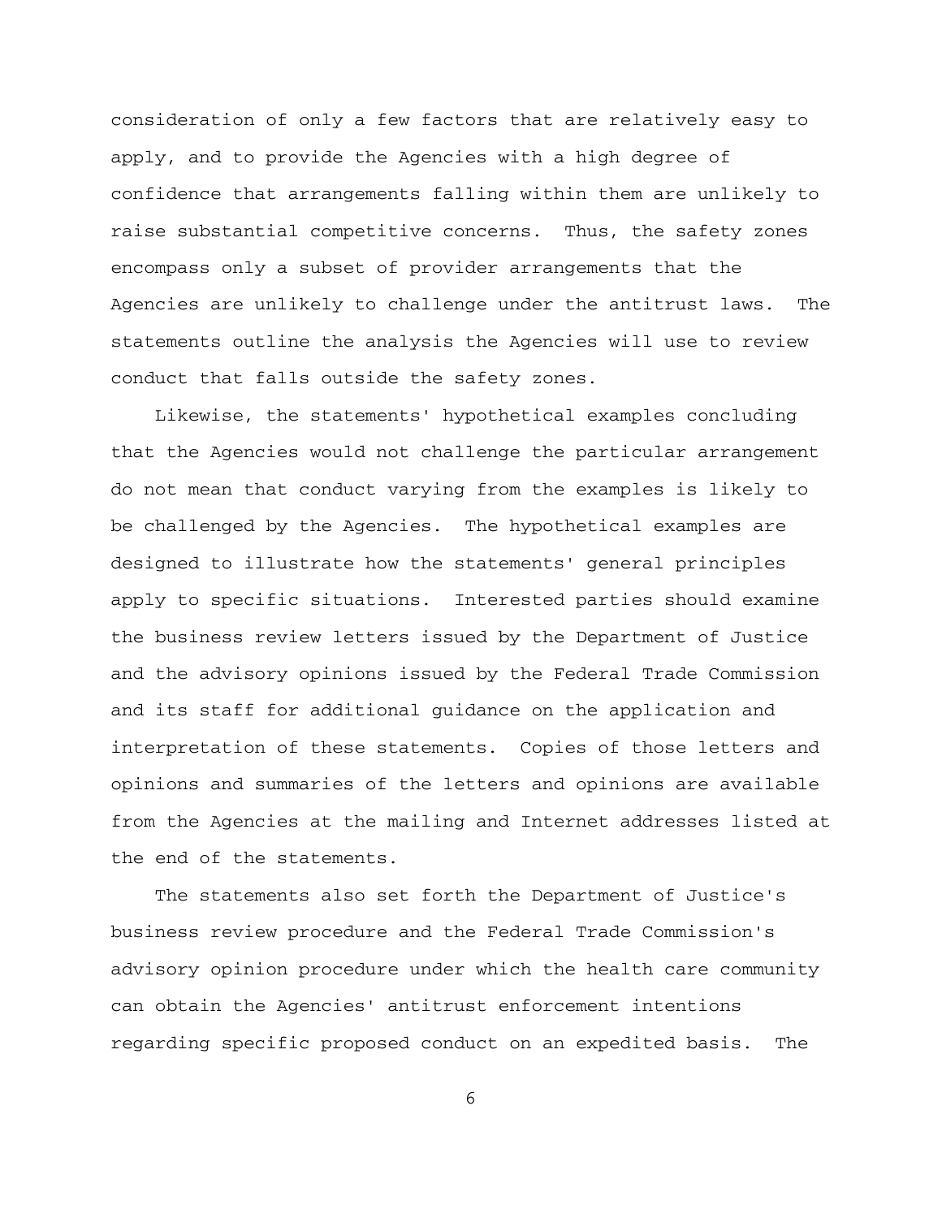consideration of only a few factors that are relatively easy to apply, and to provide the Agencies with a high degree of confidence that arrangements falling within them are unlikely to raise substantial competitive concerns. Thus, the safety zones encompass only a subset of provider arrangements that the Agencies are unlikely to challenge under the antitrust laws. The statements outline the analysis the Agencies will use to review conduct that falls outside the safety zones.

Likewise, the statements' hypothetical examples concluding that the Agencies would not challenge the particular arrangement do not mean that conduct varying from the examples is likely to be challenged by the Agencies. The hypothetical examples are designed to illustrate how the statements' general principles apply to specific situations. Interested parties should examine the business review letters issued by the Department of Justice and the advisory opinions issued by the Federal Trade Commission and its staff for additional guidance on the application and interpretation of these statements. Copies of those letters and opinions and summaries of the letters and opinions are available from the Agencies at the mailing and Internet addresses listed at the end of the statements.

The statements also set forth the Department of Justice's business review procedure and the Federal Trade Commission's advisory opinion procedure under which the health care community can obtain the Agencies' antitrust enforcement intentions regarding specific proposed conduct on an expedited basis. The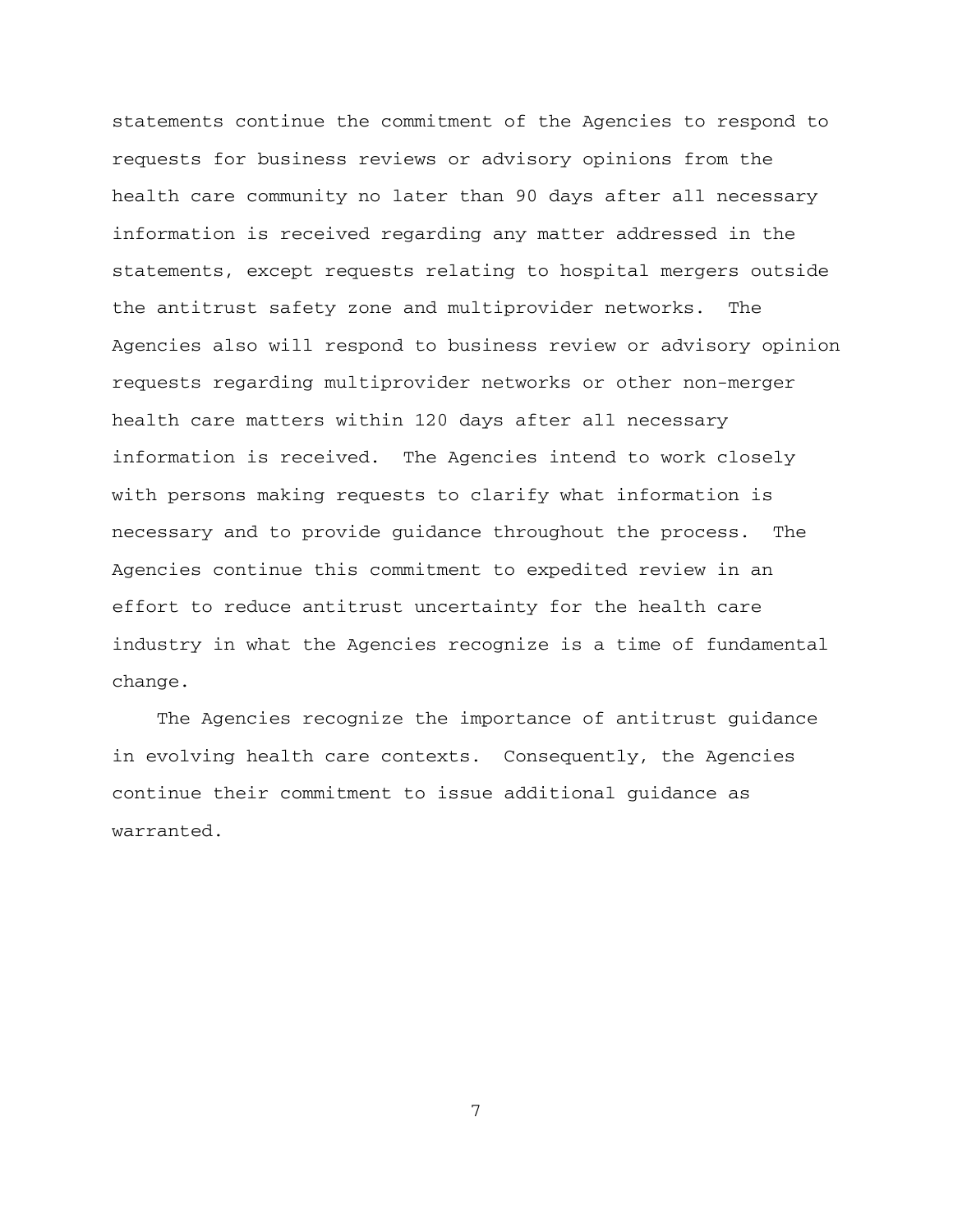statements continue the commitment of the Agencies to respond to requests for business reviews or advisory opinions from the health care community no later than 90 days after all necessary information is received regarding any matter addressed in the statements, except requests relating to hospital mergers outside the antitrust safety zone and multiprovider networks. The Agencies also will respond to business review or advisory opinion requests regarding multiprovider networks or other non-merger health care matters within 120 days after all necessary information is received. The Agencies intend to work closely with persons making requests to clarify what information is necessary and to provide guidance throughout the process. The Agencies continue this commitment to expedited review in an effort to reduce antitrust uncertainty for the health care industry in what the Agencies recognize is a time of fundamental change.

The Agencies recognize the importance of antitrust guidance in evolving health care contexts. Consequently, the Agencies continue their commitment to issue additional guidance as warranted.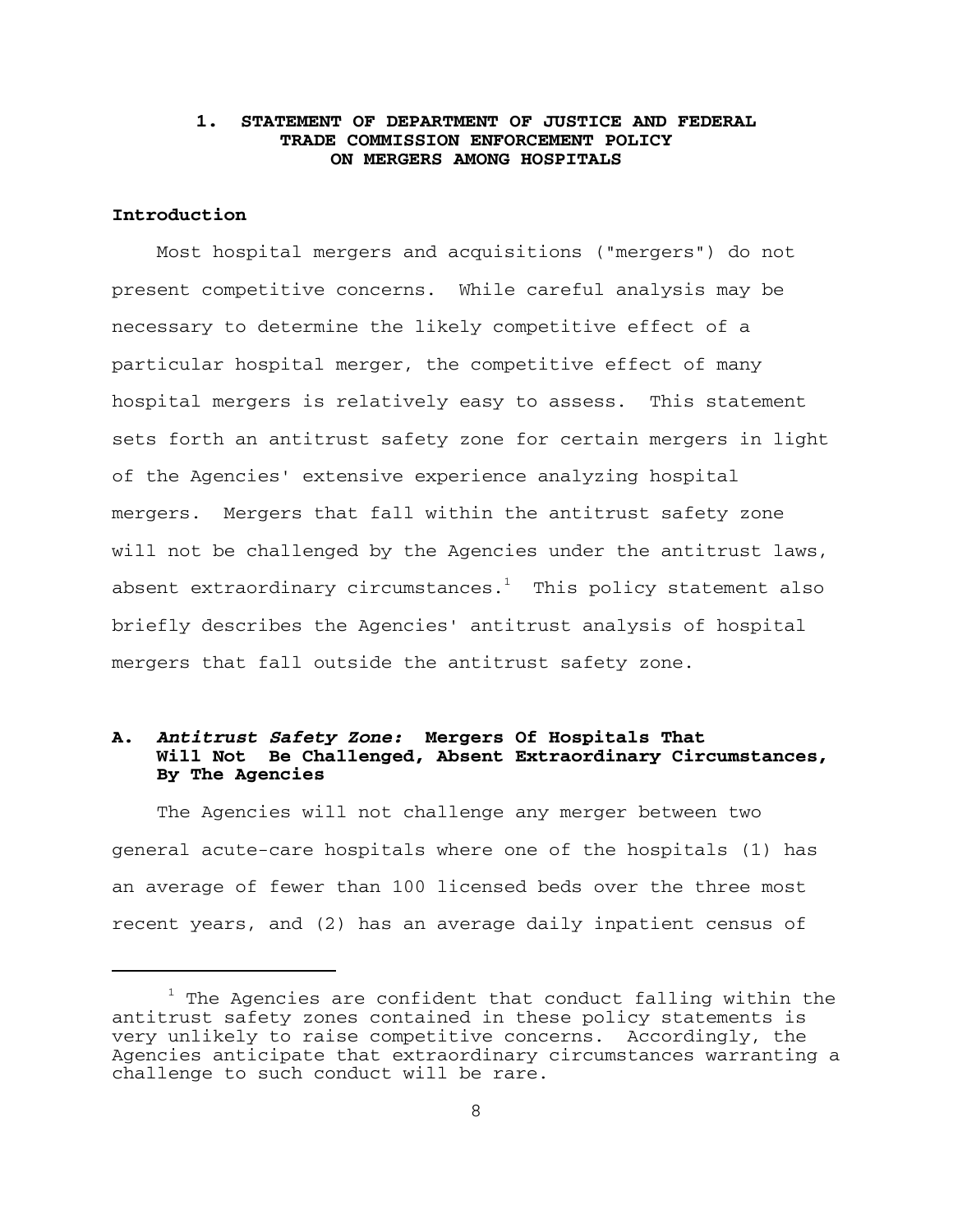# 1. STATEMENT OF DEPARTMENT OF JUSTICE AND FEDERAL TRADE COMMISSION ENFORCEMENT POLICY ON MERGERS AMONG HOSPITALS

## Introduction

Most hospital mergers and acquisitions ("mergers") do not present competitive concerns. While careful analysis may be necessary to determine the likely competitive effect of a particular hospital merger, the competitive effect of many hospital mergers is relatively easy to assess. This statement sets forth an antitrust safety zone for certain mergers in light of the Agencies' extensive experience analyzing hospital mergers. Mergers that fall within the antitrust safety zone will not be challenged by the Agencies under the antitrust laws, absent extraordinary circumstances.[1] This policy statement also briefly describes the Agencies' antitrust analysis of hospital mergers that fall outside the antitrust safety zone.

## A. *Antitrust Safety Zone:* Mergers Of Hospitals That Will Not Be Challenged, Absent Extraordinary Circumstances, By The Agencies

The Agencies will not challenge any merger between two general acute-care hospitals where one of the hospitals (1) has an average of fewer than 100 licensed beds over the three most recent years, and (2) has an average daily inpatient census of

[1] The Agencies are confident that conduct falling within the antitrust safety zones contained in these policy statements is very unlikely to raise competitive concerns. Accordingly, the Agencies anticipate that extraordinary circumstances warranting a challenge to such conduct will be rare.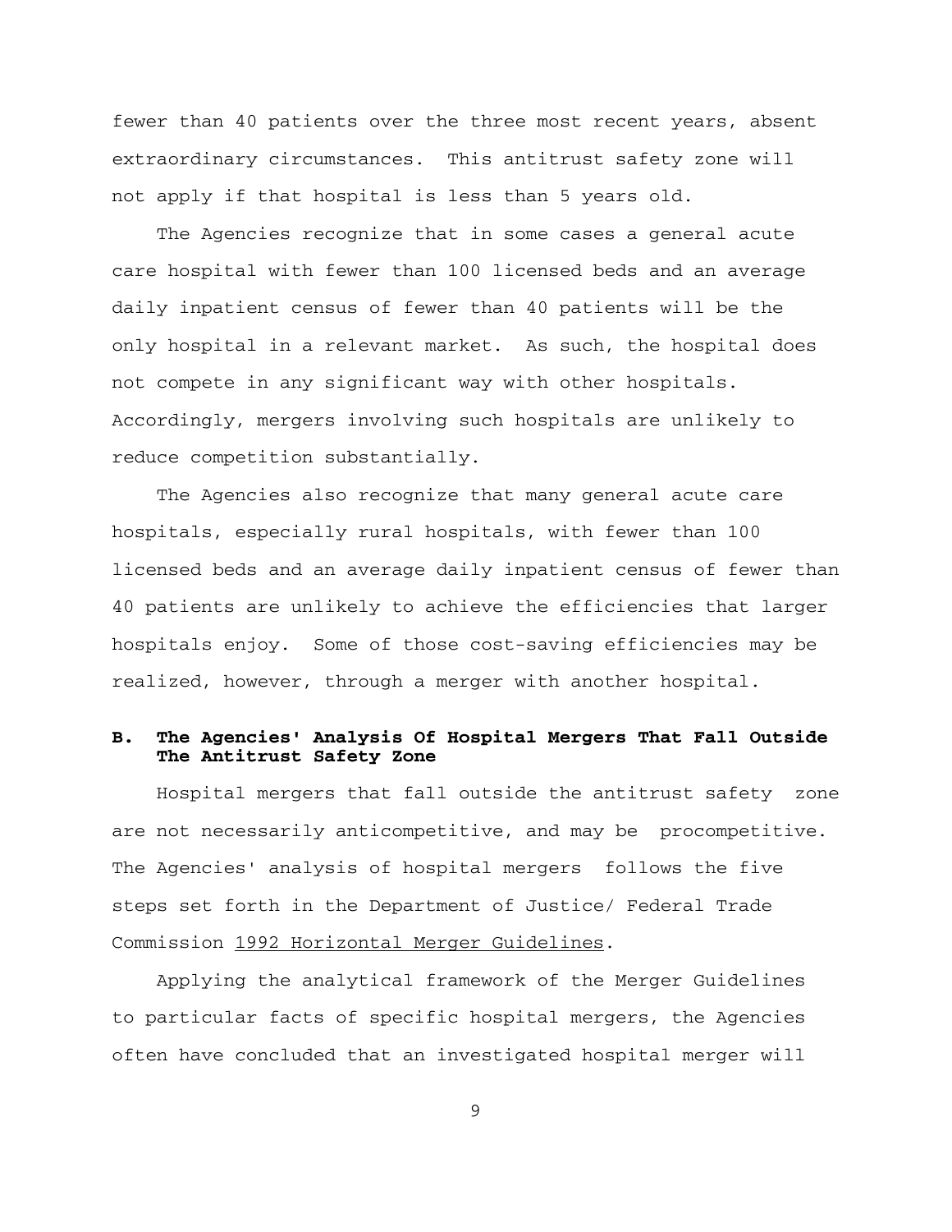fewer than 40 patients over the three most recent years, absent extraordinary circumstances. This antitrust safety zone will not apply if that hospital is less than 5 years old.

The Agencies recognize that in some cases a general acute care hospital with fewer than 100 licensed beds and an average daily inpatient census of fewer than 40 patients will be the only hospital in a relevant market. As such, the hospital does not compete in any significant way with other hospitals. Accordingly, mergers involving such hospitals are unlikely to reduce competition substantially.

The Agencies also recognize that many general acute care hospitals, especially rural hospitals, with fewer than 100 licensed beds and an average daily inpatient census of fewer than 40 patients are unlikely to achieve the efficiencies that larger hospitals enjoy. Some of those cost-saving efficiencies may be realized, however, through a merger with another hospital.

### B. The Agencies' Analysis Of Hospital Mergers That Fall Outside The Antitrust Safety Zone

Hospital mergers that fall outside the antitrust safety zone are not necessarily anticompetitive, and may be procompetitive. The Agencies' analysis of hospital mergers follows the five steps set forth in the Department of Justice/ Federal Trade Commission 1992 Horizontal Merger Guidelines.

Applying the analytical framework of the Merger Guidelines to particular facts of specific hospital mergers, the Agencies often have concluded that an investigated hospital merger will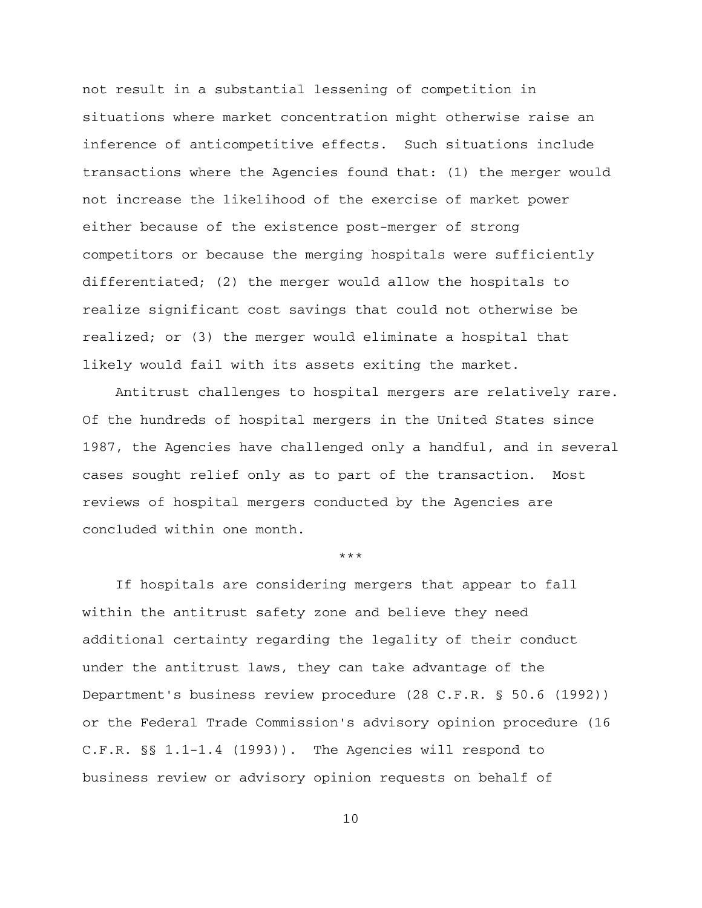not result in a substantial lessening of competition in situations where market concentration might otherwise raise an inference of anticompetitive effects. Such situations include transactions where the Agencies found that: (1) the merger would not increase the likelihood of the exercise of market power either because of the existence post-merger of strong competitors or because the merging hospitals were sufficiently differentiated; (2) the merger would allow the hospitals to realize significant cost savings that could not otherwise be realized; or (3) the merger would eliminate a hospital that likely would fail with its assets exiting the market.

Antitrust challenges to hospital mergers are relatively rare. Of the hundreds of hospital mergers in the United States since 1987, the Agencies have challenged only a handful, and in several cases sought relief only as to part of the transaction. Most reviews of hospital mergers conducted by the Agencies are concluded within one month.

***

If hospitals are considering mergers that appear to fall within the antitrust safety zone and believe they need additional certainty regarding the legality of their conduct under the antitrust laws, they can take advantage of the Department's business review procedure (28 C.F.R. § 50.6 (1992)) or the Federal Trade Commission's advisory opinion procedure (16 C.F.R. §§ 1.1-1.4 (1993)). The Agencies will respond to business review or advisory opinion requests on behalf of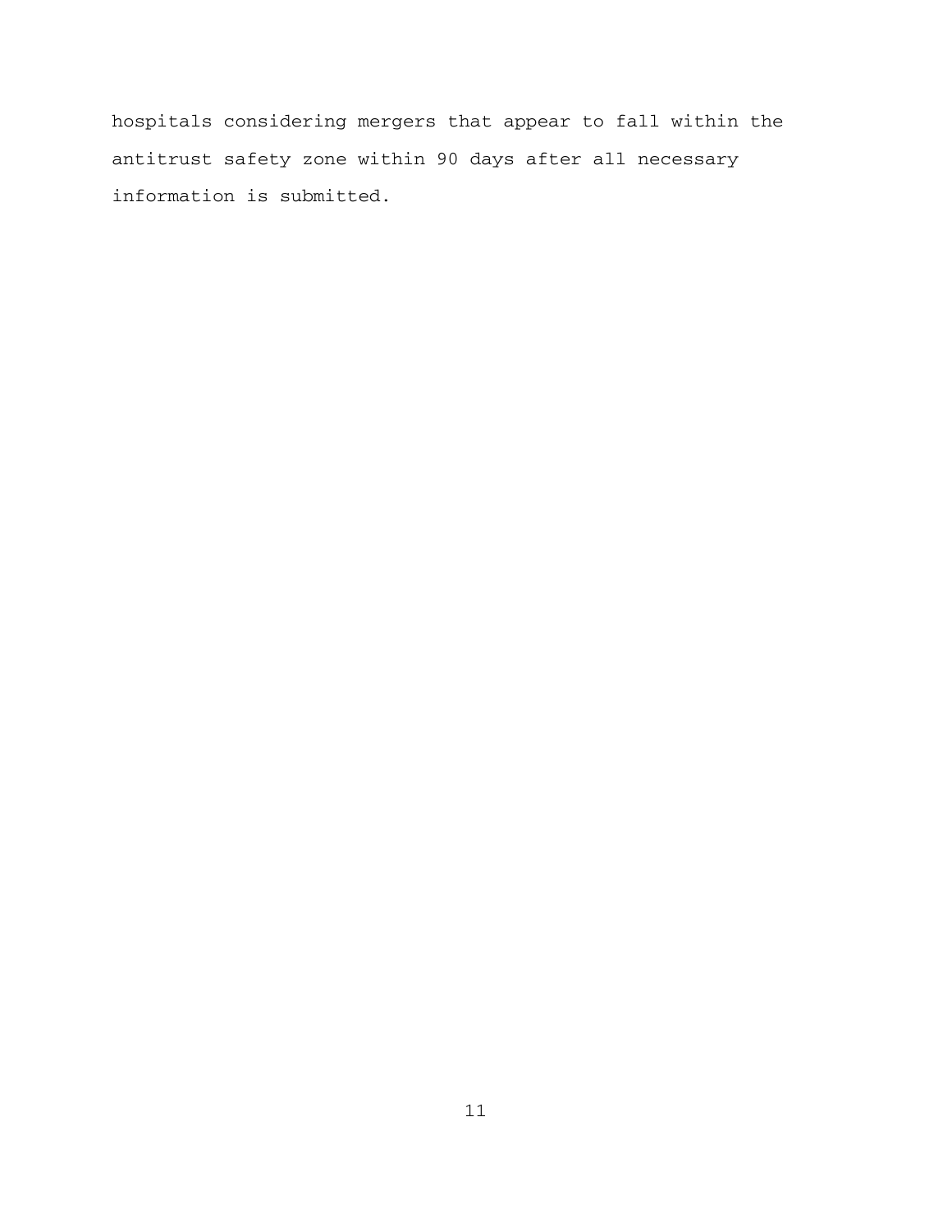hospitals considering mergers that appear to fall within the antitrust safety zone within 90 days after all necessary information is submitted.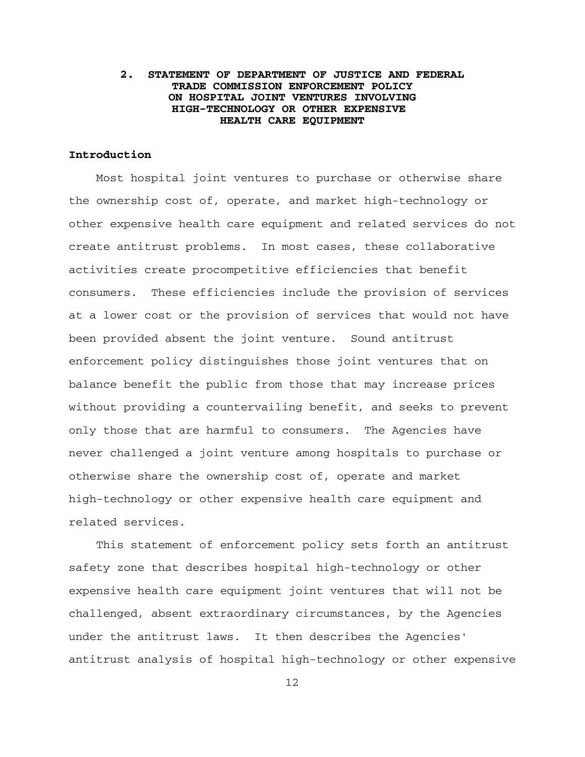## 2. STATEMENT OF DEPARTMENT OF JUSTICE AND FEDERAL TRADE COMMISSION ENFORCEMENT POLICY ON HOSPITAL JOINT VENTURES INVOLVING HIGH-TECHNOLOGY OR OTHER EXPENSIVE HEALTH CARE EQUIPMENT

### Introduction

Most hospital joint ventures to purchase or otherwise share the ownership cost of, operate, and market high-technology or other expensive health care equipment and related services do not create antitrust problems. In most cases, these collaborative activities create procompetitive efficiencies that benefit consumers. These efficiencies include the provision of services at a lower cost or the provision of services that would not have been provided absent the joint venture. Sound antitrust enforcement policy distinguishes those joint ventures that on balance benefit the public from those that may increase prices without providing a countervailing benefit, and seeks to prevent only those that are harmful to consumers. The Agencies have never challenged a joint venture among hospitals to purchase or otherwise share the ownership cost of, operate and market high-technology or other expensive health care equipment and related services.

This statement of enforcement policy sets forth an antitrust safety zone that describes hospital high-technology or other expensive health care equipment joint ventures that will not be challenged, absent extraordinary circumstances, by the Agencies under the antitrust laws. It then describes the Agencies' antitrust analysis of hospital high-technology or other expensive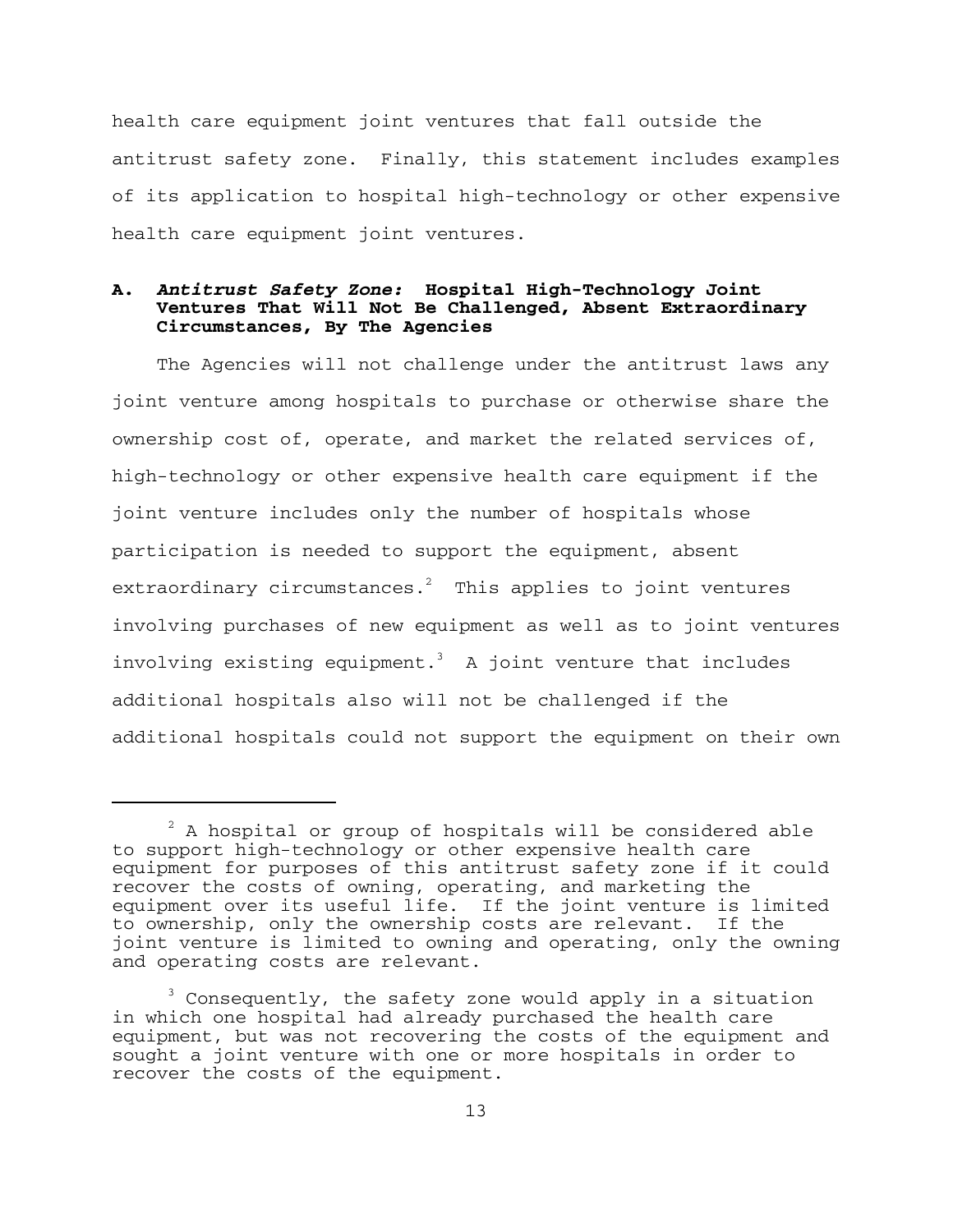health care equipment joint ventures that fall outside the antitrust safety zone. Finally, this statement includes examples of its application to hospital high-technology or other expensive health care equipment joint ventures.

### A. *Antitrust Safety Zone:* Hospital High-Technology Joint Ventures That Will Not Be Challenged, Absent Extraordinary Circumstances, By The Agencies

The Agencies will not challenge under the antitrust laws any joint venture among hospitals to purchase or otherwise share the ownership cost of, operate, and market the related services of, high-technology or other expensive health care equipment if the joint venture includes only the number of hospitals whose participation is needed to support the equipment, absent extraordinary circumstances.[2] This applies to joint ventures involving purchases of new equipment as well as to joint ventures involving existing equipment.[3] A joint venture that includes additional hospitals also will not be challenged if the additional hospitals could not support the equipment on their own

---

[2] A hospital or group of hospitals will be considered able to support high-technology or other expensive health care equipment for purposes of this antitrust safety zone if it could recover the costs of owning, operating, and marketing the equipment over its useful life. If the joint venture is limited to ownership, only the ownership costs are relevant. If the joint venture is limited to owning and operating, only the owning and operating costs are relevant.

[3] Consequently, the safety zone would apply in a situation in which one hospital had already purchased the health care equipment, but was not recovering the costs of the equipment and sought a joint venture with one or more hospitals in order to recover the costs of the equipment.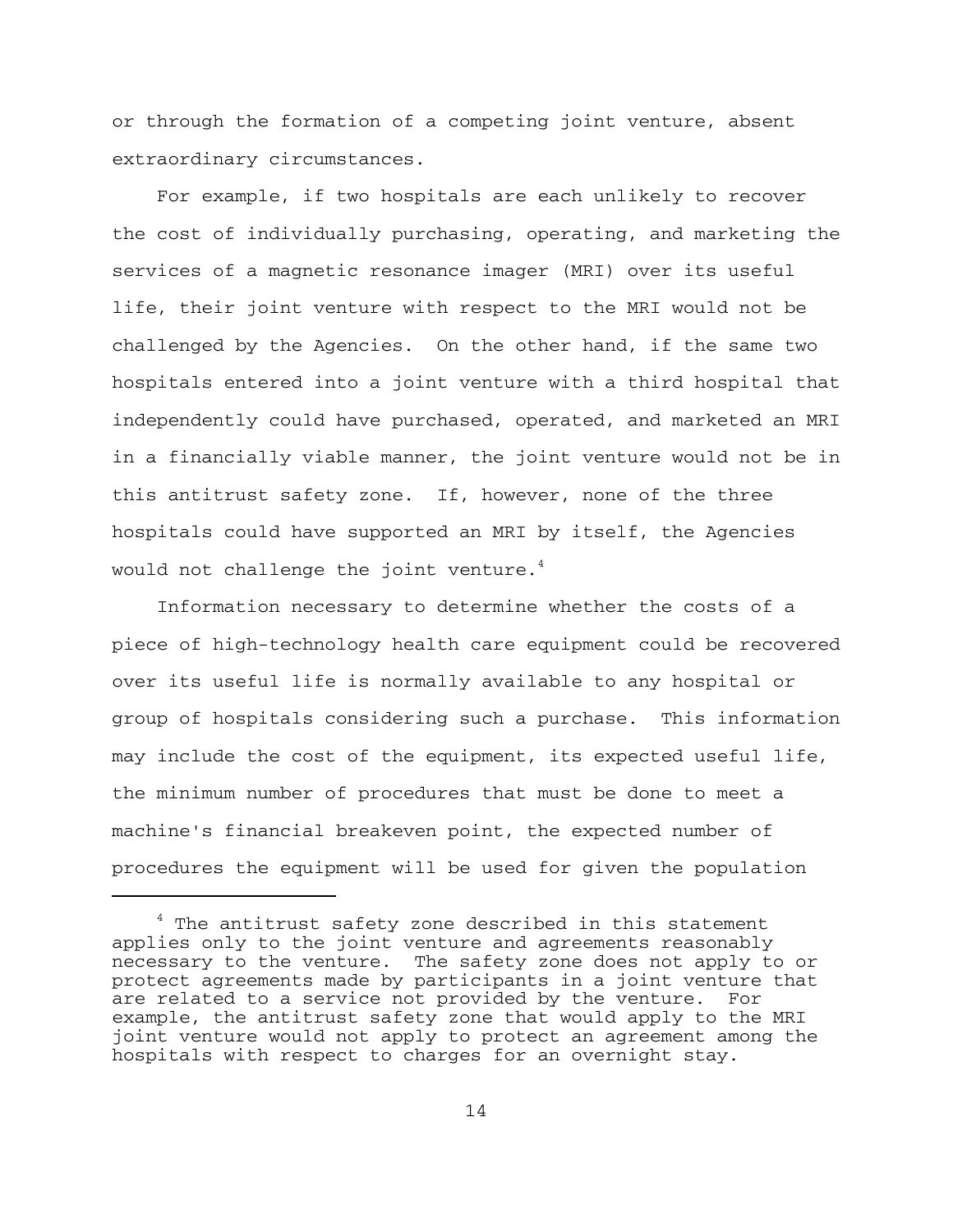or through the formation of a competing joint venture, absent extraordinary circumstances.

For example, if two hospitals are each unlikely to recover the cost of individually purchasing, operating, and marketing the services of a magnetic resonance imager (MRI) over its useful life, their joint venture with respect to the MRI would not be challenged by the Agencies. On the other hand, if the same two hospitals entered into a joint venture with a third hospital that independently could have purchased, operated, and marketed an MRI in a financially viable manner, the joint venture would not be in this antitrust safety zone. If, however, none of the three hospitals could have supported an MRI by itself, the Agencies would not challenge the joint venture.[4]

Information necessary to determine whether the costs of a piece of high-technology health care equipment could be recovered over its useful life is normally available to any hospital or group of hospitals considering such a purchase. This information may include the cost of the equipment, its expected useful life, the minimum number of procedures that must be done to meet a machine's financial breakeven point, the expected number of procedures the equipment will be used for given the population

---

[4] The antitrust safety zone described in this statement applies only to the joint venture and agreements reasonably necessary to the venture. The safety zone does not apply to or protect agreements made by participants in a joint venture that are related to a service not provided by the venture. For example, the antitrust safety zone that would apply to the MRI joint venture would not apply to protect an agreement among the hospitals with respect to charges for an overnight stay.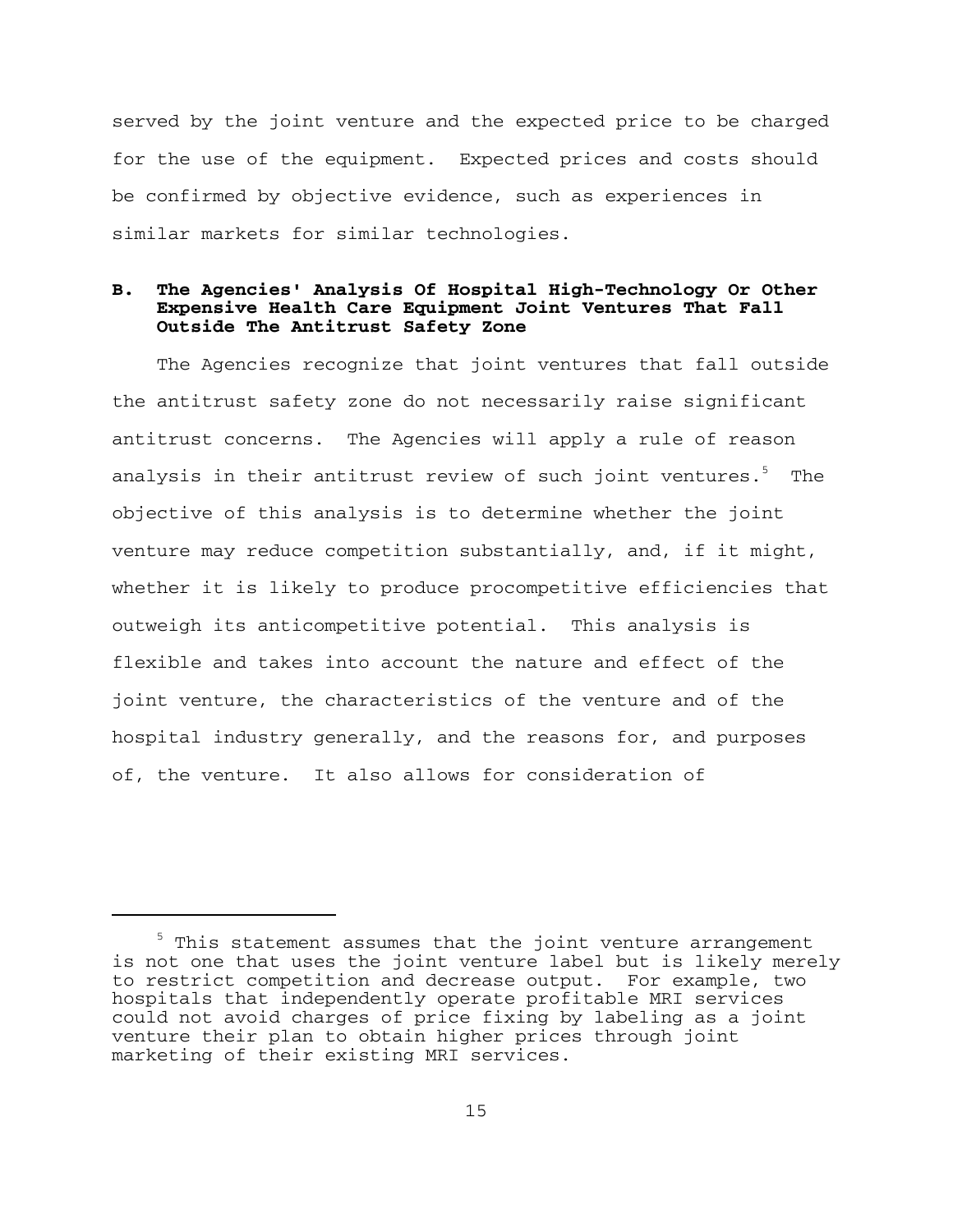served by the joint venture and the expected price to be charged for the use of the equipment. Expected prices and costs should be confirmed by objective evidence, such as experiences in similar markets for similar technologies.

### B. The Agencies' Analysis Of Hospital High-Technology Or Other Expensive Health Care Equipment Joint Ventures That Fall Outside The Antitrust Safety Zone

The Agencies recognize that joint ventures that fall outside the antitrust safety zone do not necessarily raise significant antitrust concerns. The Agencies will apply a rule of reason analysis in their antitrust review of such joint ventures.[5] The objective of this analysis is to determine whether the joint venture may reduce competition substantially, and, if it might, whether it is likely to produce procompetitive efficiencies that outweigh its anticompetitive potential. This analysis is flexible and takes into account the nature and effect of the joint venture, the characteristics of the venture and of the hospital industry generally, and the reasons for, and purposes of, the venture. It also allows for consideration of

---

[5] This statement assumes that the joint venture arrangement is not one that uses the joint venture label but is likely merely to restrict competition and decrease output. For example, two hospitals that independently operate profitable MRI services could not avoid charges of price fixing by labeling as a joint venture their plan to obtain higher prices through joint marketing of their existing MRI services.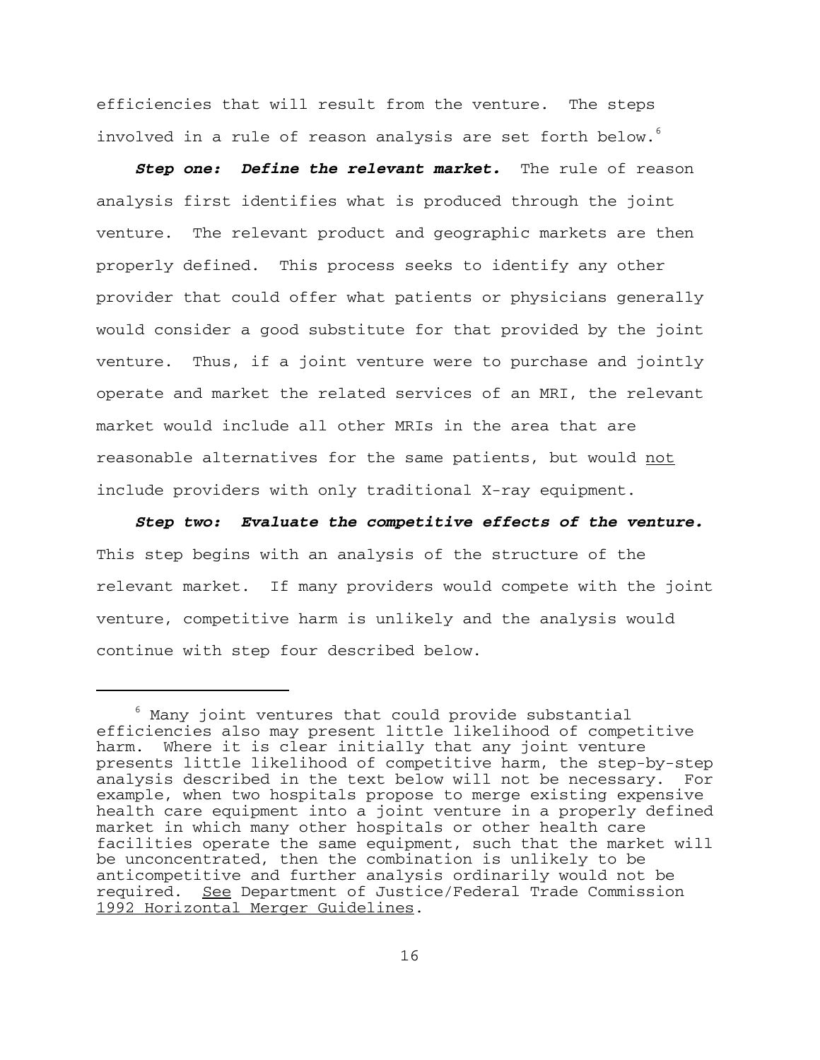efficiencies that will result from the venture. The steps involved in a rule of reason analysis are set forth below.[6]

***Step one: Define the relevant market.*** The rule of reason analysis first identifies what is produced through the joint venture. The relevant product and geographic markets are then properly defined. This process seeks to identify any other provider that could offer what patients or physicians generally would consider a good substitute for that provided by the joint venture. Thus, if a joint venture were to purchase and jointly operate and market the related services of an MRI, the relevant market would include all other MRIs in the area that are reasonable alternatives for the same patients, but would <u>not</u> include providers with only traditional X-ray equipment.

***Step two: Evaluate the competitive effects of the venture.*** This step begins with an analysis of the structure of the relevant market. If many providers would compete with the joint venture, competitive harm is unlikely and the analysis would continue with step four described below.

---

[6] Many joint ventures that could provide substantial efficiencies also may present little likelihood of competitive harm. Where it is clear initially that any joint venture presents little likelihood of competitive harm, the step-by-step analysis described in the text below will not be necessary. For example, when two hospitals propose to merge existing expensive health care equipment into a joint venture in a properly defined market in which many other hospitals or other health care facilities operate the same equipment, such that the market will be unconcentrated, then the combination is unlikely to be anticompetitive and further analysis ordinarily would not be required. <u>See</u> Department of Justice/Federal Trade Commission <u>1992 Horizontal Merger Guidelines</u>.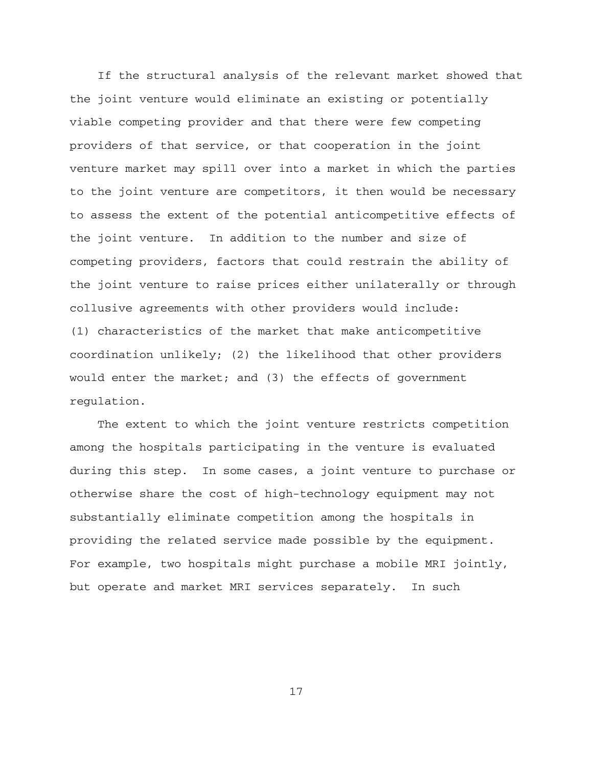If the structural analysis of the relevant market showed that the joint venture would eliminate an existing or potentially viable competing provider and that there were few competing providers of that service, or that cooperation in the joint venture market may spill over into a market in which the parties to the joint venture are competitors, it then would be necessary to assess the extent of the potential anticompetitive effects of the joint venture. In addition to the number and size of competing providers, factors that could restrain the ability of the joint venture to raise prices either unilaterally or through collusive agreements with other providers would include: (1) characteristics of the market that make anticompetitive coordination unlikely; (2) the likelihood that other providers would enter the market; and (3) the effects of government regulation.

The extent to which the joint venture restricts competition among the hospitals participating in the venture is evaluated during this step. In some cases, a joint venture to purchase or otherwise share the cost of high-technology equipment may not substantially eliminate competition among the hospitals in providing the related service made possible by the equipment. For example, two hospitals might purchase a mobile MRI jointly, but operate and market MRI services separately. In such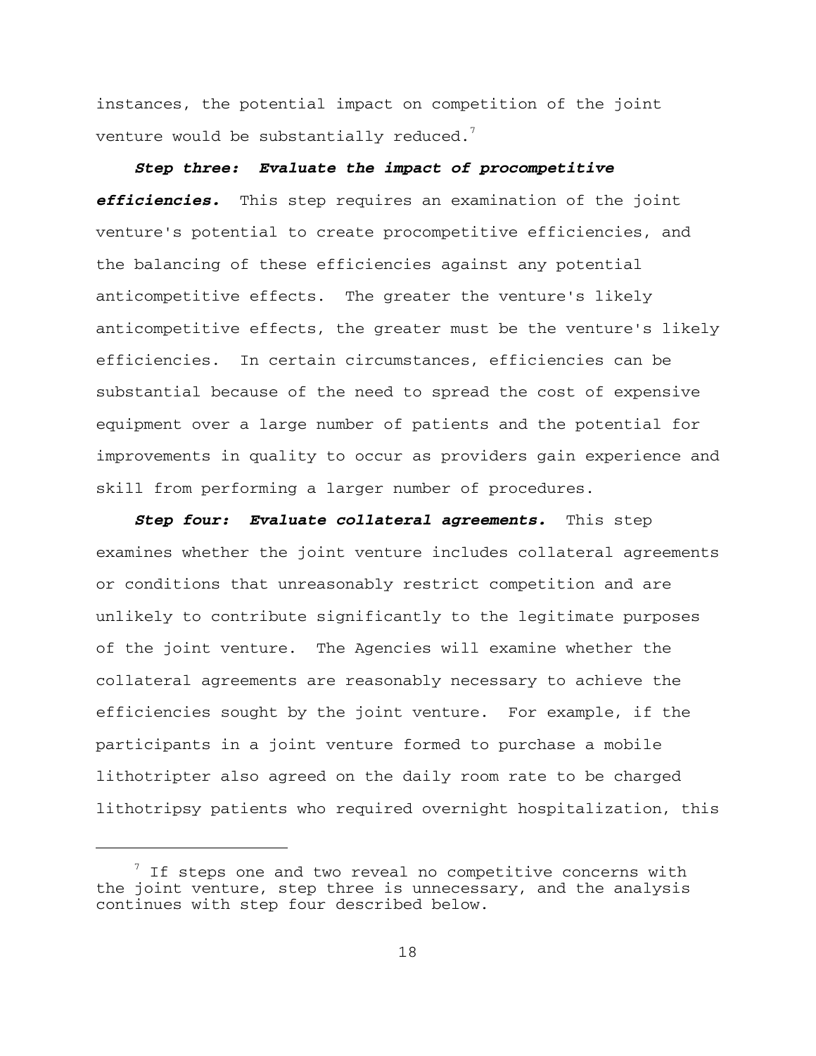instances, the potential impact on competition of the joint venture would be substantially reduced.[7]

***Step three: Evaluate the impact of procompetitive efficiencies.*** This step requires an examination of the joint venture's potential to create procompetitive efficiencies, and the balancing of these efficiencies against any potential anticompetitive effects. The greater the venture's likely anticompetitive effects, the greater must be the venture's likely efficiencies. In certain circumstances, efficiencies can be substantial because of the need to spread the cost of expensive equipment over a large number of patients and the potential for improvements in quality to occur as providers gain experience and skill from performing a larger number of procedures.

***Step four: Evaluate collateral agreements.*** This step examines whether the joint venture includes collateral agreements or conditions that unreasonably restrict competition and are unlikely to contribute significantly to the legitimate purposes of the joint venture. The Agencies will examine whether the collateral agreements are reasonably necessary to achieve the efficiencies sought by the joint venture. For example, if the participants in a joint venture formed to purchase a mobile lithotripter also agreed on the daily room rate to be charged lithotripsy patients who required overnight hospitalization, this

---

[7] If steps one and two reveal no competitive concerns with the joint venture, step three is unnecessary, and the analysis continues with step four described below.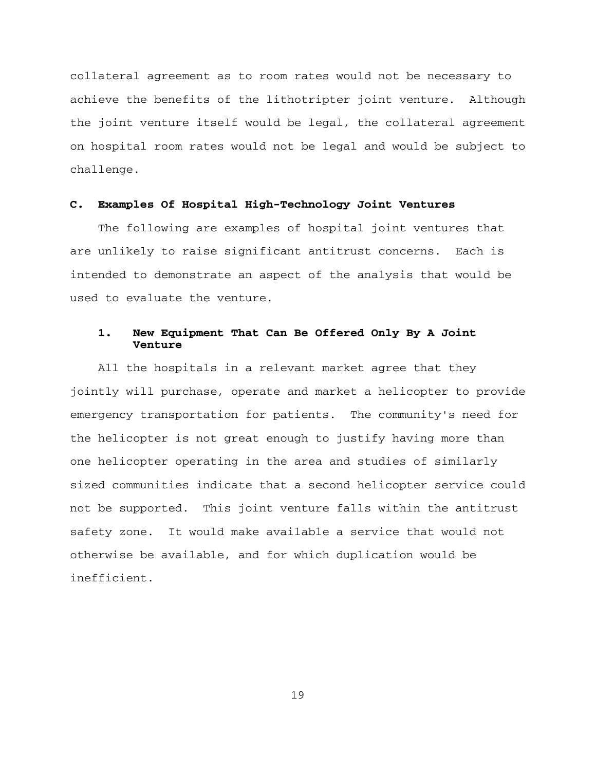collateral agreement as to room rates would not be necessary to achieve the benefits of the lithotripter joint venture. Although the joint venture itself would be legal, the collateral agreement on hospital room rates would not be legal and would be subject to challenge.

## C. Examples Of Hospital High-Technology Joint Ventures

The following are examples of hospital joint ventures that are unlikely to raise significant antitrust concerns. Each is intended to demonstrate an aspect of the analysis that would be used to evaluate the venture.

### 1. New Equipment That Can Be Offered Only By A Joint Venture

All the hospitals in a relevant market agree that they jointly will purchase, operate and market a helicopter to provide emergency transportation for patients. The community's need for the helicopter is not great enough to justify having more than one helicopter operating in the area and studies of similarly sized communities indicate that a second helicopter service could not be supported. This joint venture falls within the antitrust safety zone. It would make available a service that would not otherwise be available, and for which duplication would be inefficient.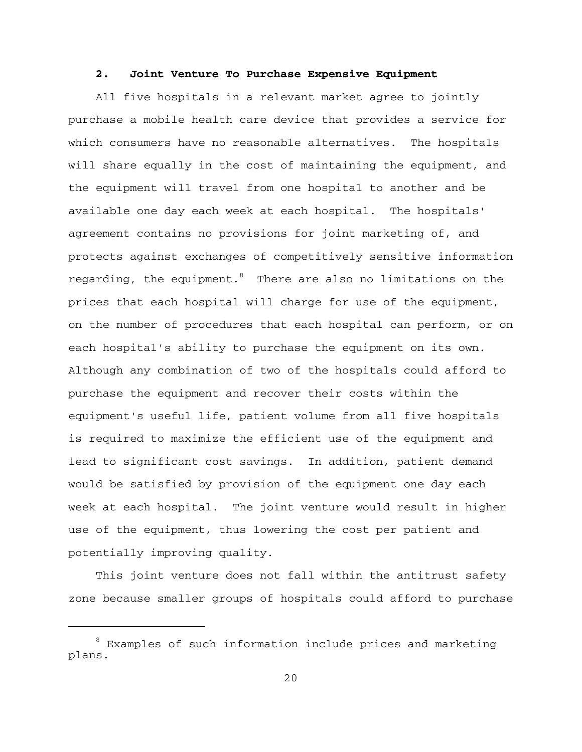### 2. Joint Venture To Purchase Expensive Equipment

All five hospitals in a relevant market agree to jointly purchase a mobile health care device that provides a service for which consumers have no reasonable alternatives. The hospitals will share equally in the cost of maintaining the equipment, and the equipment will travel from one hospital to another and be available one day each week at each hospital. The hospitals' agreement contains no provisions for joint marketing of, and protects against exchanges of competitively sensitive information regarding, the equipment.[8] There are also no limitations on the prices that each hospital will charge for use of the equipment, on the number of procedures that each hospital can perform, or on each hospital's ability to purchase the equipment on its own. Although any combination of two of the hospitals could afford to purchase the equipment and recover their costs within the equipment's useful life, patient volume from all five hospitals is required to maximize the efficient use of the equipment and lead to significant cost savings. In addition, patient demand would be satisfied by provision of the equipment one day each week at each hospital. The joint venture would result in higher use of the equipment, thus lowering the cost per patient and potentially improving quality.

This joint venture does not fall within the antitrust safety zone because smaller groups of hospitals could afford to purchase

---

[8] Examples of such information include prices and marketing plans.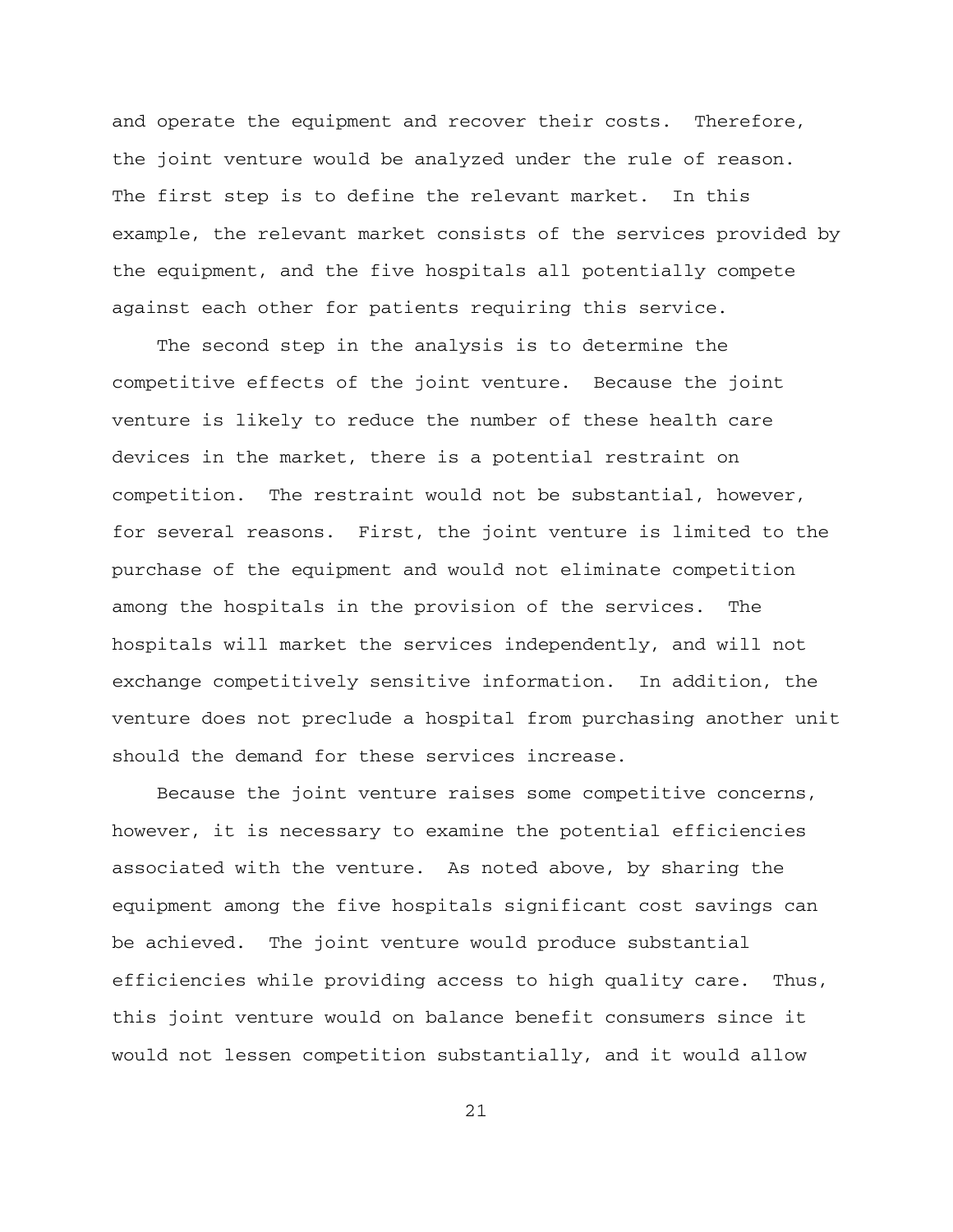and operate the equipment and recover their costs. Therefore, the joint venture would be analyzed under the rule of reason. The first step is to define the relevant market. In this example, the relevant market consists of the services provided by the equipment, and the five hospitals all potentially compete against each other for patients requiring this service.

The second step in the analysis is to determine the competitive effects of the joint venture. Because the joint venture is likely to reduce the number of these health care devices in the market, there is a potential restraint on competition. The restraint would not be substantial, however, for several reasons. First, the joint venture is limited to the purchase of the equipment and would not eliminate competition among the hospitals in the provision of the services. The hospitals will market the services independently, and will not exchange competitively sensitive information. In addition, the venture does not preclude a hospital from purchasing another unit should the demand for these services increase.

Because the joint venture raises some competitive concerns, however, it is necessary to examine the potential efficiencies associated with the venture. As noted above, by sharing the equipment among the five hospitals significant cost savings can be achieved. The joint venture would produce substantial efficiencies while providing access to high quality care. Thus, this joint venture would on balance benefit consumers since it would not lessen competition substantially, and it would allow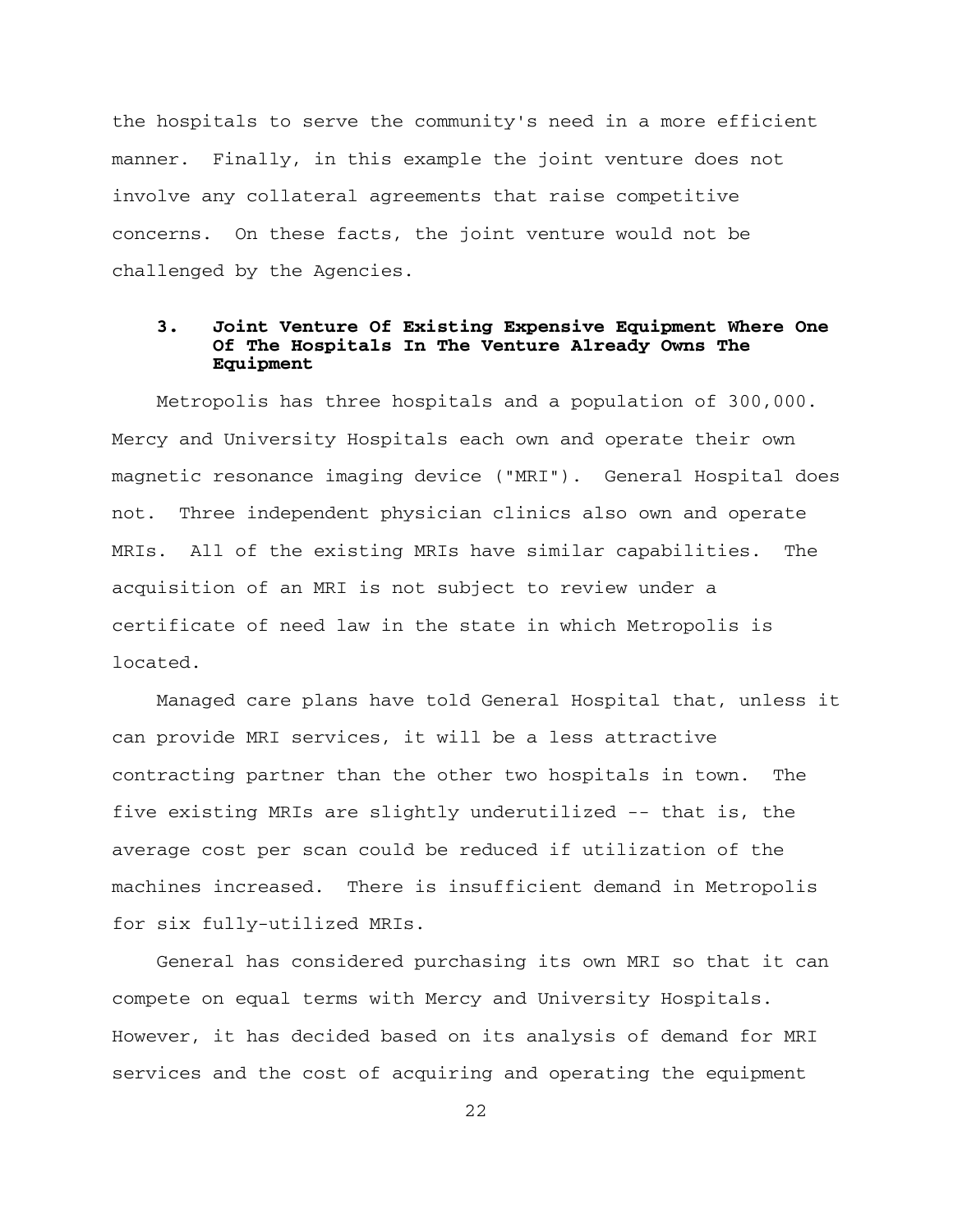the hospitals to serve the community's need in a more efficient manner. Finally, in this example the joint venture does not involve any collateral agreements that raise competitive concerns. On these facts, the joint venture would not be challenged by the Agencies.

### 3. Joint Venture Of Existing Expensive Equipment Where One Of The Hospitals In The Venture Already Owns The Equipment

Metropolis has three hospitals and a population of 300,000. Mercy and University Hospitals each own and operate their own magnetic resonance imaging device ("MRI"). General Hospital does not. Three independent physician clinics also own and operate MRIs. All of the existing MRIs have similar capabilities. The acquisition of an MRI is not subject to review under a certificate of need law in the state in which Metropolis is located.

Managed care plans have told General Hospital that, unless it can provide MRI services, it will be a less attractive contracting partner than the other two hospitals in town. The five existing MRIs are slightly underutilized -- that is, the average cost per scan could be reduced if utilization of the machines increased. There is insufficient demand in Metropolis for six fully-utilized MRIs.

General has considered purchasing its own MRI so that it can compete on equal terms with Mercy and University Hospitals. However, it has decided based on its analysis of demand for MRI services and the cost of acquiring and operating the equipment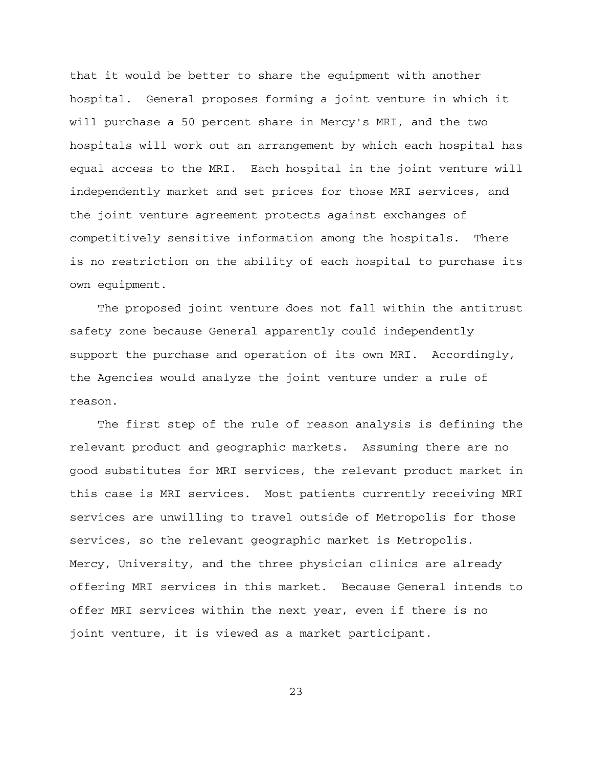that it would be better to share the equipment with another hospital. General proposes forming a joint venture in which it will purchase a 50 percent share in Mercy's MRI, and the two hospitals will work out an arrangement by which each hospital has equal access to the MRI. Each hospital in the joint venture will independently market and set prices for those MRI services, and the joint venture agreement protects against exchanges of competitively sensitive information among the hospitals. There is no restriction on the ability of each hospital to purchase its own equipment.

The proposed joint venture does not fall within the antitrust safety zone because General apparently could independently support the purchase and operation of its own MRI. Accordingly, the Agencies would analyze the joint venture under a rule of reason.

The first step of the rule of reason analysis is defining the relevant product and geographic markets. Assuming there are no good substitutes for MRI services, the relevant product market in this case is MRI services. Most patients currently receiving MRI services are unwilling to travel outside of Metropolis for those services, so the relevant geographic market is Metropolis. Mercy, University, and the three physician clinics are already offering MRI services in this market. Because General intends to offer MRI services within the next year, even if there is no joint venture, it is viewed as a market participant.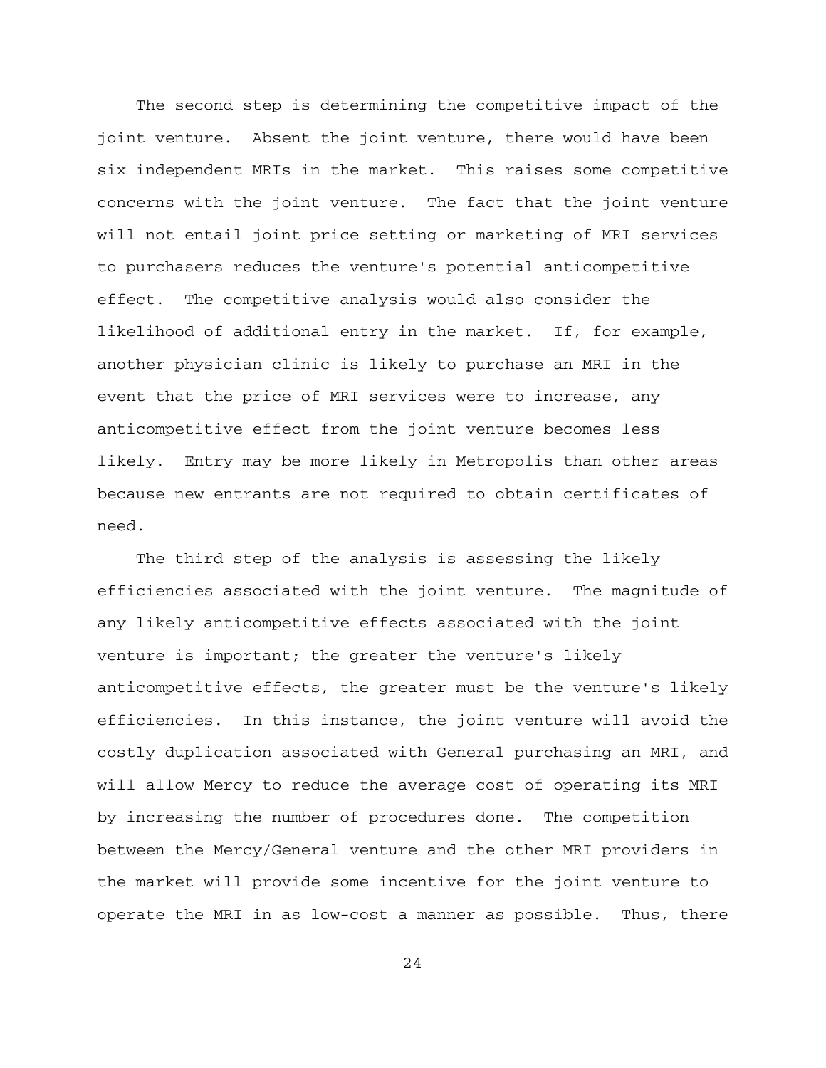The second step is determining the competitive impact of the joint venture. Absent the joint venture, there would have been six independent MRIs in the market. This raises some competitive concerns with the joint venture. The fact that the joint venture will not entail joint price setting or marketing of MRI services to purchasers reduces the venture's potential anticompetitive effect. The competitive analysis would also consider the likelihood of additional entry in the market. If, for example, another physician clinic is likely to purchase an MRI in the event that the price of MRI services were to increase, any anticompetitive effect from the joint venture becomes less likely. Entry may be more likely in Metropolis than other areas because new entrants are not required to obtain certificates of need.

The third step of the analysis is assessing the likely efficiencies associated with the joint venture. The magnitude of any likely anticompetitive effects associated with the joint venture is important; the greater the venture's likely anticompetitive effects, the greater must be the venture's likely efficiencies. In this instance, the joint venture will avoid the costly duplication associated with General purchasing an MRI, and will allow Mercy to reduce the average cost of operating its MRI by increasing the number of procedures done. The competition between the Mercy/General venture and the other MRI providers in the market will provide some incentive for the joint venture to operate the MRI in as low-cost a manner as possible. Thus, there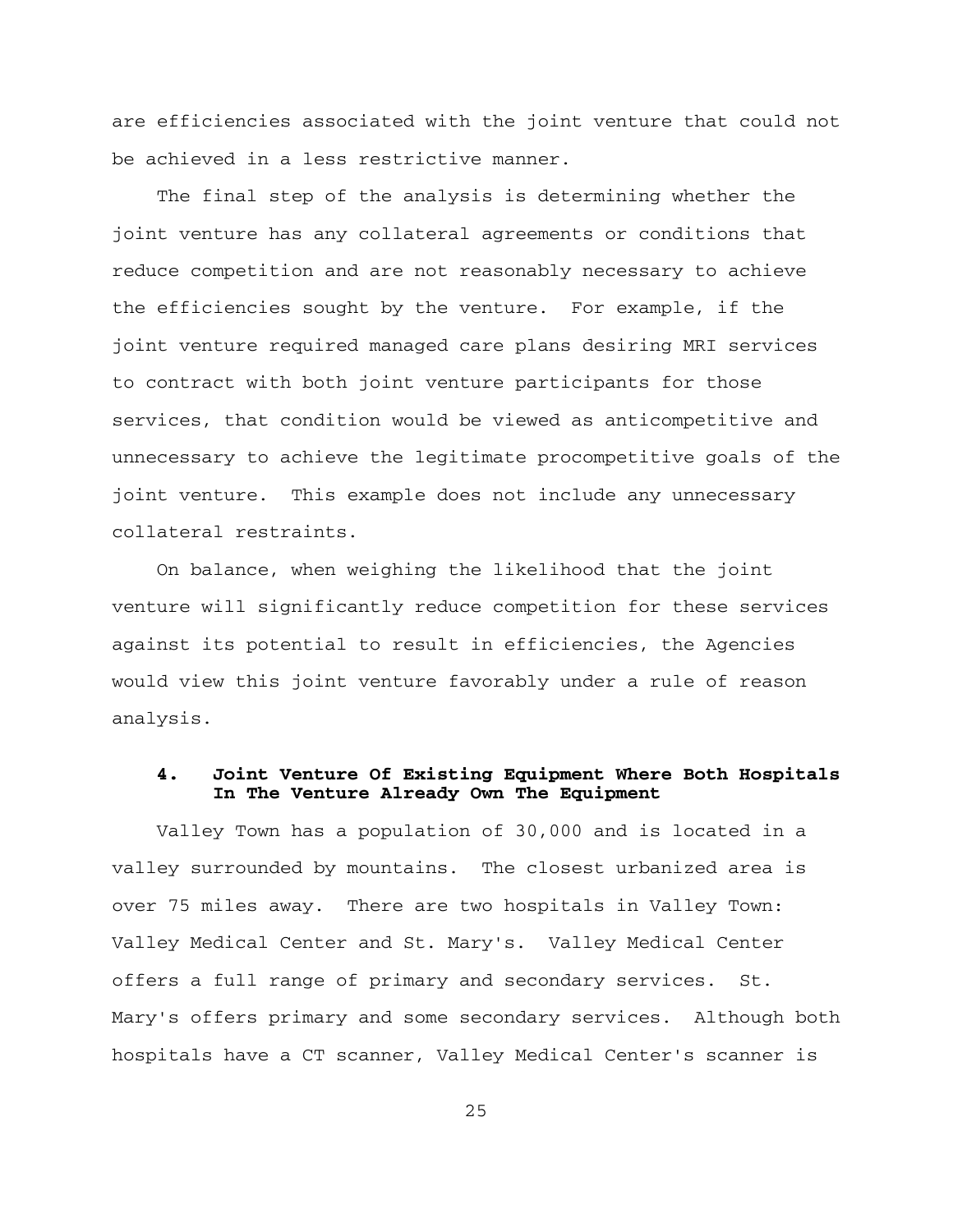are efficiencies associated with the joint venture that could not be achieved in a less restrictive manner.

The final step of the analysis is determining whether the joint venture has any collateral agreements or conditions that reduce competition and are not reasonably necessary to achieve the efficiencies sought by the venture. For example, if the joint venture required managed care plans desiring MRI services to contract with both joint venture participants for those services, that condition would be viewed as anticompetitive and unnecessary to achieve the legitimate procompetitive goals of the joint venture. This example does not include any unnecessary collateral restraints.

On balance, when weighing the likelihood that the joint venture will significantly reduce competition for these services against its potential to result in efficiencies, the Agencies would view this joint venture favorably under a rule of reason analysis.

### 4. Joint Venture Of Existing Equipment Where Both Hospitals In The Venture Already Own The Equipment

Valley Town has a population of 30,000 and is located in a valley surrounded by mountains. The closest urbanized area is over 75 miles away. There are two hospitals in Valley Town: Valley Medical Center and St. Mary's. Valley Medical Center offers a full range of primary and secondary services. St. Mary's offers primary and some secondary services. Although both hospitals have a CT scanner, Valley Medical Center's scanner is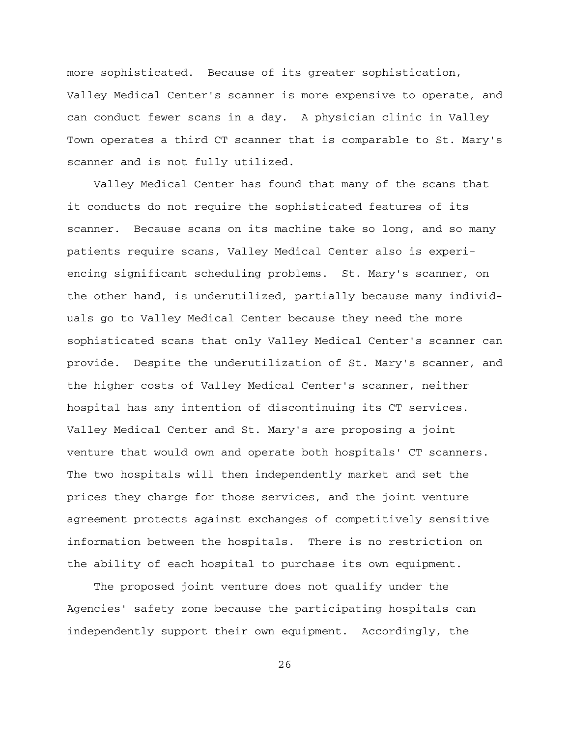more sophisticated. Because of its greater sophistication, Valley Medical Center's scanner is more expensive to operate, and can conduct fewer scans in a day. A physician clinic in Valley Town operates a third CT scanner that is comparable to St. Mary's scanner and is not fully utilized.

Valley Medical Center has found that many of the scans that it conducts do not require the sophisticated features of its scanner. Because scans on its machine take so long, and so many patients require scans, Valley Medical Center also is experiencing significant scheduling problems. St. Mary's scanner, on the other hand, is underutilized, partially because many individuals go to Valley Medical Center because they need the more sophisticated scans that only Valley Medical Center's scanner can provide. Despite the underutilization of St. Mary's scanner, and the higher costs of Valley Medical Center's scanner, neither hospital has any intention of discontinuing its CT services. Valley Medical Center and St. Mary's are proposing a joint venture that would own and operate both hospitals' CT scanners. The two hospitals will then independently market and set the prices they charge for those services, and the joint venture agreement protects against exchanges of competitively sensitive information between the hospitals. There is no restriction on the ability of each hospital to purchase its own equipment.

The proposed joint venture does not qualify under the Agencies' safety zone because the participating hospitals can independently support their own equipment. Accordingly, the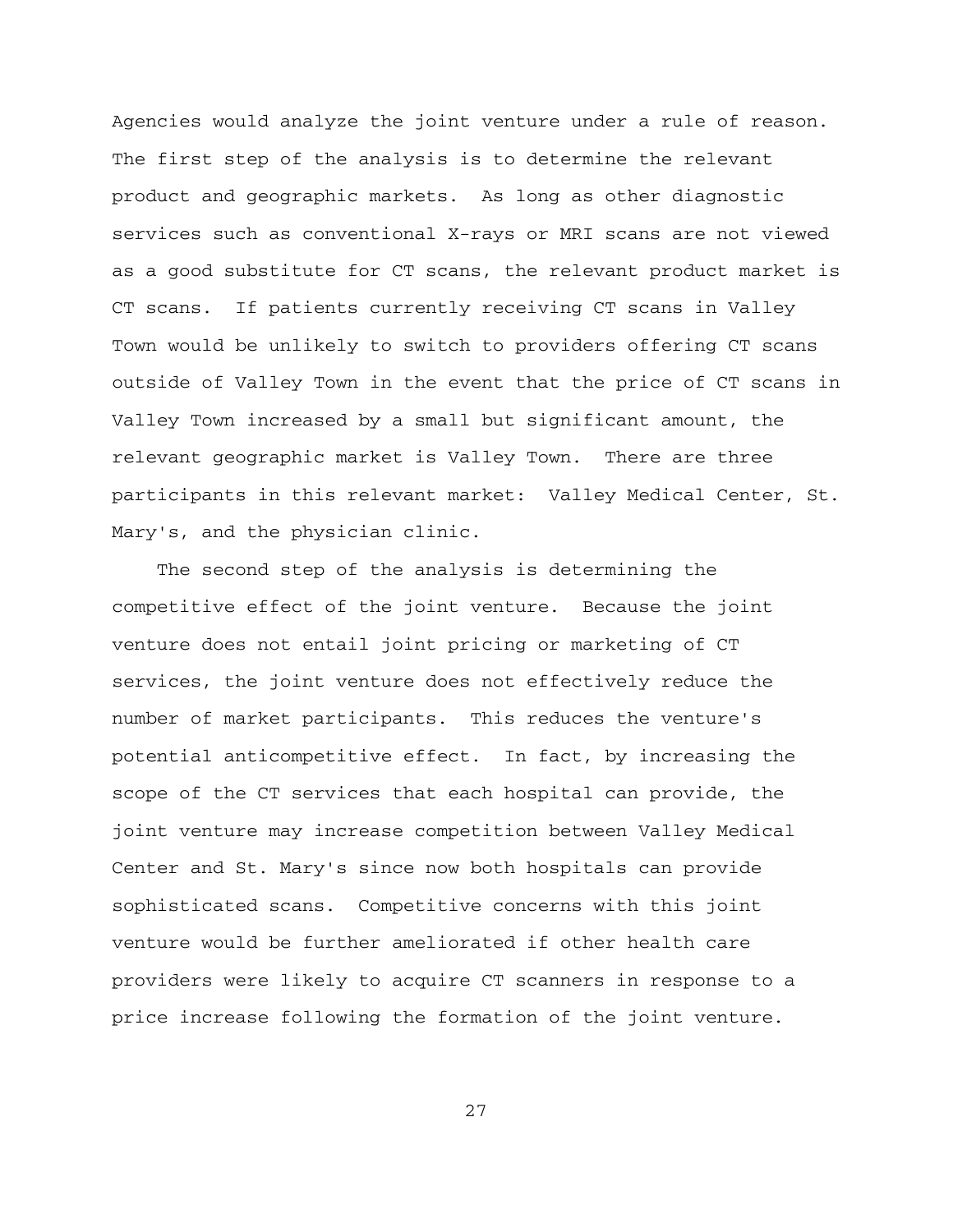Agencies would analyze the joint venture under a rule of reason. The first step of the analysis is to determine the relevant product and geographic markets. As long as other diagnostic services such as conventional X-rays or MRI scans are not viewed as a good substitute for CT scans, the relevant product market is CT scans. If patients currently receiving CT scans in Valley Town would be unlikely to switch to providers offering CT scans outside of Valley Town in the event that the price of CT scans in Valley Town increased by a small but significant amount, the relevant geographic market is Valley Town. There are three participants in this relevant market: Valley Medical Center, St. Mary's, and the physician clinic.

The second step of the analysis is determining the competitive effect of the joint venture. Because the joint venture does not entail joint pricing or marketing of CT services, the joint venture does not effectively reduce the number of market participants. This reduces the venture's potential anticompetitive effect. In fact, by increasing the scope of the CT services that each hospital can provide, the joint venture may increase competition between Valley Medical Center and St. Mary's since now both hospitals can provide sophisticated scans. Competitive concerns with this joint venture would be further ameliorated if other health care providers were likely to acquire CT scanners in response to a price increase following the formation of the joint venture.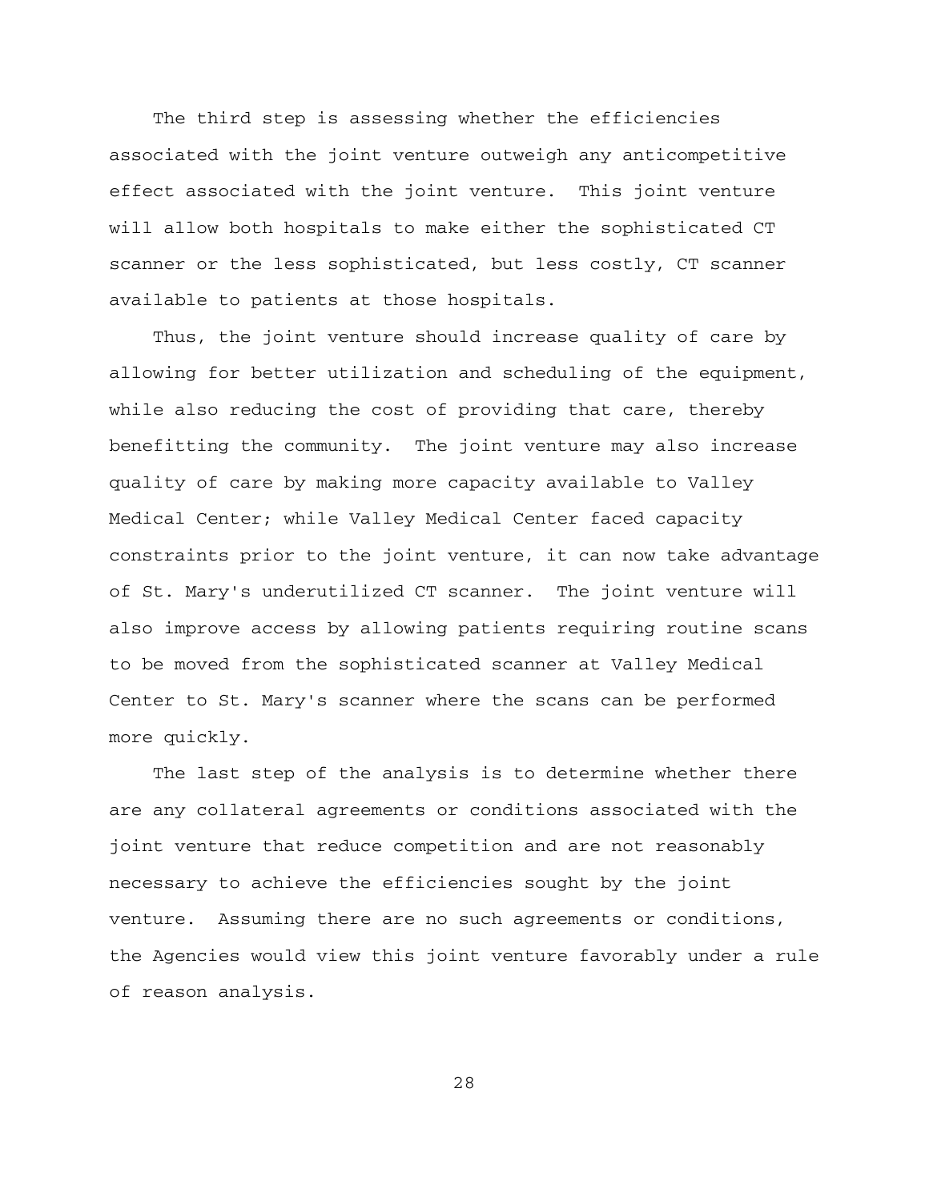The third step is assessing whether the efficiencies associated with the joint venture outweigh any anticompetitive effect associated with the joint venture. This joint venture will allow both hospitals to make either the sophisticated CT scanner or the less sophisticated, but less costly, CT scanner available to patients at those hospitals.

Thus, the joint venture should increase quality of care by allowing for better utilization and scheduling of the equipment, while also reducing the cost of providing that care, thereby benefitting the community. The joint venture may also increase quality of care by making more capacity available to Valley Medical Center; while Valley Medical Center faced capacity constraints prior to the joint venture, it can now take advantage of St. Mary's underutilized CT scanner. The joint venture will also improve access by allowing patients requiring routine scans to be moved from the sophisticated scanner at Valley Medical Center to St. Mary's scanner where the scans can be performed more quickly.

The last step of the analysis is to determine whether there are any collateral agreements or conditions associated with the joint venture that reduce competition and are not reasonably necessary to achieve the efficiencies sought by the joint venture. Assuming there are no such agreements or conditions, the Agencies would view this joint venture favorably under a rule of reason analysis.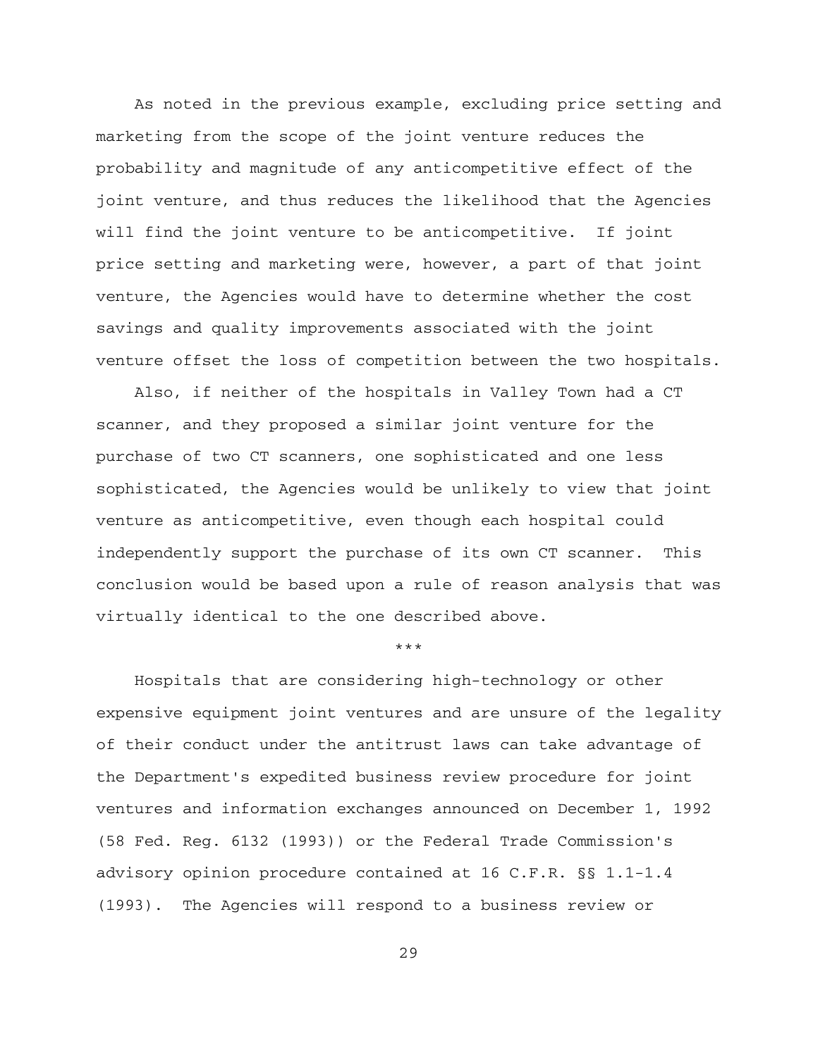As noted in the previous example, excluding price setting and marketing from the scope of the joint venture reduces the probability and magnitude of any anticompetitive effect of the joint venture, and thus reduces the likelihood that the Agencies will find the joint venture to be anticompetitive. If joint price setting and marketing were, however, a part of that joint venture, the Agencies would have to determine whether the cost savings and quality improvements associated with the joint venture offset the loss of competition between the two hospitals.

Also, if neither of the hospitals in Valley Town had a CT scanner, and they proposed a similar joint venture for the purchase of two CT scanners, one sophisticated and one less sophisticated, the Agencies would be unlikely to view that joint venture as anticompetitive, even though each hospital could independently support the purchase of its own CT scanner. This conclusion would be based upon a rule of reason analysis that was virtually identical to the one described above.

***

Hospitals that are considering high-technology or other expensive equipment joint ventures and are unsure of the legality of their conduct under the antitrust laws can take advantage of the Department's expedited business review procedure for joint ventures and information exchanges announced on December 1, 1992 (58 Fed. Reg. 6132 (1993)) or the Federal Trade Commission's advisory opinion procedure contained at 16 C.F.R. §§ 1.1-1.4 (1993). The Agencies will respond to a business review or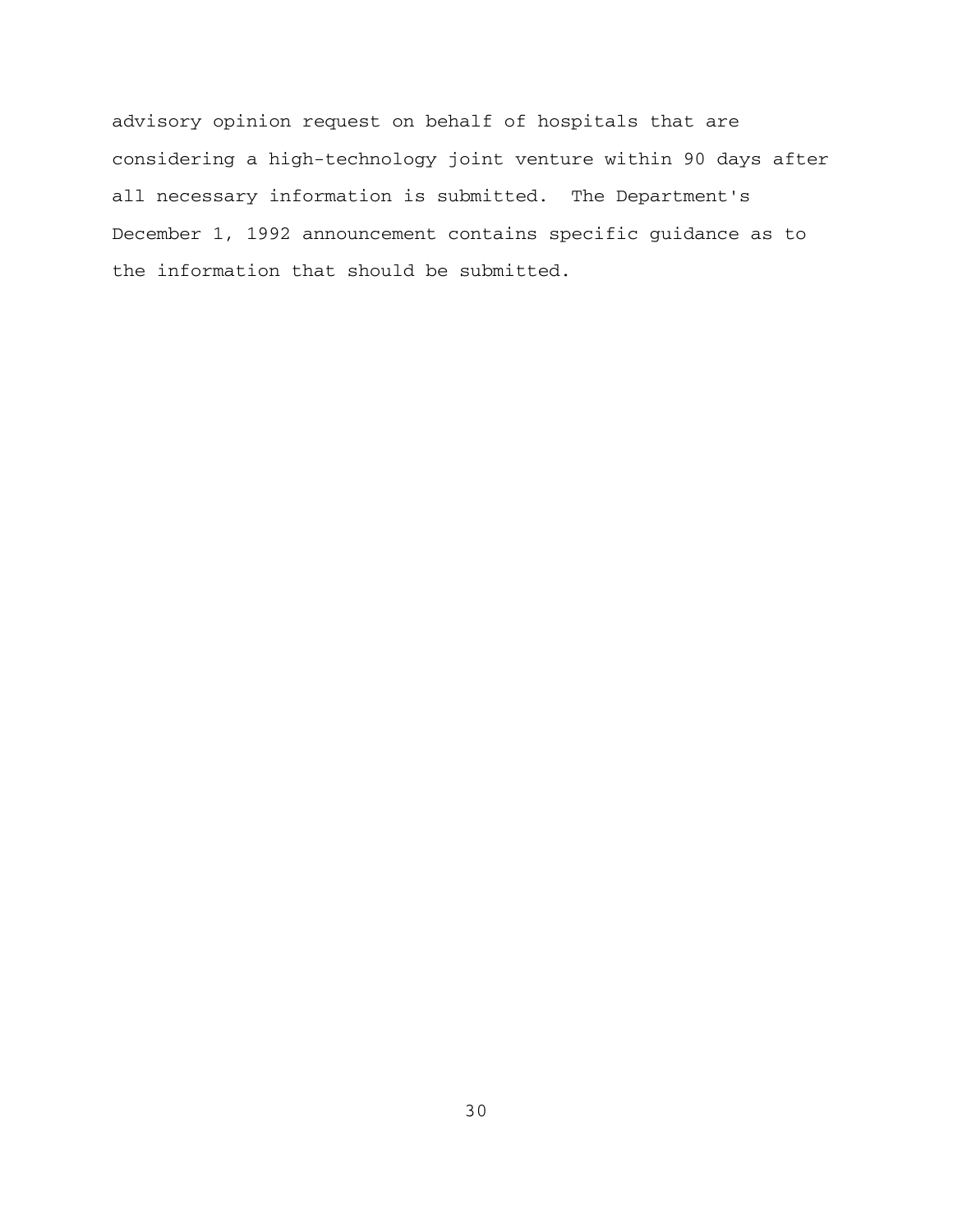advisory opinion request on behalf of hospitals that are considering a high-technology joint venture within 90 days after all necessary information is submitted. The Department's December 1, 1992 announcement contains specific guidance as to the information that should be submitted.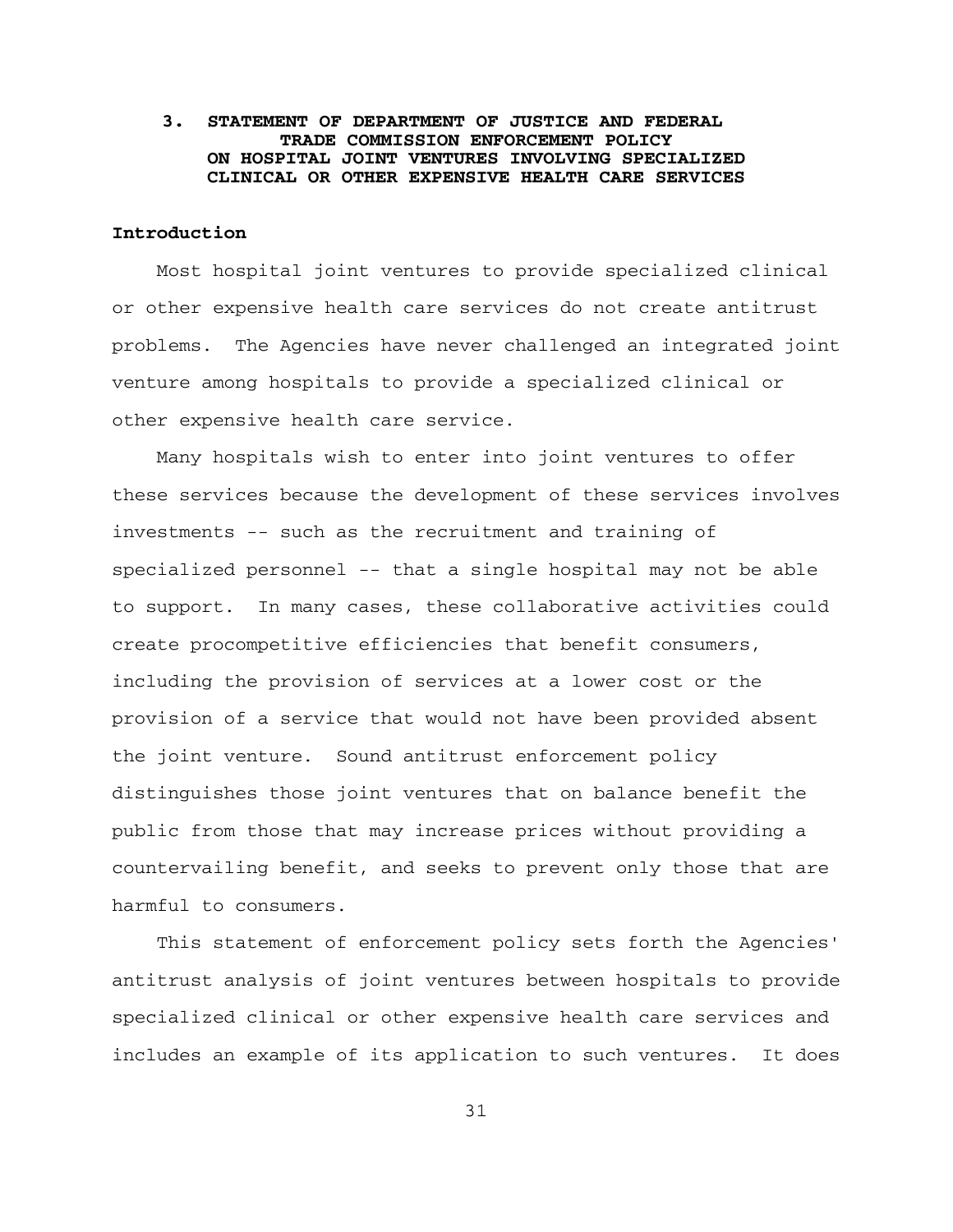## 3. STATEMENT OF DEPARTMENT OF JUSTICE AND FEDERAL TRADE COMMISSION ENFORCEMENT POLICY ON HOSPITAL JOINT VENTURES INVOLVING SPECIALIZED CLINICAL OR OTHER EXPENSIVE HEALTH CARE SERVICES

### Introduction

Most hospital joint ventures to provide specialized clinical or other expensive health care services do not create antitrust problems. The Agencies have never challenged an integrated joint venture among hospitals to provide a specialized clinical or other expensive health care service.

Many hospitals wish to enter into joint ventures to offer these services because the development of these services involves investments -- such as the recruitment and training of specialized personnel -- that a single hospital may not be able to support. In many cases, these collaborative activities could create procompetitive efficiencies that benefit consumers, including the provision of services at a lower cost or the provision of a service that would not have been provided absent the joint venture. Sound antitrust enforcement policy distinguishes those joint ventures that on balance benefit the public from those that may increase prices without providing a countervailing benefit, and seeks to prevent only those that are harmful to consumers.

This statement of enforcement policy sets forth the Agencies' antitrust analysis of joint ventures between hospitals to provide specialized clinical or other expensive health care services and includes an example of its application to such ventures. It does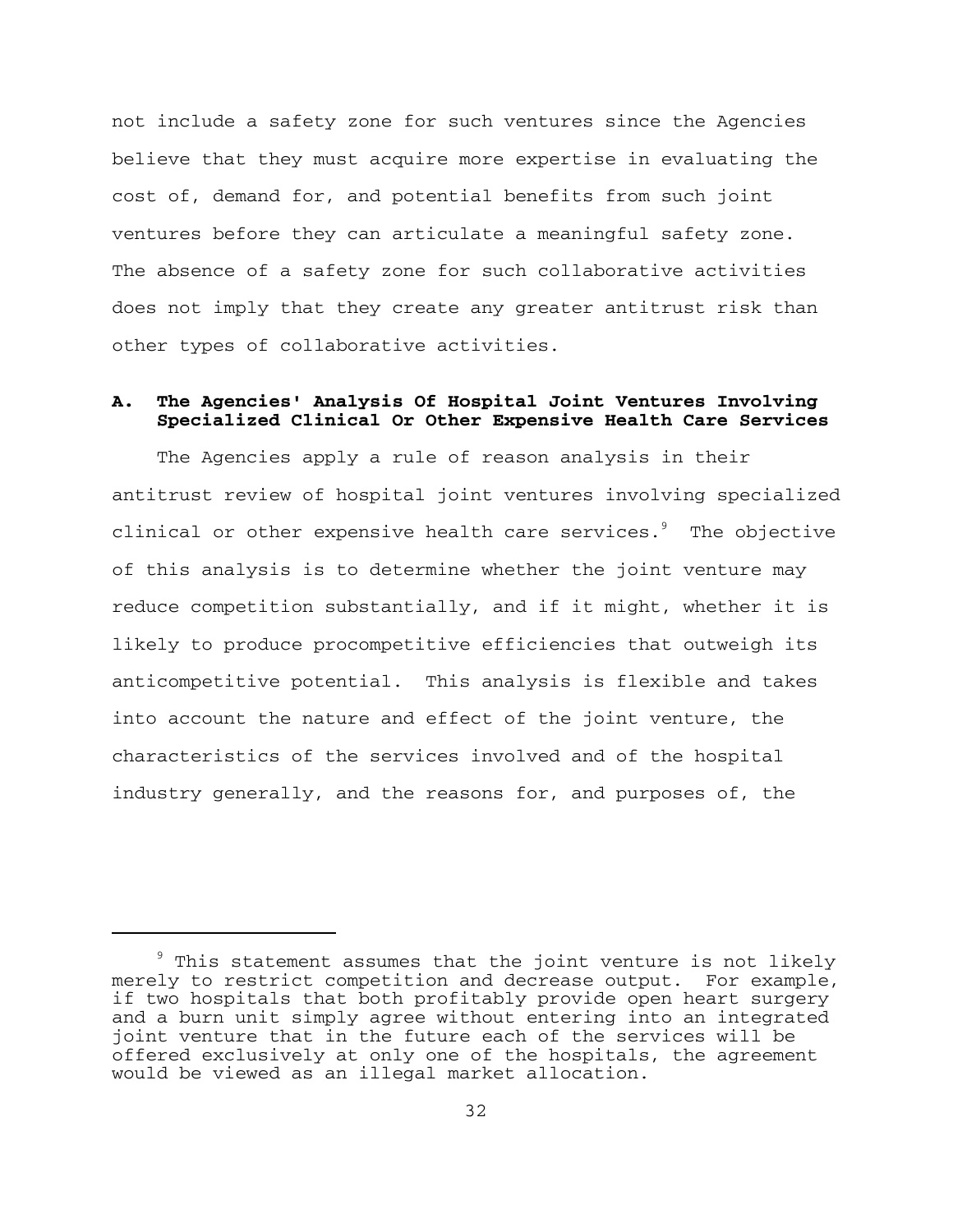not include a safety zone for such ventures since the Agencies believe that they must acquire more expertise in evaluating the cost of, demand for, and potential benefits from such joint ventures before they can articulate a meaningful safety zone. The absence of a safety zone for such collaborative activities does not imply that they create any greater antitrust risk than other types of collaborative activities.

## A. The Agencies' Analysis Of Hospital Joint Ventures Involving Specialized Clinical Or Other Expensive Health Care Services

The Agencies apply a rule of reason analysis in their antitrust review of hospital joint ventures involving specialized clinical or other expensive health care services.[9] The objective of this analysis is to determine whether the joint venture may reduce competition substantially, and if it might, whether it is likely to produce procompetitive efficiencies that outweigh its anticompetitive potential. This analysis is flexible and takes into account the nature and effect of the joint venture, the characteristics of the services involved and of the hospital industry generally, and the reasons for, and purposes of, the

---

[9] This statement assumes that the joint venture is not likely merely to restrict competition and decrease output. For example, if two hospitals that both profitably provide open heart surgery and a burn unit simply agree without entering into an integrated joint venture that in the future each of the services will be offered exclusively at only one of the hospitals, the agreement would be viewed as an illegal market allocation.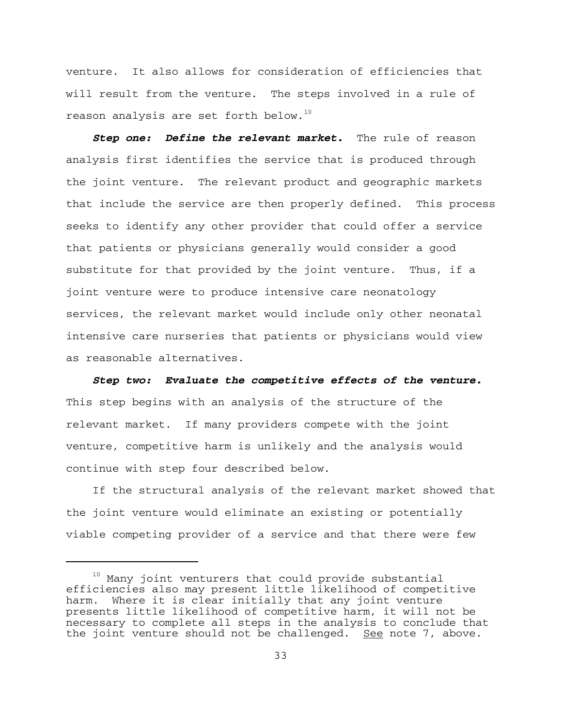venture. It also allows for consideration of efficiencies that will result from the venture. The steps involved in a rule of reason analysis are set forth below.[10]

***Step one: Define the relevant market.*** The rule of reason analysis first identifies the service that is produced through the joint venture. The relevant product and geographic markets that include the service are then properly defined. This process seeks to identify any other provider that could offer a service that patients or physicians generally would consider a good substitute for that provided by the joint venture. Thus, if a joint venture were to produce intensive care neonatology services, the relevant market would include only other neonatal intensive care nurseries that patients or physicians would view as reasonable alternatives.

***Step two: Evaluate the competitive effects of the venture.*** This step begins with an analysis of the structure of the relevant market. If many providers compete with the joint venture, competitive harm is unlikely and the analysis would continue with step four described below.

If the structural analysis of the relevant market showed that the joint venture would eliminate an existing or potentially viable competing provider of a service and that there were few

---

[10] Many joint venturers that could provide substantial efficiencies also may present little likelihood of competitive harm. Where it is clear initially that any joint venture presents little likelihood of competitive harm, it will not be necessary to complete all steps in the analysis to conclude that the joint venture should not be challenged. See note 7, above.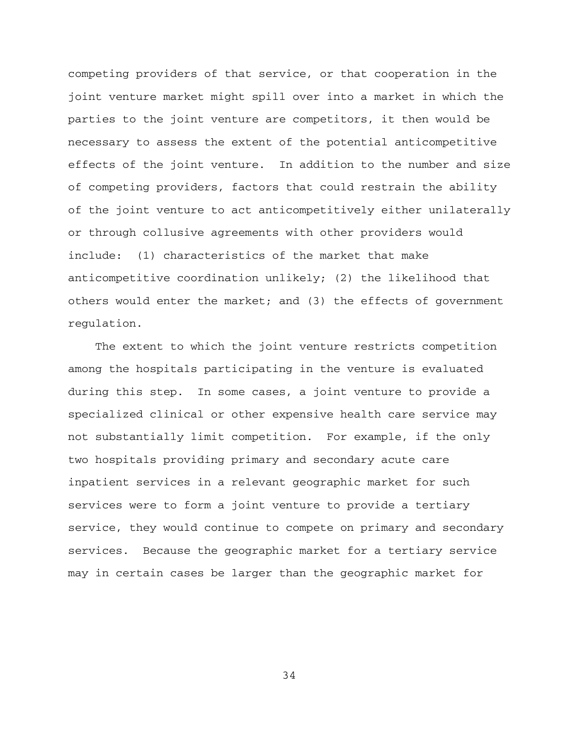competing providers of that service, or that cooperation in the joint venture market might spill over into a market in which the parties to the joint venture are competitors, it then would be necessary to assess the extent of the potential anticompetitive effects of the joint venture. In addition to the number and size of competing providers, factors that could restrain the ability of the joint venture to act anticompetitively either unilaterally or through collusive agreements with other providers would include: (1) characteristics of the market that make anticompetitive coordination unlikely; (2) the likelihood that others would enter the market; and (3) the effects of government regulation.

The extent to which the joint venture restricts competition among the hospitals participating in the venture is evaluated during this step. In some cases, a joint venture to provide a specialized clinical or other expensive health care service may not substantially limit competition. For example, if the only two hospitals providing primary and secondary acute care inpatient services in a relevant geographic market for such services were to form a joint venture to provide a tertiary service, they would continue to compete on primary and secondary services. Because the geographic market for a tertiary service may in certain cases be larger than the geographic market for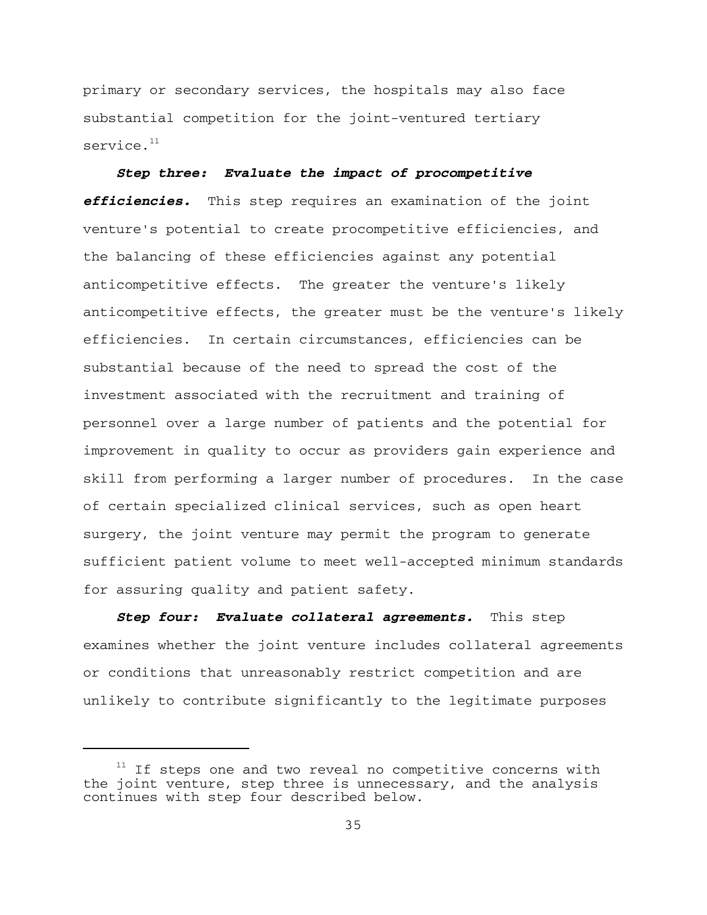primary or secondary services, the hospitals may also face substantial competition for the joint-ventured tertiary service.[11]

***Step three: Evaluate the impact of procompetitive efficiencies.*** This step requires an examination of the joint venture's potential to create procompetitive efficiencies, and the balancing of these efficiencies against any potential anticompetitive effects. The greater the venture's likely anticompetitive effects, the greater must be the venture's likely efficiencies. In certain circumstances, efficiencies can be substantial because of the need to spread the cost of the investment associated with the recruitment and training of personnel over a large number of patients and the potential for improvement in quality to occur as providers gain experience and skill from performing a larger number of procedures. In the case of certain specialized clinical services, such as open heart surgery, the joint venture may permit the program to generate sufficient patient volume to meet well-accepted minimum standards for assuring quality and patient safety.

***Step four: Evaluate collateral agreements.*** This step examines whether the joint venture includes collateral agreements or conditions that unreasonably restrict competition and are unlikely to contribute significantly to the legitimate purposes

---

[11] If steps one and two reveal no competitive concerns with the joint venture, step three is unnecessary, and the analysis continues with step four described below.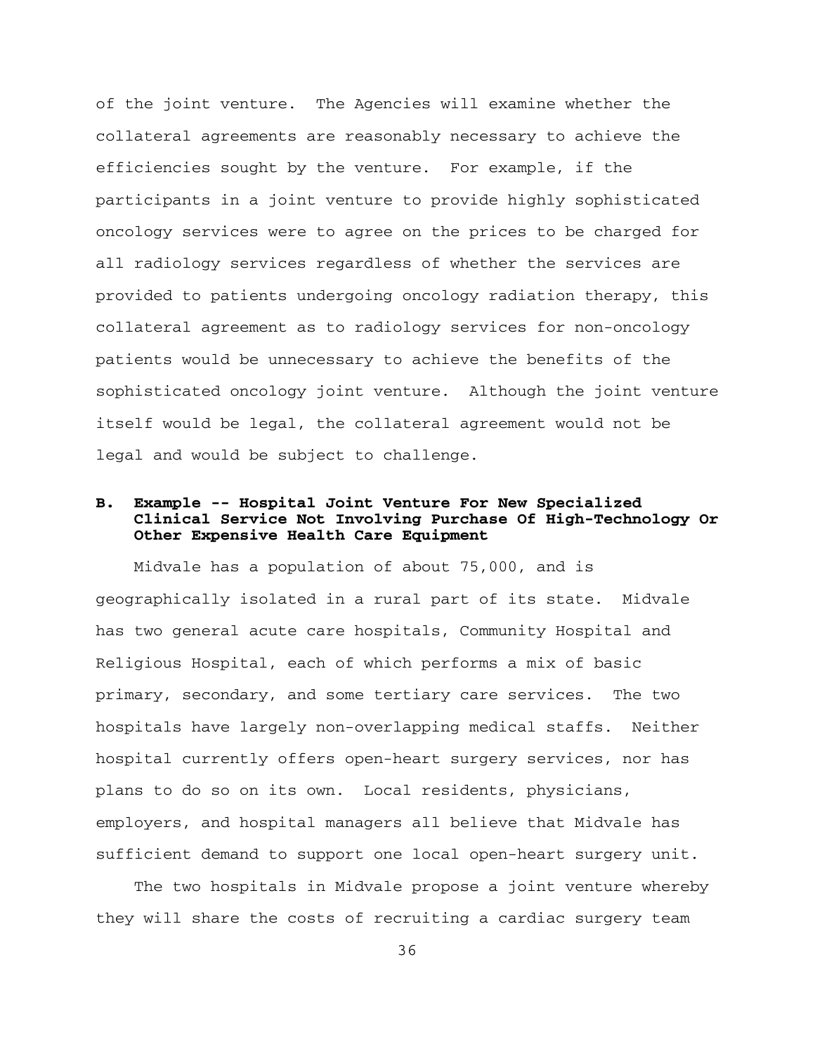of the joint venture. The Agencies will examine whether the collateral agreements are reasonably necessary to achieve the efficiencies sought by the venture. For example, if the participants in a joint venture to provide highly sophisticated oncology services were to agree on the prices to be charged for all radiology services regardless of whether the services are provided to patients undergoing oncology radiation therapy, this collateral agreement as to radiology services for non-oncology patients would be unnecessary to achieve the benefits of the sophisticated oncology joint venture. Although the joint venture itself would be legal, the collateral agreement would not be legal and would be subject to challenge.

### B. Example -- Hospital Joint Venture For New Specialized Clinical Service Not Involving Purchase Of High-Technology Or Other Expensive Health Care Equipment

Midvale has a population of about 75,000, and is geographically isolated in a rural part of its state. Midvale has two general acute care hospitals, Community Hospital and Religious Hospital, each of which performs a mix of basic primary, secondary, and some tertiary care services. The two hospitals have largely non-overlapping medical staffs. Neither hospital currently offers open-heart surgery services, nor has plans to do so on its own. Local residents, physicians, employers, and hospital managers all believe that Midvale has sufficient demand to support one local open-heart surgery unit.

The two hospitals in Midvale propose a joint venture whereby they will share the costs of recruiting a cardiac surgery team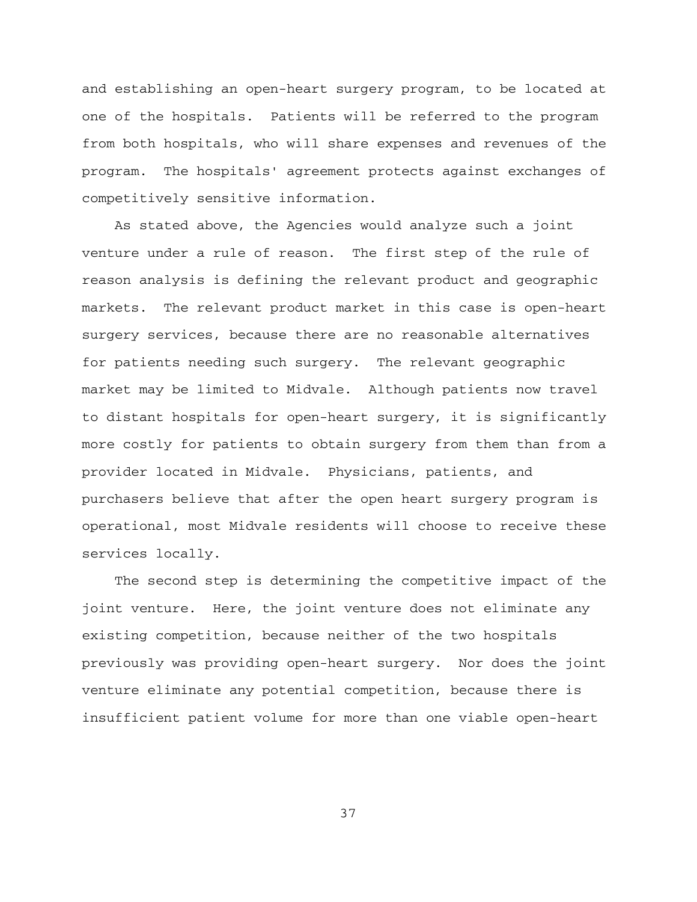and establishing an open-heart surgery program, to be located at one of the hospitals. Patients will be referred to the program from both hospitals, who will share expenses and revenues of the program. The hospitals' agreement protects against exchanges of competitively sensitive information.

As stated above, the Agencies would analyze such a joint venture under a rule of reason. The first step of the rule of reason analysis is defining the relevant product and geographic markets. The relevant product market in this case is open-heart surgery services, because there are no reasonable alternatives for patients needing such surgery. The relevant geographic market may be limited to Midvale. Although patients now travel to distant hospitals for open-heart surgery, it is significantly more costly for patients to obtain surgery from them than from a provider located in Midvale. Physicians, patients, and purchasers believe that after the open heart surgery program is operational, most Midvale residents will choose to receive these services locally.

The second step is determining the competitive impact of the joint venture. Here, the joint venture does not eliminate any existing competition, because neither of the two hospitals previously was providing open-heart surgery. Nor does the joint venture eliminate any potential competition, because there is insufficient patient volume for more than one viable open-heart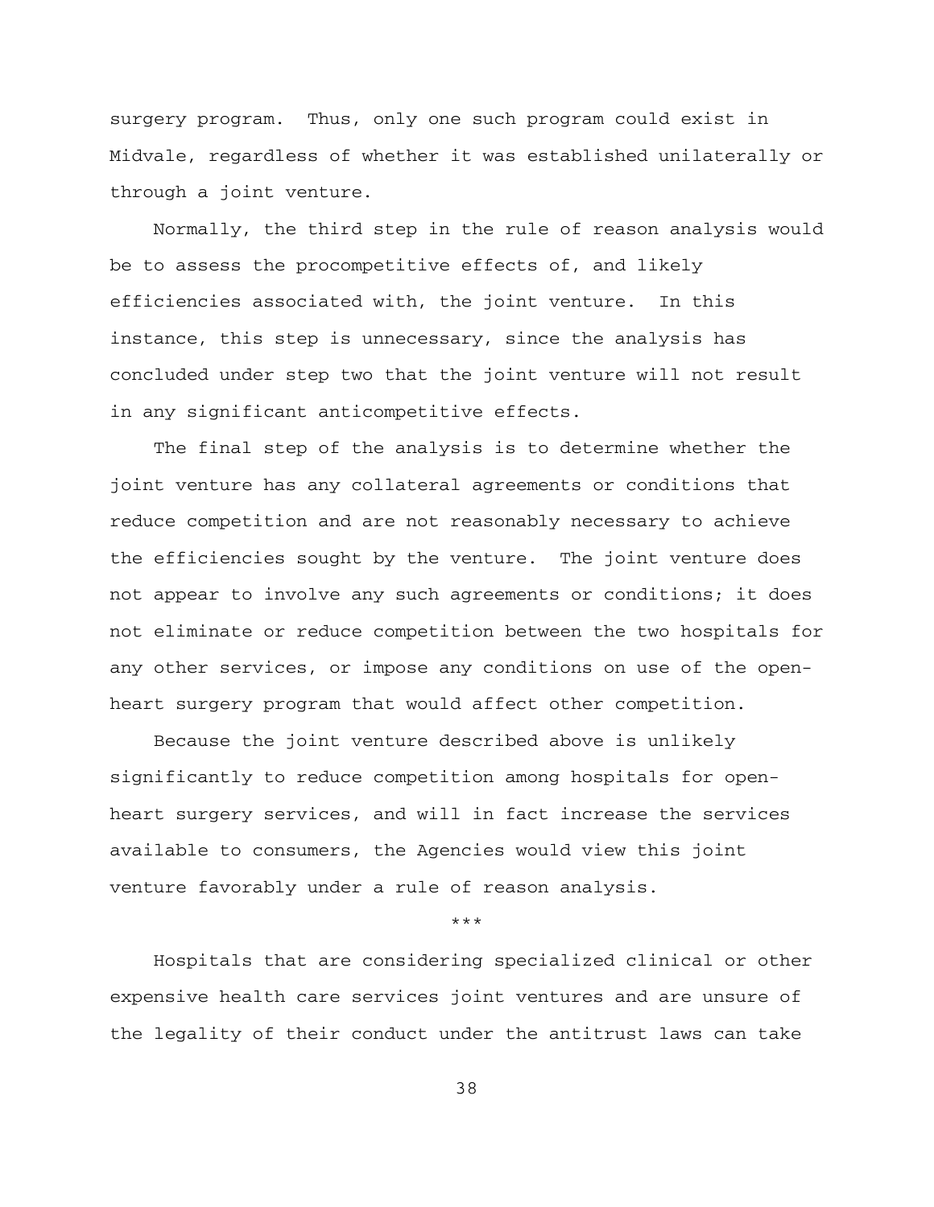surgery program. Thus, only one such program could exist in Midvale, regardless of whether it was established unilaterally or through a joint venture.

Normally, the third step in the rule of reason analysis would be to assess the procompetitive effects of, and likely efficiencies associated with, the joint venture. In this instance, this step is unnecessary, since the analysis has concluded under step two that the joint venture will not result in any significant anticompetitive effects.

The final step of the analysis is to determine whether the joint venture has any collateral agreements or conditions that reduce competition and are not reasonably necessary to achieve the efficiencies sought by the venture. The joint venture does not appear to involve any such agreements or conditions; it does not eliminate or reduce competition between the two hospitals for any other services, or impose any conditions on use of the open-heart surgery program that would affect other competition.

Because the joint venture described above is unlikely significantly to reduce competition among hospitals for open-heart surgery services, and will in fact increase the services available to consumers, the Agencies would view this joint venture favorably under a rule of reason analysis.

***

Hospitals that are considering specialized clinical or other expensive health care services joint ventures and are unsure of the legality of their conduct under the antitrust laws can take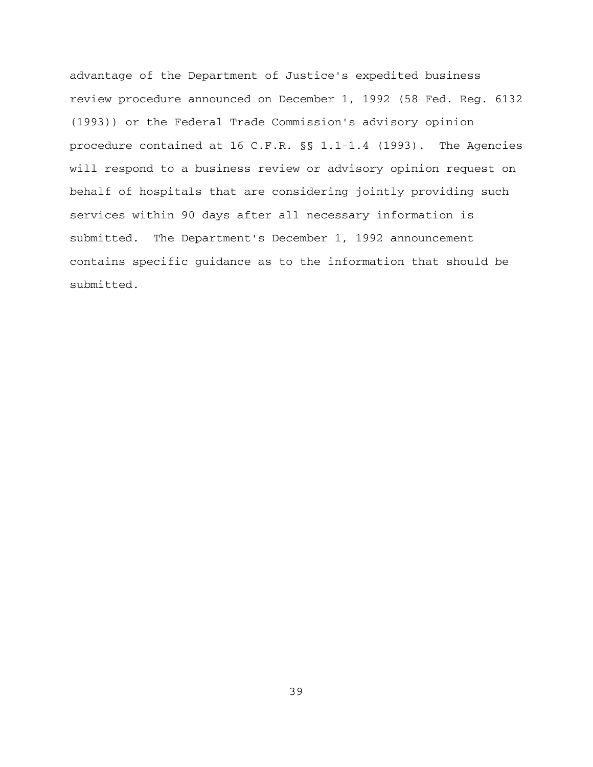advantage of the Department of Justice's expedited business review procedure announced on December 1, 1992 (58 Fed. Reg. 6132 (1993)) or the Federal Trade Commission's advisory opinion procedure contained at 16 C.F.R. §§ 1.1-1.4 (1993). The Agencies will respond to a business review or advisory opinion request on behalf of hospitals that are considering jointly providing such services within 90 days after all necessary information is submitted. The Department's December 1, 1992 announcement contains specific guidance as to the information that should be submitted.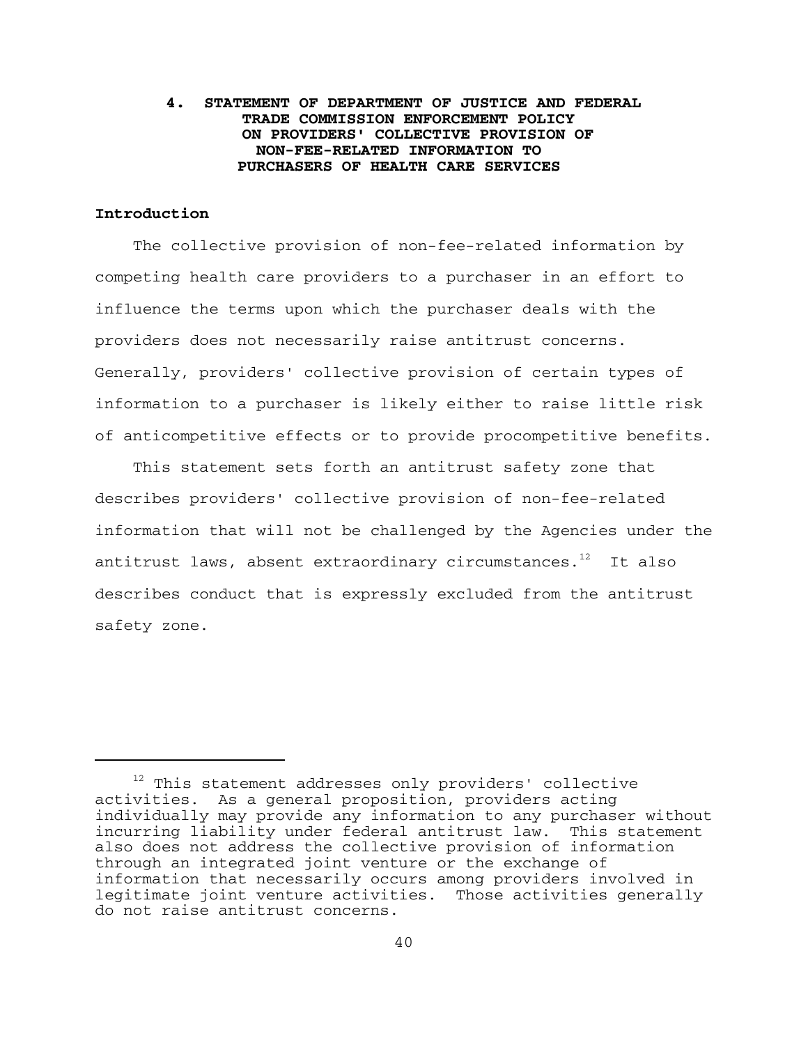## 4. STATEMENT OF DEPARTMENT OF JUSTICE AND FEDERAL TRADE COMMISSION ENFORCEMENT POLICY ON PROVIDERS' COLLECTIVE PROVISION OF NON-FEE-RELATED INFORMATION TO PURCHASERS OF HEALTH CARE SERVICES

### Introduction

The collective provision of non-fee-related information by competing health care providers to a purchaser in an effort to influence the terms upon which the purchaser deals with the providers does not necessarily raise antitrust concerns. Generally, providers' collective provision of certain types of information to a purchaser is likely either to raise little risk of anticompetitive effects or to provide procompetitive benefits.

This statement sets forth an antitrust safety zone that describes providers' collective provision of non-fee-related information that will not be challenged by the Agencies under the antitrust laws, absent extraordinary circumstances.[12] It also describes conduct that is expressly excluded from the antitrust safety zone.

---

[12] This statement addresses only providers' collective activities. As a general proposition, providers acting individually may provide any information to any purchaser without incurring liability under federal antitrust law. This statement also does not address the collective provision of information through an integrated joint venture or the exchange of information that necessarily occurs among providers involved in legitimate joint venture activities. Those activities generally do not raise antitrust concerns.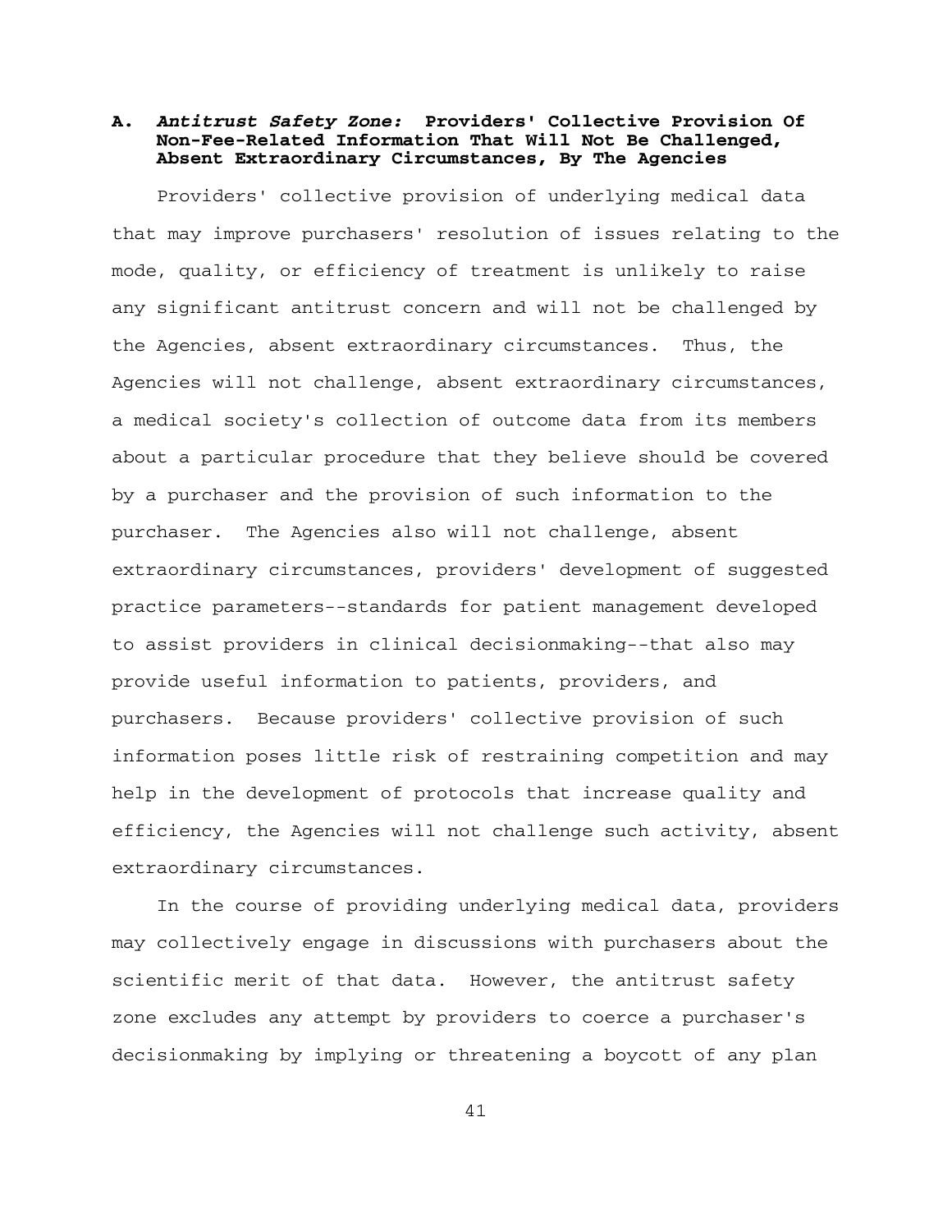### A. *Antitrust Safety Zone:* **Providers' Collective Provision Of Non-Fee-Related Information That Will Not Be Challenged, Absent Extraordinary Circumstances, By The Agencies**

Providers' collective provision of underlying medical data that may improve purchasers' resolution of issues relating to the mode, quality, or efficiency of treatment is unlikely to raise any significant antitrust concern and will not be challenged by the Agencies, absent extraordinary circumstances. Thus, the Agencies will not challenge, absent extraordinary circumstances, a medical society's collection of outcome data from its members about a particular procedure that they believe should be covered by a purchaser and the provision of such information to the purchaser. The Agencies also will not challenge, absent extraordinary circumstances, providers' development of suggested practice parameters--standards for patient management developed to assist providers in clinical decisionmaking--that also may provide useful information to patients, providers, and purchasers. Because providers' collective provision of such information poses little risk of restraining competition and may help in the development of protocols that increase quality and efficiency, the Agencies will not challenge such activity, absent extraordinary circumstances.

In the course of providing underlying medical data, providers may collectively engage in discussions with purchasers about the scientific merit of that data. However, the antitrust safety zone excludes any attempt by providers to coerce a purchaser's decisionmaking by implying or threatening a boycott of any plan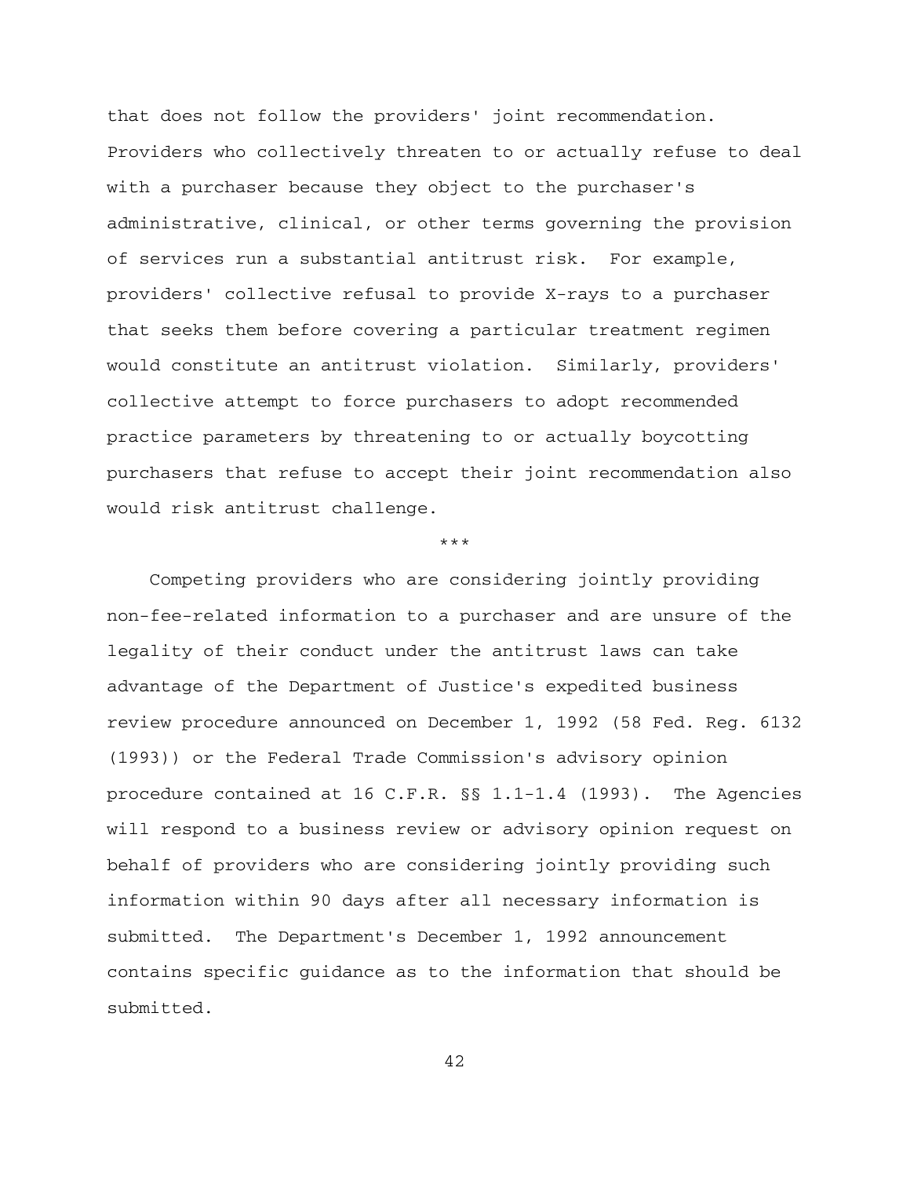that does not follow the providers' joint recommendation. Providers who collectively threaten to or actually refuse to deal with a purchaser because they object to the purchaser's administrative, clinical, or other terms governing the provision of services run a substantial antitrust risk. For example, providers' collective refusal to provide X-rays to a purchaser that seeks them before covering a particular treatment regimen would constitute an antitrust violation. Similarly, providers' collective attempt to force purchasers to adopt recommended practice parameters by threatening to or actually boycotting purchasers that refuse to accept their joint recommendation also would risk antitrust challenge.

***

Competing providers who are considering jointly providing non-fee-related information to a purchaser and are unsure of the legality of their conduct under the antitrust laws can take advantage of the Department of Justice's expedited business review procedure announced on December 1, 1992 (58 Fed. Reg. 6132 (1993)) or the Federal Trade Commission's advisory opinion procedure contained at 16 C.F.R. §§ 1.1-1.4 (1993). The Agencies will respond to a business review or advisory opinion request on behalf of providers who are considering jointly providing such information within 90 days after all necessary information is submitted. The Department's December 1, 1992 announcement contains specific guidance as to the information that should be submitted.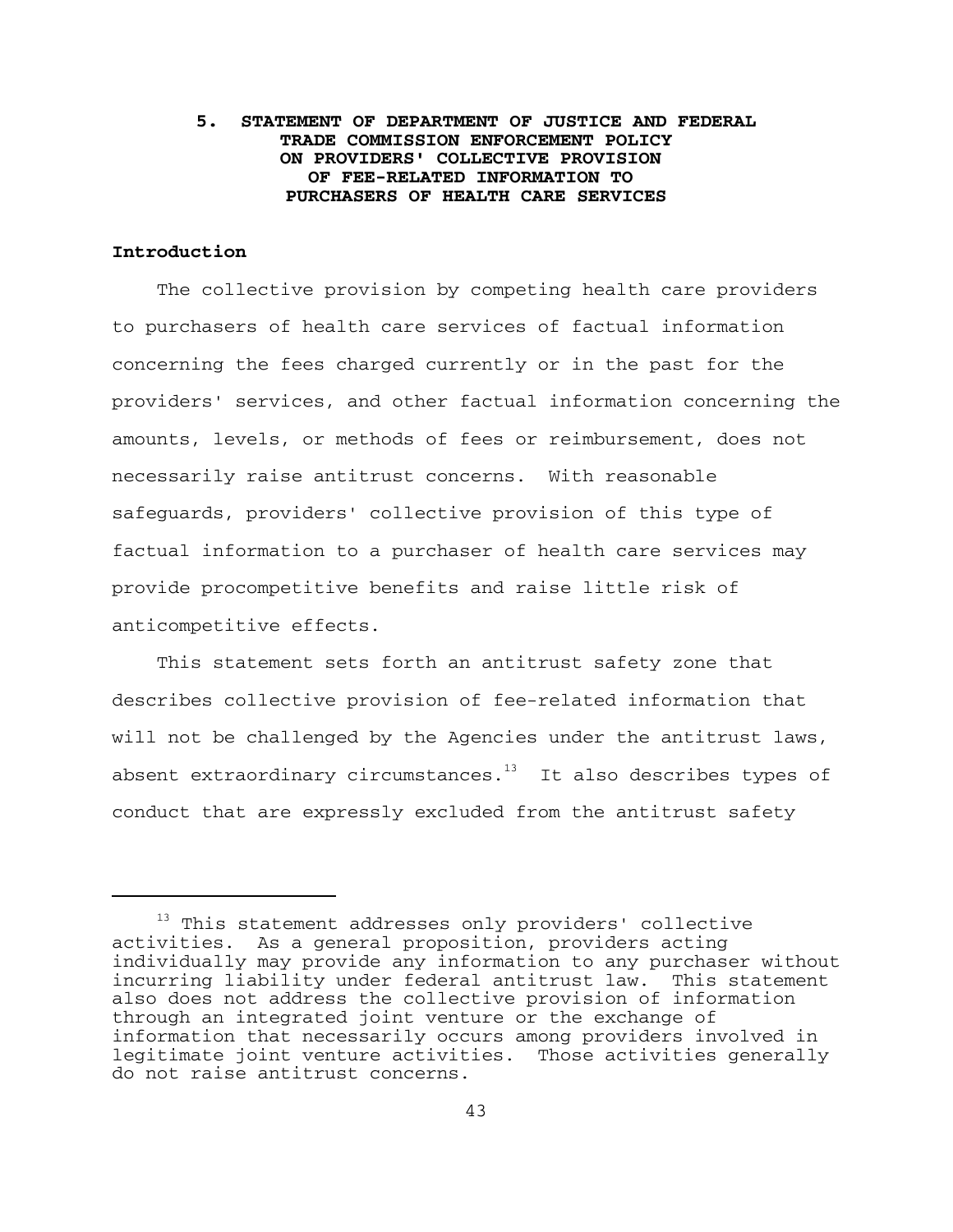## 5. STATEMENT OF DEPARTMENT OF JUSTICE AND FEDERAL TRADE COMMISSION ENFORCEMENT POLICY ON PROVIDERS' COLLECTIVE PROVISION OF FEE-RELATED INFORMATION TO PURCHASERS OF HEALTH CARE SERVICES

### Introduction

The collective provision by competing health care providers to purchasers of health care services of factual information concerning the fees charged currently or in the past for the providers' services, and other factual information concerning the amounts, levels, or methods of fees or reimbursement, does not necessarily raise antitrust concerns. With reasonable safeguards, providers' collective provision of this type of factual information to a purchaser of health care services may provide procompetitive benefits and raise little risk of anticompetitive effects.

This statement sets forth an antitrust safety zone that describes collective provision of fee-related information that will not be challenged by the Agencies under the antitrust laws, absent extraordinary circumstances.[13] It also describes types of conduct that are expressly excluded from the antitrust safety

---

[13] This statement addresses only providers' collective activities. As a general proposition, providers acting individually may provide any information to any purchaser without incurring liability under federal antitrust law. This statement also does not address the collective provision of information through an integrated joint venture or the exchange of information that necessarily occurs among providers involved in legitimate joint venture activities. Those activities generally do not raise antitrust concerns.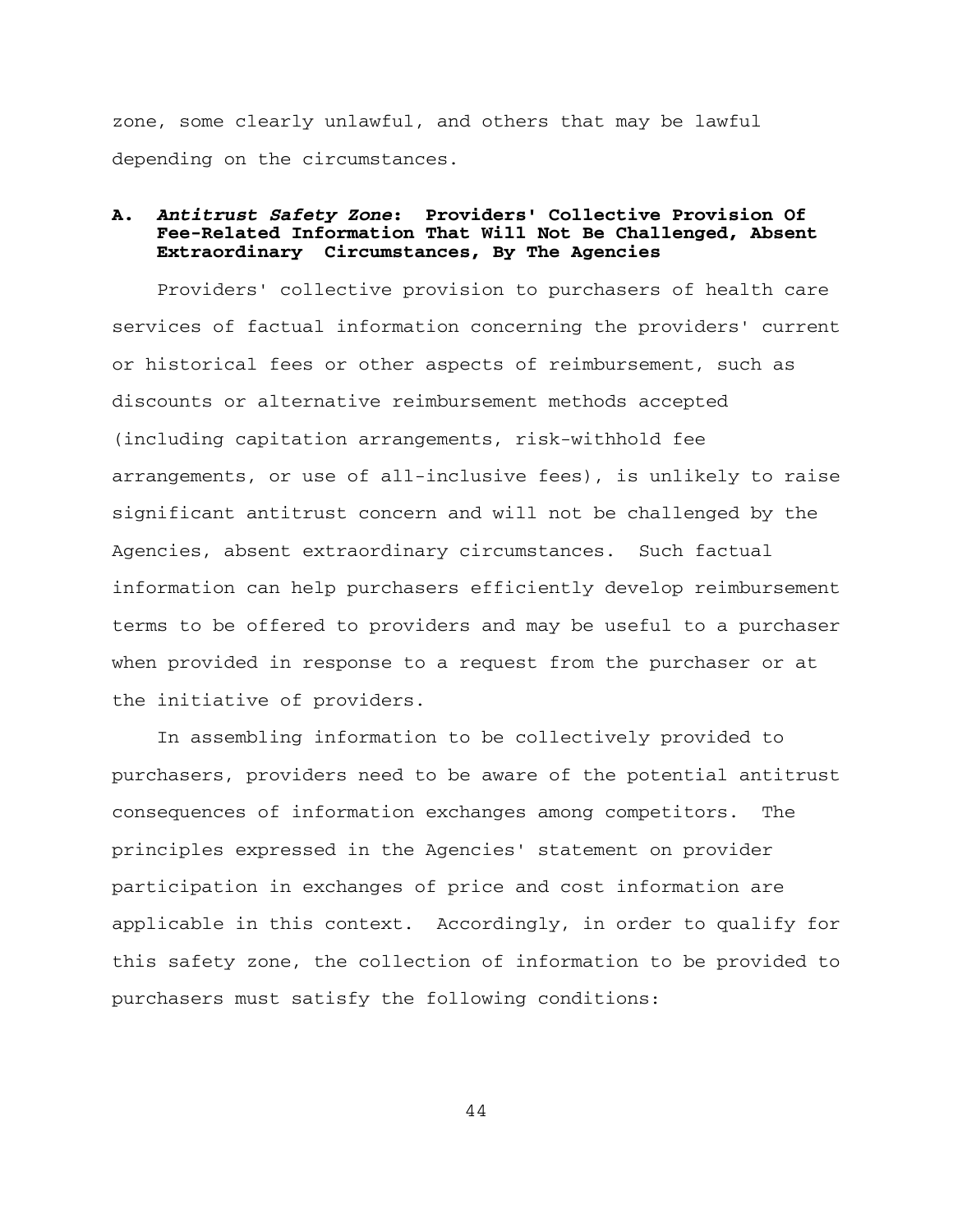zone, some clearly unlawful, and others that may be lawful depending on the circumstances.

### A. *Antitrust Safety Zone*: Providers' Collective Provision Of Fee-Related Information That Will Not Be Challenged, Absent Extraordinary Circumstances, By The Agencies

Providers' collective provision to purchasers of health care services of factual information concerning the providers' current or historical fees or other aspects of reimbursement, such as discounts or alternative reimbursement methods accepted (including capitation arrangements, risk-withhold fee arrangements, or use of all-inclusive fees), is unlikely to raise significant antitrust concern and will not be challenged by the Agencies, absent extraordinary circumstances. Such factual information can help purchasers efficiently develop reimbursement terms to be offered to providers and may be useful to a purchaser when provided in response to a request from the purchaser or at the initiative of providers.

In assembling information to be collectively provided to purchasers, providers need to be aware of the potential antitrust consequences of information exchanges among competitors. The principles expressed in the Agencies' statement on provider participation in exchanges of price and cost information are applicable in this context. Accordingly, in order to qualify for this safety zone, the collection of information to be provided to purchasers must satisfy the following conditions: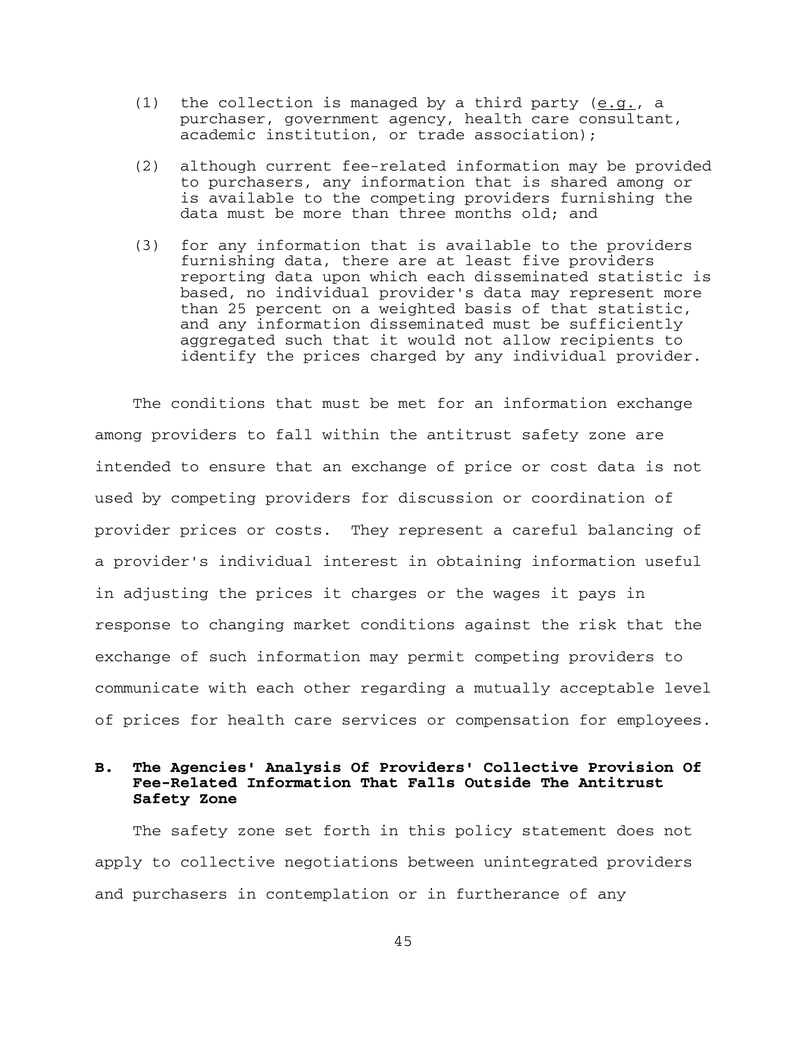(1) the collection is managed by a third party (e.g., a purchaser, government agency, health care consultant, academic institution, or trade association);

(2) although current fee-related information may be provided to purchasers, any information that is shared among or is available to the competing providers furnishing the data must be more than three months old; and

(3) for any information that is available to the providers furnishing data, there are at least five providers reporting data upon which each disseminated statistic is based, no individual provider's data may represent more than 25 percent on a weighted basis of that statistic, and any information disseminated must be sufficiently aggregated such that it would not allow recipients to identify the prices charged by any individual provider.

The conditions that must be met for an information exchange among providers to fall within the antitrust safety zone are intended to ensure that an exchange of price or cost data is not used by competing providers for discussion or coordination of provider prices or costs. They represent a careful balancing of a provider's individual interest in obtaining information useful in adjusting the prices it charges or the wages it pays in response to changing market conditions against the risk that the exchange of such information may permit competing providers to communicate with each other regarding a mutually acceptable level of prices for health care services or compensation for employees.

### B. The Agencies' Analysis Of Providers' Collective Provision Of Fee-Related Information That Falls Outside The Antitrust Safety Zone

The safety zone set forth in this policy statement does not apply to collective negotiations between unintegrated providers and purchasers in contemplation or in furtherance of any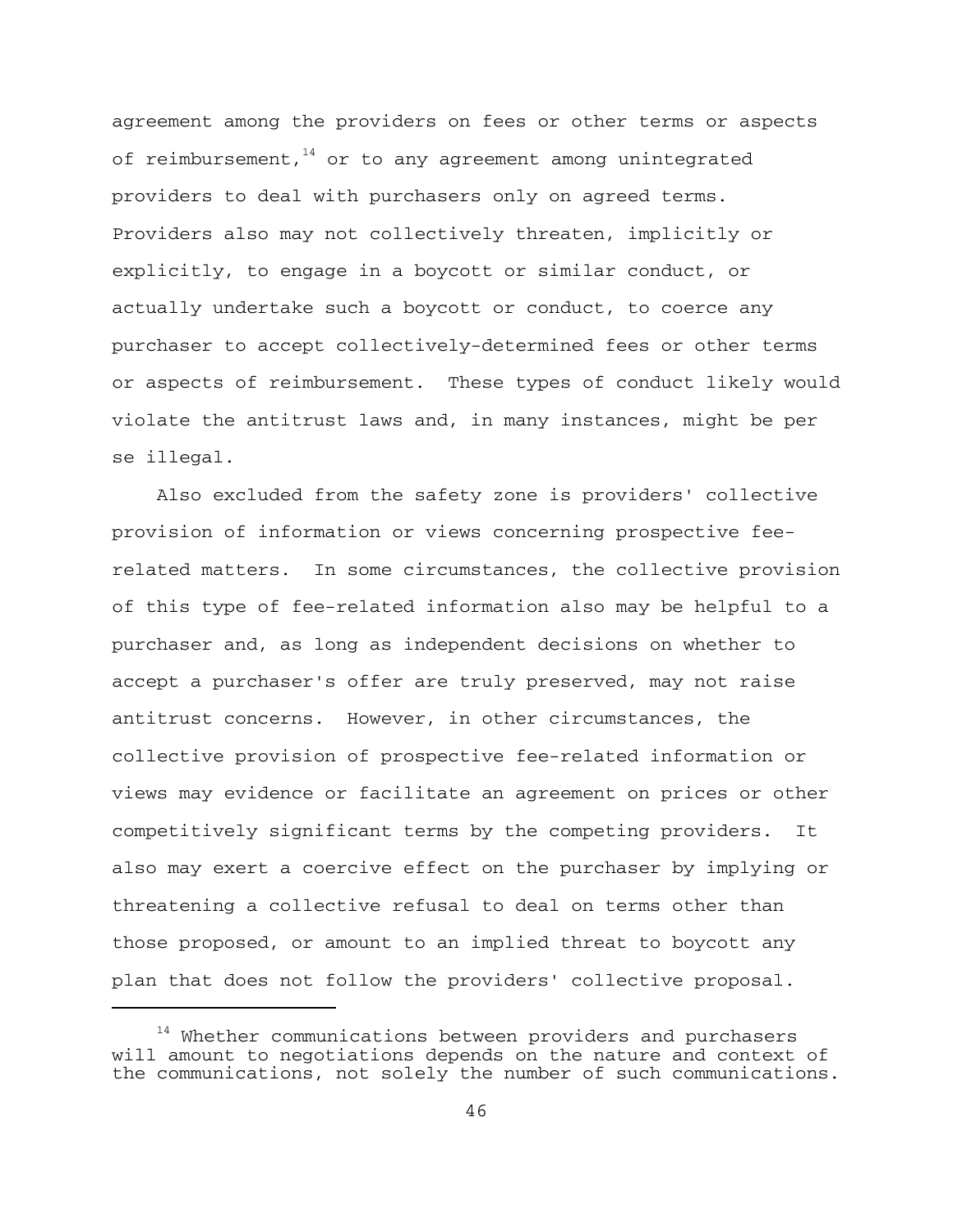agreement among the providers on fees or other terms or aspects of reimbursement,[14] or to any agreement among unintegrated providers to deal with purchasers only on agreed terms. Providers also may not collectively threaten, implicitly or explicitly, to engage in a boycott or similar conduct, or actually undertake such a boycott or conduct, to coerce any purchaser to accept collectively-determined fees or other terms or aspects of reimbursement. These types of conduct likely would violate the antitrust laws and, in many instances, might be per se illegal.

Also excluded from the safety zone is providers' collective provision of information or views concerning prospective fee-related matters. In some circumstances, the collective provision of this type of fee-related information also may be helpful to a purchaser and, as long as independent decisions on whether to accept a purchaser's offer are truly preserved, may not raise antitrust concerns. However, in other circumstances, the collective provision of prospective fee-related information or views may evidence or facilitate an agreement on prices or other competitively significant terms by the competing providers. It also may exert a coercive effect on the purchaser by implying or threatening a collective refusal to deal on terms other than those proposed, or amount to an implied threat to boycott any plan that does not follow the providers' collective proposal.

---

[14] Whether communications between providers and purchasers will amount to negotiations depends on the nature and context of the communications, not solely the number of such communications.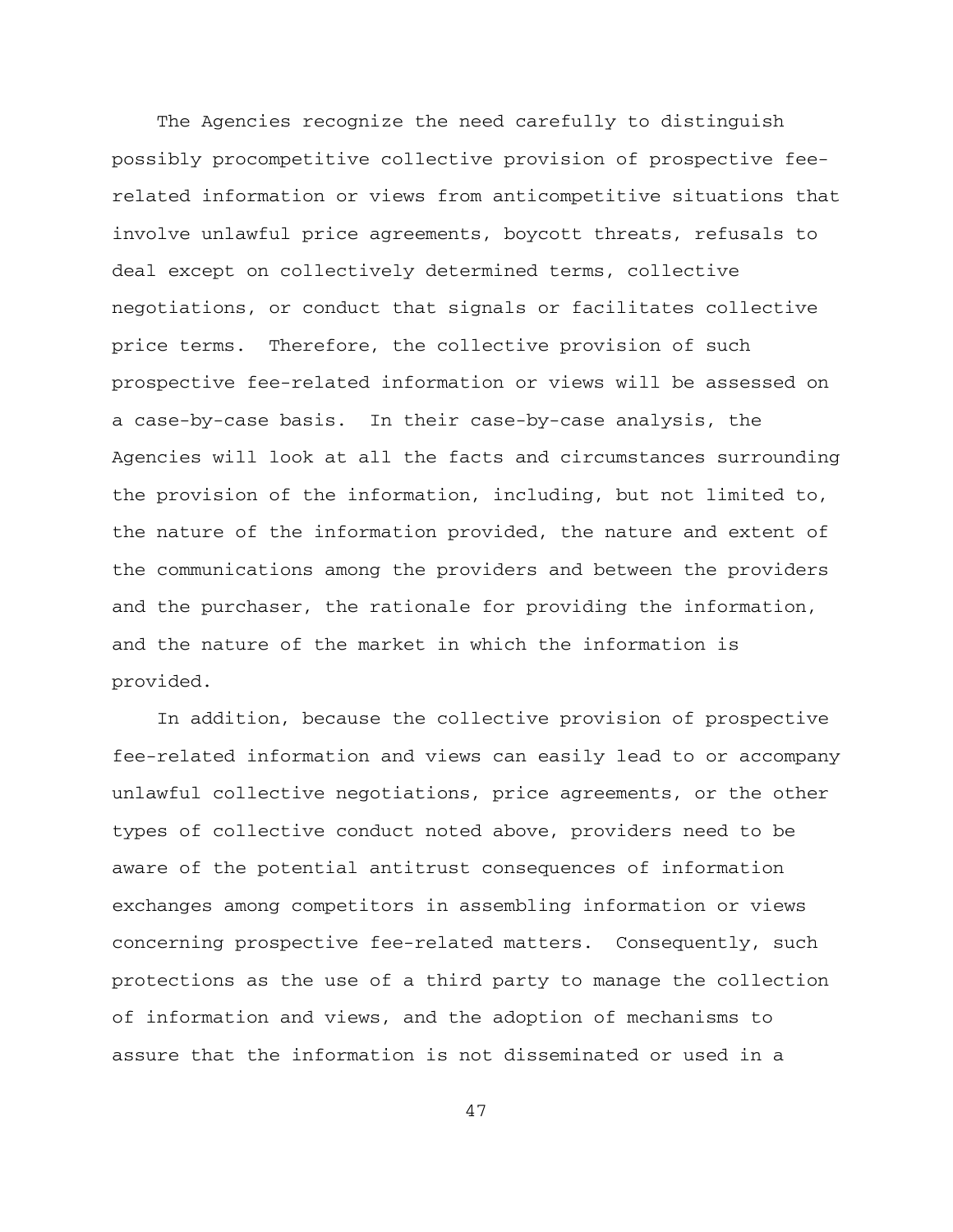The Agencies recognize the need carefully to distinguish possibly procompetitive collective provision of prospective fee-related information or views from anticompetitive situations that involve unlawful price agreements, boycott threats, refusals to deal except on collectively determined terms, collective negotiations, or conduct that signals or facilitates collective price terms. Therefore, the collective provision of such prospective fee-related information or views will be assessed on a case-by-case basis. In their case-by-case analysis, the Agencies will look at all the facts and circumstances surrounding the provision of the information, including, but not limited to, the nature of the information provided, the nature and extent of the communications among the providers and between the providers and the purchaser, the rationale for providing the information, and the nature of the market in which the information is provided.

In addition, because the collective provision of prospective fee-related information and views can easily lead to or accompany unlawful collective negotiations, price agreements, or the other types of collective conduct noted above, providers need to be aware of the potential antitrust consequences of information exchanges among competitors in assembling information or views concerning prospective fee-related matters. Consequently, such protections as the use of a third party to manage the collection of information and views, and the adoption of mechanisms to assure that the information is not disseminated or used in a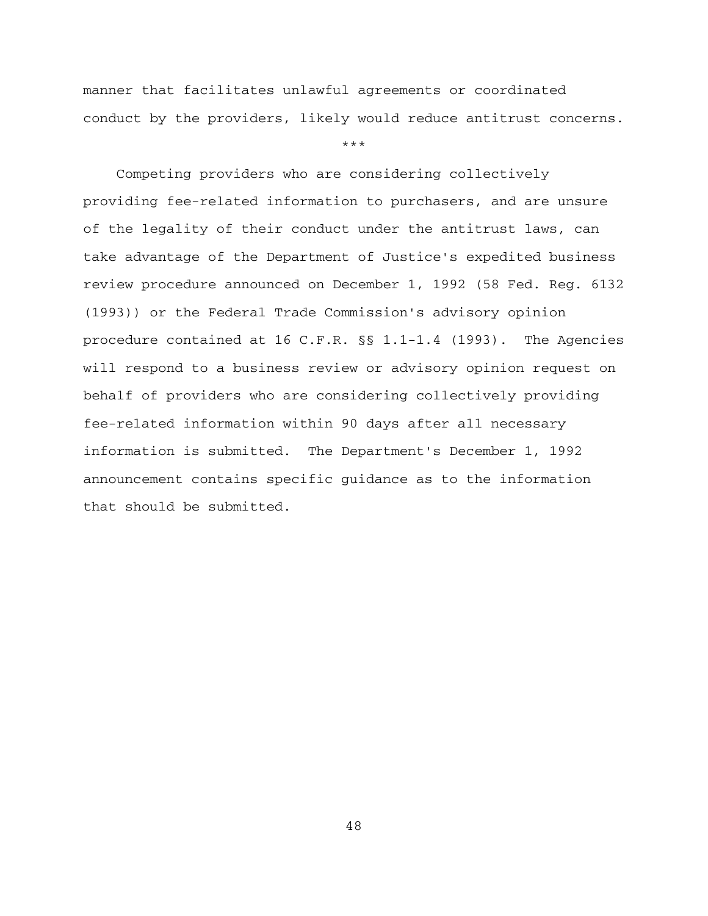manner that facilitates unlawful agreements or coordinated conduct by the providers, likely would reduce antitrust concerns.

***

Competing providers who are considering collectively providing fee-related information to purchasers, and are unsure of the legality of their conduct under the antitrust laws, can take advantage of the Department of Justice's expedited business review procedure announced on December 1, 1992 (58 Fed. Reg. 6132 (1993)) or the Federal Trade Commission's advisory opinion procedure contained at 16 C.F.R. §§ 1.1-1.4 (1993). The Agencies will respond to a business review or advisory opinion request on behalf of providers who are considering collectively providing fee-related information within 90 days after all necessary information is submitted. The Department's December 1, 1992 announcement contains specific guidance as to the information that should be submitted.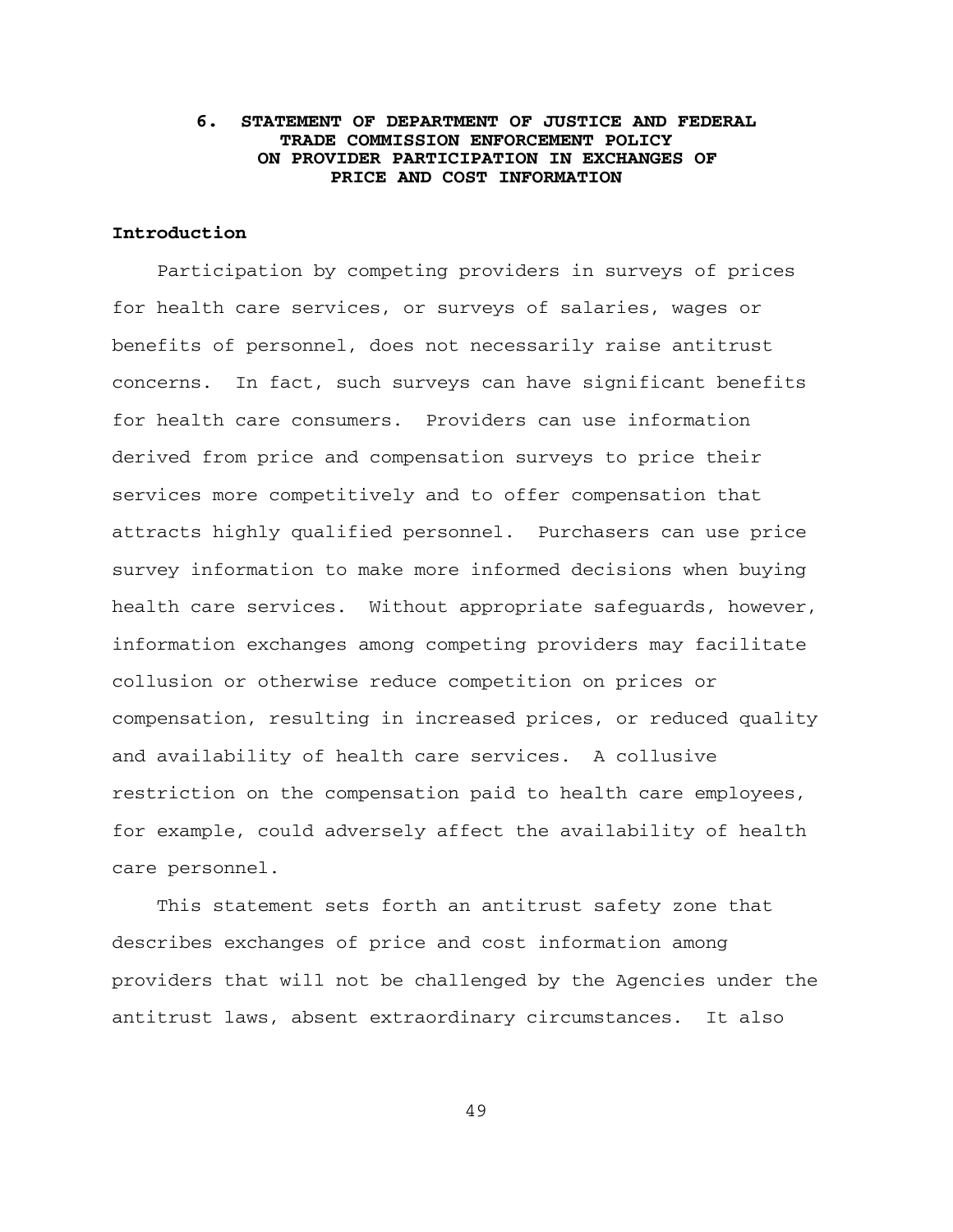## 6. STATEMENT OF DEPARTMENT OF JUSTICE AND FEDERAL TRADE COMMISSION ENFORCEMENT POLICY ON PROVIDER PARTICIPATION IN EXCHANGES OF PRICE AND COST INFORMATION

### Introduction

Participation by competing providers in surveys of prices for health care services, or surveys of salaries, wages or benefits of personnel, does not necessarily raise antitrust concerns. In fact, such surveys can have significant benefits for health care consumers. Providers can use information derived from price and compensation surveys to price their services more competitively and to offer compensation that attracts highly qualified personnel. Purchasers can use price survey information to make more informed decisions when buying health care services. Without appropriate safeguards, however, information exchanges among competing providers may facilitate collusion or otherwise reduce competition on prices or compensation, resulting in increased prices, or reduced quality and availability of health care services. A collusive restriction on the compensation paid to health care employees, for example, could adversely affect the availability of health care personnel.

This statement sets forth an antitrust safety zone that describes exchanges of price and cost information among providers that will not be challenged by the Agencies under the antitrust laws, absent extraordinary circumstances. It also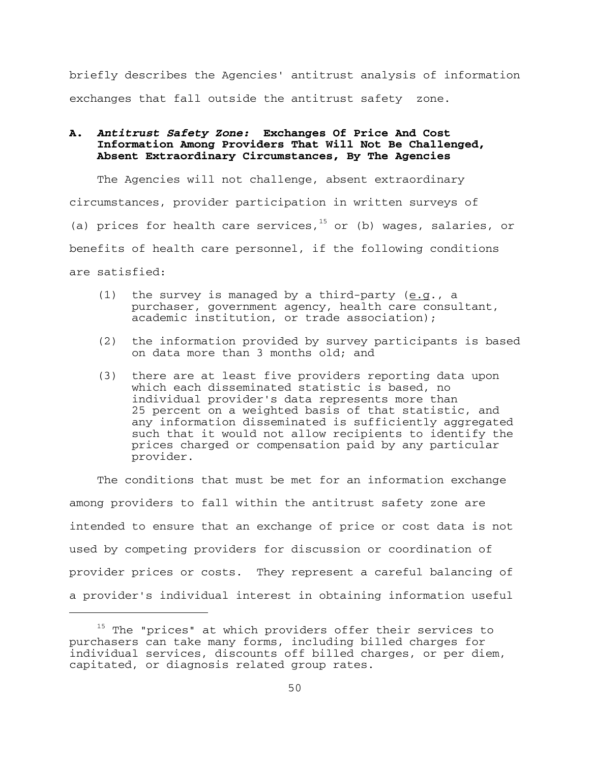briefly describes the Agencies' antitrust analysis of information exchanges that fall outside the antitrust safety zone.

### A. *Antitrust Safety Zone:* Exchanges Of Price And Cost Information Among Providers That Will Not Be Challenged, Absent Extraordinary Circumstances, By The Agencies

The Agencies will not challenge, absent extraordinary circumstances, provider participation in written surveys of (a) prices for health care services,[15] or (b) wages, salaries, or benefits of health care personnel, if the following conditions are satisfied:

(1) the survey is managed by a third-party (e.g., a purchaser, government agency, health care consultant, academic institution, or trade association);

(2) the information provided by survey participants is based on data more than 3 months old; and

(3) there are at least five providers reporting data upon which each disseminated statistic is based, no individual provider's data represents more than 25 percent on a weighted basis of that statistic, and any information disseminated is sufficiently aggregated such that it would not allow recipients to identify the prices charged or compensation paid by any particular provider.

The conditions that must be met for an information exchange among providers to fall within the antitrust safety zone are intended to ensure that an exchange of price or cost data is not used by competing providers for discussion or coordination of provider prices or costs. They represent a careful balancing of a provider's individual interest in obtaining information useful

---

[15] The "prices" at which providers offer their services to purchasers can take many forms, including billed charges for individual services, discounts off billed charges, or per diem, capitated, or diagnosis related group rates.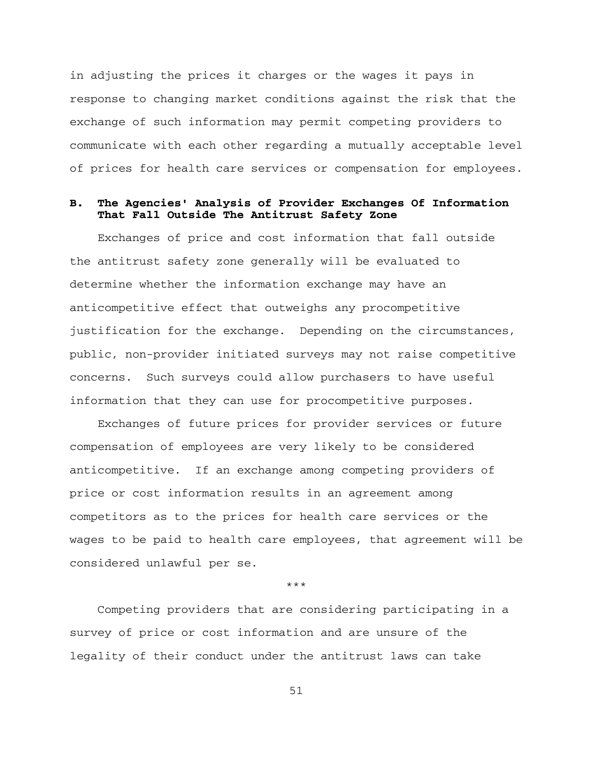in adjusting the prices it charges or the wages it pays in response to changing market conditions against the risk that the exchange of such information may permit competing providers to communicate with each other regarding a mutually acceptable level of prices for health care services or compensation for employees.

## B. The Agencies' Analysis of Provider Exchanges Of Information That Fall Outside The Antitrust Safety Zone

Exchanges of price and cost information that fall outside the antitrust safety zone generally will be evaluated to determine whether the information exchange may have an anticompetitive effect that outweighs any procompetitive justification for the exchange. Depending on the circumstances, public, non-provider initiated surveys may not raise competitive concerns. Such surveys could allow purchasers to have useful information that they can use for procompetitive purposes.

Exchanges of future prices for provider services or future compensation of employees are very likely to be considered anticompetitive. If an exchange among competing providers of price or cost information results in an agreement among competitors as to the prices for health care services or the wages to be paid to health care employees, that agreement will be considered unlawful per se.

***

Competing providers that are considering participating in a survey of price or cost information and are unsure of the legality of their conduct under the antitrust laws can take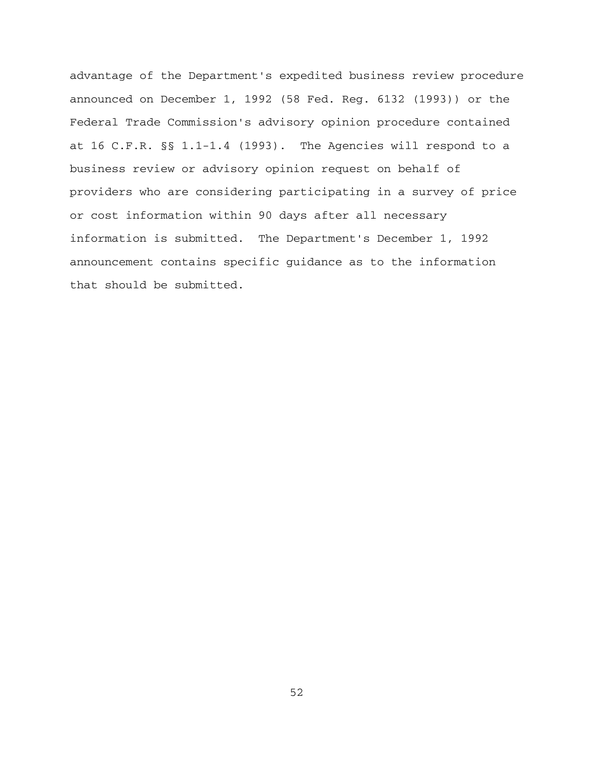advantage of the Department's expedited business review procedure announced on December 1, 1992 (58 Fed. Reg. 6132 (1993)) or the Federal Trade Commission's advisory opinion procedure contained at 16 C.F.R. §§ 1.1-1.4 (1993). The Agencies will respond to a business review or advisory opinion request on behalf of providers who are considering participating in a survey of price or cost information within 90 days after all necessary information is submitted. The Department's December 1, 1992 announcement contains specific guidance as to the information that should be submitted.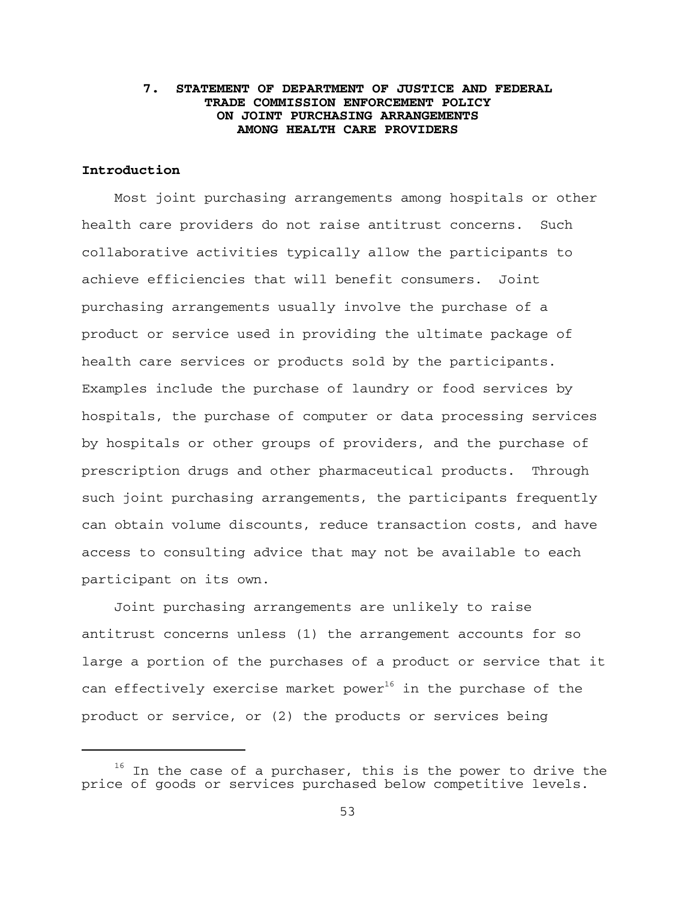## 7. STATEMENT OF DEPARTMENT OF JUSTICE AND FEDERAL TRADE COMMISSION ENFORCEMENT POLICY ON JOINT PURCHASING ARRANGEMENTS AMONG HEALTH CARE PROVIDERS

### Introduction

Most joint purchasing arrangements among hospitals or other health care providers do not raise antitrust concerns. Such collaborative activities typically allow the participants to achieve efficiencies that will benefit consumers. Joint purchasing arrangements usually involve the purchase of a product or service used in providing the ultimate package of health care services or products sold by the participants. Examples include the purchase of laundry or food services by hospitals, the purchase of computer or data processing services by hospitals or other groups of providers, and the purchase of prescription drugs and other pharmaceutical products. Through such joint purchasing arrangements, the participants frequently can obtain volume discounts, reduce transaction costs, and have access to consulting advice that may not be available to each participant on its own.

Joint purchasing arrangements are unlikely to raise antitrust concerns unless (1) the arrangement accounts for so large a portion of the purchases of a product or service that it can effectively exercise market power[16] in the purchase of the product or service, or (2) the products or services being

[16] In the case of a purchaser, this is the power to drive the price of goods or services purchased below competitive levels.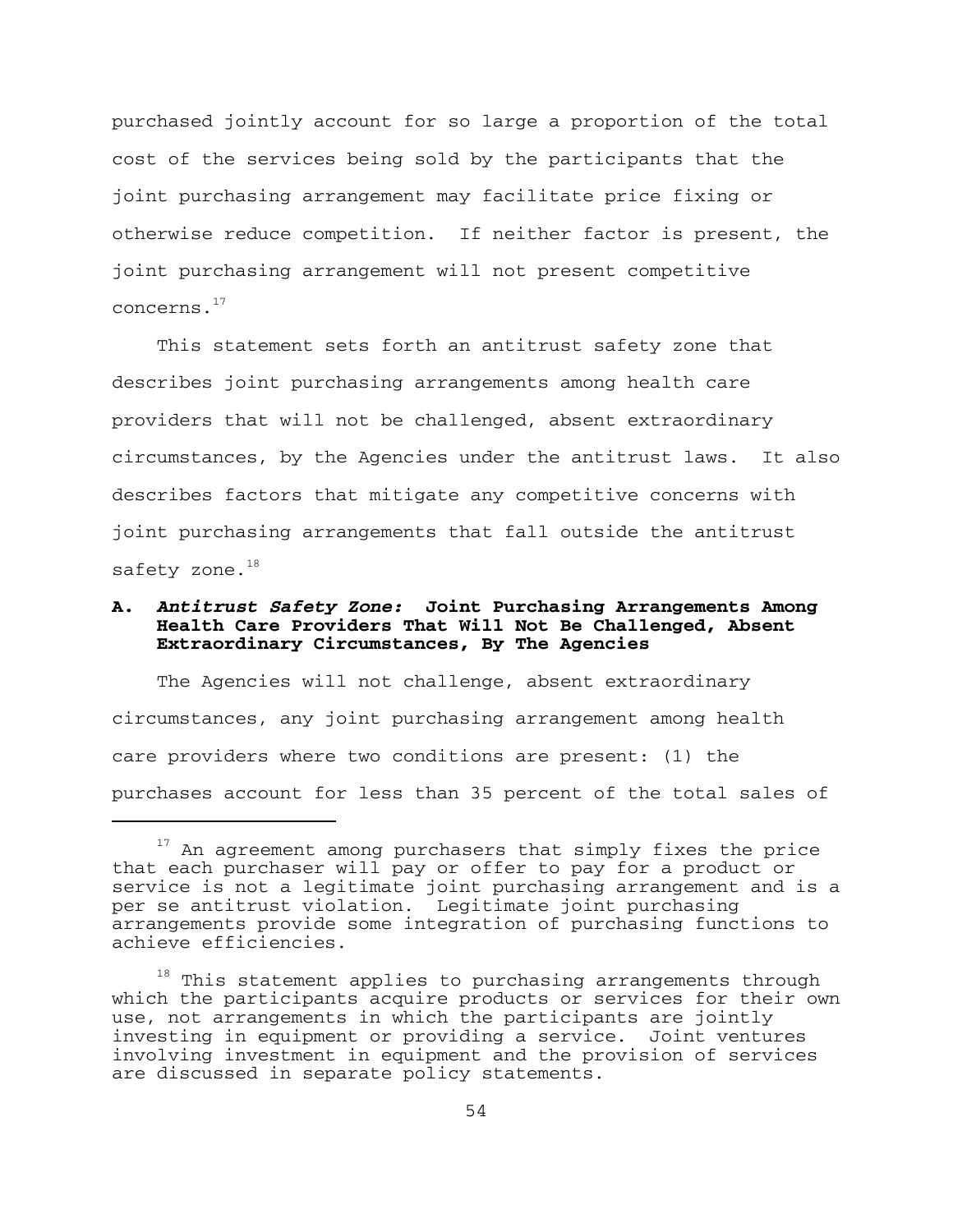purchased jointly account for so large a proportion of the total cost of the services being sold by the participants that the joint purchasing arrangement may facilitate price fixing or otherwise reduce competition. If neither factor is present, the joint purchasing arrangement will not present competitive concerns.[17]

This statement sets forth an antitrust safety zone that describes joint purchasing arrangements among health care providers that will not be challenged, absent extraordinary circumstances, by the Agencies under the antitrust laws. It also describes factors that mitigate any competitive concerns with joint purchasing arrangements that fall outside the antitrust safety zone.[18]

### A. ***Antitrust Safety Zone:*** Joint Purchasing Arrangements Among Health Care Providers That Will Not Be Challenged, Absent Extraordinary Circumstances, By The Agencies

The Agencies will not challenge, absent extraordinary circumstances, any joint purchasing arrangement among health care providers where two conditions are present: (1) the purchases account for less than 35 percent of the total sales of

---

[17] An agreement among purchasers that simply fixes the price that each purchaser will pay or offer to pay for a product or service is not a legitimate joint purchasing arrangement and is a per se antitrust violation. Legitimate joint purchasing arrangements provide some integration of purchasing functions to achieve efficiencies.

[18] This statement applies to purchasing arrangements through which the participants acquire products or services for their own use, not arrangements in which the participants are jointly investing in equipment or providing a service. Joint ventures involving investment in equipment and the provision of services are discussed in separate policy statements.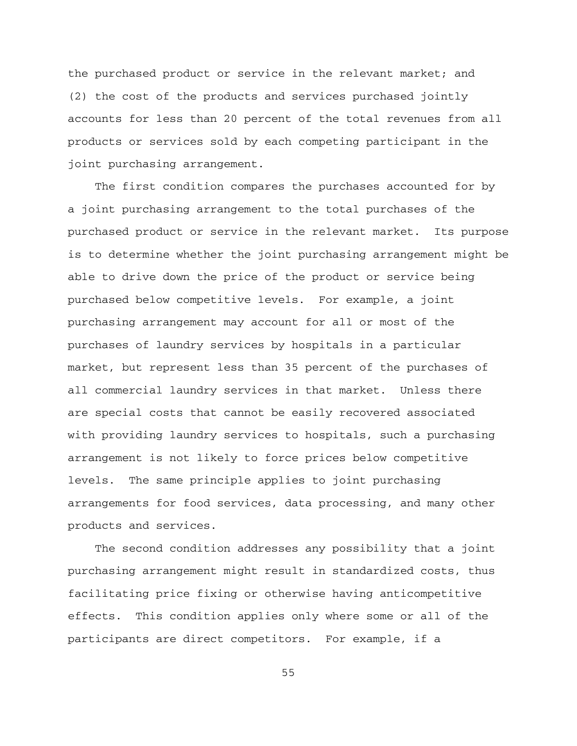the purchased product or service in the relevant market; and (2) the cost of the products and services purchased jointly accounts for less than 20 percent of the total revenues from all products or services sold by each competing participant in the joint purchasing arrangement.

The first condition compares the purchases accounted for by a joint purchasing arrangement to the total purchases of the purchased product or service in the relevant market. Its purpose is to determine whether the joint purchasing arrangement might be able to drive down the price of the product or service being purchased below competitive levels. For example, a joint purchasing arrangement may account for all or most of the purchases of laundry services by hospitals in a particular market, but represent less than 35 percent of the purchases of all commercial laundry services in that market. Unless there are special costs that cannot be easily recovered associated with providing laundry services to hospitals, such a purchasing arrangement is not likely to force prices below competitive levels. The same principle applies to joint purchasing arrangements for food services, data processing, and many other products and services.

The second condition addresses any possibility that a joint purchasing arrangement might result in standardized costs, thus facilitating price fixing or otherwise having anticompetitive effects. This condition applies only where some or all of the participants are direct competitors. For example, if a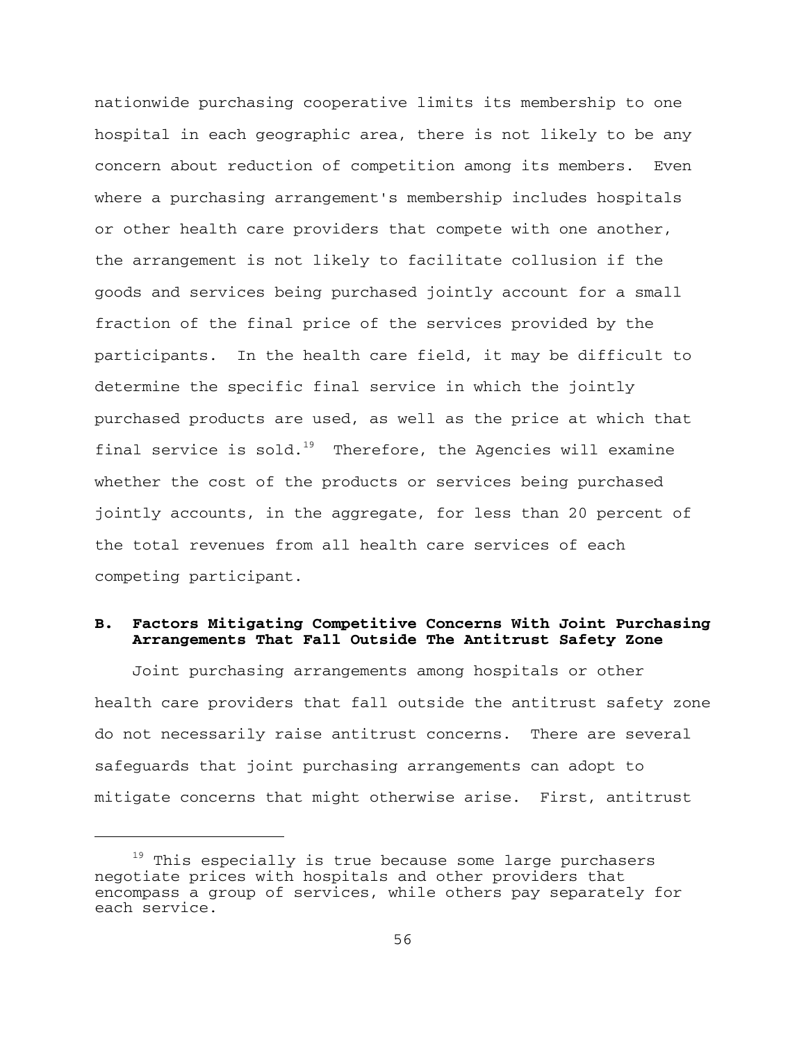nationwide purchasing cooperative limits its membership to one hospital in each geographic area, there is not likely to be any concern about reduction of competition among its members. Even where a purchasing arrangement's membership includes hospitals or other health care providers that compete with one another, the arrangement is not likely to facilitate collusion if the goods and services being purchased jointly account for a small fraction of the final price of the services provided by the participants. In the health care field, it may be difficult to determine the specific final service in which the jointly purchased products are used, as well as the price at which that final service is sold.[19] Therefore, the Agencies will examine whether the cost of the products or services being purchased jointly accounts, in the aggregate, for less than 20 percent of the total revenues from all health care services of each competing participant.

## B. Factors Mitigating Competitive Concerns With Joint Purchasing Arrangements That Fall Outside The Antitrust Safety Zone

Joint purchasing arrangements among hospitals or other health care providers that fall outside the antitrust safety zone do not necessarily raise antitrust concerns. There are several safeguards that joint purchasing arrangements can adopt to mitigate concerns that might otherwise arise. First, antitrust

---

[19] This especially is true because some large purchasers negotiate prices with hospitals and other providers that encompass a group of services, while others pay separately for each service.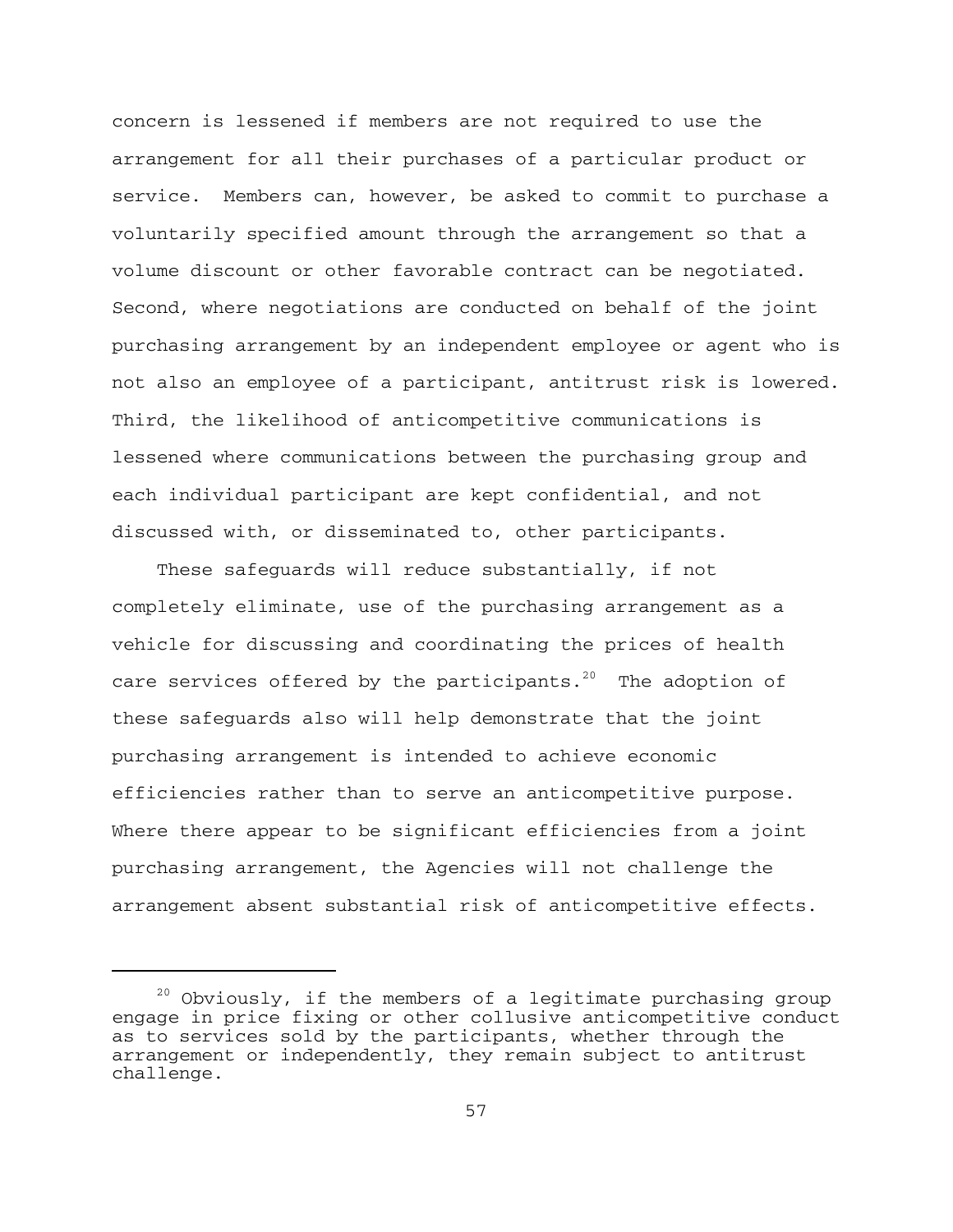concern is lessened if members are not required to use the arrangement for all their purchases of a particular product or service. Members can, however, be asked to commit to purchase a voluntarily specified amount through the arrangement so that a volume discount or other favorable contract can be negotiated. Second, where negotiations are conducted on behalf of the joint purchasing arrangement by an independent employee or agent who is not also an employee of a participant, antitrust risk is lowered. Third, the likelihood of anticompetitive communications is lessened where communications between the purchasing group and each individual participant are kept confidential, and not discussed with, or disseminated to, other participants.

These safeguards will reduce substantially, if not completely eliminate, use of the purchasing arrangement as a vehicle for discussing and coordinating the prices of health care services offered by the participants.[20] The adoption of these safeguards also will help demonstrate that the joint purchasing arrangement is intended to achieve economic efficiencies rather than to serve an anticompetitive purpose. Where there appear to be significant efficiencies from a joint purchasing arrangement, the Agencies will not challenge the arrangement absent substantial risk of anticompetitive effects.

---

[20] Obviously, if the members of a legitimate purchasing group engage in price fixing or other collusive anticompetitive conduct as to services sold by the participants, whether through the arrangement or independently, they remain subject to antitrust challenge.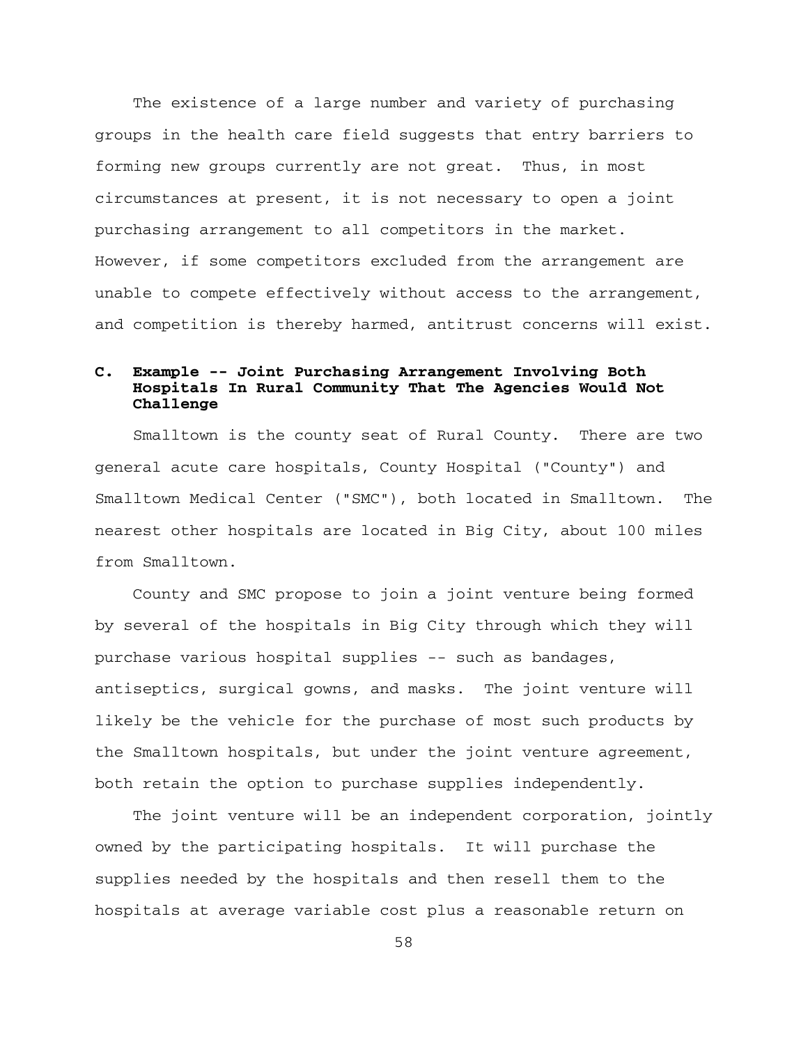The existence of a large number and variety of purchasing groups in the health care field suggests that entry barriers to forming new groups currently are not great. Thus, in most circumstances at present, it is not necessary to open a joint purchasing arrangement to all competitors in the market. However, if some competitors excluded from the arrangement are unable to compete effectively without access to the arrangement, and competition is thereby harmed, antitrust concerns will exist.

### C. Example -- Joint Purchasing Arrangement Involving Both Hospitals In Rural Community That The Agencies Would Not Challenge

Smalltown is the county seat of Rural County. There are two general acute care hospitals, County Hospital ("County") and Smalltown Medical Center ("SMC"), both located in Smalltown. The nearest other hospitals are located in Big City, about 100 miles from Smalltown.

County and SMC propose to join a joint venture being formed by several of the hospitals in Big City through which they will purchase various hospital supplies -- such as bandages, antiseptics, surgical gowns, and masks. The joint venture will likely be the vehicle for the purchase of most such products by the Smalltown hospitals, but under the joint venture agreement, both retain the option to purchase supplies independently.

The joint venture will be an independent corporation, jointly owned by the participating hospitals. It will purchase the supplies needed by the hospitals and then resell them to the hospitals at average variable cost plus a reasonable return on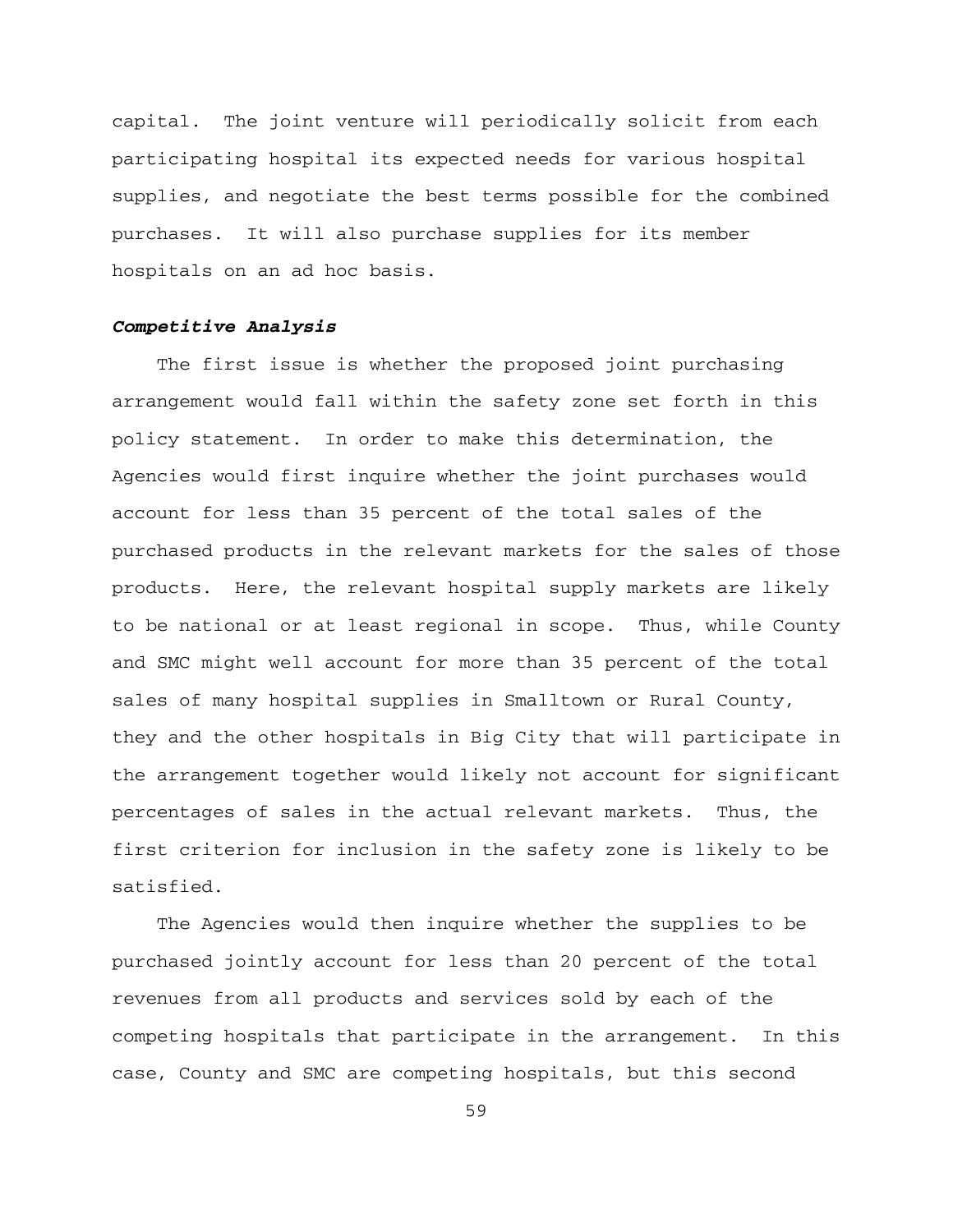capital. The joint venture will periodically solicit from each participating hospital its expected needs for various hospital supplies, and negotiate the best terms possible for the combined purchases. It will also purchase supplies for its member hospitals on an ad hoc basis.

***Competitive Analysis***

The first issue is whether the proposed joint purchasing arrangement would fall within the safety zone set forth in this policy statement. In order to make this determination, the Agencies would first inquire whether the joint purchases would account for less than 35 percent of the total sales of the purchased products in the relevant markets for the sales of those products. Here, the relevant hospital supply markets are likely to be national or at least regional in scope. Thus, while County and SMC might well account for more than 35 percent of the total sales of many hospital supplies in Smalltown or Rural County, they and the other hospitals in Big City that will participate in the arrangement together would likely not account for significant percentages of sales in the actual relevant markets. Thus, the first criterion for inclusion in the safety zone is likely to be satisfied.

The Agencies would then inquire whether the supplies to be purchased jointly account for less than 20 percent of the total revenues from all products and services sold by each of the competing hospitals that participate in the arrangement. In this case, County and SMC are competing hospitals, but this second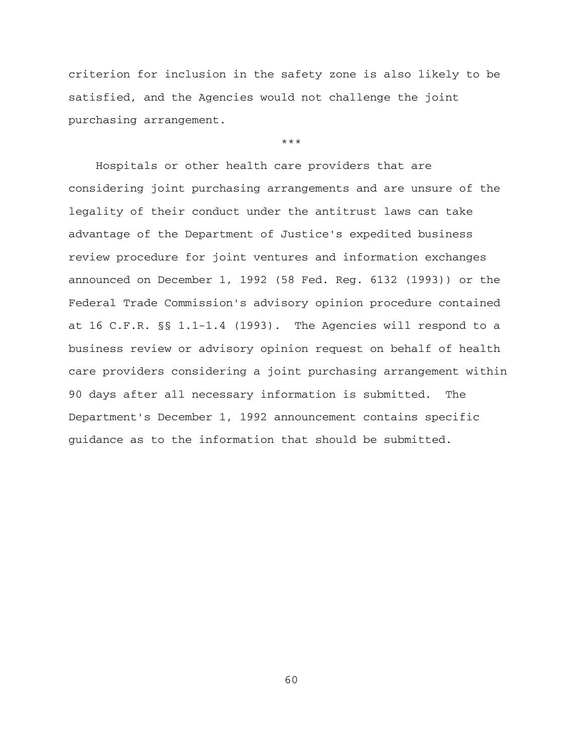criterion for inclusion in the safety zone is also likely to be satisfied, and the Agencies would not challenge the joint purchasing arrangement.

***

Hospitals or other health care providers that are considering joint purchasing arrangements and are unsure of the legality of their conduct under the antitrust laws can take advantage of the Department of Justice's expedited business review procedure for joint ventures and information exchanges announced on December 1, 1992 (58 Fed. Reg. 6132 (1993)) or the Federal Trade Commission's advisory opinion procedure contained at 16 C.F.R. §§ 1.1-1.4 (1993). The Agencies will respond to a business review or advisory opinion request on behalf of health care providers considering a joint purchasing arrangement within 90 days after all necessary information is submitted. The Department's December 1, 1992 announcement contains specific guidance as to the information that should be submitted.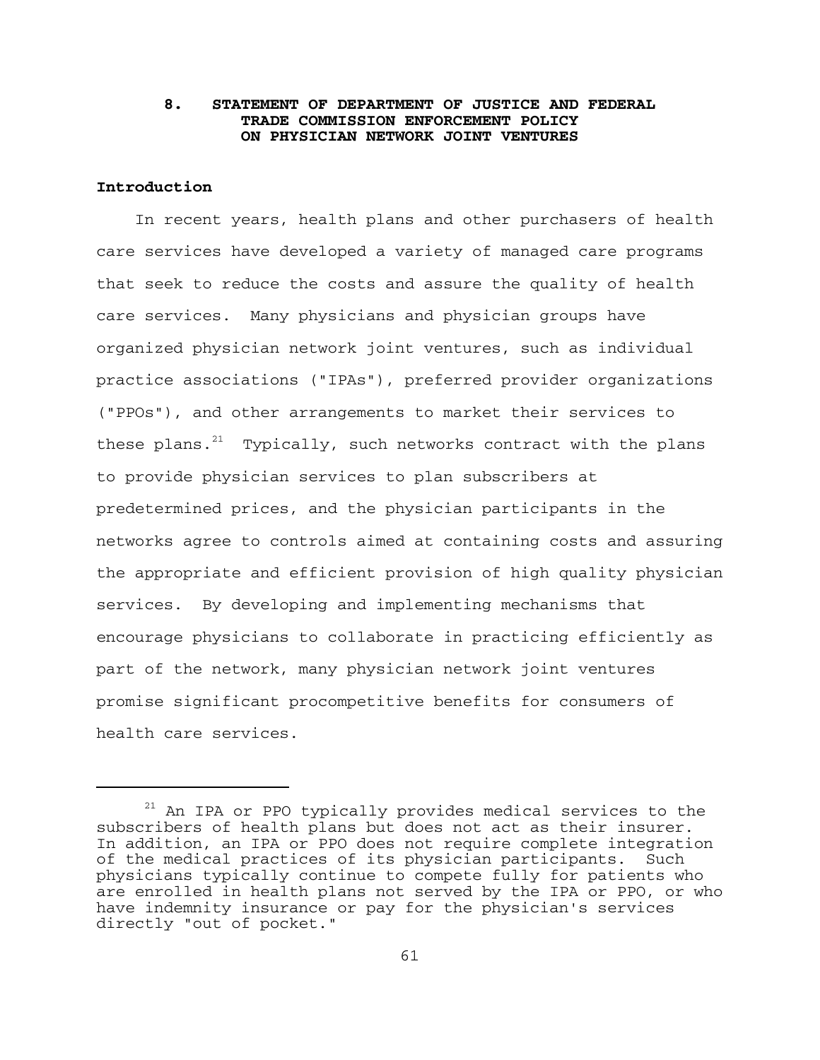## 8. STATEMENT OF DEPARTMENT OF JUSTICE AND FEDERAL TRADE COMMISSION ENFORCEMENT POLICY ON PHYSICIAN NETWORK JOINT VENTURES

**Introduction**

In recent years, health plans and other purchasers of health care services have developed a variety of managed care programs that seek to reduce the costs and assure the quality of health care services. Many physicians and physician groups have organized physician network joint ventures, such as individual practice associations ("IPAs"), preferred provider organizations ("PPOs"), and other arrangements to market their services to these plans.[21] Typically, such networks contract with the plans to provide physician services to plan subscribers at predetermined prices, and the physician participants in the networks agree to controls aimed at containing costs and assuring the appropriate and efficient provision of high quality physician services. By developing and implementing mechanisms that encourage physicians to collaborate in practicing efficiently as part of the network, many physician network joint ventures promise significant procompetitive benefits for consumers of health care services.

---

[21] An IPA or PPO typically provides medical services to the subscribers of health plans but does not act as their insurer. In addition, an IPA or PPO does not require complete integration of the medical practices of its physician participants. Such physicians typically continue to compete fully for patients who are enrolled in health plans not served by the IPA or PPO, or who have indemnity insurance or pay for the physician's services directly "out of pocket."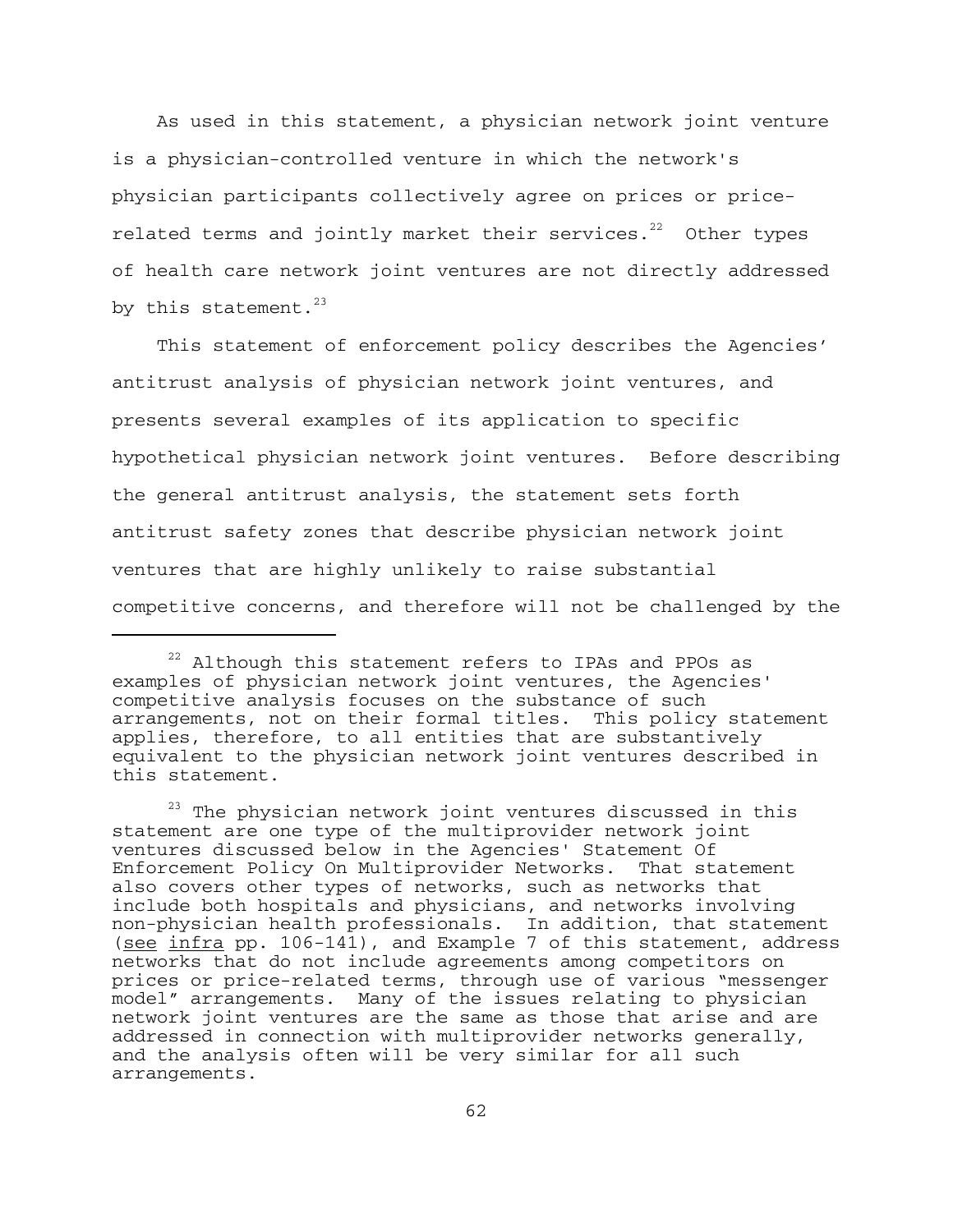As used in this statement, a physician network joint venture is a physician-controlled venture in which the network's physician participants collectively agree on prices or price-related terms and jointly market their services.[22] Other types of health care network joint ventures are not directly addressed by this statement.[23]

This statement of enforcement policy describes the Agencies' antitrust analysis of physician network joint ventures, and presents several examples of its application to specific hypothetical physician network joint ventures. Before describing the general antitrust analysis, the statement sets forth antitrust safety zones that describe physician network joint ventures that are highly unlikely to raise substantial competitive concerns, and therefore will not be challenged by the

---

[22] Although this statement refers to IPAs and PPOs as examples of physician network joint ventures, the Agencies' competitive analysis focuses on the substance of such arrangements, not on their formal titles. This policy statement applies, therefore, to all entities that are substantively equivalent to the physician network joint ventures described in this statement.

[23] The physician network joint ventures discussed in this statement are one type of the multiprovider network joint ventures discussed below in the Agencies' Statement Of Enforcement Policy On Multiprovider Networks. That statement also covers other types of networks, such as networks that include both hospitals and physicians, and networks involving non-physician health professionals. In addition, that statement (see infra pp. 106-141), and Example 7 of this statement, address networks that do not include agreements among competitors on prices or price-related terms, through use of various "messenger model" arrangements. Many of the issues relating to physician network joint ventures are the same as those that arise and are addressed in connection with multiprovider networks generally, and the analysis often will be very similar for all such arrangements.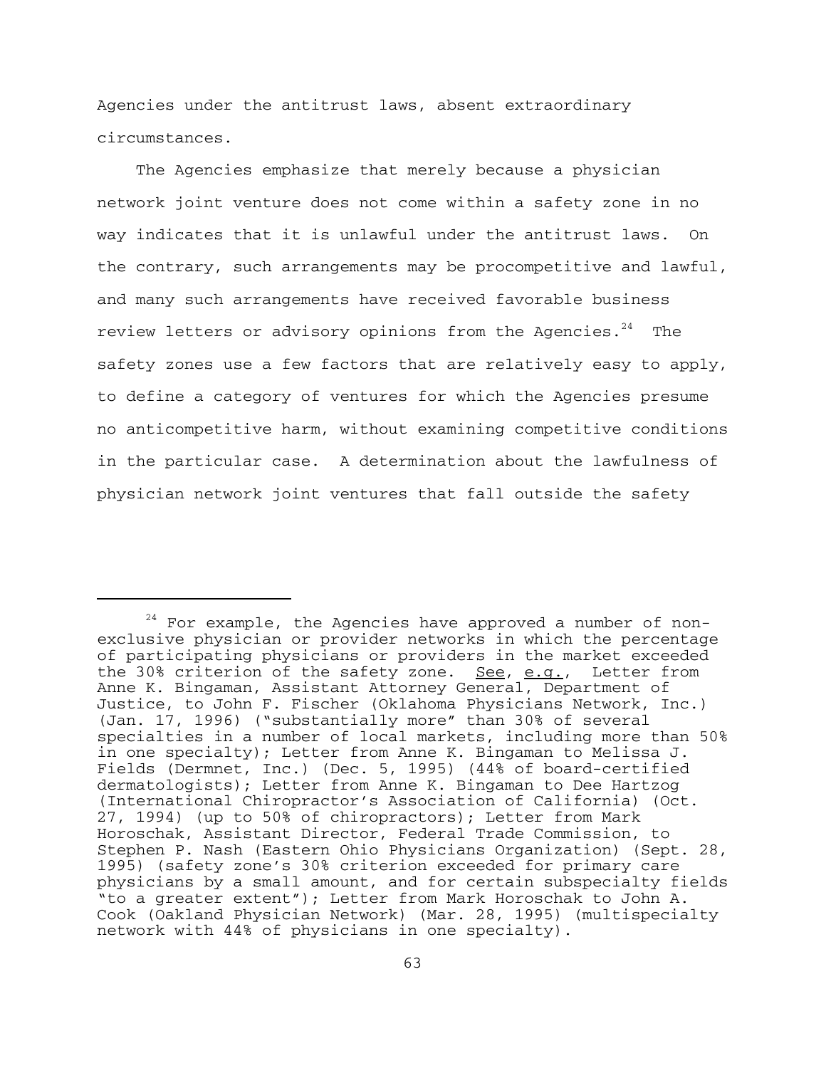Agencies under the antitrust laws, absent extraordinary circumstances.

The Agencies emphasize that merely because a physician network joint venture does not come within a safety zone in no way indicates that it is unlawful under the antitrust laws. On the contrary, such arrangements may be procompetitive and lawful, and many such arrangements have received favorable business review letters or advisory opinions from the Agencies.[24] The safety zones use a few factors that are relatively easy to apply, to define a category of ventures for which the Agencies presume no anticompetitive harm, without examining competitive conditions in the particular case. A determination about the lawfulness of physician network joint ventures that fall outside the safety

---

[24] For example, the Agencies have approved a number of non-exclusive physician or provider networks in which the percentage of participating physicians or providers in the market exceeded the 30% criterion of the safety zone. See, e.g., Letter from Anne K. Bingaman, Assistant Attorney General, Department of Justice, to John F. Fischer (Oklahoma Physicians Network, Inc.) (Jan. 17, 1996) ("substantially more" than 30% of several specialties in a number of local markets, including more than 50% in one specialty); Letter from Anne K. Bingaman to Melissa J. Fields (Dermnet, Inc.) (Dec. 5, 1995) (44% of board-certified dermatologists); Letter from Anne K. Bingaman to Dee Hartzog (International Chiropractor's Association of California) (Oct. 27, 1994) (up to 50% of chiropractors); Letter from Mark Horoschak, Assistant Director, Federal Trade Commission, to Stephen P. Nash (Eastern Ohio Physicians Organization) (Sept. 28, 1995) (safety zone's 30% criterion exceeded for primary care physicians by a small amount, and for certain subspecialty fields "to a greater extent"); Letter from Mark Horoschak to John A. Cook (Oakland Physician Network) (Mar. 28, 1995) (multispecialty network with 44% of physicians in one specialty).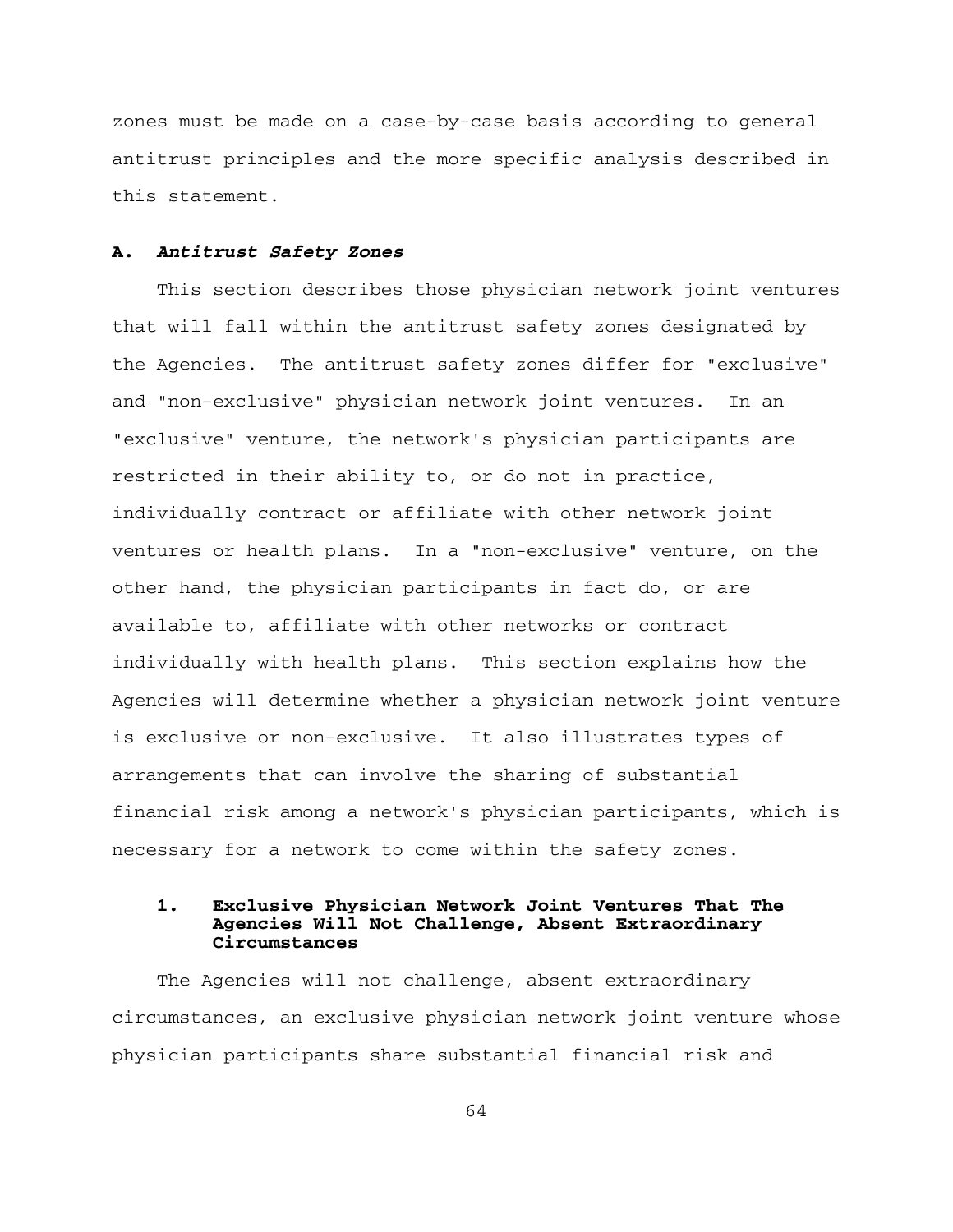zones must be made on a case-by-case basis according to general antitrust principles and the more specific analysis described in this statement.

### A. *Antitrust Safety Zones*

This section describes those physician network joint ventures that will fall within the antitrust safety zones designated by the Agencies. The antitrust safety zones differ for "exclusive" and "non-exclusive" physician network joint ventures. In an "exclusive" venture, the network's physician participants are restricted in their ability to, or do not in practice, individually contract or affiliate with other network joint ventures or health plans. In a "non-exclusive" venture, on the other hand, the physician participants in fact do, or are available to, affiliate with other networks or contract individually with health plans. This section explains how the Agencies will determine whether a physician network joint venture is exclusive or non-exclusive. It also illustrates types of arrangements that can involve the sharing of substantial financial risk among a network's physician participants, which is necessary for a network to come within the safety zones.

#### 1. Exclusive Physician Network Joint Ventures That The Agencies Will Not Challenge, Absent Extraordinary Circumstances

The Agencies will not challenge, absent extraordinary circumstances, an exclusive physician network joint venture whose physician participants share substantial financial risk and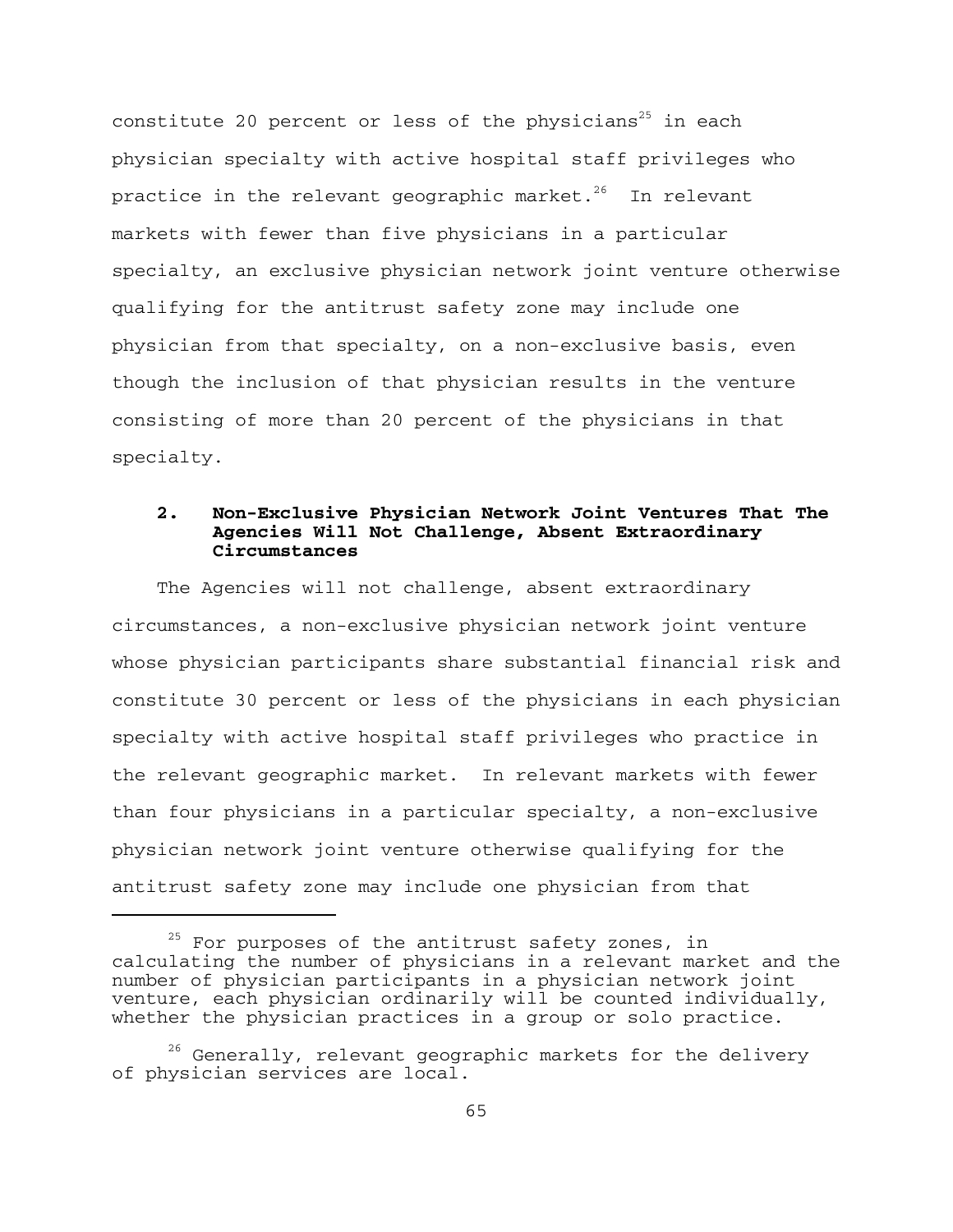constitute 20 percent or less of the physicians[25] in each physician specialty with active hospital staff privileges who practice in the relevant geographic market.[26] In relevant markets with fewer than five physicians in a particular specialty, an exclusive physician network joint venture otherwise qualifying for the antitrust safety zone may include one physician from that specialty, on a non-exclusive basis, even though the inclusion of that physician results in the venture consisting of more than 20 percent of the physicians in that specialty.

### 2. Non-Exclusive Physician Network Joint Ventures That The Agencies Will Not Challenge, Absent Extraordinary Circumstances

The Agencies will not challenge, absent extraordinary circumstances, a non-exclusive physician network joint venture whose physician participants share substantial financial risk and constitute 30 percent or less of the physicians in each physician specialty with active hospital staff privileges who practice in the relevant geographic market. In relevant markets with fewer than four physicians in a particular specialty, a non-exclusive physician network joint venture otherwise qualifying for the antitrust safety zone may include one physician from that

---

[25] For purposes of the antitrust safety zones, in calculating the number of physicians in a relevant market and the number of physician participants in a physician network joint venture, each physician ordinarily will be counted individually, whether the physician practices in a group or solo practice.

[26] Generally, relevant geographic markets for the delivery of physician services are local.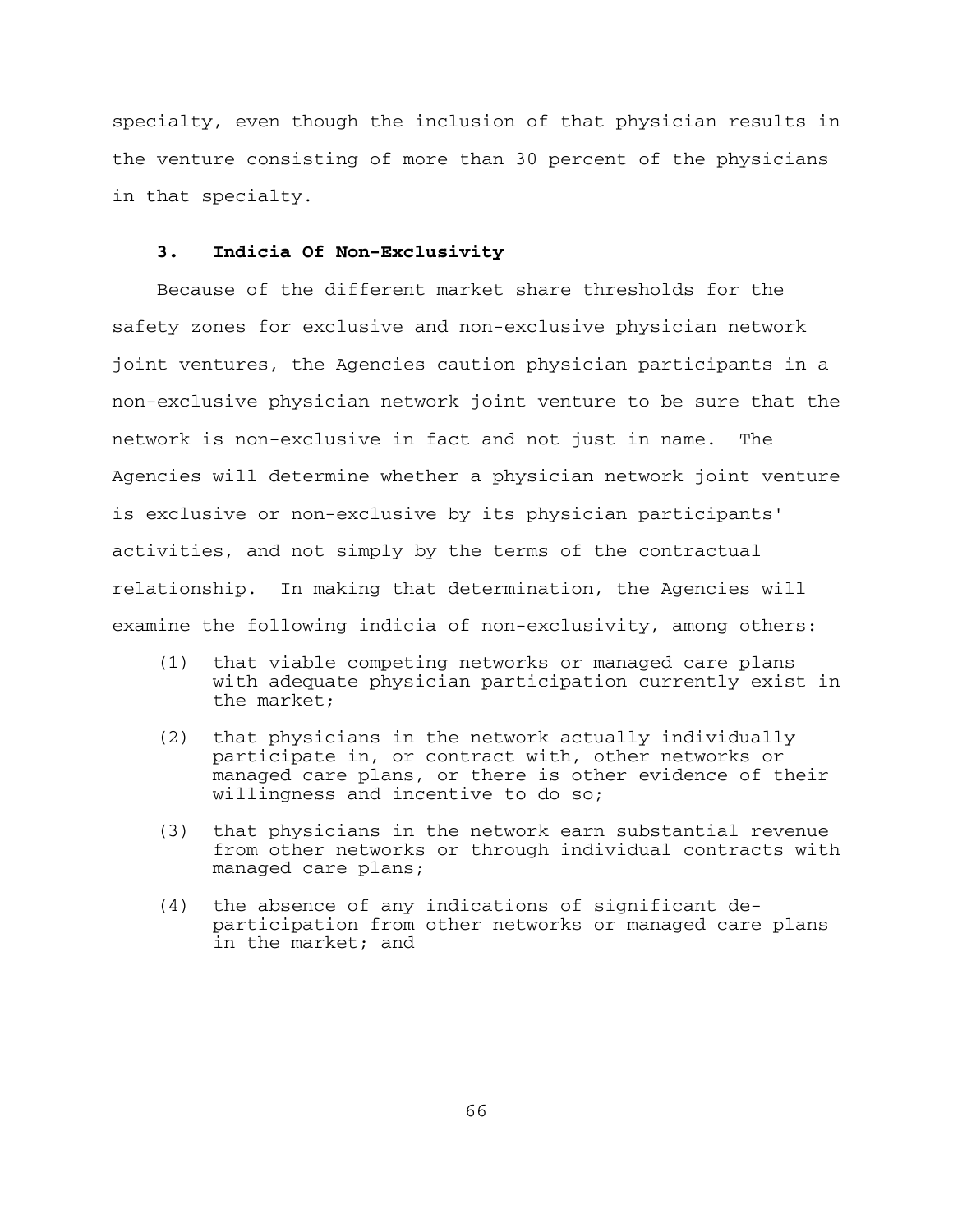specialty, even though the inclusion of that physician results in the venture consisting of more than 30 percent of the physicians in that specialty.

### 3. Indicia Of Non-Exclusivity

Because of the different market share thresholds for the safety zones for exclusive and non-exclusive physician network joint ventures, the Agencies caution physician participants in a non-exclusive physician network joint venture to be sure that the network is non-exclusive in fact and not just in name. The Agencies will determine whether a physician network joint venture is exclusive or non-exclusive by its physician participants' activities, and not simply by the terms of the contractual relationship. In making that determination, the Agencies will examine the following indicia of non-exclusivity, among others:

(1) that viable competing networks or managed care plans with adequate physician participation currently exist in the market;

(2) that physicians in the network actually individually participate in, or contract with, other networks or managed care plans, or there is other evidence of their willingness and incentive to do so;

(3) that physicians in the network earn substantial revenue from other networks or through individual contracts with managed care plans;

(4) the absence of any indications of significant de-participation from other networks or managed care plans in the market; and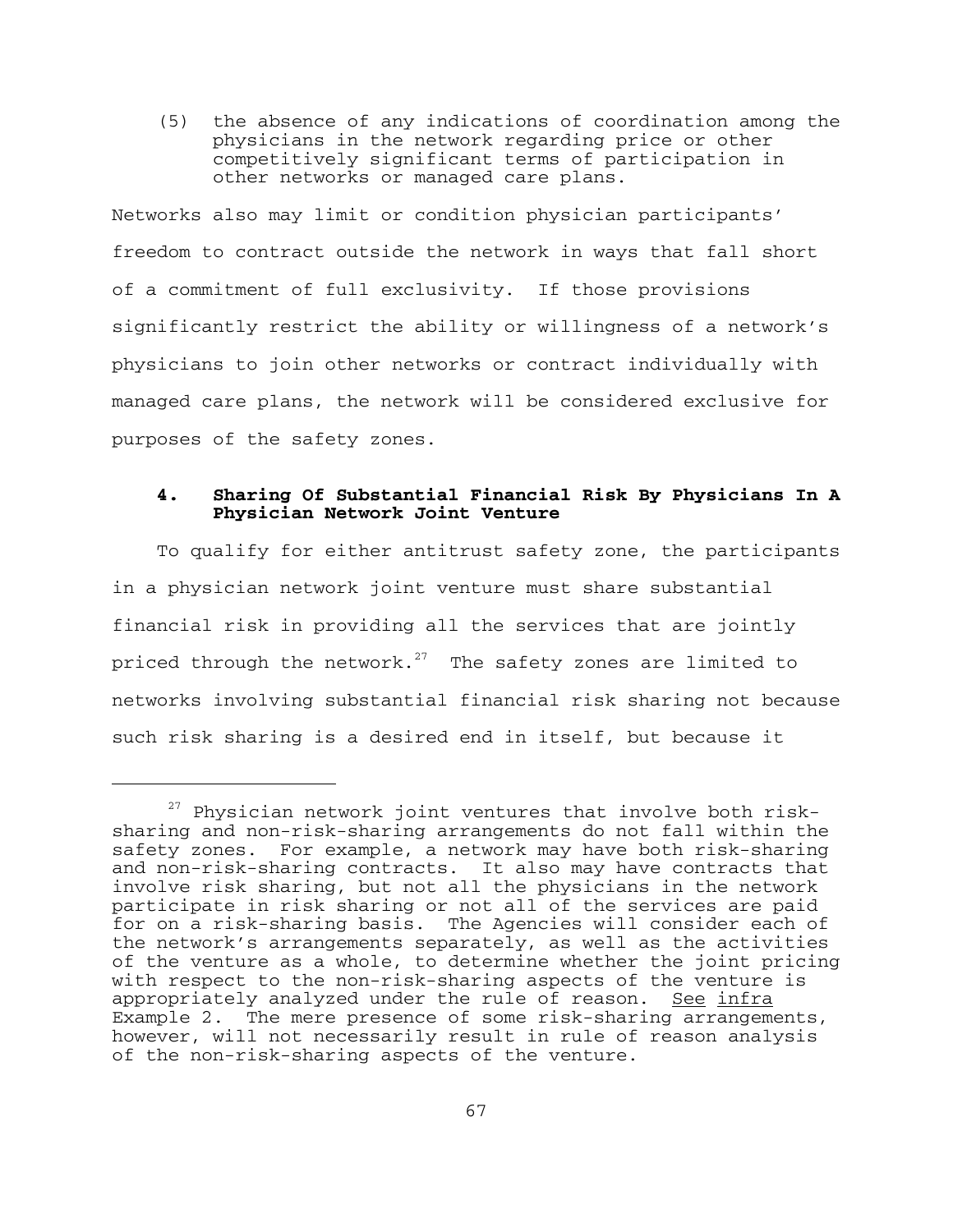(5) the absence of any indications of coordination among the physicians in the network regarding price or other competitively significant terms of participation in other networks or managed care plans.

Networks also may limit or condition physician participants' freedom to contract outside the network in ways that fall short of a commitment of full exclusivity. If those provisions significantly restrict the ability or willingness of a network's physicians to join other networks or contract individually with managed care plans, the network will be considered exclusive for purposes of the safety zones.

### 4. Sharing Of Substantial Financial Risk By Physicians In A Physician Network Joint Venture

To qualify for either antitrust safety zone, the participants in a physician network joint venture must share substantial financial risk in providing all the services that are jointly priced through the network.[27] The safety zones are limited to networks involving substantial financial risk sharing not because such risk sharing is a desired end in itself, but because it

---

[27] Physician network joint ventures that involve both risk-sharing and non-risk-sharing arrangements do not fall within the safety zones. For example, a network may have both risk-sharing and non-risk-sharing contracts. It also may have contracts that involve risk sharing, but not all the physicians in the network participate in risk sharing or not all of the services are paid for on a risk-sharing basis. The Agencies will consider each of the network's arrangements separately, as well as the activities of the venture as a whole, to determine whether the joint pricing with respect to the non-risk-sharing aspects of the venture is appropriately analyzed under the rule of reason. See infra Example 2. The mere presence of some risk-sharing arrangements, however, will not necessarily result in rule of reason analysis of the non-risk-sharing aspects of the venture.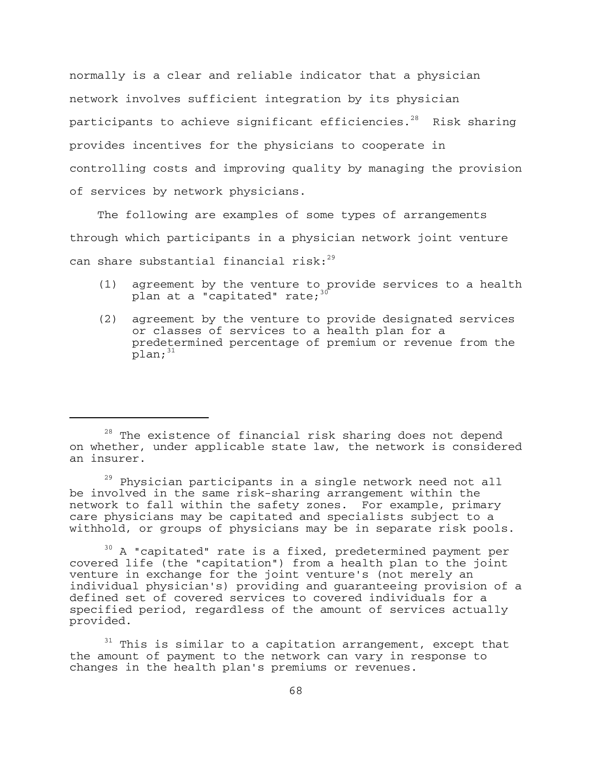normally is a clear and reliable indicator that a physician network involves sufficient integration by its physician participants to achieve significant efficiencies.[28] Risk sharing provides incentives for the physicians to cooperate in controlling costs and improving quality by managing the provision of services by network physicians.

The following are examples of some types of arrangements through which participants in a physician network joint venture can share substantial financial risk:[29]

(1) agreement by the venture to provide services to a health plan at a "capitated" rate;[30]

(2) agreement by the venture to provide designated services or classes of services to a health plan for a predetermined percentage of premium or revenue from the plan;[31]

---

[28] The existence of financial risk sharing does not depend on whether, under applicable state law, the network is considered an insurer.

[29] Physician participants in a single network need not all be involved in the same risk-sharing arrangement within the network to fall within the safety zones. For example, primary care physicians may be capitated and specialists subject to a withhold, or groups of physicians may be in separate risk pools.

[30] A "capitated" rate is a fixed, predetermined payment per covered life (the "capitation") from a health plan to the joint venture in exchange for the joint venture's (not merely an individual physician's) providing and guaranteeing provision of a defined set of covered services to covered individuals for a specified period, regardless of the amount of services actually provided.

[31] This is similar to a capitation arrangement, except that the amount of payment to the network can vary in response to changes in the health plan's premiums or revenues.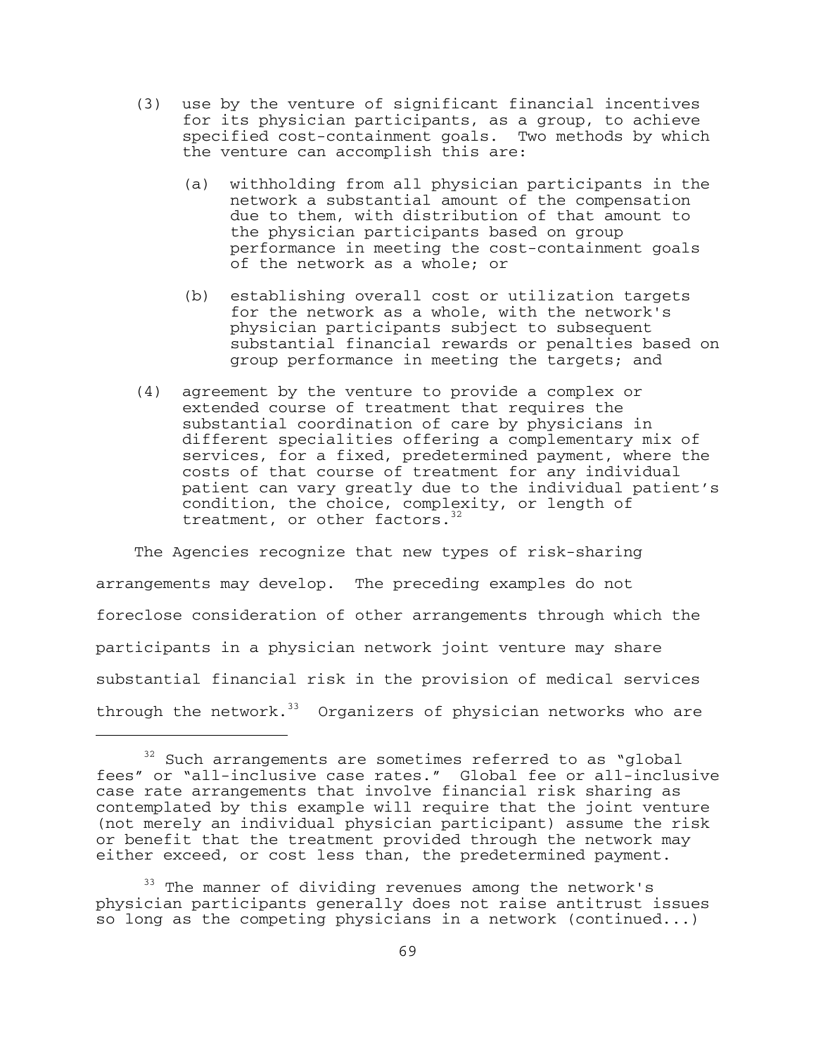(3) use by the venture of significant financial incentives for its physician participants, as a group, to achieve specified cost-containment goals. Two methods by which the venture can accomplish this are:

   (a) withholding from all physician participants in the network a substantial amount of the compensation due to them, with distribution of that amount to the physician participants based on group performance in meeting the cost-containment goals of the network as a whole; or

   (b) establishing overall cost or utilization targets for the network as a whole, with the network's physician participants subject to subsequent substantial financial rewards or penalties based on group performance in meeting the targets; and

(4) agreement by the venture to provide a complex or extended course of treatment that requires the substantial coordination of care by physicians in different specialities offering a complementary mix of services, for a fixed, predetermined payment, where the costs of that course of treatment for any individual patient can vary greatly due to the individual patient's condition, the choice, complexity, or length of treatment, or other factors.[32]

The Agencies recognize that new types of risk-sharing arrangements may develop. The preceding examples do not foreclose consideration of other arrangements through which the participants in a physician network joint venture may share substantial financial risk in the provision of medical services through the network.[33] Organizers of physician networks who are

---

[32] Such arrangements are sometimes referred to as "global fees" or "all-inclusive case rates." Global fee or all-inclusive case rate arrangements that involve financial risk sharing as contemplated by this example will require that the joint venture (not merely an individual physician participant) assume the risk or benefit that the treatment provided through the network may either exceed, or cost less than, the predetermined payment.

[33] The manner of dividing revenues among the network's physician participants generally does not raise antitrust issues so long as the competing physicians in a network (continued...)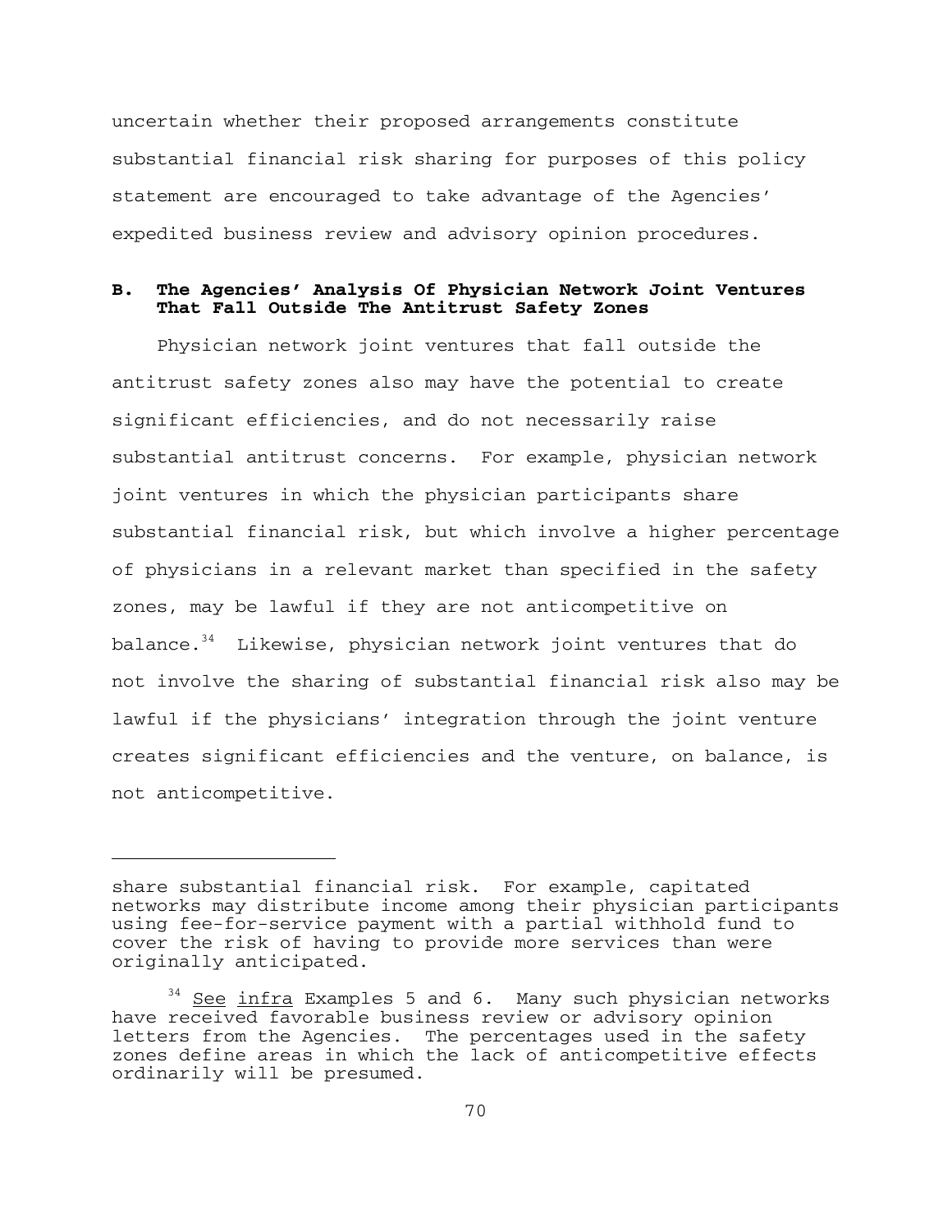uncertain whether their proposed arrangements constitute substantial financial risk sharing for purposes of this policy statement are encouraged to take advantage of the Agencies' expedited business review and advisory opinion procedures.

### B. The Agencies' Analysis Of Physician Network Joint Ventures That Fall Outside The Antitrust Safety Zones

Physician network joint ventures that fall outside the antitrust safety zones also may have the potential to create significant efficiencies, and do not necessarily raise substantial antitrust concerns. For example, physician network joint ventures in which the physician participants share substantial financial risk, but which involve a higher percentage of physicians in a relevant market than specified in the safety zones, may be lawful if they are not anticompetitive on balance.[34] Likewise, physician network joint ventures that do not involve the sharing of substantial financial risk also may be lawful if the physicians' integration through the joint venture creates significant efficiencies and the venture, on balance, is not anticompetitive.

---

share substantial financial risk. For example, capitated networks may distribute income among their physician participants using fee-for-service payment with a partial withhold fund to cover the risk of having to provide more services than were originally anticipated.

[34] See infra Examples 5 and 6. Many such physician networks have received favorable business review or advisory opinion letters from the Agencies. The percentages used in the safety zones define areas in which the lack of anticompetitive effects ordinarily will be presumed.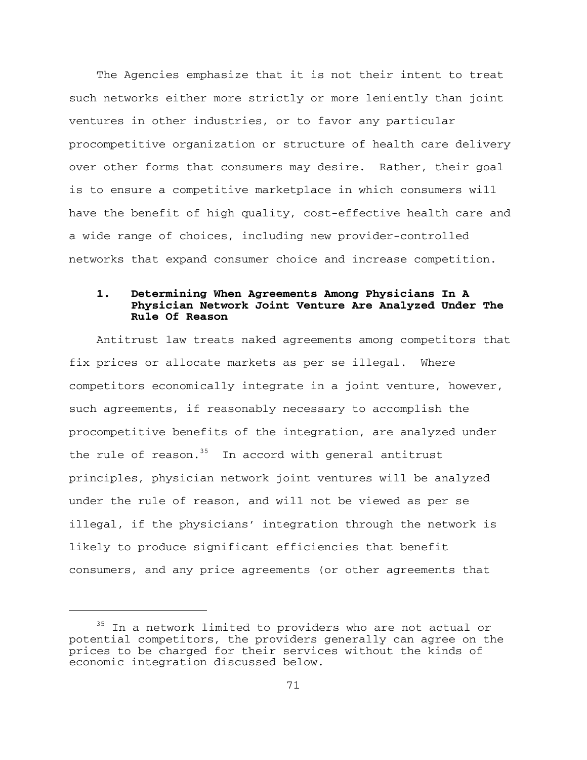The Agencies emphasize that it is not their intent to treat such networks either more strictly or more leniently than joint ventures in other industries, or to favor any particular procompetitive organization or structure of health care delivery over other forms that consumers may desire. Rather, their goal is to ensure a competitive marketplace in which consumers will have the benefit of high quality, cost-effective health care and a wide range of choices, including new provider-controlled networks that expand consumer choice and increase competition.

### 1. Determining When Agreements Among Physicians In A Physician Network Joint Venture Are Analyzed Under The Rule Of Reason

Antitrust law treats naked agreements among competitors that fix prices or allocate markets as per se illegal. Where competitors economically integrate in a joint venture, however, such agreements, if reasonably necessary to accomplish the procompetitive benefits of the integration, are analyzed under the rule of reason.[35] In accord with general antitrust principles, physician network joint ventures will be analyzed under the rule of reason, and will not be viewed as per se illegal, if the physicians' integration through the network is likely to produce significant efficiencies that benefit consumers, and any price agreements (or other agreements that

---

[35] In a network limited to providers who are not actual or potential competitors, the providers generally can agree on the prices to be charged for their services without the kinds of economic integration discussed below.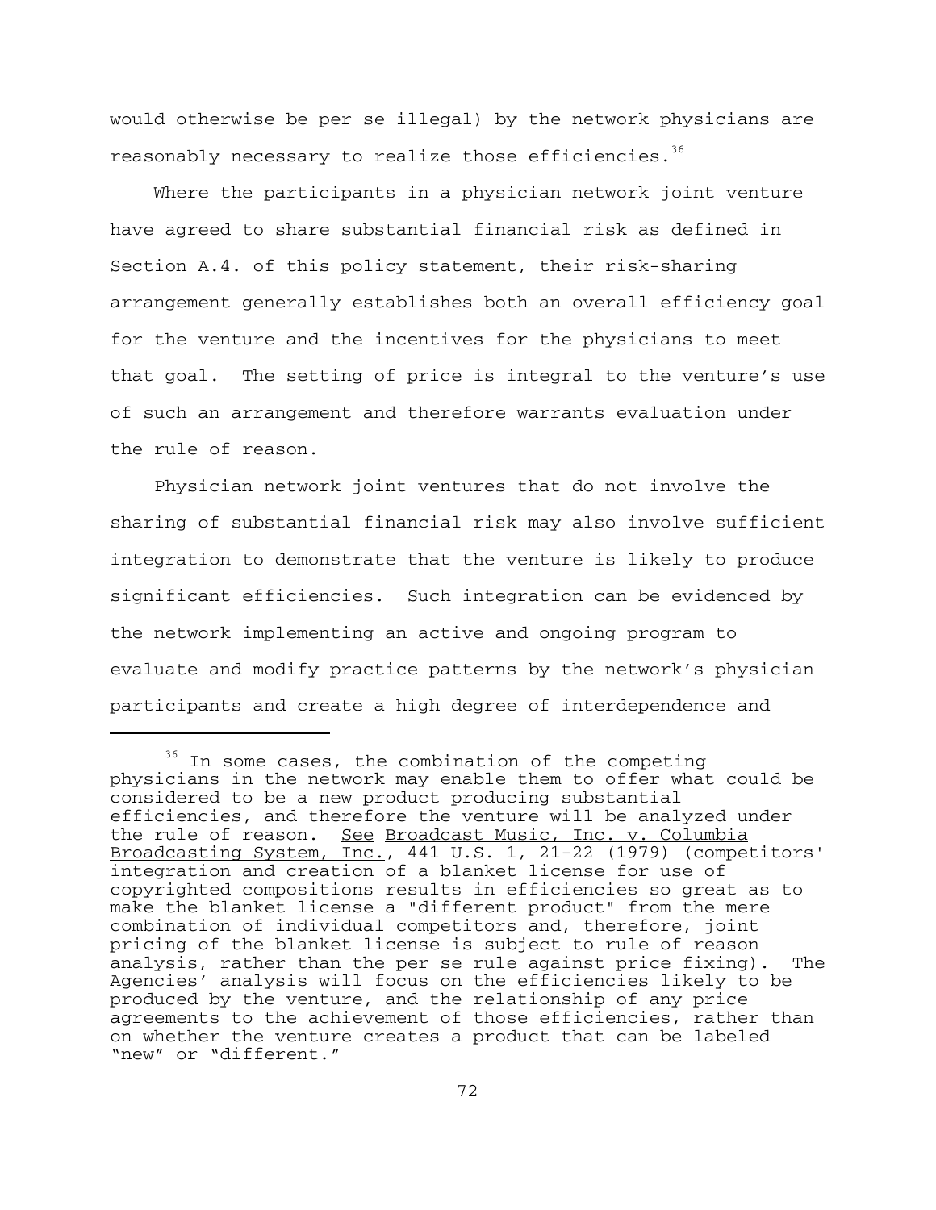would otherwise be per se illegal) by the network physicians are reasonably necessary to realize those efficiencies.[36]

Where the participants in a physician network joint venture have agreed to share substantial financial risk as defined in Section A.4. of this policy statement, their risk-sharing arrangement generally establishes both an overall efficiency goal for the venture and the incentives for the physicians to meet that goal. The setting of price is integral to the venture's use of such an arrangement and therefore warrants evaluation under the rule of reason.

Physician network joint ventures that do not involve the sharing of substantial financial risk may also involve sufficient integration to demonstrate that the venture is likely to produce significant efficiencies. Such integration can be evidenced by the network implementing an active and ongoing program to evaluate and modify practice patterns by the network's physician participants and create a high degree of interdependence and

---

[36] In some cases, the combination of the competing physicians in the network may enable them to offer what could be considered to be a new product producing substantial efficiencies, and therefore the venture will be analyzed under the rule of reason. See Broadcast Music, Inc. v. Columbia Broadcasting System, Inc., 441 U.S. 1, 21-22 (1979) (competitors' integration and creation of a blanket license for use of copyrighted compositions results in efficiencies so great as to make the blanket license a "different product" from the mere combination of individual competitors and, therefore, joint pricing of the blanket license is subject to rule of reason analysis, rather than the per se rule against price fixing). The Agencies' analysis will focus on the efficiencies likely to be produced by the venture, and the relationship of any price agreements to the achievement of those efficiencies, rather than on whether the venture creates a product that can be labeled "new" or "different."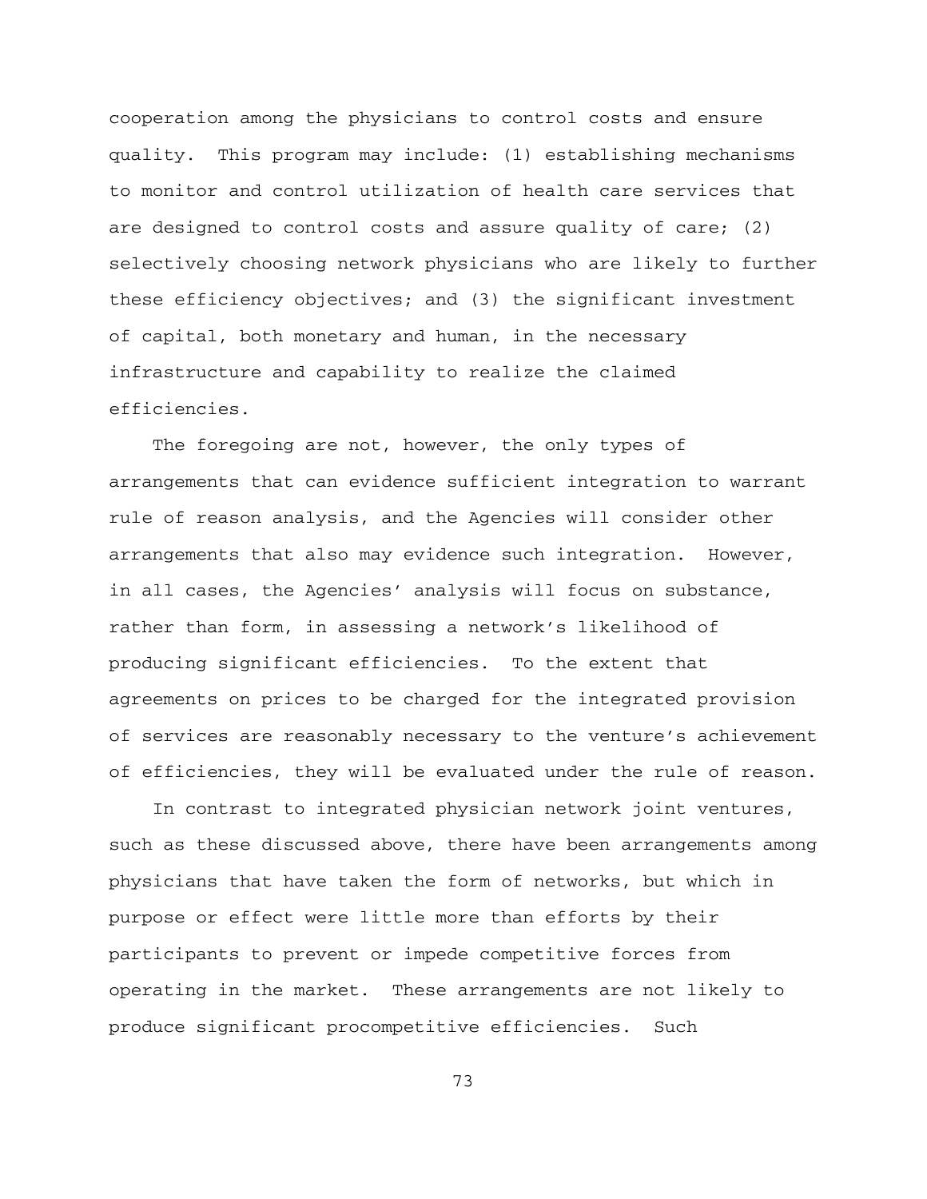cooperation among the physicians to control costs and ensure quality. This program may include: (1) establishing mechanisms to monitor and control utilization of health care services that are designed to control costs and assure quality of care; (2) selectively choosing network physicians who are likely to further these efficiency objectives; and (3) the significant investment of capital, both monetary and human, in the necessary infrastructure and capability to realize the claimed efficiencies.

The foregoing are not, however, the only types of arrangements that can evidence sufficient integration to warrant rule of reason analysis, and the Agencies will consider other arrangements that also may evidence such integration. However, in all cases, the Agencies' analysis will focus on substance, rather than form, in assessing a network's likelihood of producing significant efficiencies. To the extent that agreements on prices to be charged for the integrated provision of services are reasonably necessary to the venture's achievement of efficiencies, they will be evaluated under the rule of reason.

In contrast to integrated physician network joint ventures, such as these discussed above, there have been arrangements among physicians that have taken the form of networks, but which in purpose or effect were little more than efforts by their participants to prevent or impede competitive forces from operating in the market. These arrangements are not likely to produce significant procompetitive efficiencies. Such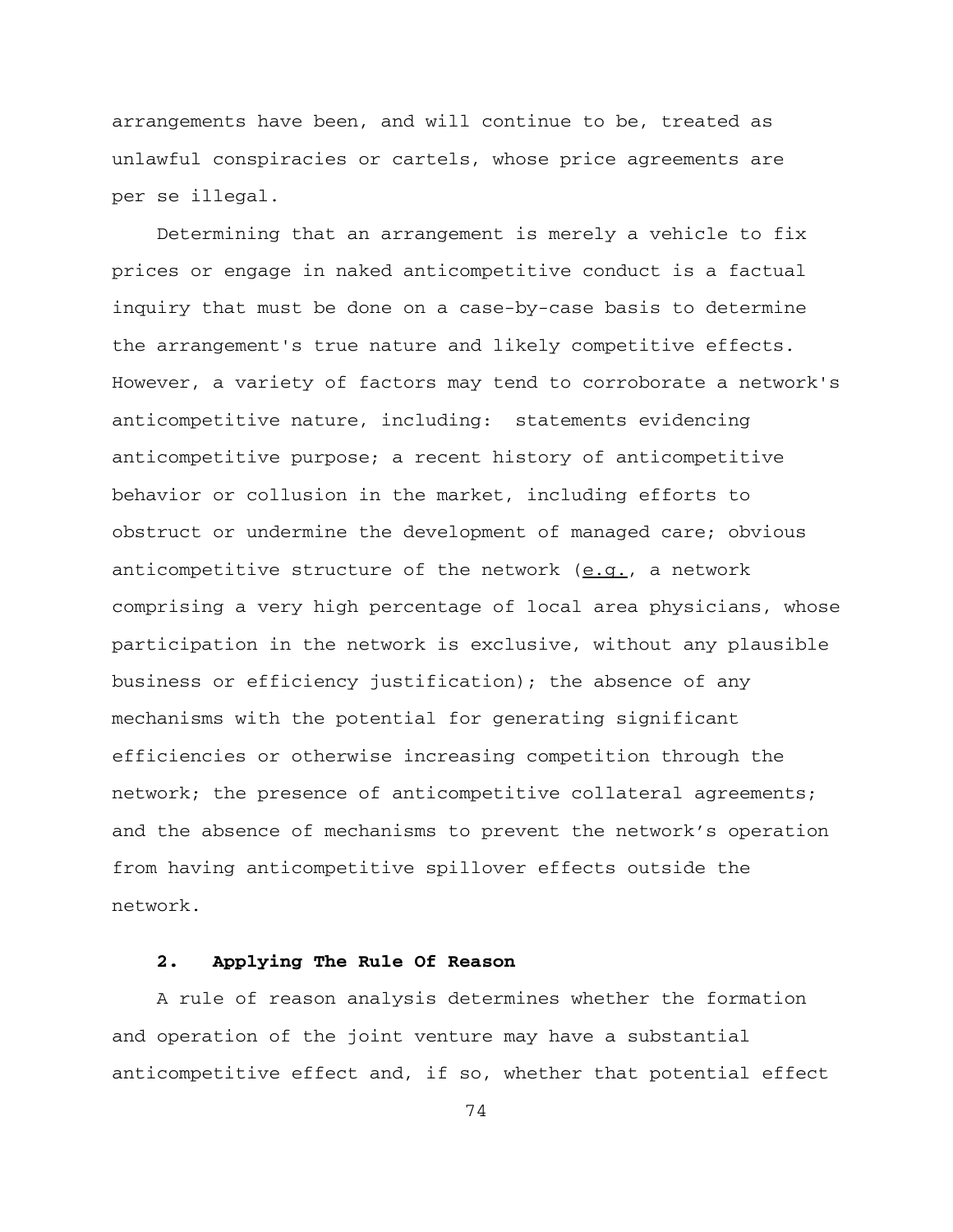arrangements have been, and will continue to be, treated as unlawful conspiracies or cartels, whose price agreements are per se illegal.

Determining that an arrangement is merely a vehicle to fix prices or engage in naked anticompetitive conduct is a factual inquiry that must be done on a case-by-case basis to determine the arrangement's true nature and likely competitive effects. However, a variety of factors may tend to corroborate a network's anticompetitive nature, including: statements evidencing anticompetitive purpose; a recent history of anticompetitive behavior or collusion in the market, including efforts to obstruct or undermine the development of managed care; obvious anticompetitive structure of the network (e.g., a network comprising a very high percentage of local area physicians, whose participation in the network is exclusive, without any plausible business or efficiency justification); the absence of any mechanisms with the potential for generating significant efficiencies or otherwise increasing competition through the network; the presence of anticompetitive collateral agreements; and the absence of mechanisms to prevent the network's operation from having anticompetitive spillover effects outside the network.

### 2. Applying The Rule Of Reason

A rule of reason analysis determines whether the formation and operation of the joint venture may have a substantial anticompetitive effect and, if so, whether that potential effect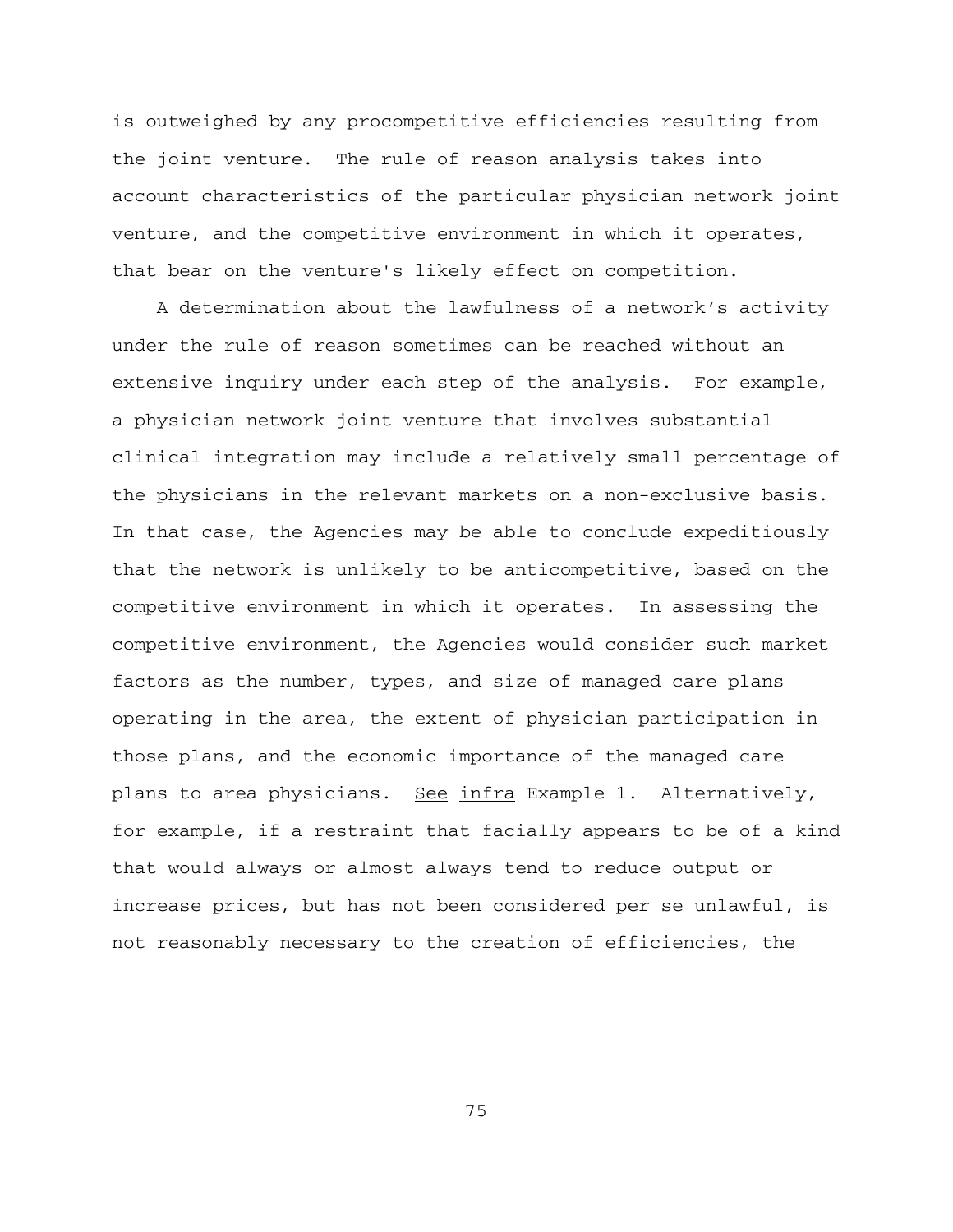is outweighed by any procompetitive efficiencies resulting from the joint venture. The rule of reason analysis takes into account characteristics of the particular physician network joint venture, and the competitive environment in which it operates, that bear on the venture's likely effect on competition.

A determination about the lawfulness of a network's activity under the rule of reason sometimes can be reached without an extensive inquiry under each step of the analysis. For example, a physician network joint venture that involves substantial clinical integration may include a relatively small percentage of the physicians in the relevant markets on a non-exclusive basis. In that case, the Agencies may be able to conclude expeditiously that the network is unlikely to be anticompetitive, based on the competitive environment in which it operates. In assessing the competitive environment, the Agencies would consider such market factors as the number, types, and size of managed care plans operating in the area, the extent of physician participation in those plans, and the economic importance of the managed care plans to area physicians. See infra Example 1. Alternatively, for example, if a restraint that facially appears to be of a kind that would always or almost always tend to reduce output or increase prices, but has not been considered per se unlawful, is not reasonably necessary to the creation of efficiencies, the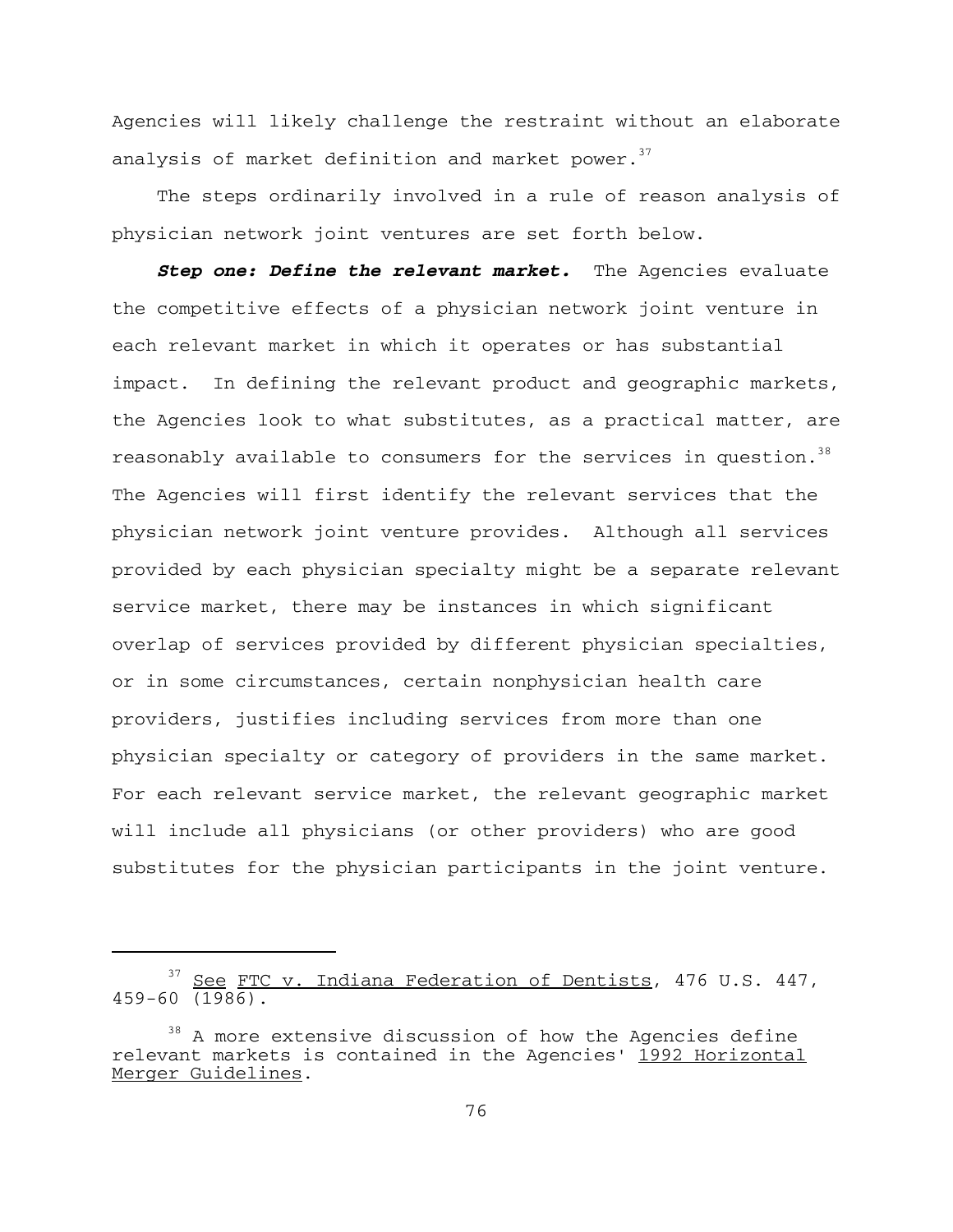Agencies will likely challenge the restraint without an elaborate analysis of market definition and market power.[37]

The steps ordinarily involved in a rule of reason analysis of physician network joint ventures are set forth below.

***Step one: Define the relevant market.*** The Agencies evaluate the competitive effects of a physician network joint venture in each relevant market in which it operates or has substantial impact. In defining the relevant product and geographic markets, the Agencies look to what substitutes, as a practical matter, are reasonably available to consumers for the services in question.[38] The Agencies will first identify the relevant services that the physician network joint venture provides. Although all services provided by each physician specialty might be a separate relevant service market, there may be instances in which significant overlap of services provided by different physician specialties, or in some circumstances, certain nonphysician health care providers, justifies including services from more than one physician specialty or category of providers in the same market. For each relevant service market, the relevant geographic market will include all physicians (or other providers) who are good substitutes for the physician participants in the joint venture.

---

[37] See FTC v. Indiana Federation of Dentists, 476 U.S. 447, 459-60 (1986).

[38] A more extensive discussion of how the Agencies define relevant markets is contained in the Agencies' 1992 Horizontal Merger Guidelines.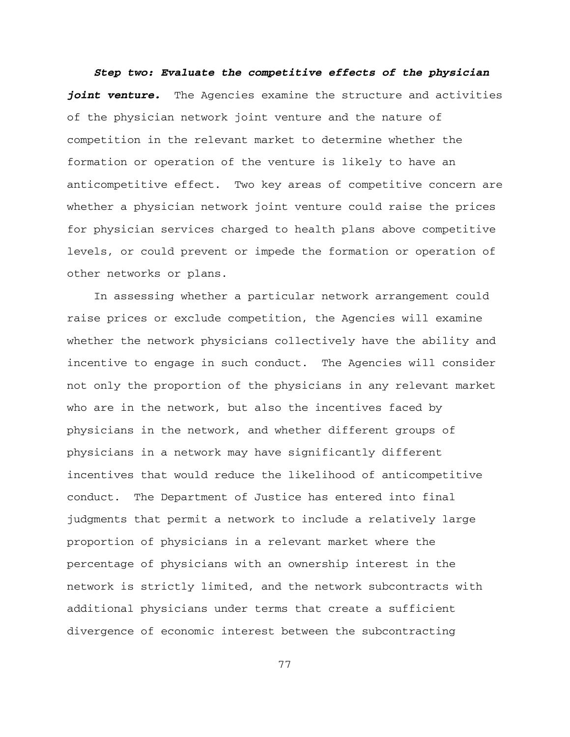***Step two: Evaluate the competitive effects of the physician joint venture.*** The Agencies examine the structure and activities of the physician network joint venture and the nature of competition in the relevant market to determine whether the formation or operation of the venture is likely to have an anticompetitive effect. Two key areas of competitive concern are whether a physician network joint venture could raise the prices for physician services charged to health plans above competitive levels, or could prevent or impede the formation or operation of other networks or plans.

In assessing whether a particular network arrangement could raise prices or exclude competition, the Agencies will examine whether the network physicians collectively have the ability and incentive to engage in such conduct. The Agencies will consider not only the proportion of the physicians in any relevant market who are in the network, but also the incentives faced by physicians in the network, and whether different groups of physicians in a network may have significantly different incentives that would reduce the likelihood of anticompetitive conduct. The Department of Justice has entered into final judgments that permit a network to include a relatively large proportion of physicians in a relevant market where the percentage of physicians with an ownership interest in the network is strictly limited, and the network subcontracts with additional physicians under terms that create a sufficient divergence of economic interest between the subcontracting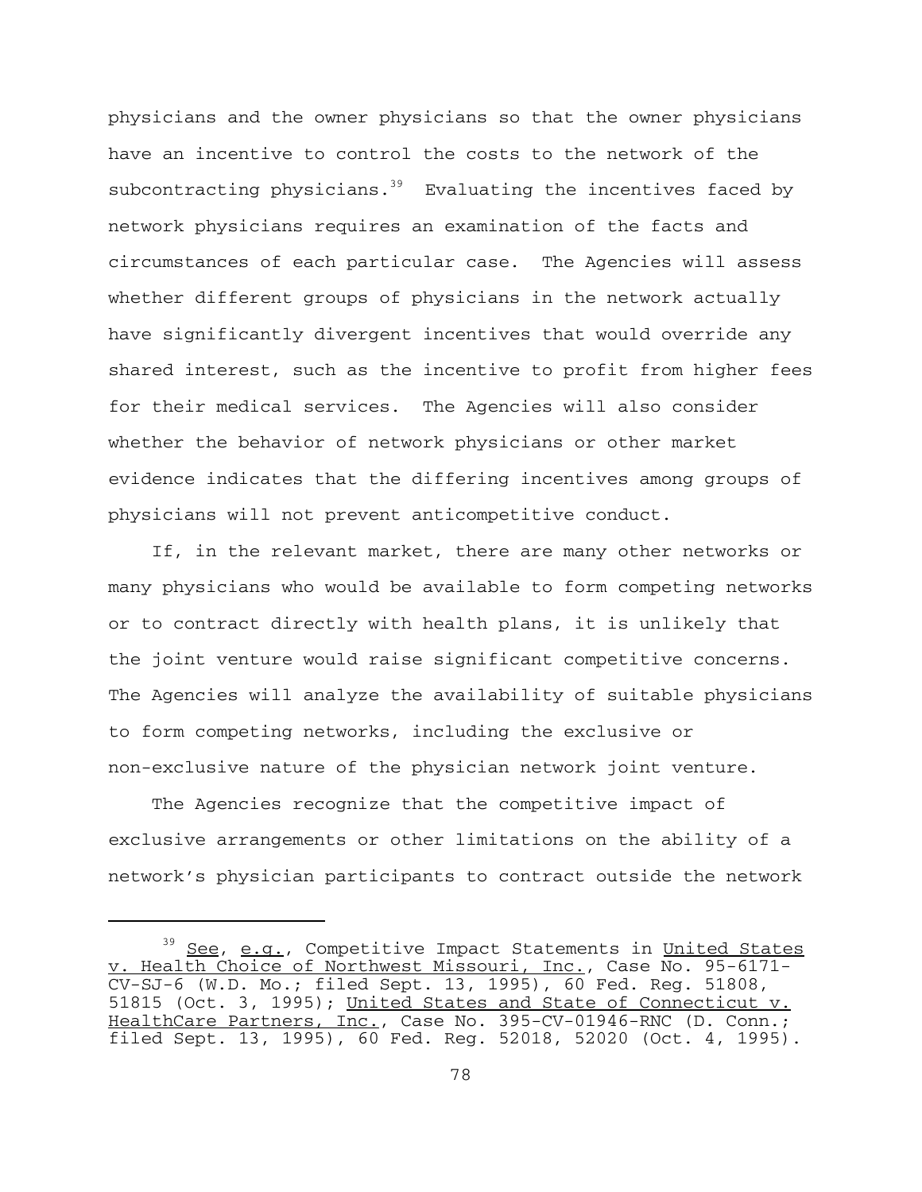physicians and the owner physicians so that the owner physicians have an incentive to control the costs to the network of the subcontracting physicians.[39] Evaluating the incentives faced by network physicians requires an examination of the facts and circumstances of each particular case. The Agencies will assess whether different groups of physicians in the network actually have significantly divergent incentives that would override any shared interest, such as the incentive to profit from higher fees for their medical services. The Agencies will also consider whether the behavior of network physicians or other market evidence indicates that the differing incentives among groups of physicians will not prevent anticompetitive conduct.

If, in the relevant market, there are many other networks or many physicians who would be available to form competing networks or to contract directly with health plans, it is unlikely that the joint venture would raise significant competitive concerns. The Agencies will analyze the availability of suitable physicians to form competing networks, including the exclusive or non-exclusive nature of the physician network joint venture.

The Agencies recognize that the competitive impact of exclusive arrangements or other limitations on the ability of a network's physician participants to contract outside the network

---

[39] See, e.g., Competitive Impact Statements in United States v. Health Choice of Northwest Missouri, Inc., Case No. 95-6171-CV-SJ-6 (W.D. Mo.; filed Sept. 13, 1995), 60 Fed. Reg. 51808, 51815 (Oct. 3, 1995); United States and State of Connecticut v. HealthCare Partners, Inc., Case No. 395-CV-01946-RNC (D. Conn.; filed Sept. 13, 1995), 60 Fed. Reg. 52018, 52020 (Oct. 4, 1995).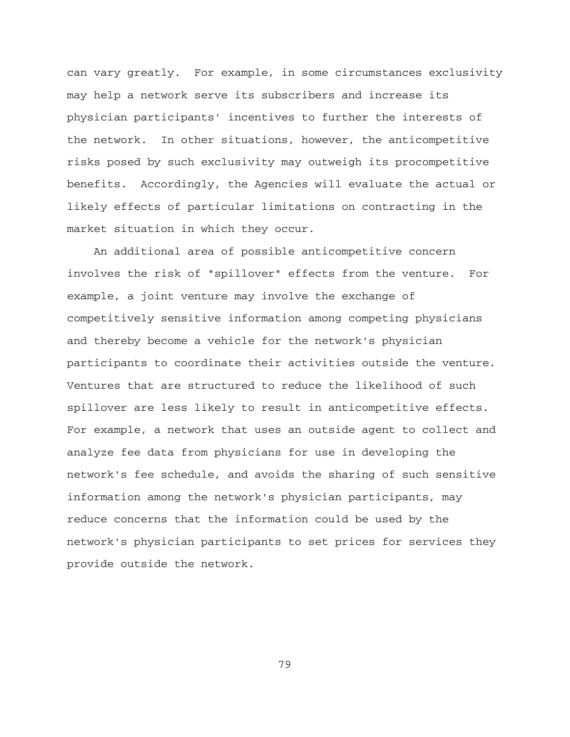can vary greatly. For example, in some circumstances exclusivity may help a network serve its subscribers and increase its physician participants' incentives to further the interests of the network. In other situations, however, the anticompetitive risks posed by such exclusivity may outweigh its procompetitive benefits. Accordingly, the Agencies will evaluate the actual or likely effects of particular limitations on contracting in the market situation in which they occur.

An additional area of possible anticompetitive concern involves the risk of "spillover" effects from the venture. For example, a joint venture may involve the exchange of competitively sensitive information among competing physicians and thereby become a vehicle for the network's physician participants to coordinate their activities outside the venture. Ventures that are structured to reduce the likelihood of such spillover are less likely to result in anticompetitive effects. For example, a network that uses an outside agent to collect and analyze fee data from physicians for use in developing the network's fee schedule, and avoids the sharing of such sensitive information among the network's physician participants, may reduce concerns that the information could be used by the network's physician participants to set prices for services they provide outside the network.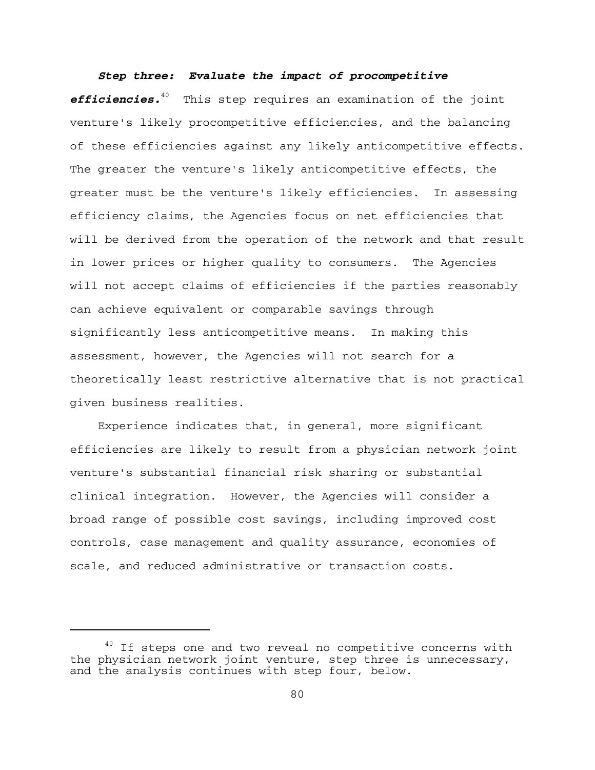***Step three: Evaluate the impact of procompetitive efficiencies.***[40] This step requires an examination of the joint venture's likely procompetitive efficiencies, and the balancing of these efficiencies against any likely anticompetitive effects. The greater the venture's likely anticompetitive effects, the greater must be the venture's likely efficiencies. In assessing efficiency claims, the Agencies focus on net efficiencies that will be derived from the operation of the network and that result in lower prices or higher quality to consumers. The Agencies will not accept claims of efficiencies if the parties reasonably can achieve equivalent or comparable savings through significantly less anticompetitive means. In making this assessment, however, the Agencies will not search for a theoretically least restrictive alternative that is not practical given business realities.

Experience indicates that, in general, more significant efficiencies are likely to result from a physician network joint venture's substantial financial risk sharing or substantial clinical integration. However, the Agencies will consider a broad range of possible cost savings, including improved cost controls, case management and quality assurance, economies of scale, and reduced administrative or transaction costs.

---

[40] If steps one and two reveal no competitive concerns with the physician network joint venture, step three is unnecessary, and the analysis continues with step four, below.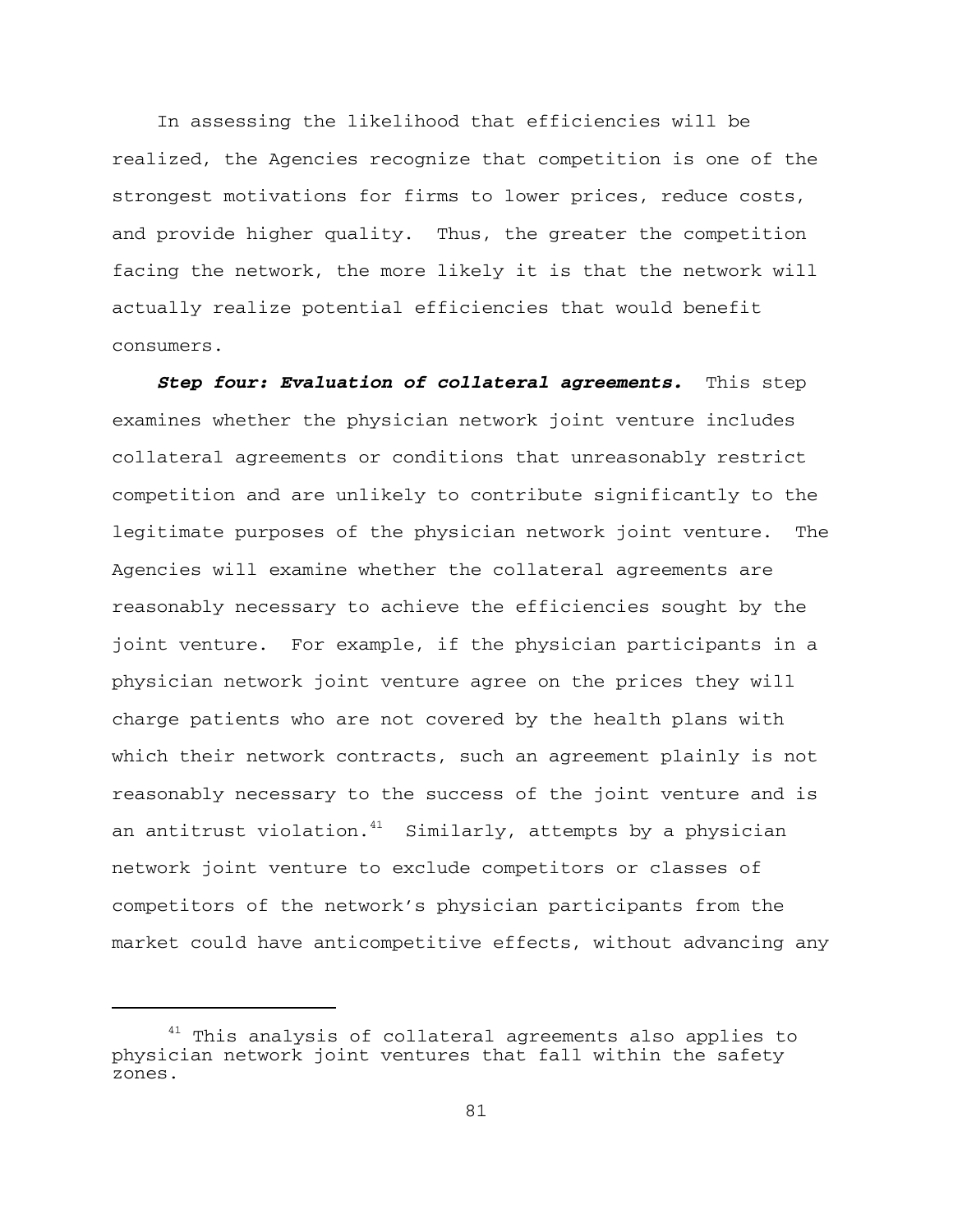In assessing the likelihood that efficiencies will be realized, the Agencies recognize that competition is one of the strongest motivations for firms to lower prices, reduce costs, and provide higher quality. Thus, the greater the competition facing the network, the more likely it is that the network will actually realize potential efficiencies that would benefit consumers.

***Step four: Evaluation of collateral agreements.*** This step examines whether the physician network joint venture includes collateral agreements or conditions that unreasonably restrict competition and are unlikely to contribute significantly to the legitimate purposes of the physician network joint venture. The Agencies will examine whether the collateral agreements are reasonably necessary to achieve the efficiencies sought by the joint venture. For example, if the physician participants in a physician network joint venture agree on the prices they will charge patients who are not covered by the health plans with which their network contracts, such an agreement plainly is not reasonably necessary to the success of the joint venture and is an antitrust violation.[41] Similarly, attempts by a physician network joint venture to exclude competitors or classes of competitors of the network's physician participants from the market could have anticompetitive effects, without advancing any

[41] This analysis of collateral agreements also applies to physician network joint ventures that fall within the safety zones.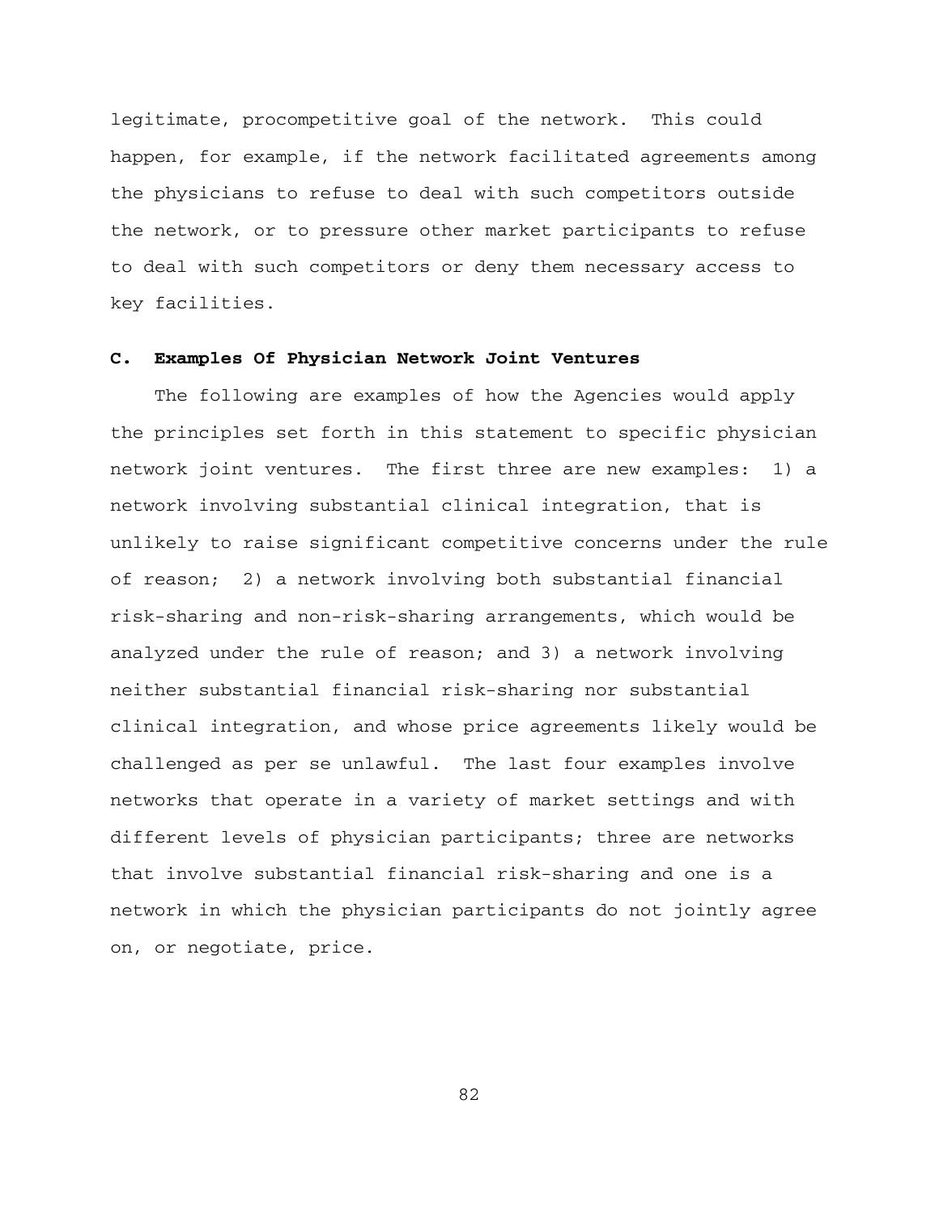legitimate, procompetitive goal of the network. This could happen, for example, if the network facilitated agreements among the physicians to refuse to deal with such competitors outside the network, or to pressure other market participants to refuse to deal with such competitors or deny them necessary access to key facilities.

### C. Examples Of Physician Network Joint Ventures

The following are examples of how the Agencies would apply the principles set forth in this statement to specific physician network joint ventures. The first three are new examples: 1) a network involving substantial clinical integration, that is unlikely to raise significant competitive concerns under the rule of reason; 2) a network involving both substantial financial risk-sharing and non-risk-sharing arrangements, which would be analyzed under the rule of reason; and 3) a network involving neither substantial financial risk-sharing nor substantial clinical integration, and whose price agreements likely would be challenged as per se unlawful. The last four examples involve networks that operate in a variety of market settings and with different levels of physician participants; three are networks that involve substantial financial risk-sharing and one is a network in which the physician participants do not jointly agree on, or negotiate, price.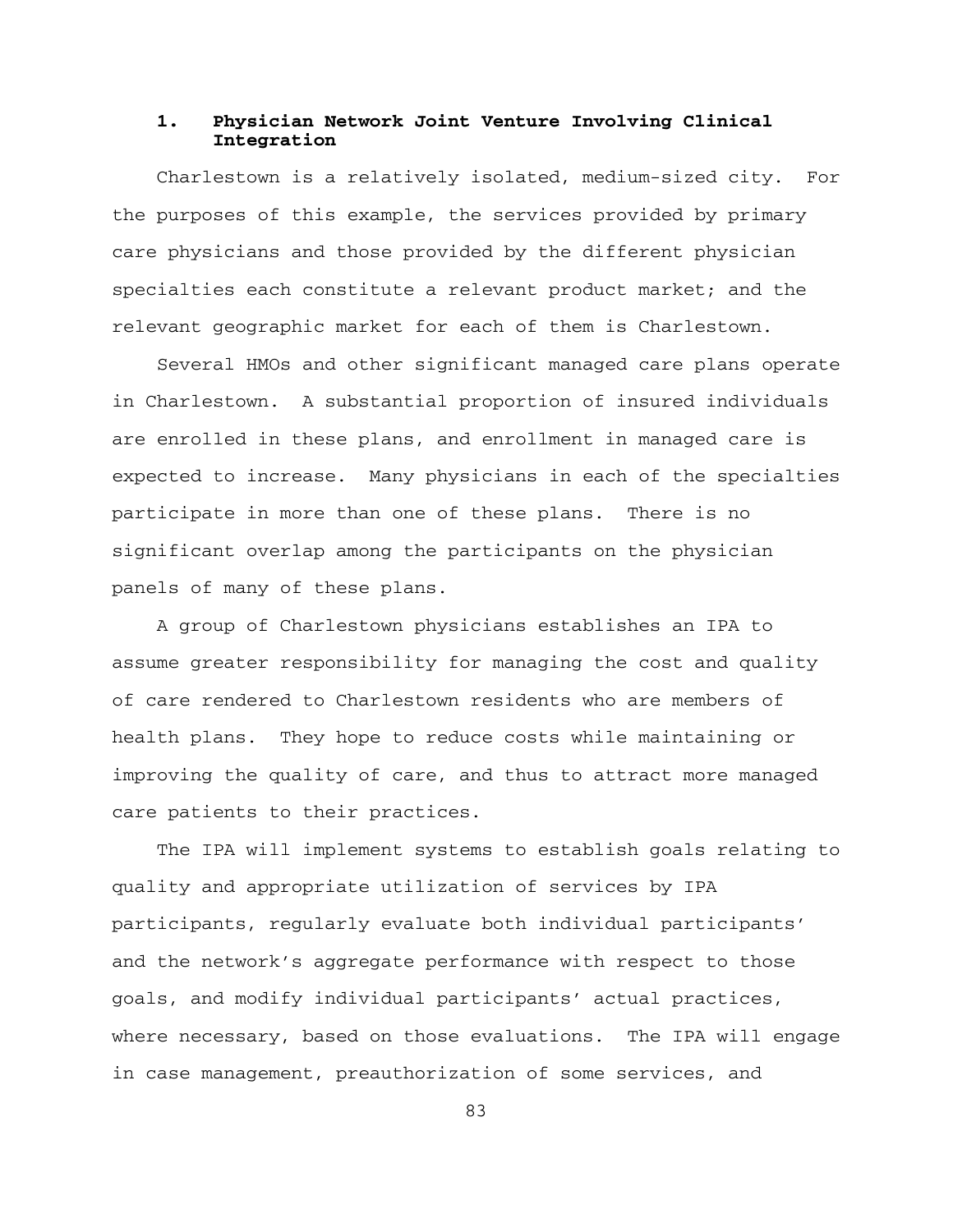### 1. Physician Network Joint Venture Involving Clinical Integration

Charlestown is a relatively isolated, medium-sized city. For the purposes of this example, the services provided by primary care physicians and those provided by the different physician specialties each constitute a relevant product market; and the relevant geographic market for each of them is Charlestown.

Several HMOs and other significant managed care plans operate in Charlestown. A substantial proportion of insured individuals are enrolled in these plans, and enrollment in managed care is expected to increase. Many physicians in each of the specialties participate in more than one of these plans. There is no significant overlap among the participants on the physician panels of many of these plans.

A group of Charlestown physicians establishes an IPA to assume greater responsibility for managing the cost and quality of care rendered to Charlestown residents who are members of health plans. They hope to reduce costs while maintaining or improving the quality of care, and thus to attract more managed care patients to their practices.

The IPA will implement systems to establish goals relating to quality and appropriate utilization of services by IPA participants, regularly evaluate both individual participants' and the network's aggregate performance with respect to those goals, and modify individual participants' actual practices, where necessary, based on those evaluations. The IPA will engage in case management, preauthorization of some services, and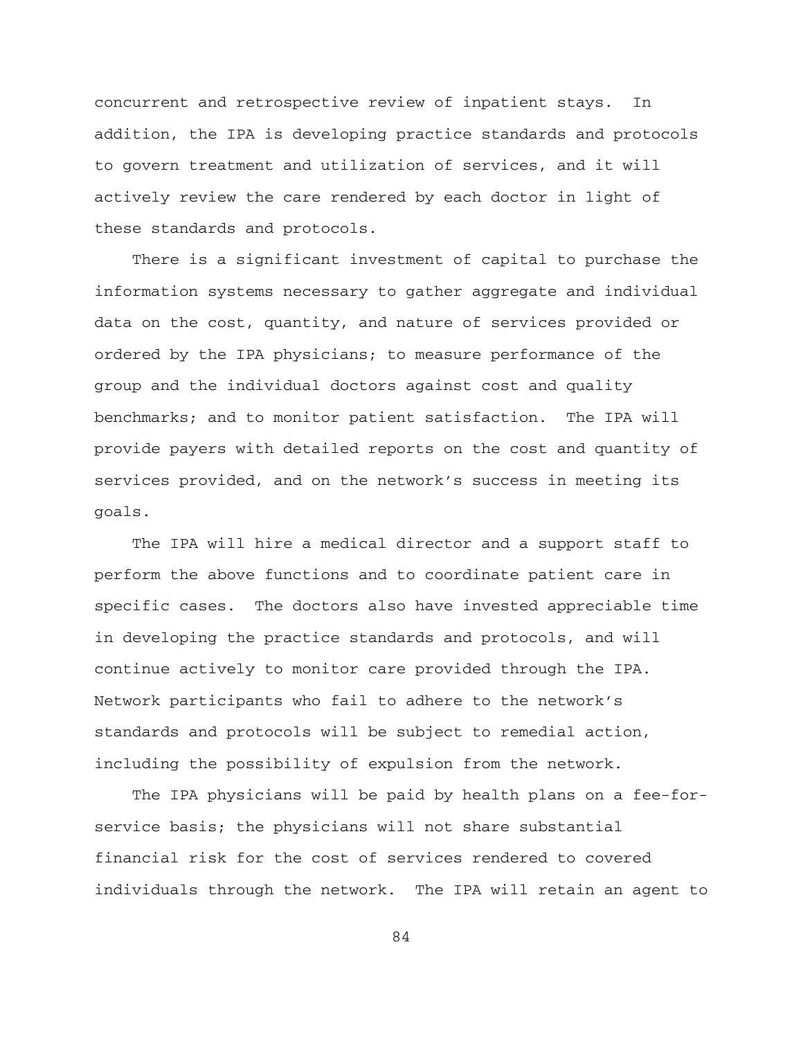concurrent and retrospective review of inpatient stays. In addition, the IPA is developing practice standards and protocols to govern treatment and utilization of services, and it will actively review the care rendered by each doctor in light of these standards and protocols.

There is a significant investment of capital to purchase the information systems necessary to gather aggregate and individual data on the cost, quantity, and nature of services provided or ordered by the IPA physicians; to measure performance of the group and the individual doctors against cost and quality benchmarks; and to monitor patient satisfaction. The IPA will provide payers with detailed reports on the cost and quantity of services provided, and on the network's success in meeting its goals.

The IPA will hire a medical director and a support staff to perform the above functions and to coordinate patient care in specific cases. The doctors also have invested appreciable time in developing the practice standards and protocols, and will continue actively to monitor care provided through the IPA. Network participants who fail to adhere to the network's standards and protocols will be subject to remedial action, including the possibility of expulsion from the network.

The IPA physicians will be paid by health plans on a fee-for-service basis; the physicians will not share substantial financial risk for the cost of services rendered to covered individuals through the network. The IPA will retain an agent to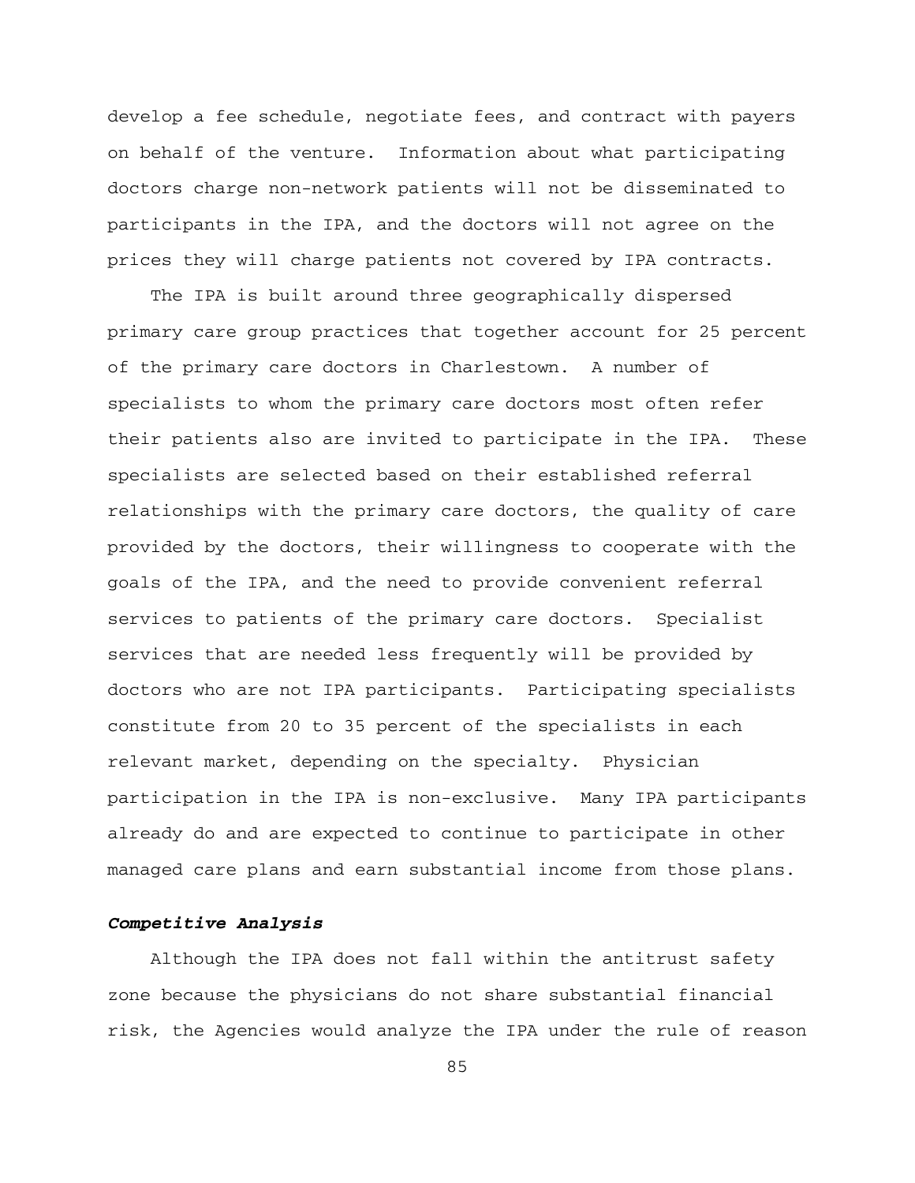develop a fee schedule, negotiate fees, and contract with payers on behalf of the venture. Information about what participating doctors charge non-network patients will not be disseminated to participants in the IPA, and the doctors will not agree on the prices they will charge patients not covered by IPA contracts.

The IPA is built around three geographically dispersed primary care group practices that together account for 25 percent of the primary care doctors in Charlestown. A number of specialists to whom the primary care doctors most often refer their patients also are invited to participate in the IPA. These specialists are selected based on their established referral relationships with the primary care doctors, the quality of care provided by the doctors, their willingness to cooperate with the goals of the IPA, and the need to provide convenient referral services to patients of the primary care doctors. Specialist services that are needed less frequently will be provided by doctors who are not IPA participants. Participating specialists constitute from 20 to 35 percent of the specialists in each relevant market, depending on the specialty. Physician participation in the IPA is non-exclusive. Many IPA participants already do and are expected to continue to participate in other managed care plans and earn substantial income from those plans.

***Competitive Analysis***

Although the IPA does not fall within the antitrust safety zone because the physicians do not share substantial financial risk, the Agencies would analyze the IPA under the rule of reason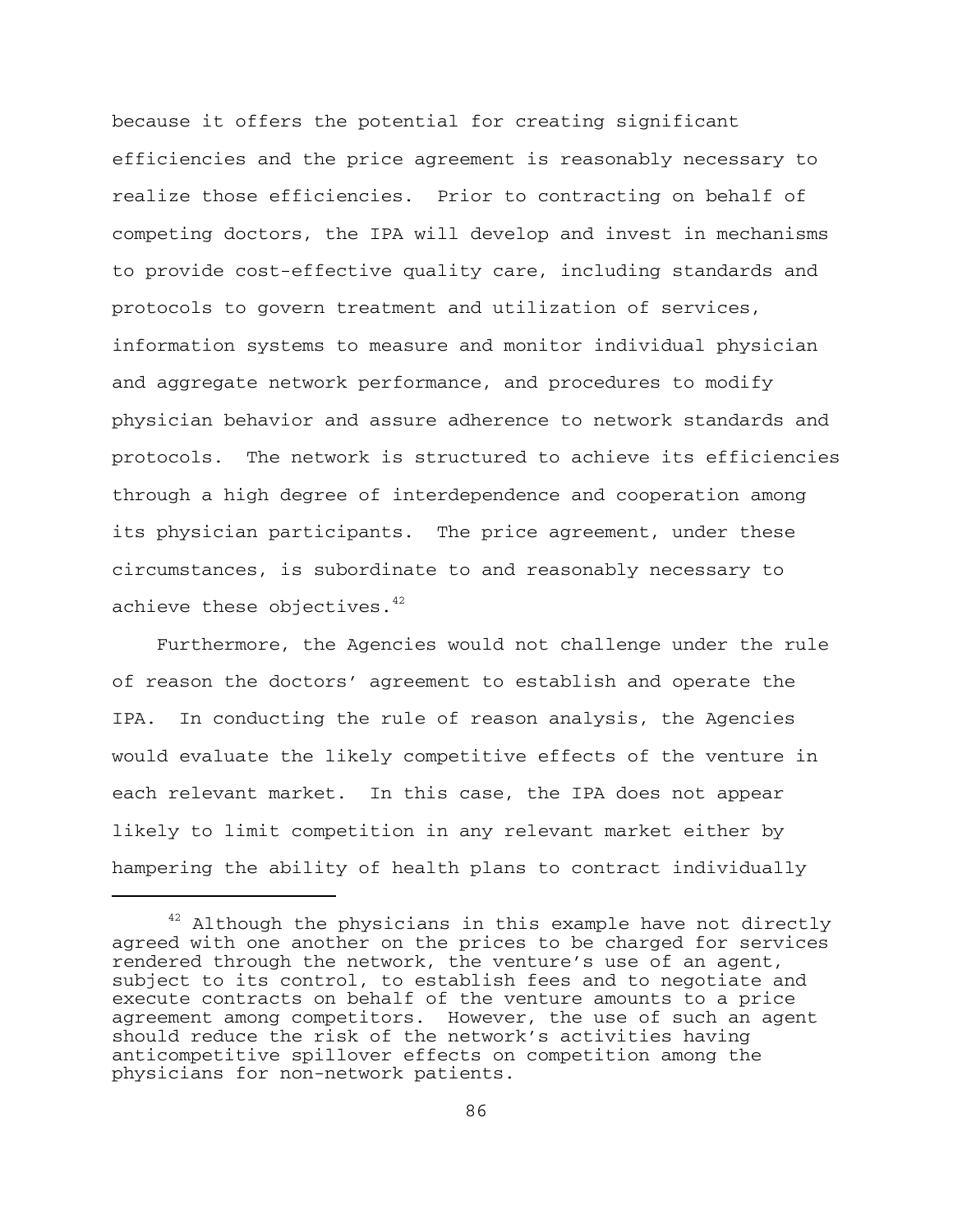because it offers the potential for creating significant efficiencies and the price agreement is reasonably necessary to realize those efficiencies. Prior to contracting on behalf of competing doctors, the IPA will develop and invest in mechanisms to provide cost-effective quality care, including standards and protocols to govern treatment and utilization of services, information systems to measure and monitor individual physician and aggregate network performance, and procedures to modify physician behavior and assure adherence to network standards and protocols. The network is structured to achieve its efficiencies through a high degree of interdependence and cooperation among its physician participants. The price agreement, under these circumstances, is subordinate to and reasonably necessary to achieve these objectives.[42]

Furthermore, the Agencies would not challenge under the rule of reason the doctors' agreement to establish and operate the IPA. In conducting the rule of reason analysis, the Agencies would evaluate the likely competitive effects of the venture in each relevant market. In this case, the IPA does not appear likely to limit competition in any relevant market either by hampering the ability of health plans to contract individually

---

[42] Although the physicians in this example have not directly agreed with one another on the prices to be charged for services rendered through the network, the venture's use of an agent, subject to its control, to establish fees and to negotiate and execute contracts on behalf of the venture amounts to a price agreement among competitors. However, the use of such an agent should reduce the risk of the network's activities having anticompetitive spillover effects on competition among the physicians for non-network patients.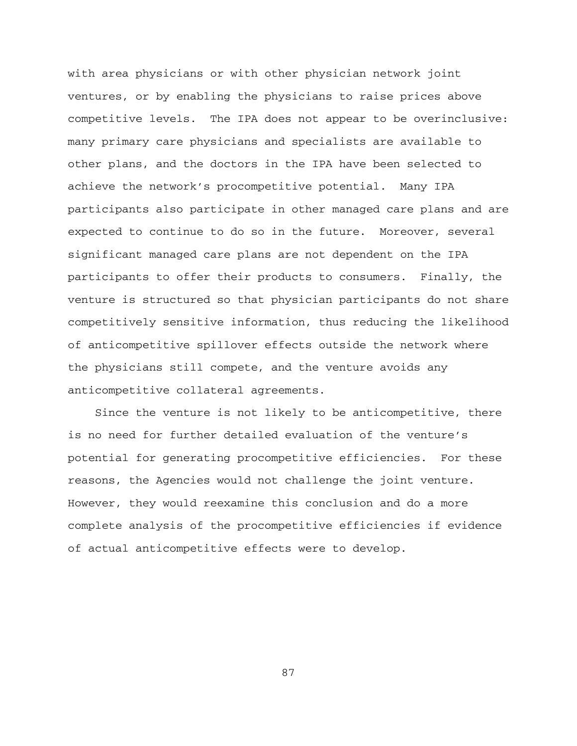with area physicians or with other physician network joint ventures, or by enabling the physicians to raise prices above competitive levels. The IPA does not appear to be overinclusive: many primary care physicians and specialists are available to other plans, and the doctors in the IPA have been selected to achieve the network's procompetitive potential. Many IPA participants also participate in other managed care plans and are expected to continue to do so in the future. Moreover, several significant managed care plans are not dependent on the IPA participants to offer their products to consumers. Finally, the venture is structured so that physician participants do not share competitively sensitive information, thus reducing the likelihood of anticompetitive spillover effects outside the network where the physicians still compete, and the venture avoids any anticompetitive collateral agreements.

Since the venture is not likely to be anticompetitive, there is no need for further detailed evaluation of the venture's potential for generating procompetitive efficiencies. For these reasons, the Agencies would not challenge the joint venture. However, they would reexamine this conclusion and do a more complete analysis of the procompetitive efficiencies if evidence of actual anticompetitive effects were to develop.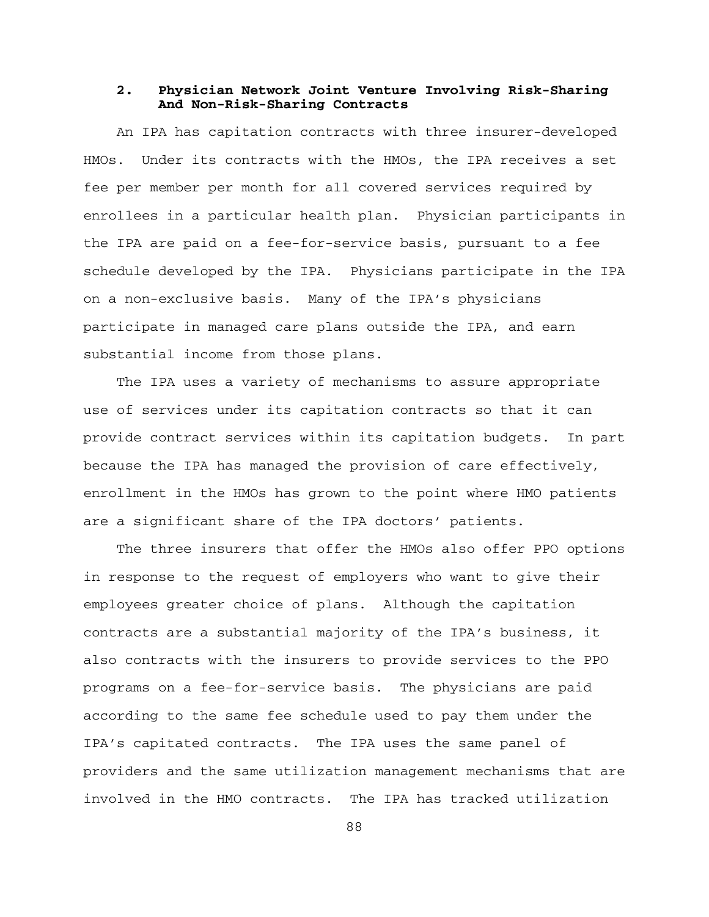### 2. Physician Network Joint Venture Involving Risk-Sharing And Non-Risk-Sharing Contracts

An IPA has capitation contracts with three insurer-developed HMOs. Under its contracts with the HMOs, the IPA receives a set fee per member per month for all covered services required by enrollees in a particular health plan. Physician participants in the IPA are paid on a fee-for-service basis, pursuant to a fee schedule developed by the IPA. Physicians participate in the IPA on a non-exclusive basis. Many of the IPA's physicians participate in managed care plans outside the IPA, and earn substantial income from those plans.

The IPA uses a variety of mechanisms to assure appropriate use of services under its capitation contracts so that it can provide contract services within its capitation budgets. In part because the IPA has managed the provision of care effectively, enrollment in the HMOs has grown to the point where HMO patients are a significant share of the IPA doctors' patients.

The three insurers that offer the HMOs also offer PPO options in response to the request of employers who want to give their employees greater choice of plans. Although the capitation contracts are a substantial majority of the IPA's business, it also contracts with the insurers to provide services to the PPO programs on a fee-for-service basis. The physicians are paid according to the same fee schedule used to pay them under the IPA's capitated contracts. The IPA uses the same panel of providers and the same utilization management mechanisms that are involved in the HMO contracts. The IPA has tracked utilization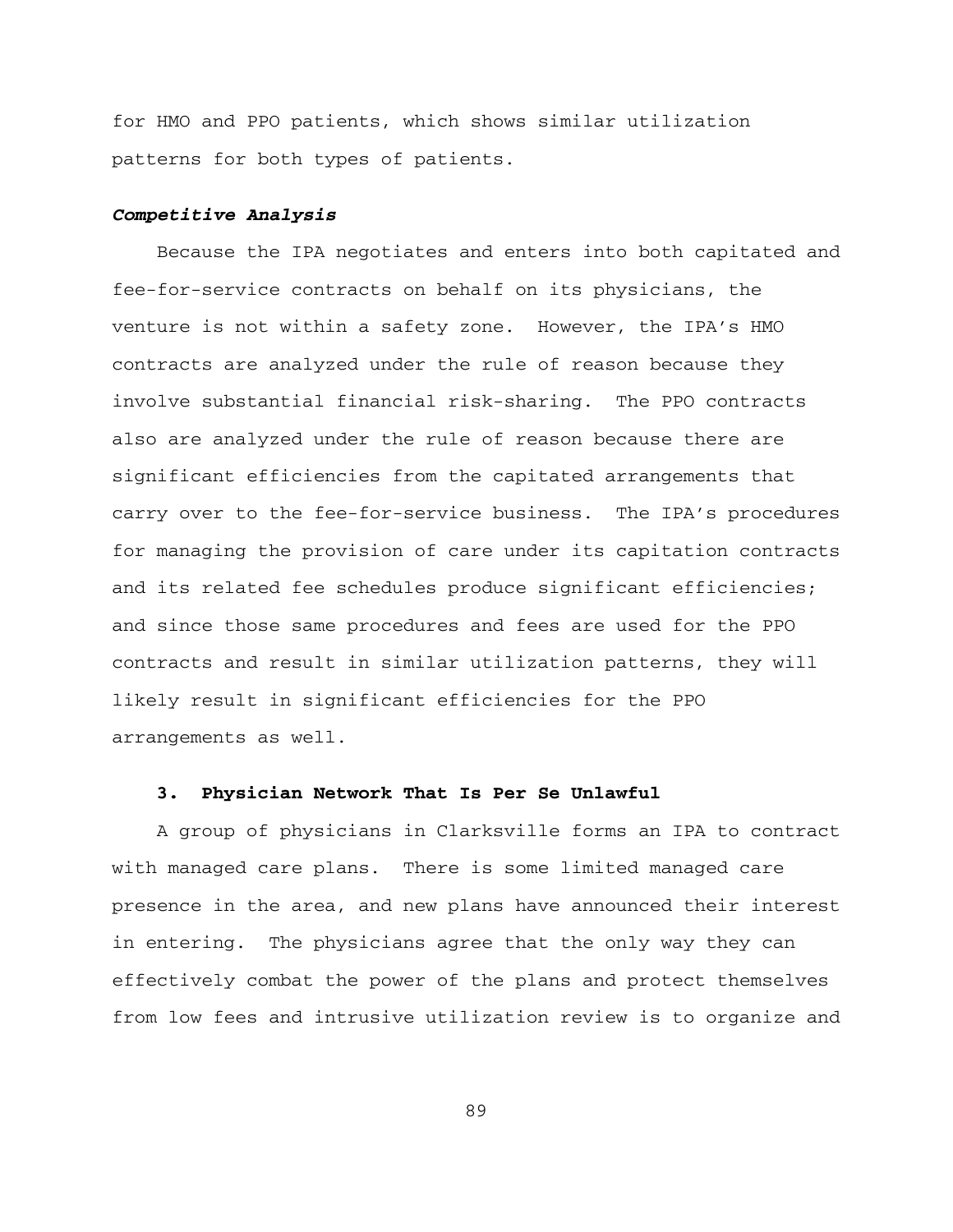for HMO and PPO patients, which shows similar utilization patterns for both types of patients.

***Competitive Analysis***

Because the IPA negotiates and enters into both capitated and fee-for-service contracts on behalf on its physicians, the venture is not within a safety zone. However, the IPA's HMO contracts are analyzed under the rule of reason because they involve substantial financial risk-sharing. The PPO contracts also are analyzed under the rule of reason because there are significant efficiencies from the capitated arrangements that carry over to the fee-for-service business. The IPA's procedures for managing the provision of care under its capitation contracts and its related fee schedules produce significant efficiencies; and since those same procedures and fees are used for the PPO contracts and result in similar utilization patterns, they will likely result in significant efficiencies for the PPO arrangements as well.

### 3. Physician Network That Is Per Se Unlawful

A group of physicians in Clarksville forms an IPA to contract with managed care plans. There is some limited managed care presence in the area, and new plans have announced their interest in entering. The physicians agree that the only way they can effectively combat the power of the plans and protect themselves from low fees and intrusive utilization review is to organize and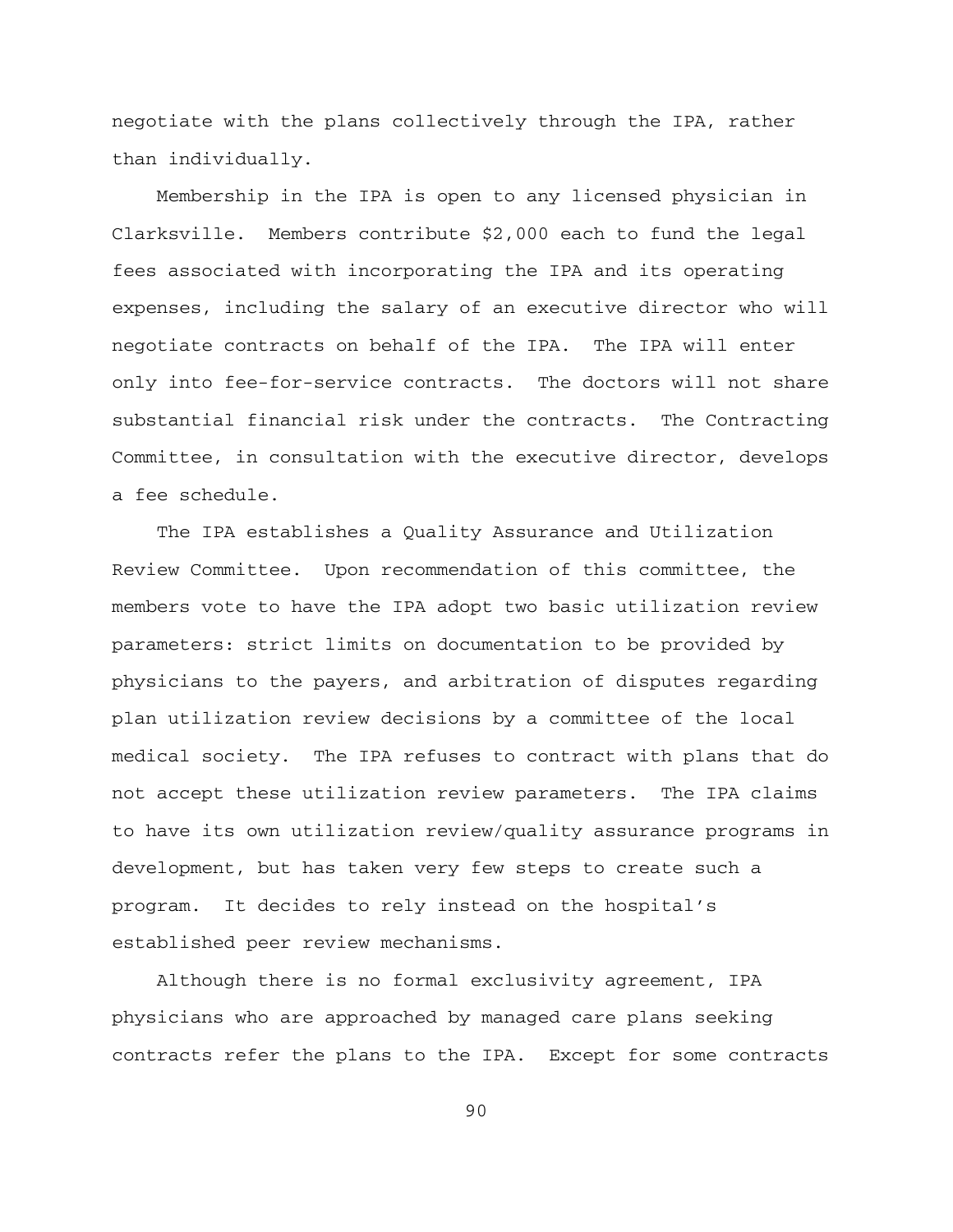negotiate with the plans collectively through the IPA, rather than individually.

Membership in the IPA is open to any licensed physician in Clarksville. Members contribute $2,000 each to fund the legal fees associated with incorporating the IPA and its operating expenses, including the salary of an executive director who will negotiate contracts on behalf of the IPA. The IPA will enter only into fee-for-service contracts. The doctors will not share substantial financial risk under the contracts. The Contracting Committee, in consultation with the executive director, develops a fee schedule.

The IPA establishes a Quality Assurance and Utilization Review Committee. Upon recommendation of this committee, the members vote to have the IPA adopt two basic utilization review parameters: strict limits on documentation to be provided by physicians to the payers, and arbitration of disputes regarding plan utilization review decisions by a committee of the local medical society. The IPA refuses to contract with plans that do not accept these utilization review parameters. The IPA claims to have its own utilization review/quality assurance programs in development, but has taken very few steps to create such a program. It decides to rely instead on the hospital's established peer review mechanisms.

Although there is no formal exclusivity agreement, IPA physicians who are approached by managed care plans seeking contracts refer the plans to the IPA. Except for some contracts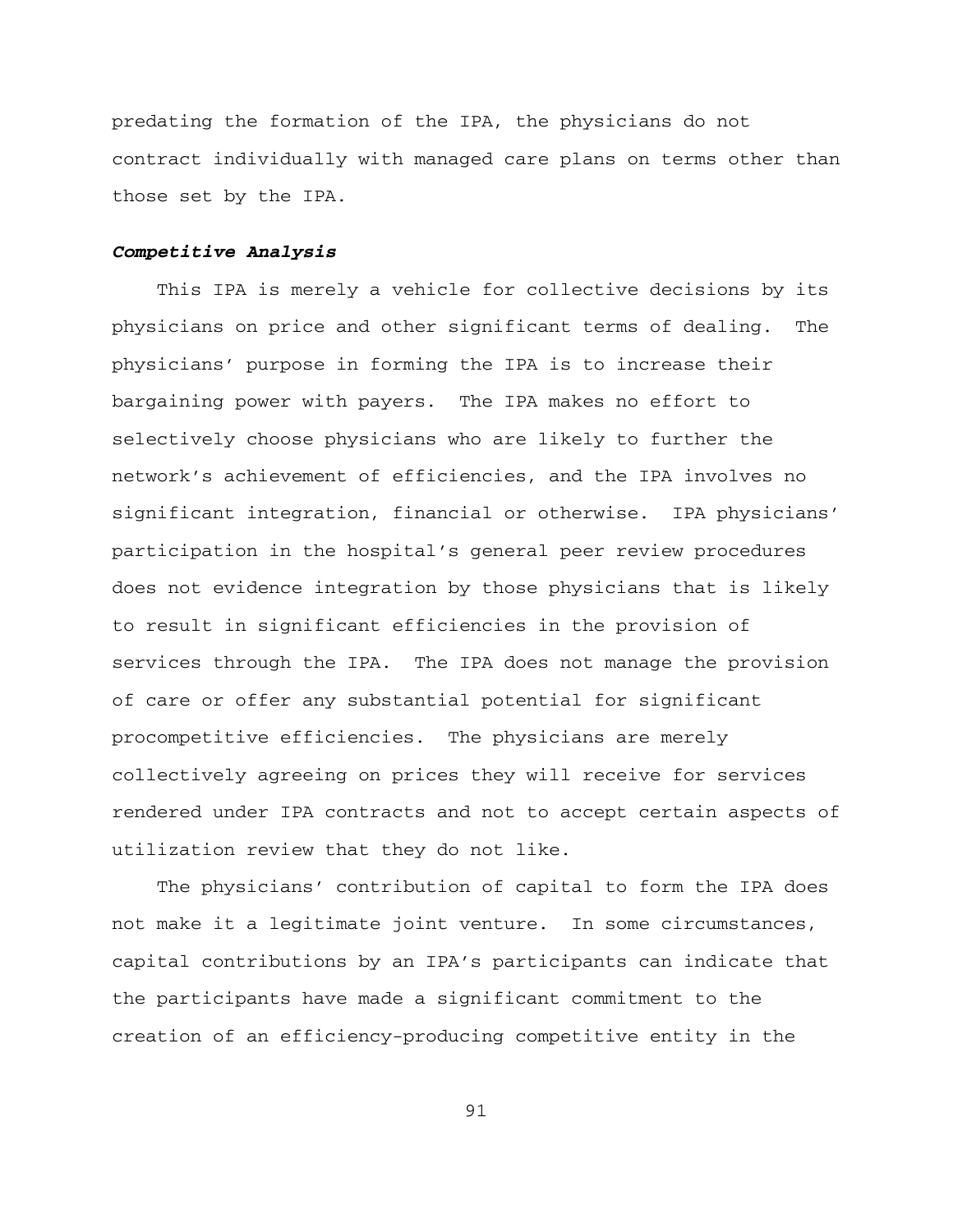predating the formation of the IPA, the physicians do not contract individually with managed care plans on terms other than those set by the IPA.

***Competitive Analysis***

This IPA is merely a vehicle for collective decisions by its physicians on price and other significant terms of dealing. The physicians' purpose in forming the IPA is to increase their bargaining power with payers. The IPA makes no effort to selectively choose physicians who are likely to further the network's achievement of efficiencies, and the IPA involves no significant integration, financial or otherwise. IPA physicians' participation in the hospital's general peer review procedures does not evidence integration by those physicians that is likely to result in significant efficiencies in the provision of services through the IPA. The IPA does not manage the provision of care or offer any substantial potential for significant procompetitive efficiencies. The physicians are merely collectively agreeing on prices they will receive for services rendered under IPA contracts and not to accept certain aspects of utilization review that they do not like.

The physicians' contribution of capital to form the IPA does not make it a legitimate joint venture. In some circumstances, capital contributions by an IPA's participants can indicate that the participants have made a significant commitment to the creation of an efficiency-producing competitive entity in the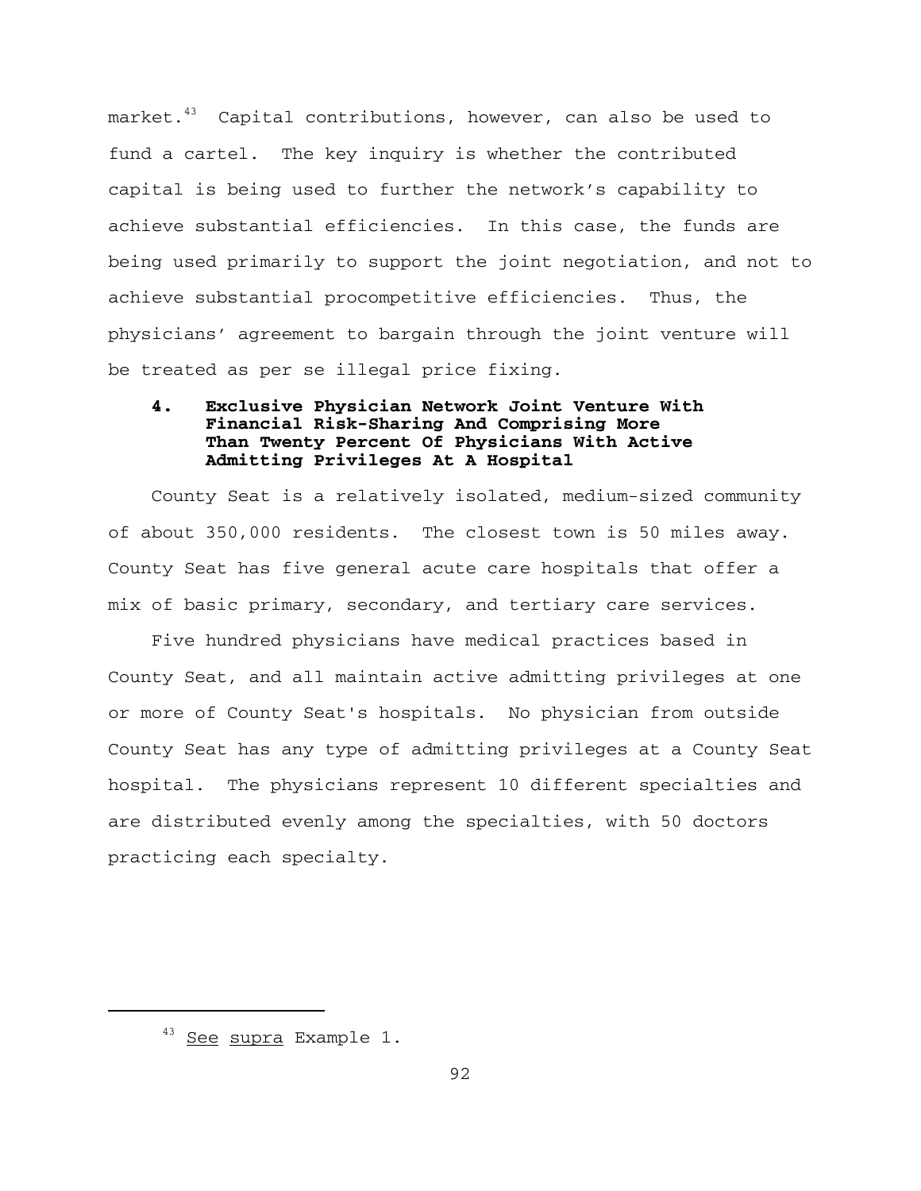market.[43] Capital contributions, however, can also be used to fund a cartel. The key inquiry is whether the contributed capital is being used to further the network's capability to achieve substantial efficiencies. In this case, the funds are being used primarily to support the joint negotiation, and not to achieve substantial procompetitive efficiencies. Thus, the physicians' agreement to bargain through the joint venture will be treated as per se illegal price fixing.

#### 4. Exclusive Physician Network Joint Venture With Financial Risk-Sharing And Comprising More Than Twenty Percent Of Physicians With Active Admitting Privileges At A Hospital

County Seat is a relatively isolated, medium-sized community of about 350,000 residents. The closest town is 50 miles away. County Seat has five general acute care hospitals that offer a mix of basic primary, secondary, and tertiary care services.

Five hundred physicians have medical practices based in County Seat, and all maintain active admitting privileges at one or more of County Seat's hospitals. No physician from outside County Seat has any type of admitting privileges at a County Seat hospital. The physicians represent 10 different specialties and are distributed evenly among the specialties, with 50 doctors practicing each specialty.

---

[43] See supra Example 1.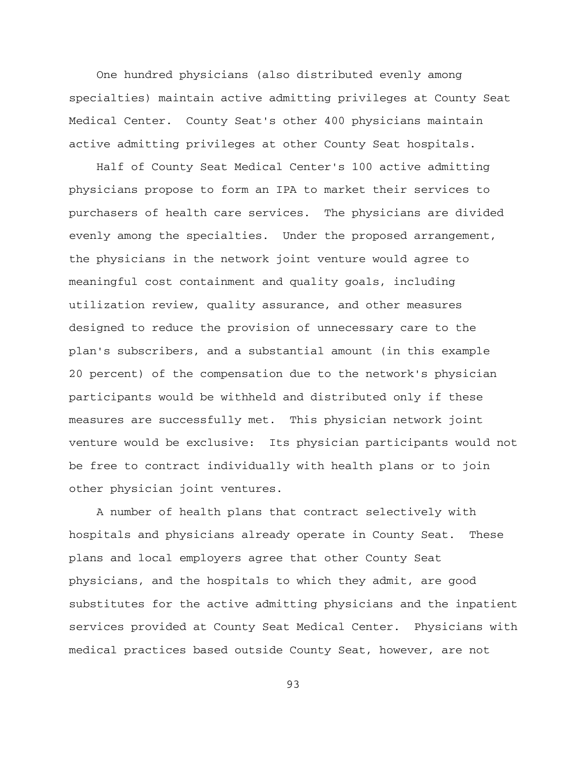One hundred physicians (also distributed evenly among specialties) maintain active admitting privileges at County Seat Medical Center. County Seat's other 400 physicians maintain active admitting privileges at other County Seat hospitals.

Half of County Seat Medical Center's 100 active admitting physicians propose to form an IPA to market their services to purchasers of health care services. The physicians are divided evenly among the specialties. Under the proposed arrangement, the physicians in the network joint venture would agree to meaningful cost containment and quality goals, including utilization review, quality assurance, and other measures designed to reduce the provision of unnecessary care to the plan's subscribers, and a substantial amount (in this example 20 percent) of the compensation due to the network's physician participants would be withheld and distributed only if these measures are successfully met. This physician network joint venture would be exclusive: Its physician participants would not be free to contract individually with health plans or to join other physician joint ventures.

A number of health plans that contract selectively with hospitals and physicians already operate in County Seat. These plans and local employers agree that other County Seat physicians, and the hospitals to which they admit, are good substitutes for the active admitting physicians and the inpatient services provided at County Seat Medical Center. Physicians with medical practices based outside County Seat, however, are not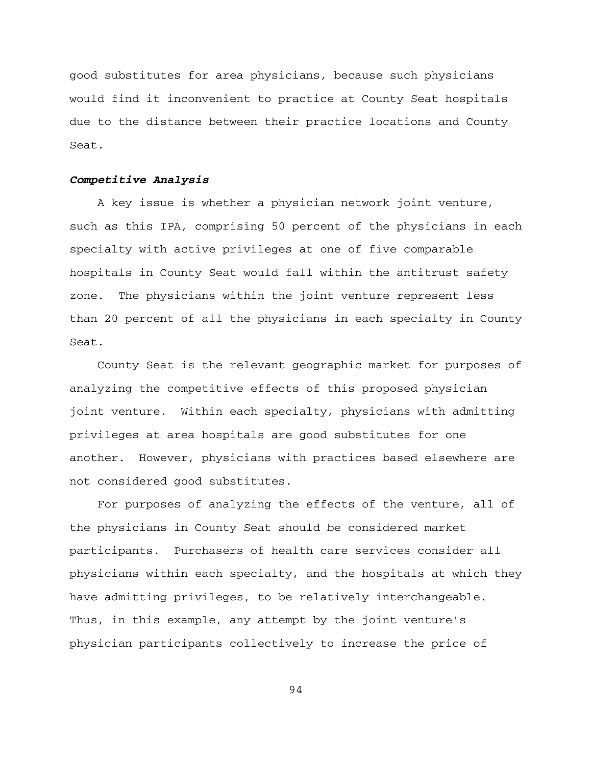good substitutes for area physicians, because such physicians would find it inconvenient to practice at County Seat hospitals due to the distance between their practice locations and County Seat.

***Competitive Analysis***

A key issue is whether a physician network joint venture, such as this IPA, comprising 50 percent of the physicians in each specialty with active privileges at one of five comparable hospitals in County Seat would fall within the antitrust safety zone. The physicians within the joint venture represent less than 20 percent of all the physicians in each specialty in County Seat.

County Seat is the relevant geographic market for purposes of analyzing the competitive effects of this proposed physician joint venture. Within each specialty, physicians with admitting privileges at area hospitals are good substitutes for one another. However, physicians with practices based elsewhere are not considered good substitutes.

For purposes of analyzing the effects of the venture, all of the physicians in County Seat should be considered market participants. Purchasers of health care services consider all physicians within each specialty, and the hospitals at which they have admitting privileges, to be relatively interchangeable. Thus, in this example, any attempt by the joint venture's physician participants collectively to increase the price of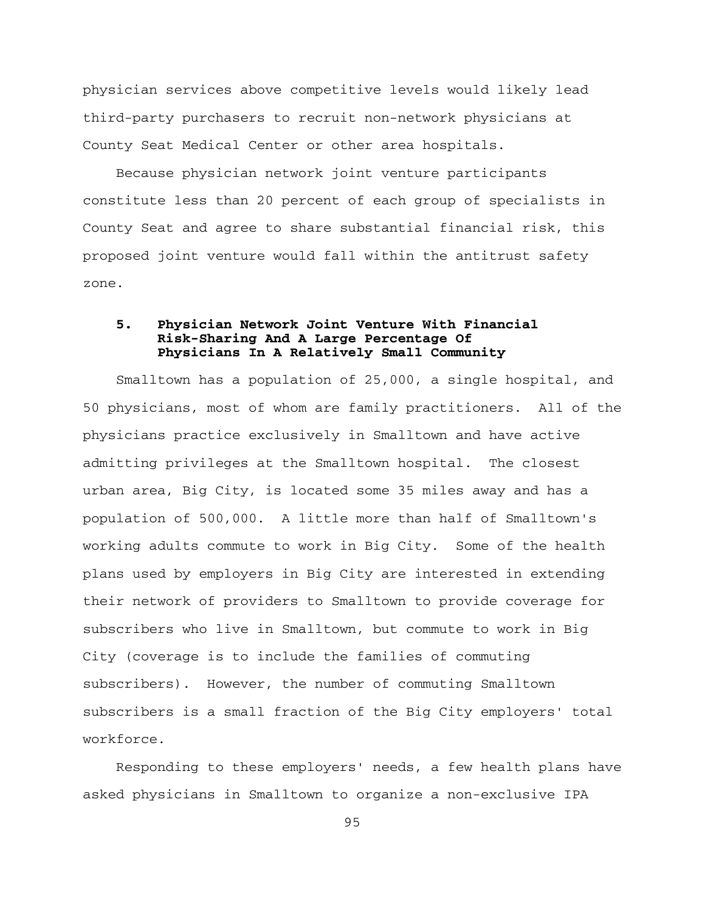physician services above competitive levels would likely lead third-party purchasers to recruit non-network physicians at County Seat Medical Center or other area hospitals.

Because physician network joint venture participants constitute less than 20 percent of each group of specialists in County Seat and agree to share substantial financial risk, this proposed joint venture would fall within the antitrust safety zone.

### 5. Physician Network Joint Venture With Financial Risk-Sharing And A Large Percentage Of Physicians In A Relatively Small Community

Smalltown has a population of 25,000, a single hospital, and 50 physicians, most of whom are family practitioners. All of the physicians practice exclusively in Smalltown and have active admitting privileges at the Smalltown hospital. The closest urban area, Big City, is located some 35 miles away and has a population of 500,000. A little more than half of Smalltown's working adults commute to work in Big City. Some of the health plans used by employers in Big City are interested in extending their network of providers to Smalltown to provide coverage for subscribers who live in Smalltown, but commute to work in Big City (coverage is to include the families of commuting subscribers). However, the number of commuting Smalltown subscribers is a small fraction of the Big City employers' total workforce.

Responding to these employers' needs, a few health plans have asked physicians in Smalltown to organize a non-exclusive IPA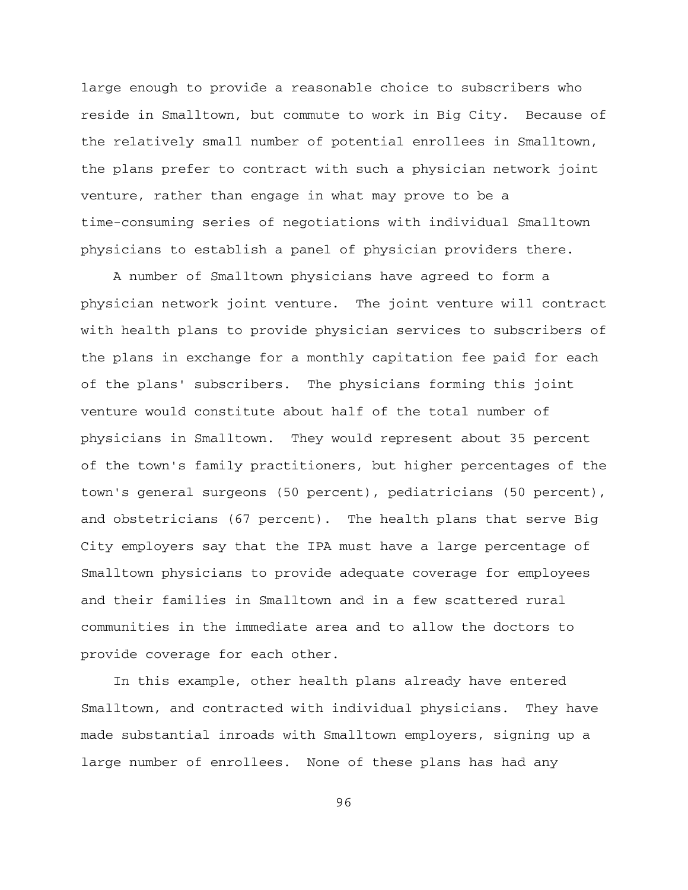large enough to provide a reasonable choice to subscribers who reside in Smalltown, but commute to work in Big City. Because of the relatively small number of potential enrollees in Smalltown, the plans prefer to contract with such a physician network joint venture, rather than engage in what may prove to be a time-consuming series of negotiations with individual Smalltown physicians to establish a panel of physician providers there.

A number of Smalltown physicians have agreed to form a physician network joint venture. The joint venture will contract with health plans to provide physician services to subscribers of the plans in exchange for a monthly capitation fee paid for each of the plans' subscribers. The physicians forming this joint venture would constitute about half of the total number of physicians in Smalltown. They would represent about 35 percent of the town's family practitioners, but higher percentages of the town's general surgeons (50 percent), pediatricians (50 percent), and obstetricians (67 percent). The health plans that serve Big City employers say that the IPA must have a large percentage of Smalltown physicians to provide adequate coverage for employees and their families in Smalltown and in a few scattered rural communities in the immediate area and to allow the doctors to provide coverage for each other.

In this example, other health plans already have entered Smalltown, and contracted with individual physicians. They have made substantial inroads with Smalltown employers, signing up a large number of enrollees. None of these plans has had any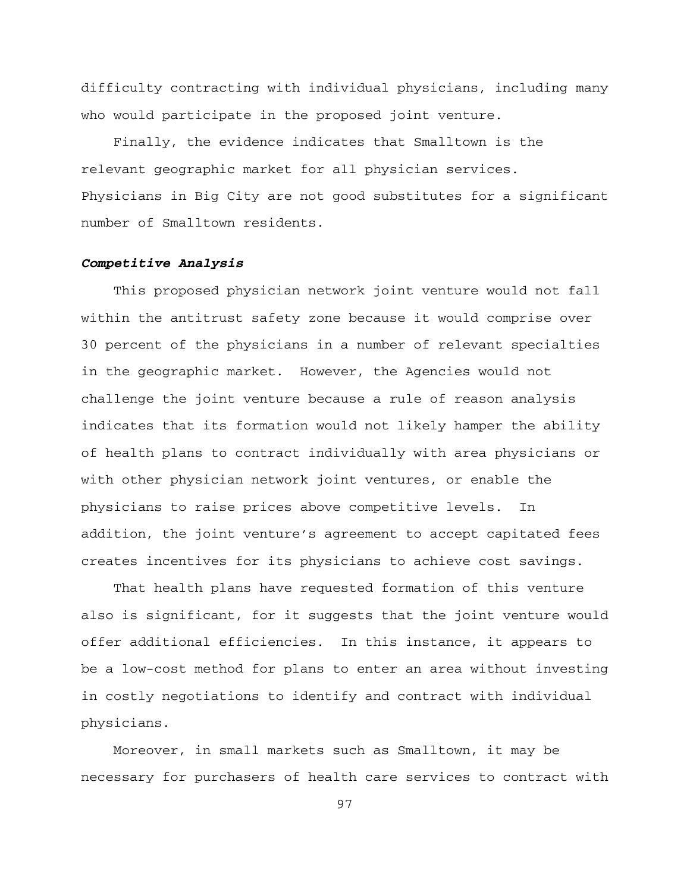difficulty contracting with individual physicians, including many who would participate in the proposed joint venture.

Finally, the evidence indicates that Smalltown is the relevant geographic market for all physician services. Physicians in Big City are not good substitutes for a significant number of Smalltown residents.

***Competitive Analysis***

This proposed physician network joint venture would not fall within the antitrust safety zone because it would comprise over 30 percent of the physicians in a number of relevant specialties in the geographic market. However, the Agencies would not challenge the joint venture because a rule of reason analysis indicates that its formation would not likely hamper the ability of health plans to contract individually with area physicians or with other physician network joint ventures, or enable the physicians to raise prices above competitive levels. In addition, the joint venture's agreement to accept capitated fees creates incentives for its physicians to achieve cost savings.

That health plans have requested formation of this venture also is significant, for it suggests that the joint venture would offer additional efficiencies. In this instance, it appears to be a low-cost method for plans to enter an area without investing in costly negotiations to identify and contract with individual physicians.

Moreover, in small markets such as Smalltown, it may be necessary for purchasers of health care services to contract with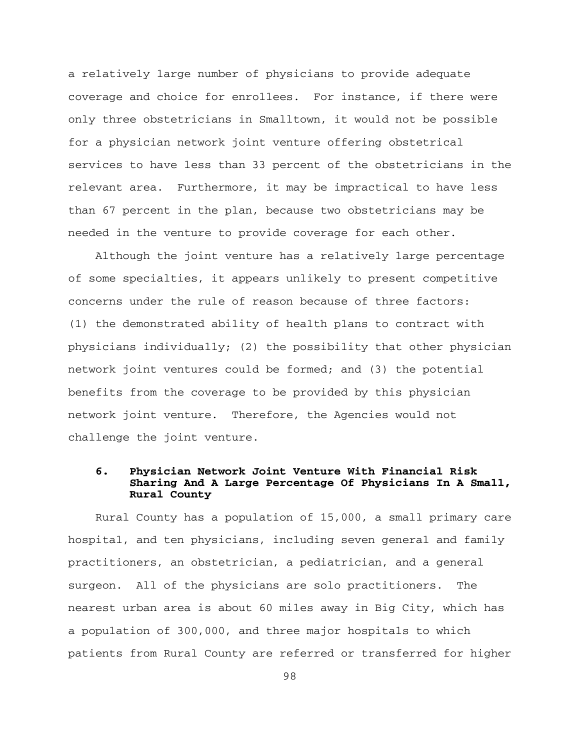a relatively large number of physicians to provide adequate coverage and choice for enrollees. For instance, if there were only three obstetricians in Smalltown, it would not be possible for a physician network joint venture offering obstetrical services to have less than 33 percent of the obstetricians in the relevant area. Furthermore, it may be impractical to have less than 67 percent in the plan, because two obstetricians may be needed in the venture to provide coverage for each other.

Although the joint venture has a relatively large percentage of some specialties, it appears unlikely to present competitive concerns under the rule of reason because of three factors: (1) the demonstrated ability of health plans to contract with physicians individually; (2) the possibility that other physician network joint ventures could be formed; and (3) the potential benefits from the coverage to be provided by this physician network joint venture. Therefore, the Agencies would not challenge the joint venture.

### 6. Physician Network Joint Venture With Financial Risk Sharing And A Large Percentage Of Physicians In A Small, Rural County

Rural County has a population of 15,000, a small primary care hospital, and ten physicians, including seven general and family practitioners, an obstetrician, a pediatrician, and a general surgeon. All of the physicians are solo practitioners. The nearest urban area is about 60 miles away in Big City, which has a population of 300,000, and three major hospitals to which patients from Rural County are referred or transferred for higher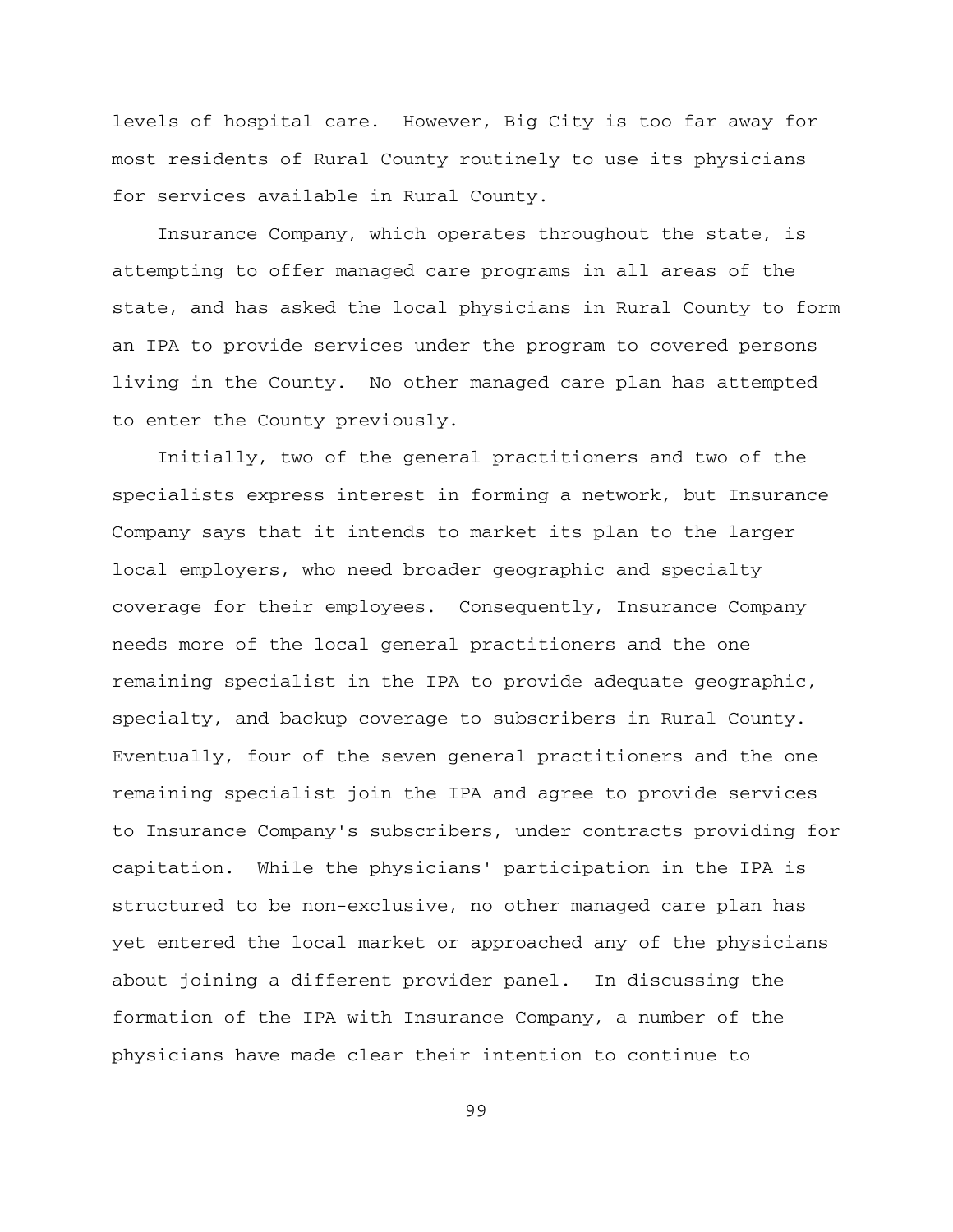levels of hospital care. However, Big City is too far away for most residents of Rural County routinely to use its physicians for services available in Rural County.

Insurance Company, which operates throughout the state, is attempting to offer managed care programs in all areas of the state, and has asked the local physicians in Rural County to form an IPA to provide services under the program to covered persons living in the County. No other managed care plan has attempted to enter the County previously.

Initially, two of the general practitioners and two of the specialists express interest in forming a network, but Insurance Company says that it intends to market its plan to the larger local employers, who need broader geographic and specialty coverage for their employees. Consequently, Insurance Company needs more of the local general practitioners and the one remaining specialist in the IPA to provide adequate geographic, specialty, and backup coverage to subscribers in Rural County. Eventually, four of the seven general practitioners and the one remaining specialist join the IPA and agree to provide services to Insurance Company's subscribers, under contracts providing for capitation. While the physicians' participation in the IPA is structured to be non-exclusive, no other managed care plan has yet entered the local market or approached any of the physicians about joining a different provider panel. In discussing the formation of the IPA with Insurance Company, a number of the physicians have made clear their intention to continue to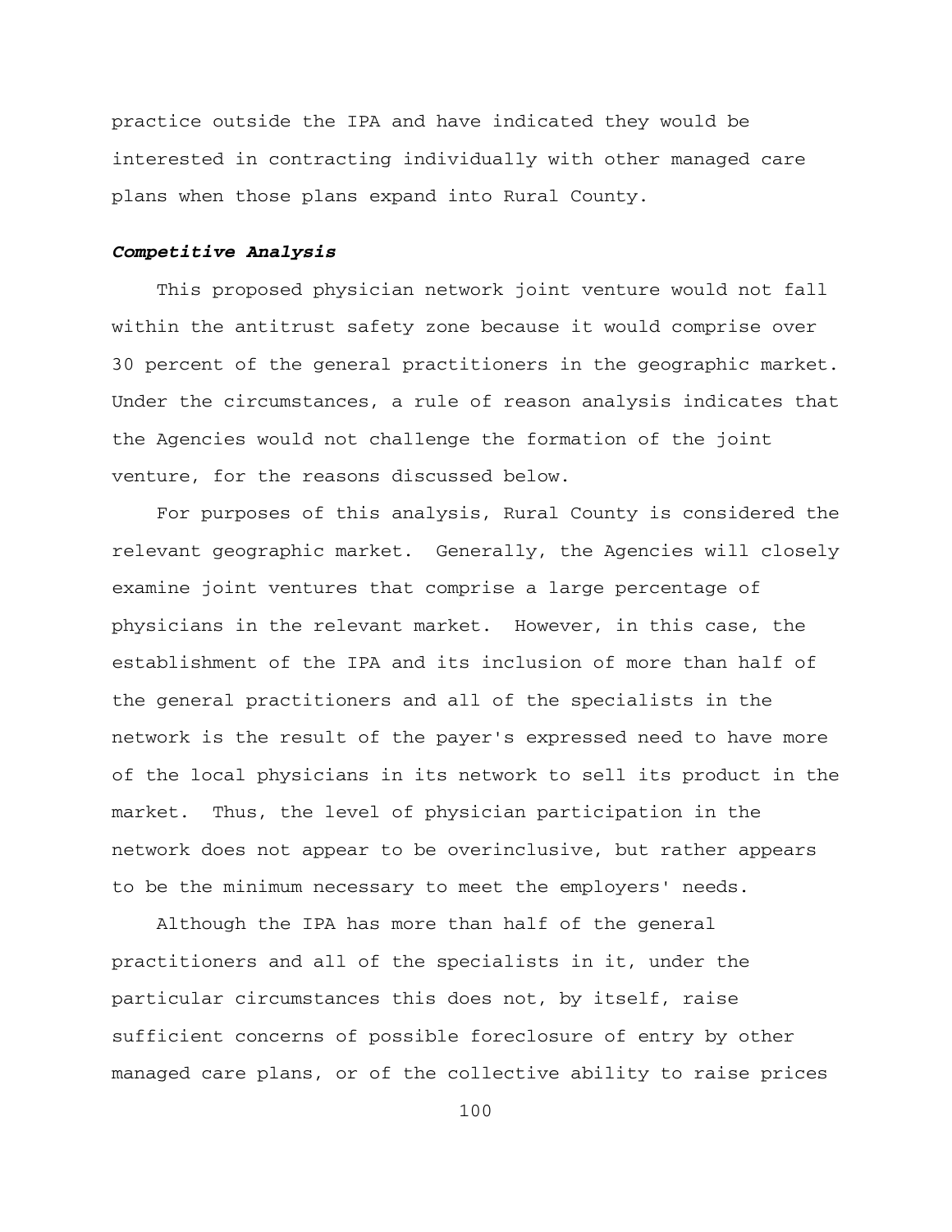practice outside the IPA and have indicated they would be interested in contracting individually with other managed care plans when those plans expand into Rural County.

***Competitive Analysis***

This proposed physician network joint venture would not fall within the antitrust safety zone because it would comprise over 30 percent of the general practitioners in the geographic market. Under the circumstances, a rule of reason analysis indicates that the Agencies would not challenge the formation of the joint venture, for the reasons discussed below.

For purposes of this analysis, Rural County is considered the relevant geographic market. Generally, the Agencies will closely examine joint ventures that comprise a large percentage of physicians in the relevant market. However, in this case, the establishment of the IPA and its inclusion of more than half of the general practitioners and all of the specialists in the network is the result of the payer's expressed need to have more of the local physicians in its network to sell its product in the market. Thus, the level of physician participation in the network does not appear to be overinclusive, but rather appears to be the minimum necessary to meet the employers' needs.

Although the IPA has more than half of the general practitioners and all of the specialists in it, under the particular circumstances this does not, by itself, raise sufficient concerns of possible foreclosure of entry by other managed care plans, or of the collective ability to raise prices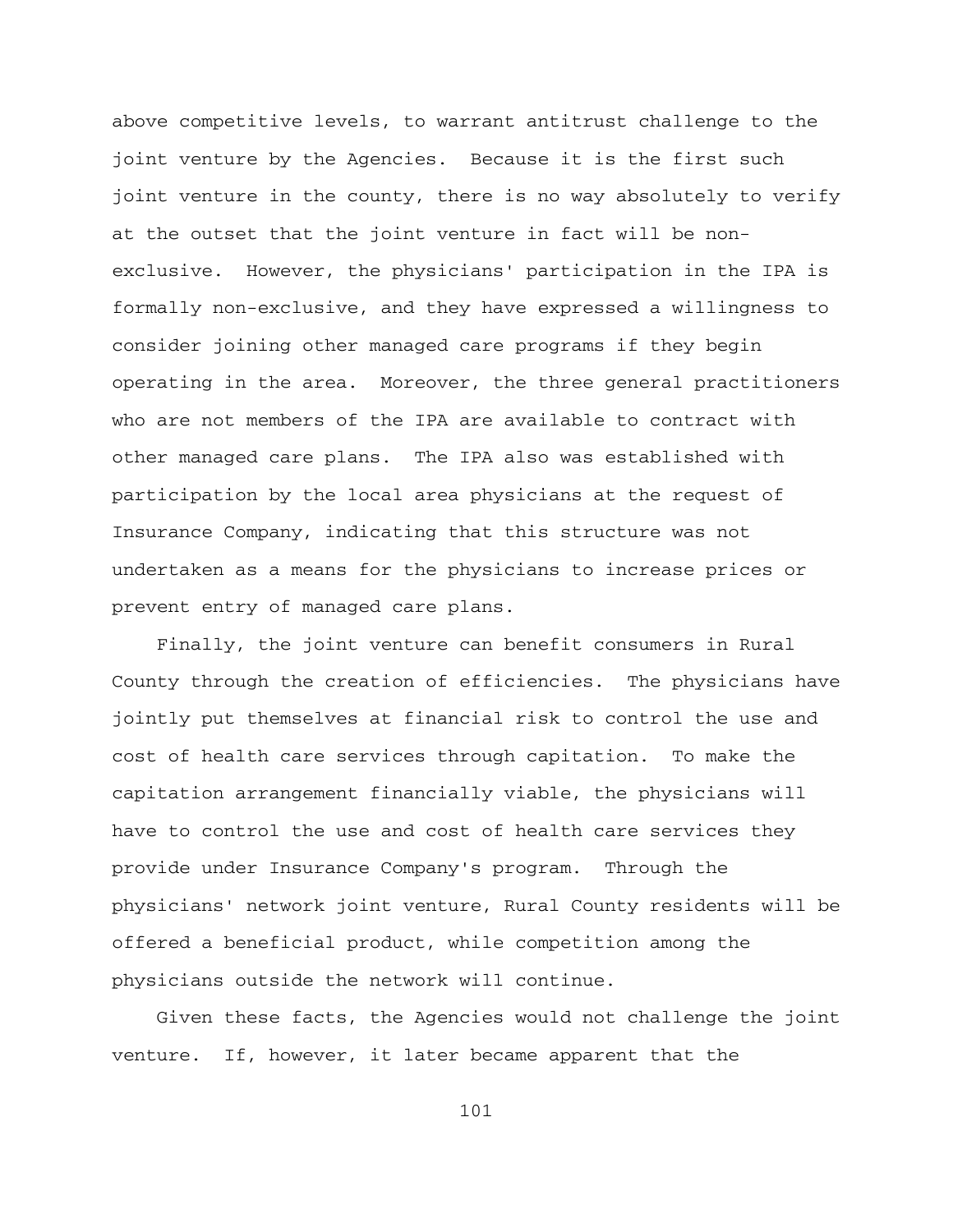above competitive levels, to warrant antitrust challenge to the joint venture by the Agencies. Because it is the first such joint venture in the county, there is no way absolutely to verify at the outset that the joint venture in fact will be non-exclusive. However, the physicians' participation in the IPA is formally non-exclusive, and they have expressed a willingness to consider joining other managed care programs if they begin operating in the area. Moreover, the three general practitioners who are not members of the IPA are available to contract with other managed care plans. The IPA also was established with participation by the local area physicians at the request of Insurance Company, indicating that this structure was not undertaken as a means for the physicians to increase prices or prevent entry of managed care plans.

Finally, the joint venture can benefit consumers in Rural County through the creation of efficiencies. The physicians have jointly put themselves at financial risk to control the use and cost of health care services through capitation. To make the capitation arrangement financially viable, the physicians will have to control the use and cost of health care services they provide under Insurance Company's program. Through the physicians' network joint venture, Rural County residents will be offered a beneficial product, while competition among the physicians outside the network will continue.

Given these facts, the Agencies would not challenge the joint venture. If, however, it later became apparent that the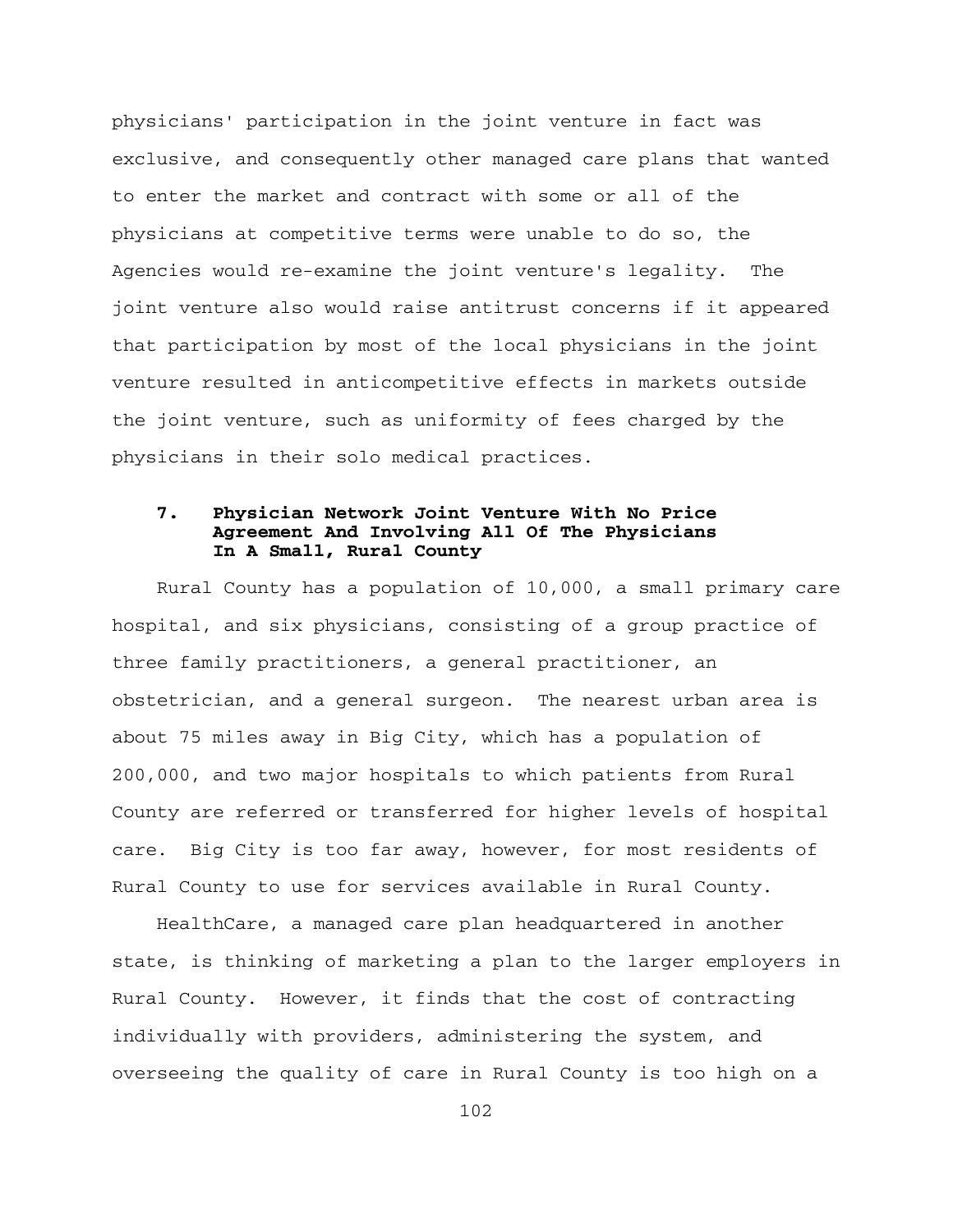physicians' participation in the joint venture in fact was exclusive, and consequently other managed care plans that wanted to enter the market and contract with some or all of the physicians at competitive terms were unable to do so, the Agencies would re-examine the joint venture's legality. The joint venture also would raise antitrust concerns if it appeared that participation by most of the local physicians in the joint venture resulted in anticompetitive effects in markets outside the joint venture, such as uniformity of fees charged by the physicians in their solo medical practices.

### 7. Physician Network Joint Venture With No Price Agreement And Involving All Of The Physicians In A Small, Rural County

Rural County has a population of 10,000, a small primary care hospital, and six physicians, consisting of a group practice of three family practitioners, a general practitioner, an obstetrician, and a general surgeon. The nearest urban area is about 75 miles away in Big City, which has a population of 200,000, and two major hospitals to which patients from Rural County are referred or transferred for higher levels of hospital care. Big City is too far away, however, for most residents of Rural County to use for services available in Rural County.

HealthCare, a managed care plan headquartered in another state, is thinking of marketing a plan to the larger employers in Rural County. However, it finds that the cost of contracting individually with providers, administering the system, and overseeing the quality of care in Rural County is too high on a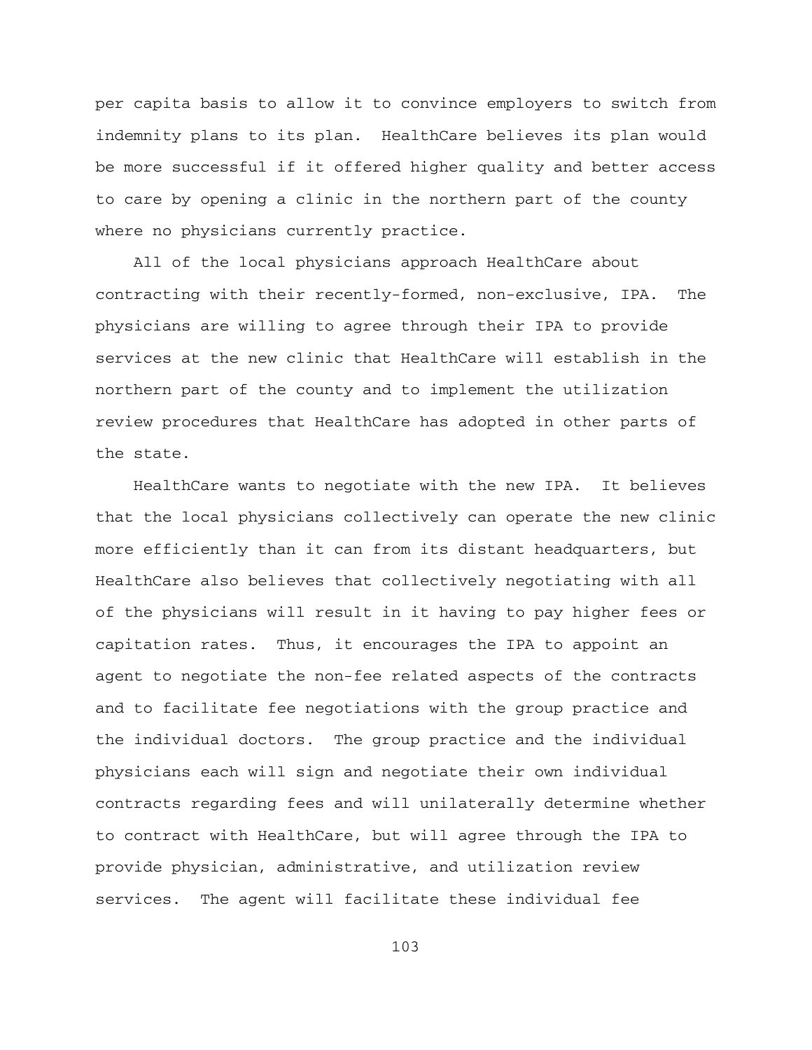per capita basis to allow it to convince employers to switch from indemnity plans to its plan. HealthCare believes its plan would be more successful if it offered higher quality and better access to care by opening a clinic in the northern part of the county where no physicians currently practice.

All of the local physicians approach HealthCare about contracting with their recently-formed, non-exclusive, IPA. The physicians are willing to agree through their IPA to provide services at the new clinic that HealthCare will establish in the northern part of the county and to implement the utilization review procedures that HealthCare has adopted in other parts of the state.

HealthCare wants to negotiate with the new IPA. It believes that the local physicians collectively can operate the new clinic more efficiently than it can from its distant headquarters, but HealthCare also believes that collectively negotiating with all of the physicians will result in it having to pay higher fees or capitation rates. Thus, it encourages the IPA to appoint an agent to negotiate the non-fee related aspects of the contracts and to facilitate fee negotiations with the group practice and the individual doctors. The group practice and the individual physicians each will sign and negotiate their own individual contracts regarding fees and will unilaterally determine whether to contract with HealthCare, but will agree through the IPA to provide physician, administrative, and utilization review services. The agent will facilitate these individual fee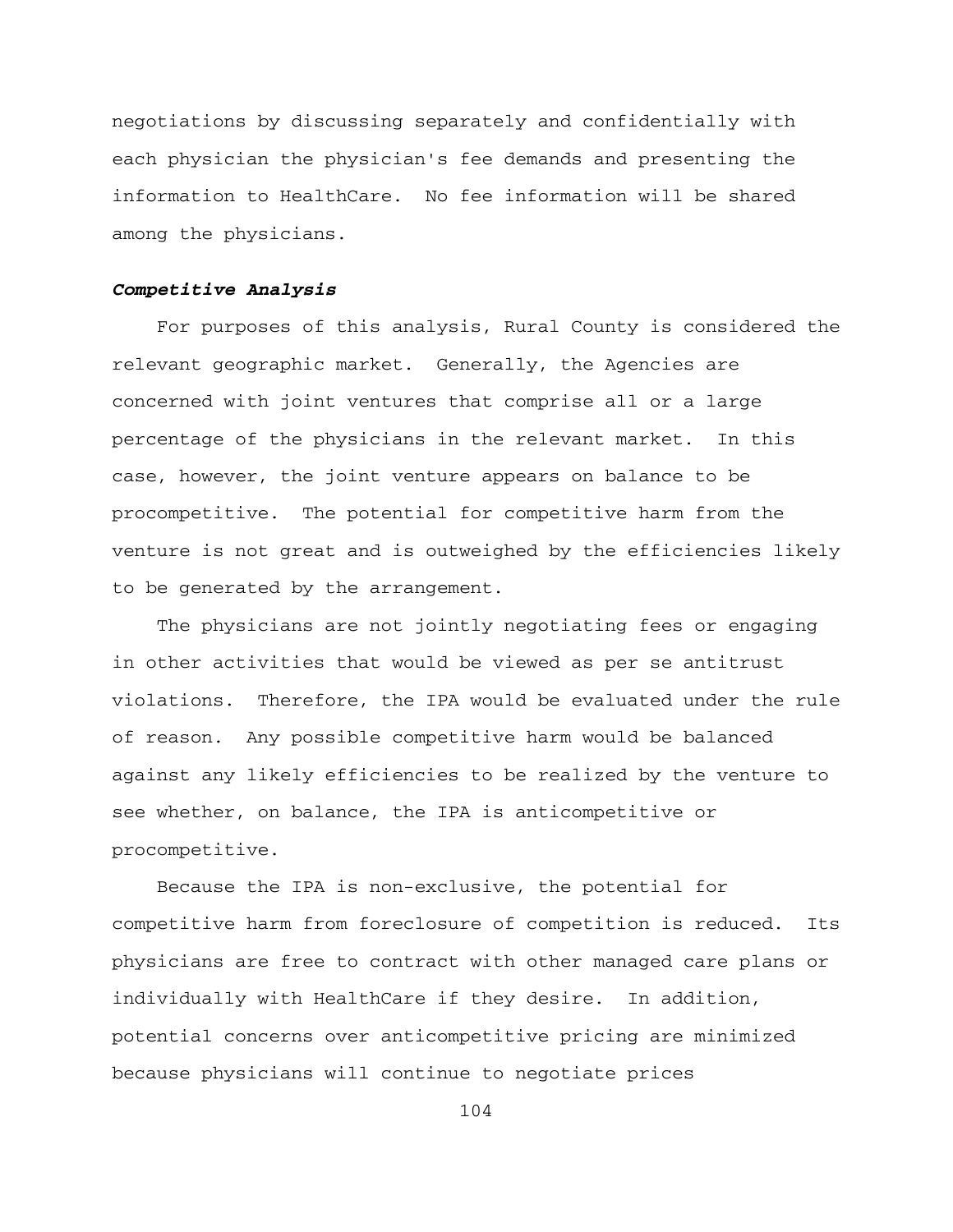negotiations by discussing separately and confidentially with each physician the physician's fee demands and presenting the information to HealthCare. No fee information will be shared among the physicians.

***Competitive Analysis***

For purposes of this analysis, Rural County is considered the relevant geographic market. Generally, the Agencies are concerned with joint ventures that comprise all or a large percentage of the physicians in the relevant market. In this case, however, the joint venture appears on balance to be procompetitive. The potential for competitive harm from the venture is not great and is outweighed by the efficiencies likely to be generated by the arrangement.

The physicians are not jointly negotiating fees or engaging in other activities that would be viewed as per se antitrust violations. Therefore, the IPA would be evaluated under the rule of reason. Any possible competitive harm would be balanced against any likely efficiencies to be realized by the venture to see whether, on balance, the IPA is anticompetitive or procompetitive.

Because the IPA is non-exclusive, the potential for competitive harm from foreclosure of competition is reduced. Its physicians are free to contract with other managed care plans or individually with HealthCare if they desire. In addition, potential concerns over anticompetitive pricing are minimized because physicians will continue to negotiate prices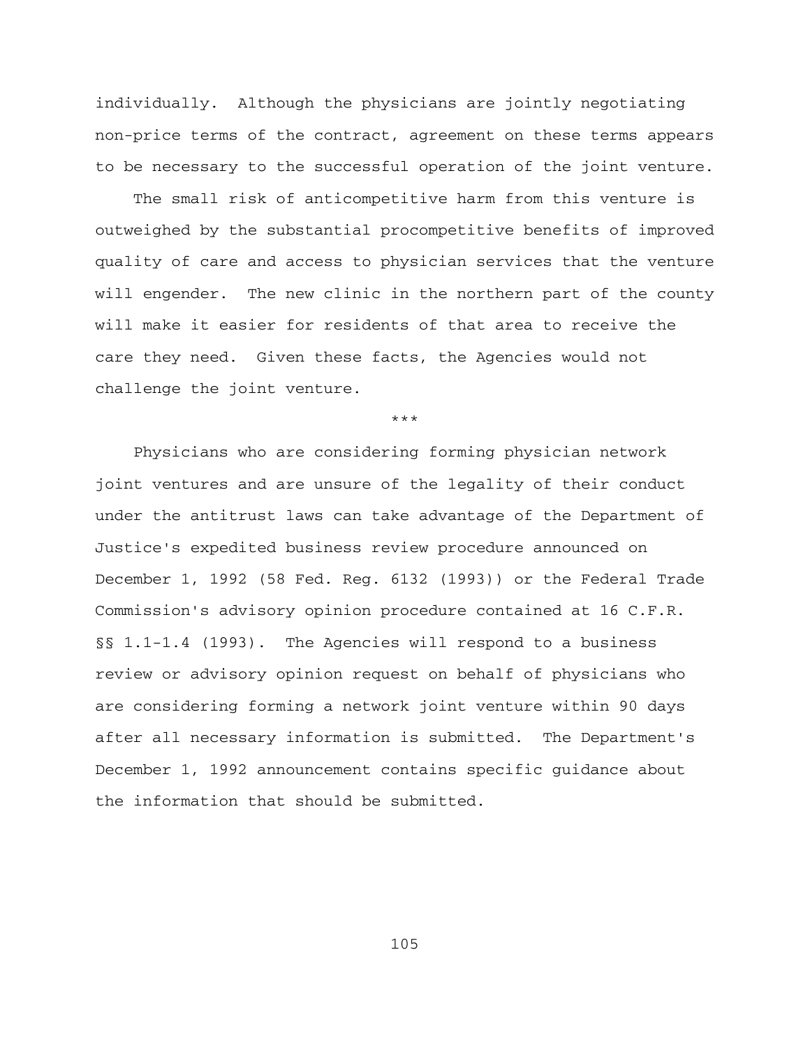individually. Although the physicians are jointly negotiating non-price terms of the contract, agreement on these terms appears to be necessary to the successful operation of the joint venture.

The small risk of anticompetitive harm from this venture is outweighed by the substantial procompetitive benefits of improved quality of care and access to physician services that the venture will engender. The new clinic in the northern part of the county will make it easier for residents of that area to receive the care they need. Given these facts, the Agencies would not challenge the joint venture.

***

Physicians who are considering forming physician network joint ventures and are unsure of the legality of their conduct under the antitrust laws can take advantage of the Department of Justice's expedited business review procedure announced on December 1, 1992 (58 Fed. Reg. 6132 (1993)) or the Federal Trade Commission's advisory opinion procedure contained at 16 C.F.R. §§ 1.1-1.4 (1993). The Agencies will respond to a business review or advisory opinion request on behalf of physicians who are considering forming a network joint venture within 90 days after all necessary information is submitted. The Department's December 1, 1992 announcement contains specific guidance about the information that should be submitted.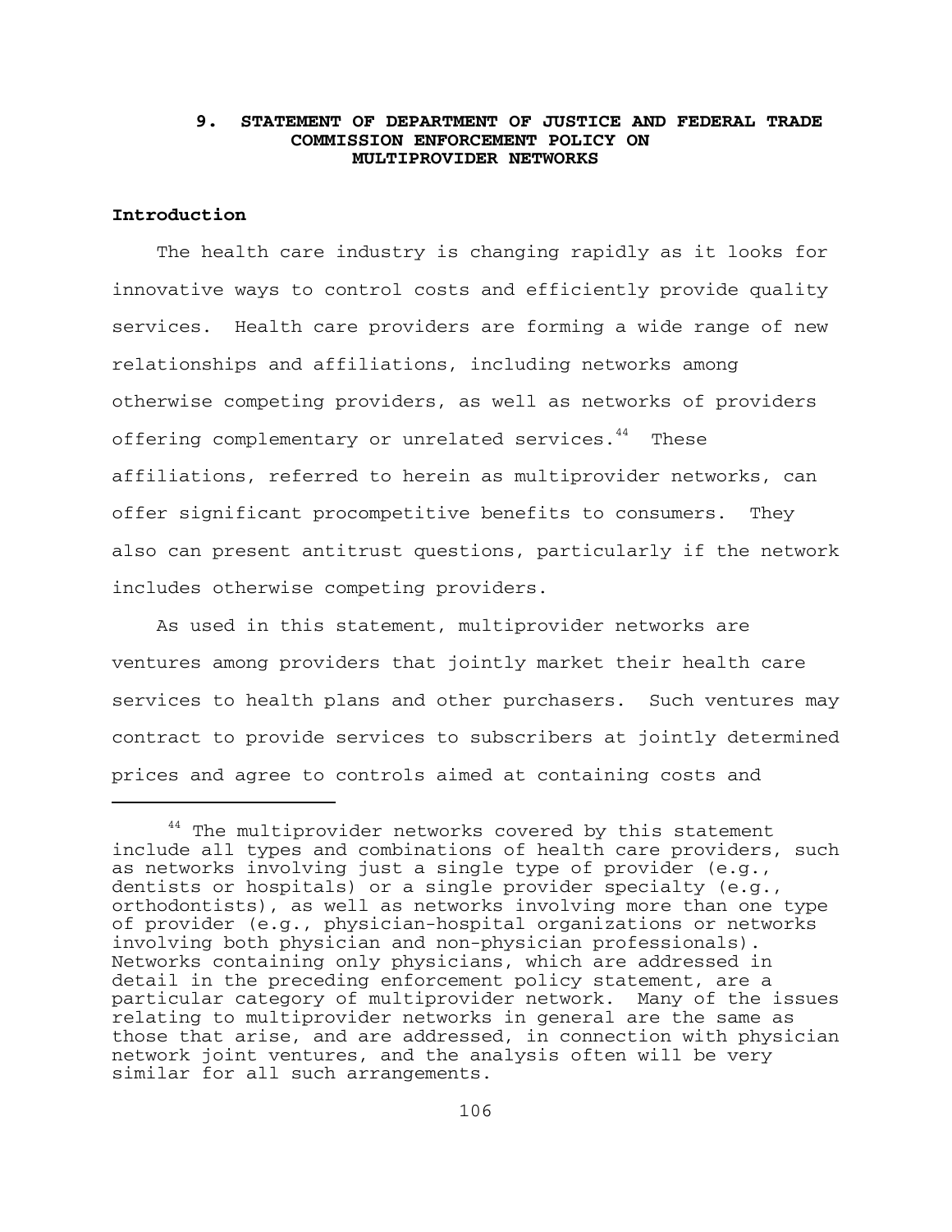## 9. STATEMENT OF DEPARTMENT OF JUSTICE AND FEDERAL TRADE COMMISSION ENFORCEMENT POLICY ON MULTIPROVIDER NETWORKS

### Introduction

The health care industry is changing rapidly as it looks for innovative ways to control costs and efficiently provide quality services. Health care providers are forming a wide range of new relationships and affiliations, including networks among otherwise competing providers, as well as networks of providers offering complementary or unrelated services.[44] These affiliations, referred to herein as multiprovider networks, can offer significant procompetitive benefits to consumers. They also can present antitrust questions, particularly if the network includes otherwise competing providers.

As used in this statement, multiprovider networks are ventures among providers that jointly market their health care services to health plans and other purchasers. Such ventures may contract to provide services to subscribers at jointly determined prices and agree to controls aimed at containing costs and

---

[44] The multiprovider networks covered by this statement include all types and combinations of health care providers, such as networks involving just a single type of provider (e.g., dentists or hospitals) or a single provider specialty (e.g., orthodontists), as well as networks involving more than one type of provider (e.g., physician-hospital organizations or networks involving both physician and non-physician professionals). Networks containing only physicians, which are addressed in detail in the preceding enforcement policy statement, are a particular category of multiprovider network. Many of the issues relating to multiprovider networks in general are the same as those that arise, and are addressed, in connection with physician network joint ventures, and the analysis often will be very similar for all such arrangements.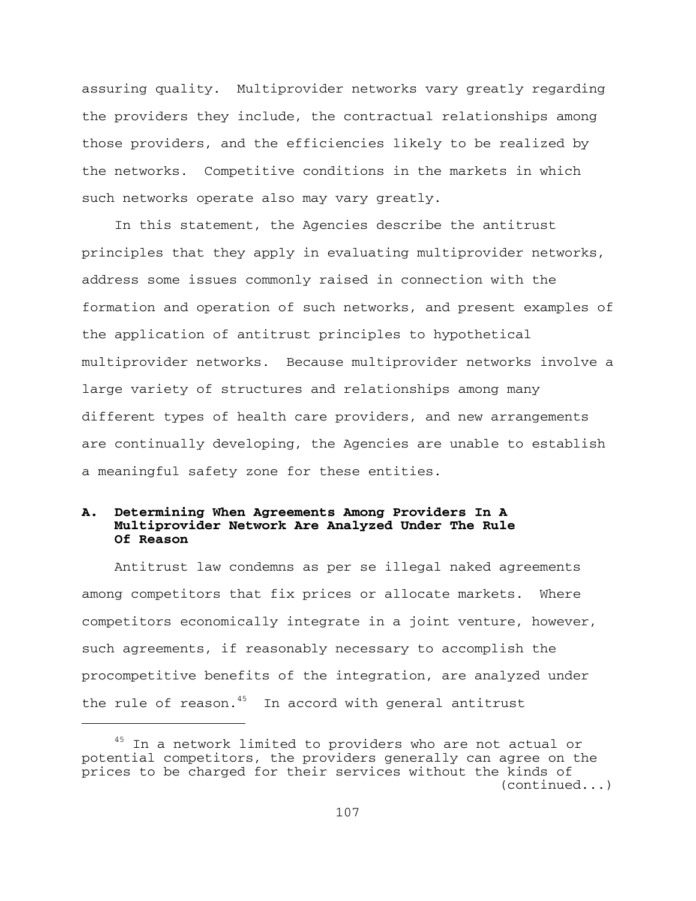assuring quality. Multiprovider networks vary greatly regarding the providers they include, the contractual relationships among those providers, and the efficiencies likely to be realized by the networks. Competitive conditions in the markets in which such networks operate also may vary greatly.

In this statement, the Agencies describe the antitrust principles that they apply in evaluating multiprovider networks, address some issues commonly raised in connection with the formation and operation of such networks, and present examples of the application of antitrust principles to hypothetical multiprovider networks. Because multiprovider networks involve a large variety of structures and relationships among many different types of health care providers, and new arrangements are continually developing, the Agencies are unable to establish a meaningful safety zone for these entities.

### A. Determining When Agreements Among Providers In A Multiprovider Network Are Analyzed Under The Rule Of Reason

Antitrust law condemns as per se illegal naked agreements among competitors that fix prices or allocate markets. Where competitors economically integrate in a joint venture, however, such agreements, if reasonably necessary to accomplish the procompetitive benefits of the integration, are analyzed under the rule of reason.[45] In accord with general antitrust

---

[45] In a network limited to providers who are not actual or potential competitors, the providers generally can agree on the prices to be charged for their services without the kinds of (continued...)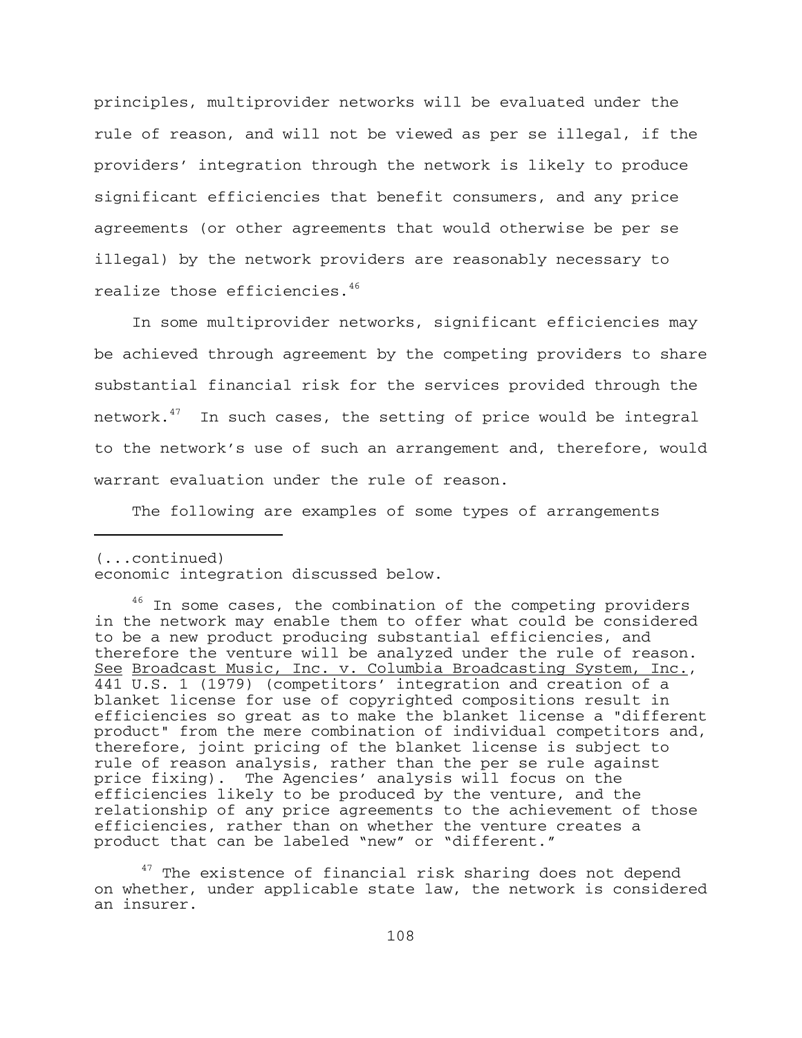principles, multiprovider networks will be evaluated under the rule of reason, and will not be viewed as per se illegal, if the providers' integration through the network is likely to produce significant efficiencies that benefit consumers, and any price agreements (or other agreements that would otherwise be per se illegal) by the network providers are reasonably necessary to realize those efficiencies.[46]

In some multiprovider networks, significant efficiencies may be achieved through agreement by the competing providers to share substantial financial risk for the services provided through the network.[47] In such cases, the setting of price would be integral to the network's use of such an arrangement and, therefore, would warrant evaluation under the rule of reason.

The following are examples of some types of arrangements

---

(...continued)
economic integration discussed below.

[46] In some cases, the combination of the competing providers in the network may enable them to offer what could be considered to be a new product producing substantial efficiencies, and therefore the venture will be analyzed under the rule of reason. See Broadcast Music, Inc. v. Columbia Broadcasting System, Inc., 441 U.S. 1 (1979) (competitors' integration and creation of a blanket license for use of copyrighted compositions result in efficiencies so great as to make the blanket license a "different product" from the mere combination of individual competitors and, therefore, joint pricing of the blanket license is subject to rule of reason analysis, rather than the per se rule against price fixing). The Agencies' analysis will focus on the efficiencies likely to be produced by the venture, and the relationship of any price agreements to the achievement of those efficiencies, rather than on whether the venture creates a product that can be labeled "new" or "different."

[47] The existence of financial risk sharing does not depend on whether, under applicable state law, the network is considered an insurer.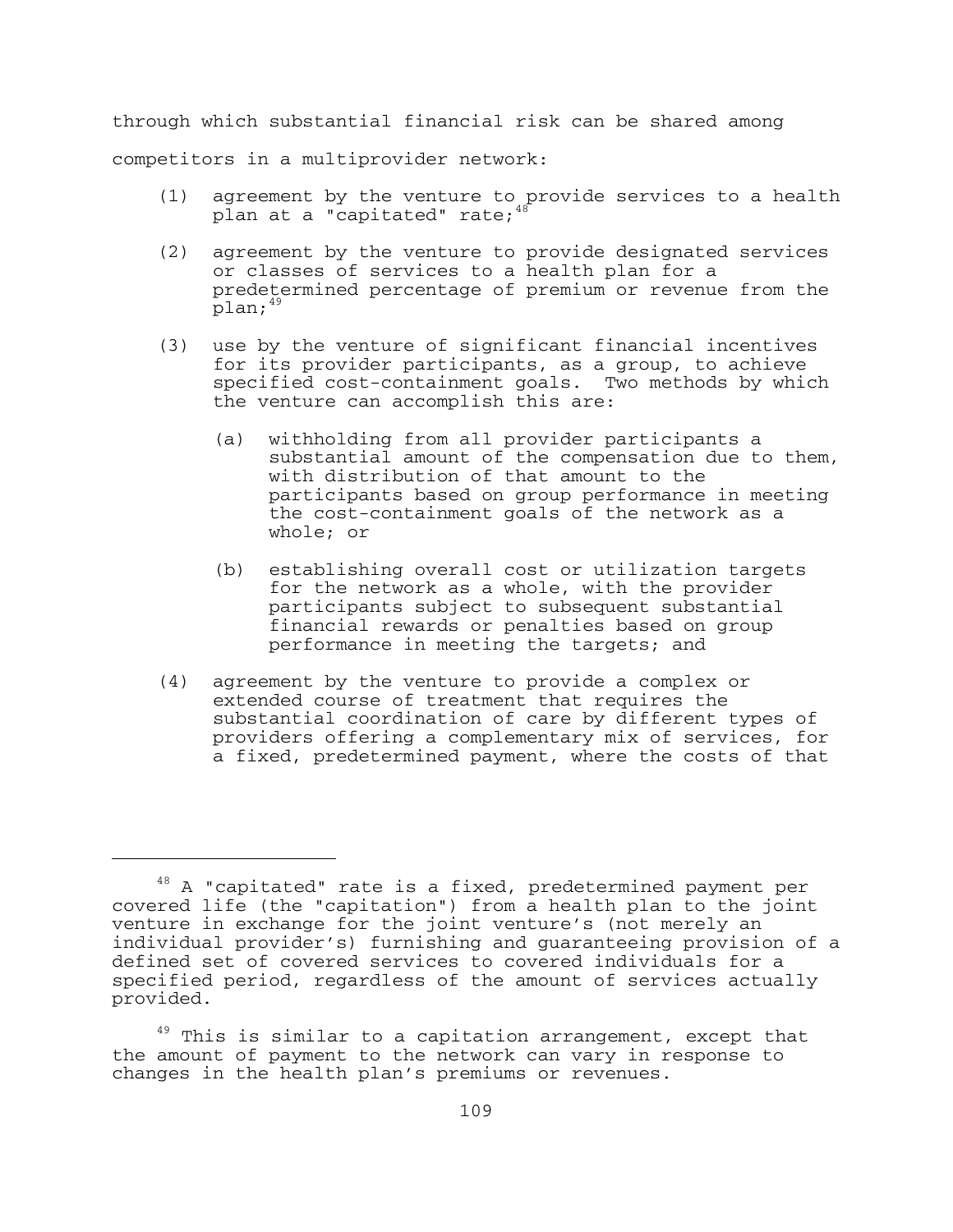through which substantial financial risk can be shared among competitors in a multiprovider network:

(1) agreement by the venture to provide services to a health plan at a "capitated" rate;[48]

(2) agreement by the venture to provide designated services or classes of services to a health plan for a predetermined percentage of premium or revenue from the plan;[49]

(3) use by the venture of significant financial incentives for its provider participants, as a group, to achieve specified cost-containment goals. Two methods by which the venture can accomplish this are:

   (a) withholding from all provider participants a substantial amount of the compensation due to them, with distribution of that amount to the participants based on group performance in meeting the cost-containment goals of the network as a whole; or

   (b) establishing overall cost or utilization targets for the network as a whole, with the provider participants subject to subsequent substantial financial rewards or penalties based on group performance in meeting the targets; and

(4) agreement by the venture to provide a complex or extended course of treatment that requires the substantial coordination of care by different types of providers offering a complementary mix of services, for a fixed, predetermined payment, where the costs of that

---

[48] A "capitated" rate is a fixed, predetermined payment per covered life (the "capitation") from a health plan to the joint venture in exchange for the joint venture's (not merely an individual provider's) furnishing and guaranteeing provision of a defined set of covered services to covered individuals for a specified period, regardless of the amount of services actually provided.

[49] This is similar to a capitation arrangement, except that the amount of payment to the network can vary in response to changes in the health plan's premiums or revenues.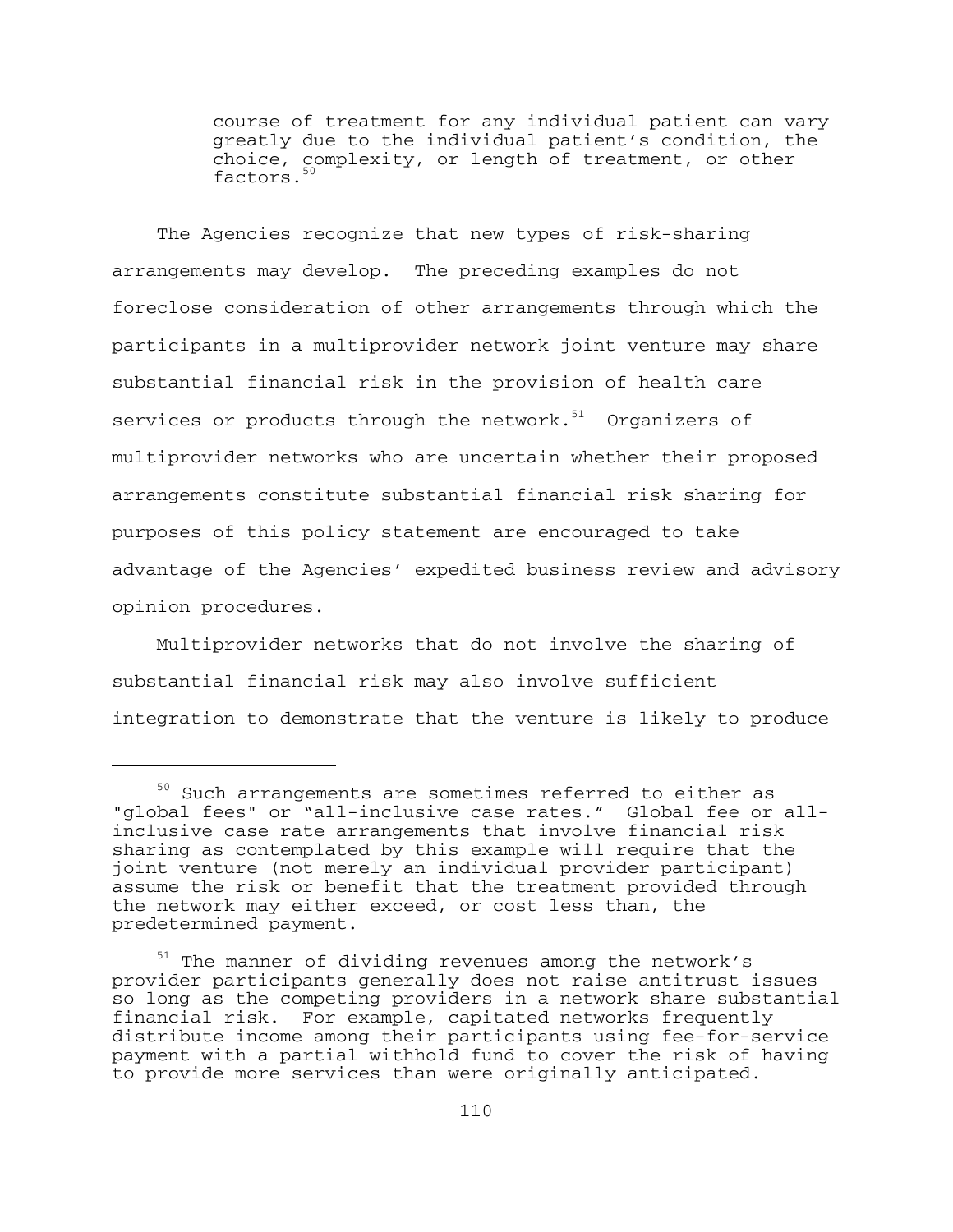course of treatment for any individual patient can vary greatly due to the individual patient's condition, the choice, complexity, or length of treatment, or other factors.[50]

The Agencies recognize that new types of risk-sharing arrangements may develop. The preceding examples do not foreclose consideration of other arrangements through which the participants in a multiprovider network joint venture may share substantial financial risk in the provision of health care services or products through the network.[51] Organizers of multiprovider networks who are uncertain whether their proposed arrangements constitute substantial financial risk sharing for purposes of this policy statement are encouraged to take advantage of the Agencies' expedited business review and advisory opinion procedures.

Multiprovider networks that do not involve the sharing of substantial financial risk may also involve sufficient integration to demonstrate that the venture is likely to produce

---

[50] Such arrangements are sometimes referred to either as "global fees" or "all-inclusive case rates." Global fee or all-inclusive case rate arrangements that involve financial risk sharing as contemplated by this example will require that the joint venture (not merely an individual provider participant) assume the risk or benefit that the treatment provided through the network may either exceed, or cost less than, the predetermined payment.

[51] The manner of dividing revenues among the network's provider participants generally does not raise antitrust issues so long as the competing providers in a network share substantial financial risk. For example, capitated networks frequently distribute income among their participants using fee-for-service payment with a partial withhold fund to cover the risk of having to provide more services than were originally anticipated.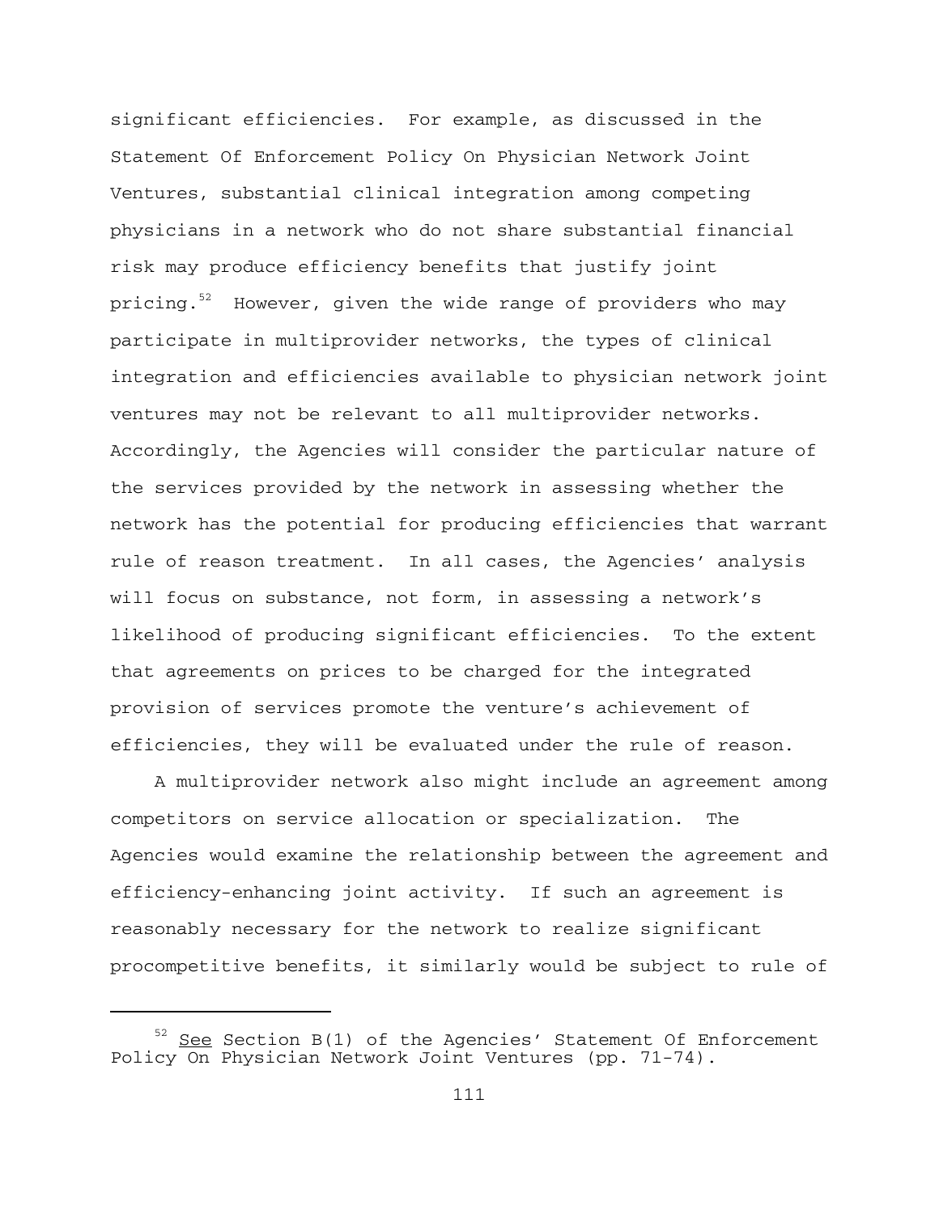significant efficiencies. For example, as discussed in the Statement Of Enforcement Policy On Physician Network Joint Ventures, substantial clinical integration among competing physicians in a network who do not share substantial financial risk may produce efficiency benefits that justify joint pricing.[52] However, given the wide range of providers who may participate in multiprovider networks, the types of clinical integration and efficiencies available to physician network joint ventures may not be relevant to all multiprovider networks. Accordingly, the Agencies will consider the particular nature of the services provided by the network in assessing whether the network has the potential for producing efficiencies that warrant rule of reason treatment. In all cases, the Agencies' analysis will focus on substance, not form, in assessing a network's likelihood of producing significant efficiencies. To the extent that agreements on prices to be charged for the integrated provision of services promote the venture's achievement of efficiencies, they will be evaluated under the rule of reason.

A multiprovider network also might include an agreement among competitors on service allocation or specialization. The Agencies would examine the relationship between the agreement and efficiency-enhancing joint activity. If such an agreement is reasonably necessary for the network to realize significant procompetitive benefits, it similarly would be subject to rule of

---

[52] See Section B(1) of the Agencies' Statement Of Enforcement Policy On Physician Network Joint Ventures (pp. 71-74).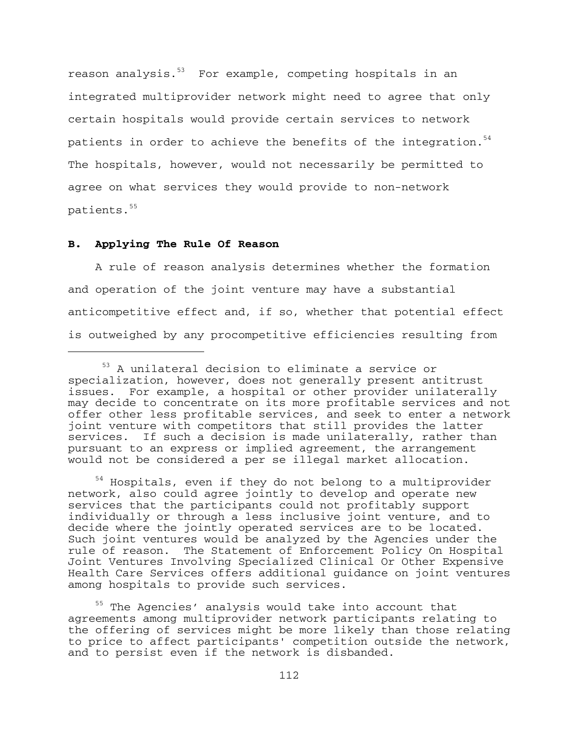reason analysis.[53] For example, competing hospitals in an integrated multiprovider network might need to agree that only certain hospitals would provide certain services to network patients in order to achieve the benefits of the integration.[54] The hospitals, however, would not necessarily be permitted to agree on what services they would provide to non-network patients.[55]

### B. Applying The Rule Of Reason

A rule of reason analysis determines whether the formation and operation of the joint venture may have a substantial anticompetitive effect and, if so, whether that potential effect is outweighed by any procompetitive efficiencies resulting from

---

[53] A unilateral decision to eliminate a service or specialization, however, does not generally present antitrust issues. For example, a hospital or other provider unilaterally may decide to concentrate on its more profitable services and not offer other less profitable services, and seek to enter a network joint venture with competitors that still provides the latter services. If such a decision is made unilaterally, rather than pursuant to an express or implied agreement, the arrangement would not be considered a per se illegal market allocation.

[54] Hospitals, even if they do not belong to a multiprovider network, also could agree jointly to develop and operate new services that the participants could not profitably support individually or through a less inclusive joint venture, and to decide where the jointly operated services are to be located. Such joint ventures would be analyzed by the Agencies under the rule of reason. The Statement of Enforcement Policy On Hospital Joint Ventures Involving Specialized Clinical Or Other Expensive Health Care Services offers additional guidance on joint ventures among hospitals to provide such services.

[55] The Agencies' analysis would take into account that agreements among multiprovider network participants relating to the offering of services might be more likely than those relating to price to affect participants' competition outside the network, and to persist even if the network is disbanded.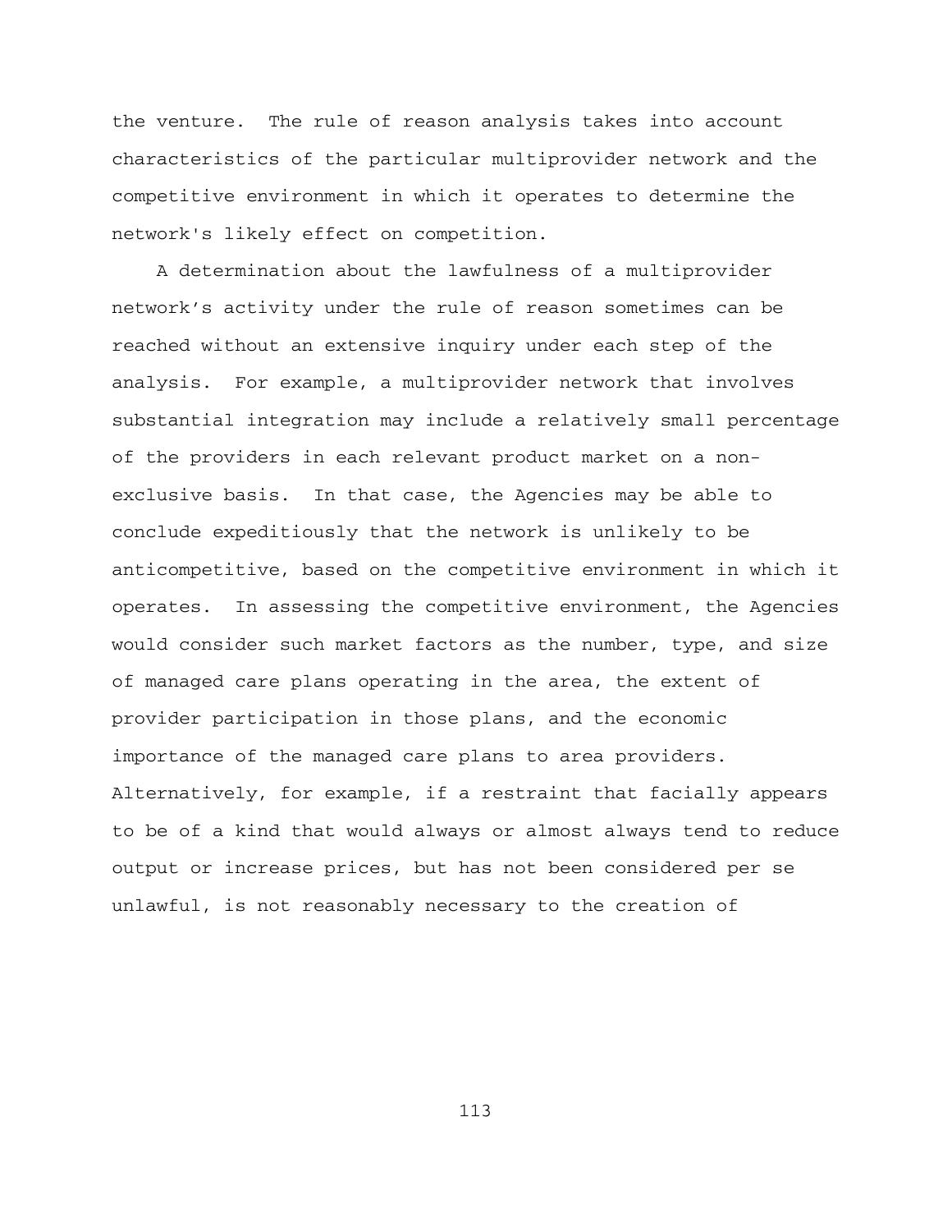the venture. The rule of reason analysis takes into account characteristics of the particular multiprovider network and the competitive environment in which it operates to determine the network's likely effect on competition.

A determination about the lawfulness of a multiprovider network's activity under the rule of reason sometimes can be reached without an extensive inquiry under each step of the analysis. For example, a multiprovider network that involves substantial integration may include a relatively small percentage of the providers in each relevant product market on a non-exclusive basis. In that case, the Agencies may be able to conclude expeditiously that the network is unlikely to be anticompetitive, based on the competitive environment in which it operates. In assessing the competitive environment, the Agencies would consider such market factors as the number, type, and size of managed care plans operating in the area, the extent of provider participation in those plans, and the economic importance of the managed care plans to area providers. Alternatively, for example, if a restraint that facially appears to be of a kind that would always or almost always tend to reduce output or increase prices, but has not been considered per se unlawful, is not reasonably necessary to the creation of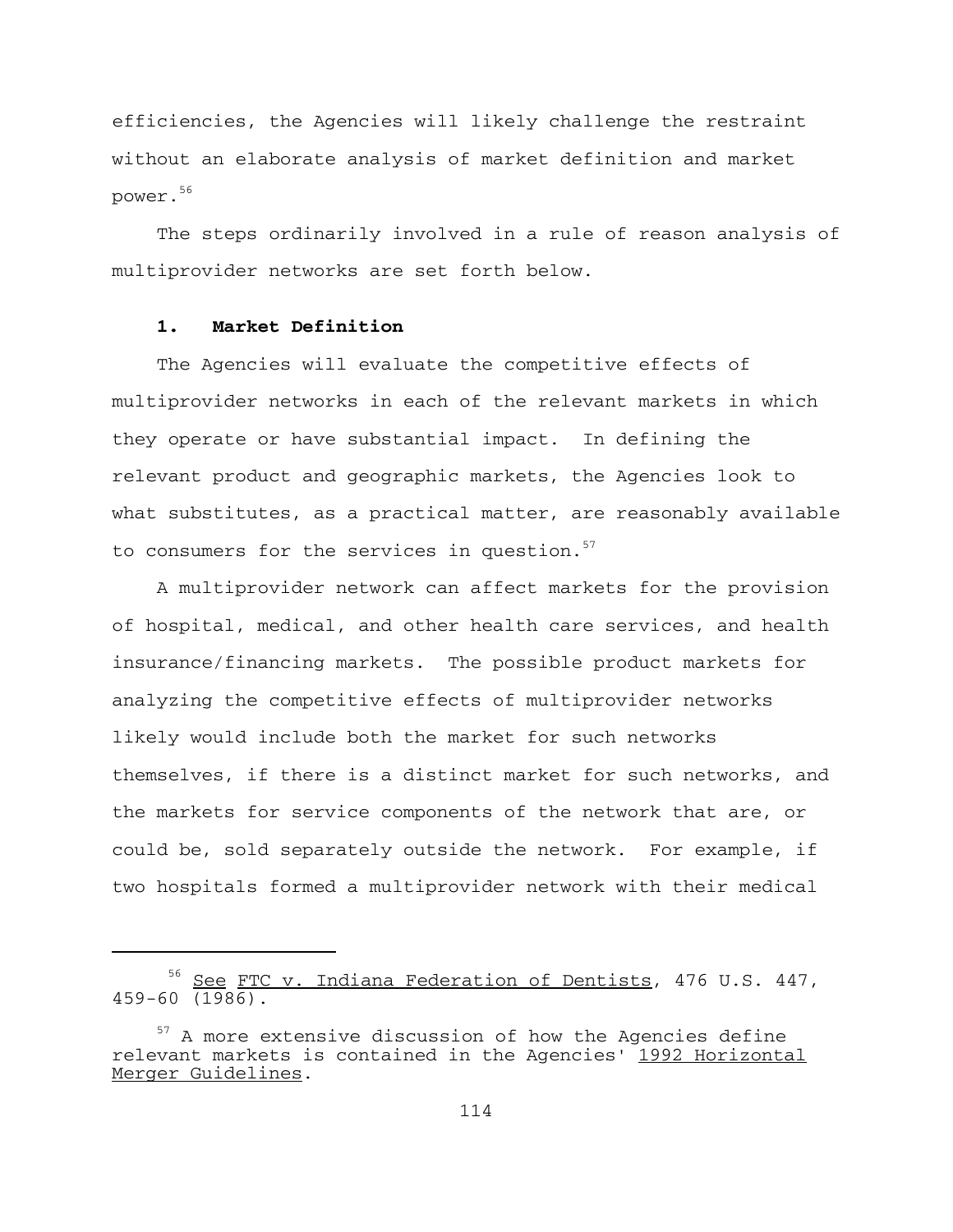efficiencies, the Agencies will likely challenge the restraint without an elaborate analysis of market definition and market power.[56]

The steps ordinarily involved in a rule of reason analysis of multiprovider networks are set forth below.

### 1. Market Definition

The Agencies will evaluate the competitive effects of multiprovider networks in each of the relevant markets in which they operate or have substantial impact. In defining the relevant product and geographic markets, the Agencies look to what substitutes, as a practical matter, are reasonably available to consumers for the services in question.[57]

A multiprovider network can affect markets for the provision of hospital, medical, and other health care services, and health insurance/financing markets. The possible product markets for analyzing the competitive effects of multiprovider networks likely would include both the market for such networks themselves, if there is a distinct market for such networks, and the markets for service components of the network that are, or could be, sold separately outside the network. For example, if two hospitals formed a multiprovider network with their medical

---

[56] See FTC v. Indiana Federation of Dentists, 476 U.S. 447, 459-60 (1986).

[57] A more extensive discussion of how the Agencies define relevant markets is contained in the Agencies' 1992 Horizontal Merger Guidelines.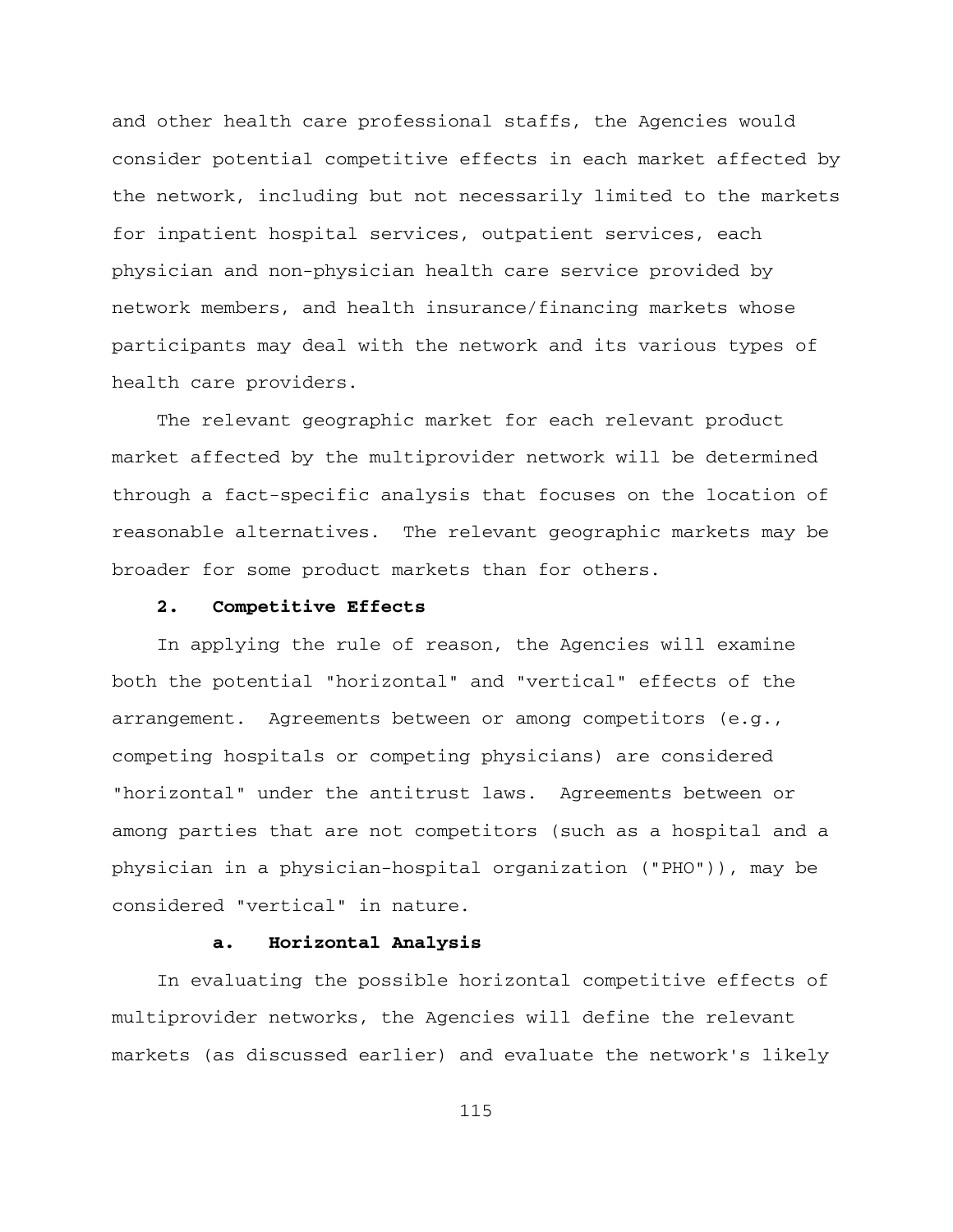and other health care professional staffs, the Agencies would consider potential competitive effects in each market affected by the network, including but not necessarily limited to the markets for inpatient hospital services, outpatient services, each physician and non-physician health care service provided by network members, and health insurance/financing markets whose participants may deal with the network and its various types of health care providers.

The relevant geographic market for each relevant product market affected by the multiprovider network will be determined through a fact-specific analysis that focuses on the location of reasonable alternatives. The relevant geographic markets may be broader for some product markets than for others.

### 2. Competitive Effects

In applying the rule of reason, the Agencies will examine both the potential "horizontal" and "vertical" effects of the arrangement. Agreements between or among competitors (e.g., competing hospitals or competing physicians) are considered "horizontal" under the antitrust laws. Agreements between or among parties that are not competitors (such as a hospital and a physician in a physician-hospital organization ("PHO")), may be considered "vertical" in nature.

#### a. Horizontal Analysis

In evaluating the possible horizontal competitive effects of multiprovider networks, the Agencies will define the relevant markets (as discussed earlier) and evaluate the network's likely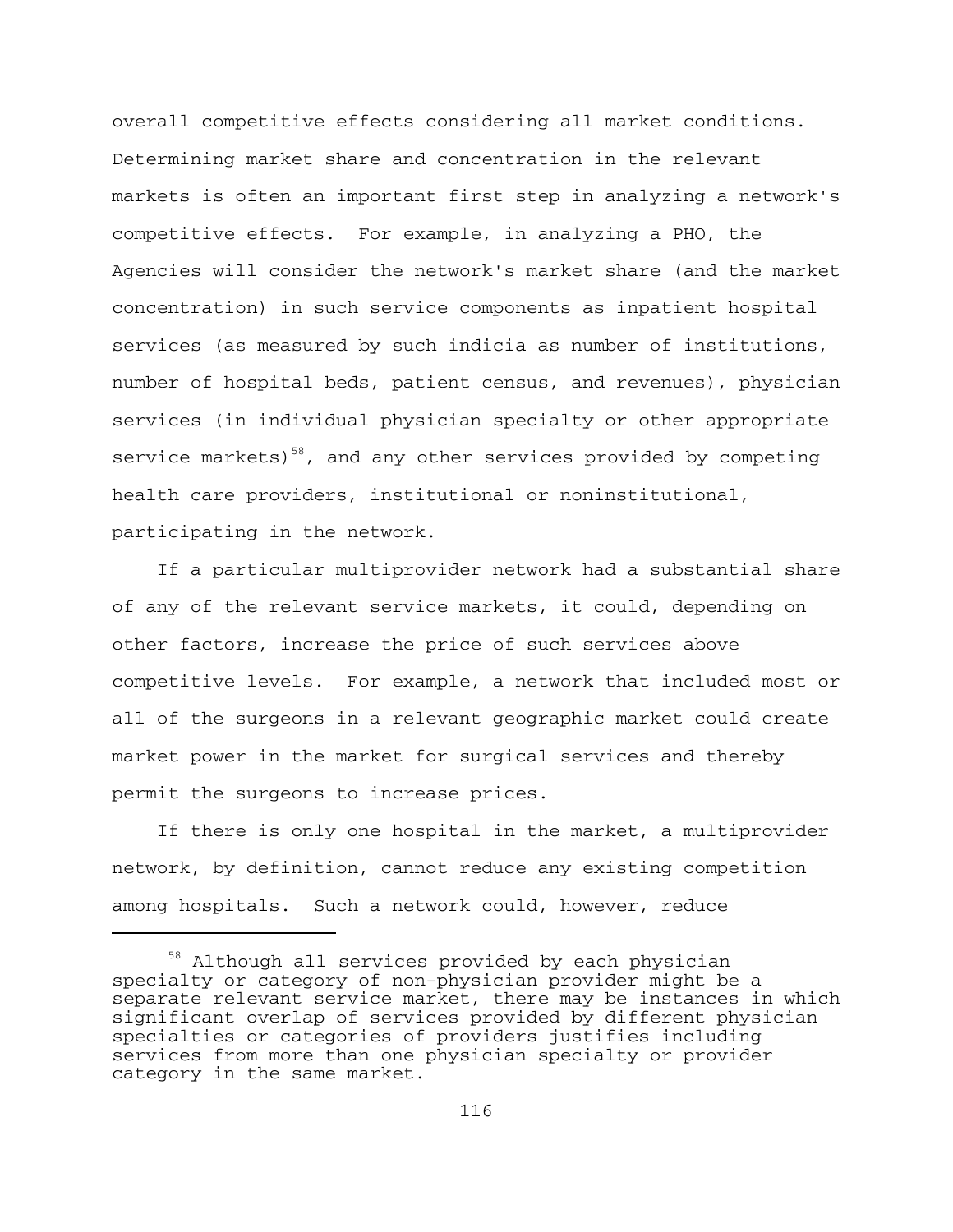overall competitive effects considering all market conditions. Determining market share and concentration in the relevant markets is often an important first step in analyzing a network's competitive effects. For example, in analyzing a PHO, the Agencies will consider the network's market share (and the market concentration) in such service components as inpatient hospital services (as measured by such indicia as number of institutions, number of hospital beds, patient census, and revenues), physician services (in individual physician specialty or other appropriate service markets)[58], and any other services provided by competing health care providers, institutional or noninstitutional, participating in the network.

If a particular multiprovider network had a substantial share of any of the relevant service markets, it could, depending on other factors, increase the price of such services above competitive levels. For example, a network that included most or all of the surgeons in a relevant geographic market could create market power in the market for surgical services and thereby permit the surgeons to increase prices.

If there is only one hospital in the market, a multiprovider network, by definition, cannot reduce any existing competition among hospitals. Such a network could, however, reduce

---

[58] Although all services provided by each physician specialty or category of non-physician provider might be a separate relevant service market, there may be instances in which significant overlap of services provided by different physician specialties or categories of providers justifies including services from more than one physician specialty or provider category in the same market.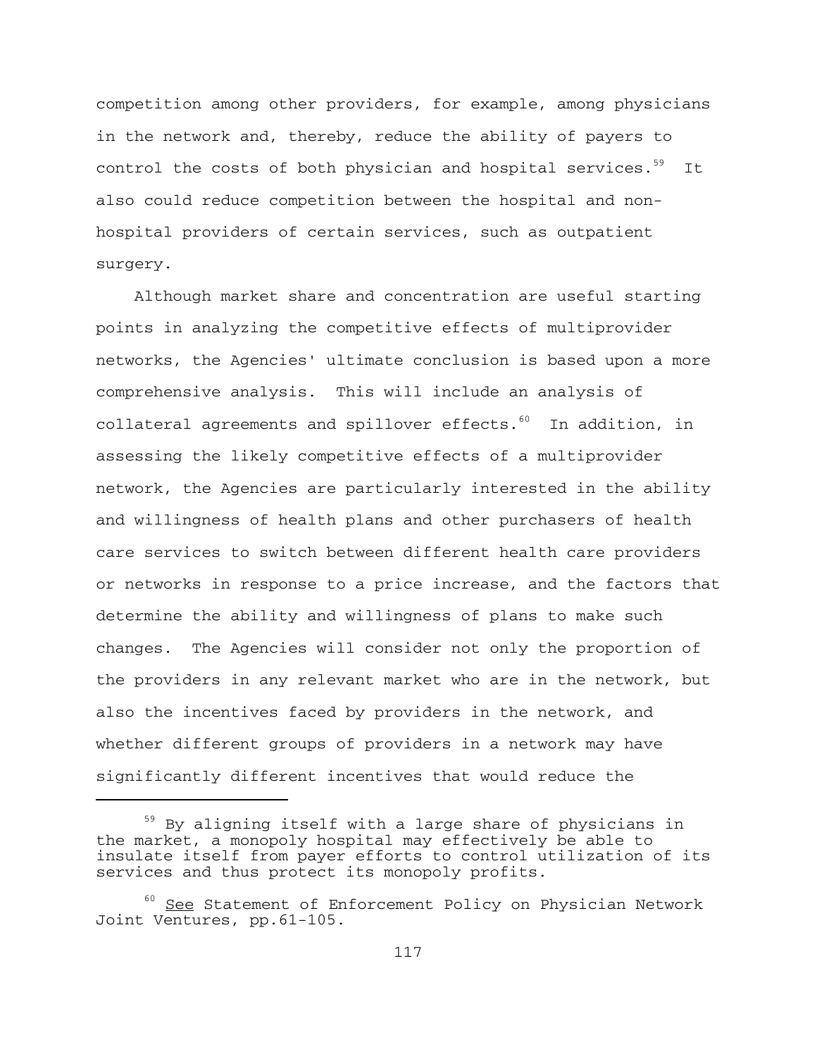competition among other providers, for example, among physicians in the network and, thereby, reduce the ability of payers to control the costs of both physician and hospital services.[59] It also could reduce competition between the hospital and non-hospital providers of certain services, such as outpatient surgery.

Although market share and concentration are useful starting points in analyzing the competitive effects of multiprovider networks, the Agencies' ultimate conclusion is based upon a more comprehensive analysis. This will include an analysis of collateral agreements and spillover effects.[60] In addition, in assessing the likely competitive effects of a multiprovider network, the Agencies are particularly interested in the ability and willingness of health plans and other purchasers of health care services to switch between different health care providers or networks in response to a price increase, and the factors that determine the ability and willingness of plans to make such changes. The Agencies will consider not only the proportion of the providers in any relevant market who are in the network, but also the incentives faced by providers in the network, and whether different groups of providers in a network may have significantly different incentives that would reduce the

---

[59] By aligning itself with a large share of physicians in the market, a monopoly hospital may effectively be able to insulate itself from payer efforts to control utilization of its services and thus protect its monopoly profits.

[60] See Statement of Enforcement Policy on Physician Network Joint Ventures, pp.61-105.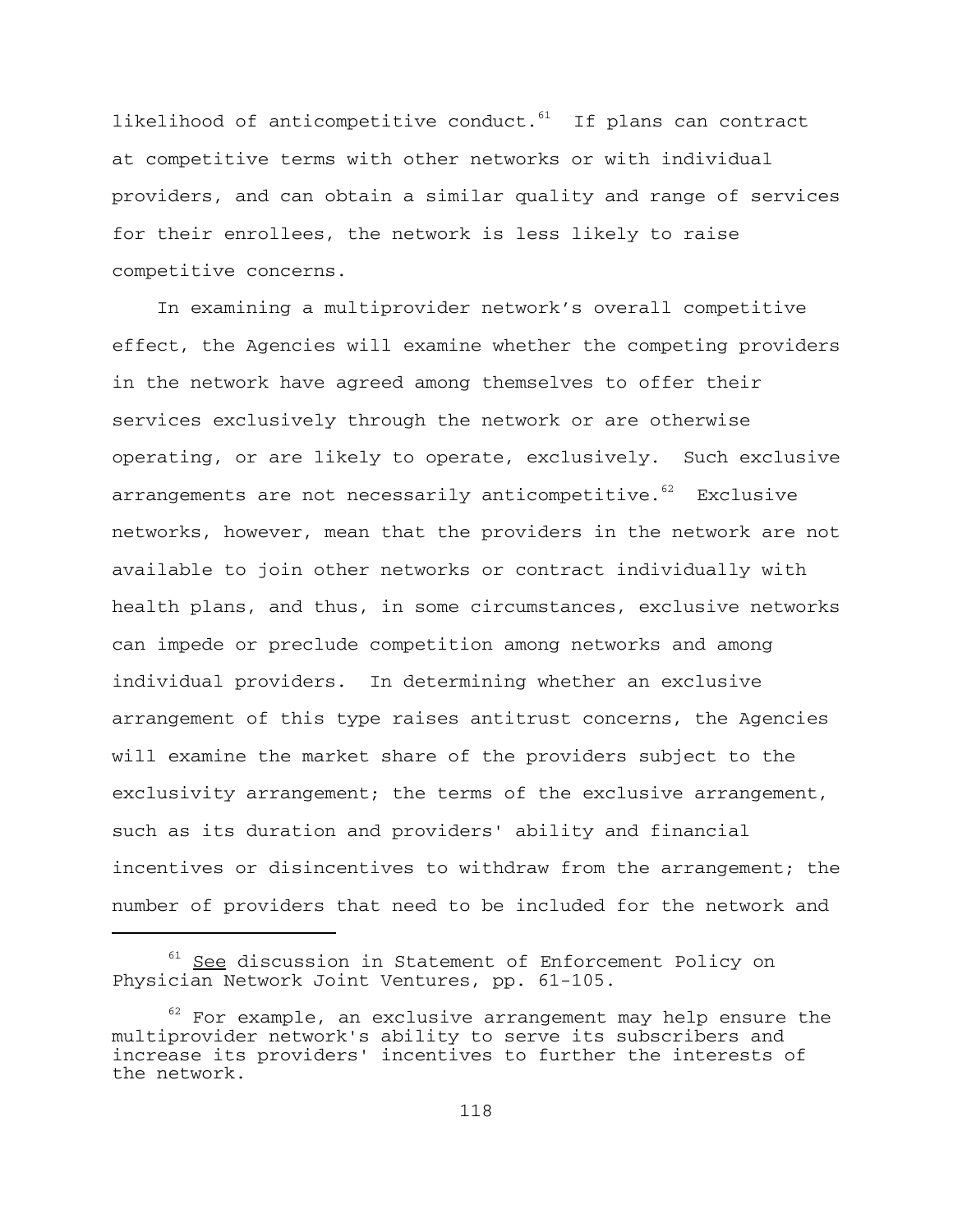likelihood of anticompetitive conduct.[61] If plans can contract at competitive terms with other networks or with individual providers, and can obtain a similar quality and range of services for their enrollees, the network is less likely to raise competitive concerns.

In examining a multiprovider network's overall competitive effect, the Agencies will examine whether the competing providers in the network have agreed among themselves to offer their services exclusively through the network or are otherwise operating, or are likely to operate, exclusively. Such exclusive arrangements are not necessarily anticompetitive.[62] Exclusive networks, however, mean that the providers in the network are not available to join other networks or contract individually with health plans, and thus, in some circumstances, exclusive networks can impede or preclude competition among networks and among individual providers. In determining whether an exclusive arrangement of this type raises antitrust concerns, the Agencies will examine the market share of the providers subject to the exclusivity arrangement; the terms of the exclusive arrangement, such as its duration and providers' ability and financial incentives or disincentives to withdraw from the arrangement; the number of providers that need to be included for the network and

---

[61] See discussion in Statement of Enforcement Policy on Physician Network Joint Ventures, pp. 61-105.

[62] For example, an exclusive arrangement may help ensure the multiprovider network's ability to serve its subscribers and increase its providers' incentives to further the interests of the network.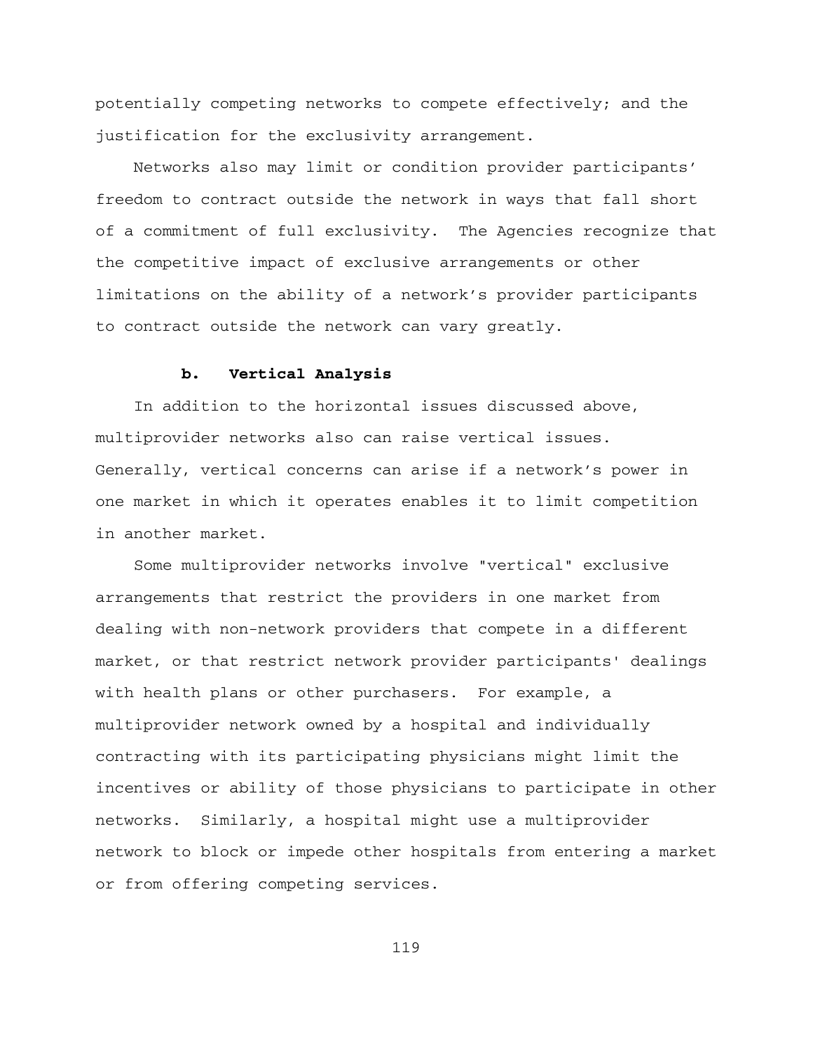potentially competing networks to compete effectively; and the justification for the exclusivity arrangement.

Networks also may limit or condition provider participants' freedom to contract outside the network in ways that fall short of a commitment of full exclusivity. The Agencies recognize that the competitive impact of exclusive arrangements or other limitations on the ability of a network's provider participants to contract outside the network can vary greatly.

#### b. Vertical Analysis

In addition to the horizontal issues discussed above, multiprovider networks also can raise vertical issues. Generally, vertical concerns can arise if a network's power in one market in which it operates enables it to limit competition in another market.

Some multiprovider networks involve "vertical" exclusive arrangements that restrict the providers in one market from dealing with non-network providers that compete in a different market, or that restrict network provider participants' dealings with health plans or other purchasers. For example, a multiprovider network owned by a hospital and individually contracting with its participating physicians might limit the incentives or ability of those physicians to participate in other networks. Similarly, a hospital might use a multiprovider network to block or impede other hospitals from entering a market or from offering competing services.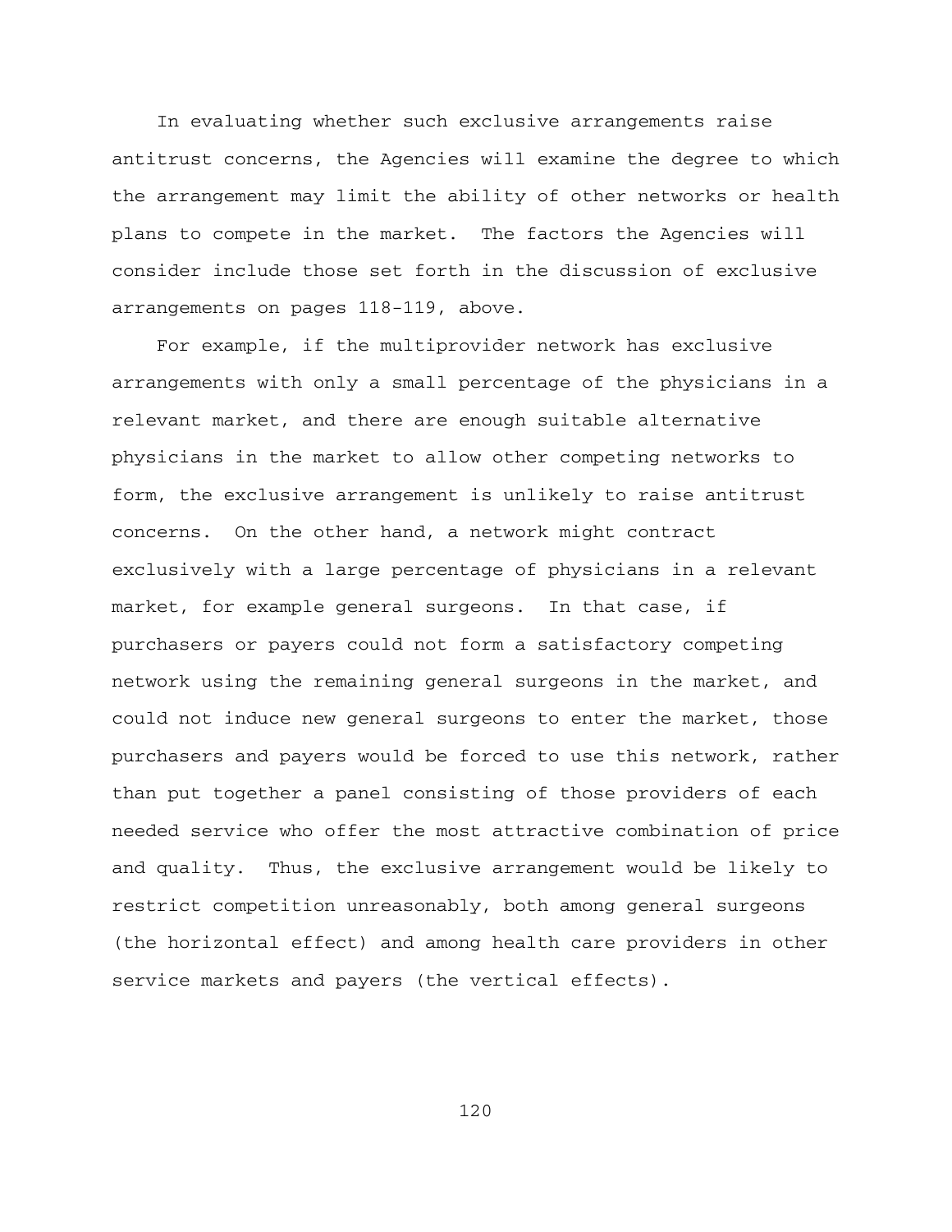In evaluating whether such exclusive arrangements raise antitrust concerns, the Agencies will examine the degree to which the arrangement may limit the ability of other networks or health plans to compete in the market. The factors the Agencies will consider include those set forth in the discussion of exclusive arrangements on pages 118-119, above.

For example, if the multiprovider network has exclusive arrangements with only a small percentage of the physicians in a relevant market, and there are enough suitable alternative physicians in the market to allow other competing networks to form, the exclusive arrangement is unlikely to raise antitrust concerns. On the other hand, a network might contract exclusively with a large percentage of physicians in a relevant market, for example general surgeons. In that case, if purchasers or payers could not form a satisfactory competing network using the remaining general surgeons in the market, and could not induce new general surgeons to enter the market, those purchasers and payers would be forced to use this network, rather than put together a panel consisting of those providers of each needed service who offer the most attractive combination of price and quality. Thus, the exclusive arrangement would be likely to restrict competition unreasonably, both among general surgeons (the horizontal effect) and among health care providers in other service markets and payers (the vertical effects).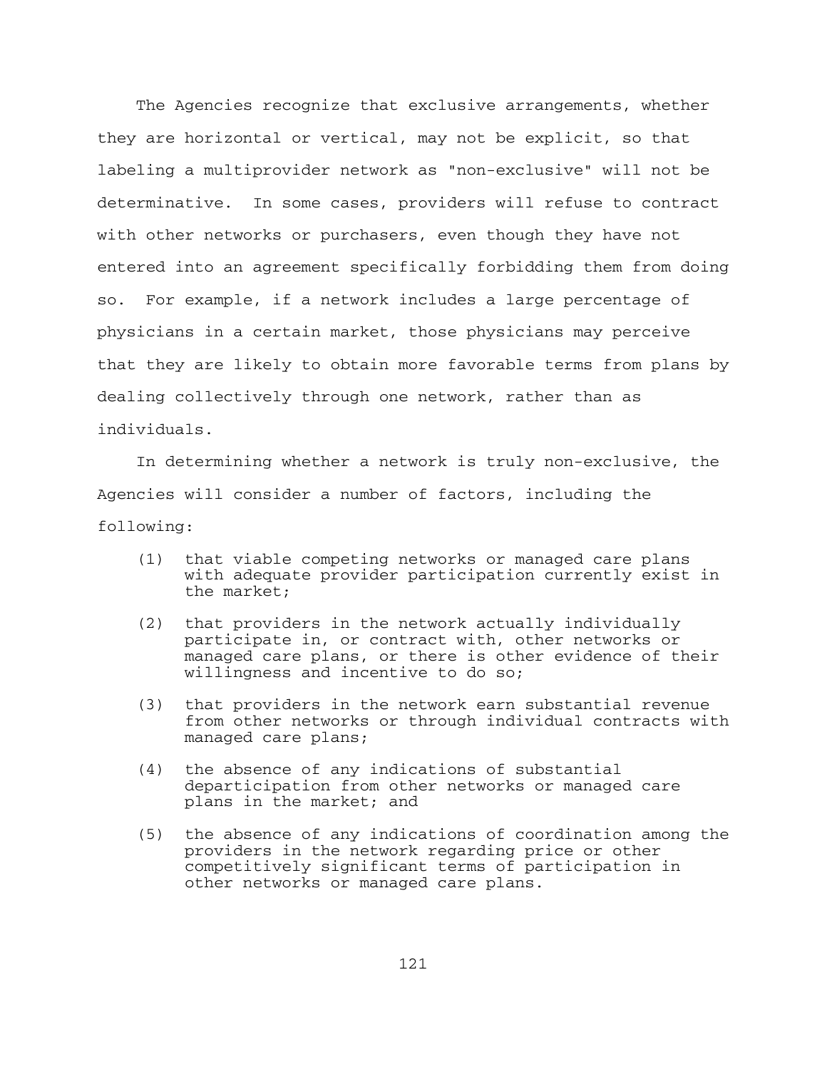The Agencies recognize that exclusive arrangements, whether they are horizontal or vertical, may not be explicit, so that labeling a multiprovider network as "non-exclusive" will not be determinative. In some cases, providers will refuse to contract with other networks or purchasers, even though they have not entered into an agreement specifically forbidding them from doing so. For example, if a network includes a large percentage of physicians in a certain market, those physicians may perceive that they are likely to obtain more favorable terms from plans by dealing collectively through one network, rather than as individuals.

In determining whether a network is truly non-exclusive, the Agencies will consider a number of factors, including the following:

(1) that viable competing networks or managed care plans with adequate provider participation currently exist in the market;

(2) that providers in the network actually individually participate in, or contract with, other networks or managed care plans, or there is other evidence of their willingness and incentive to do so;

(3) that providers in the network earn substantial revenue from other networks or through individual contracts with managed care plans;

(4) the absence of any indications of substantial departicipation from other networks or managed care plans in the market; and

(5) the absence of any indications of coordination among the providers in the network regarding price or other competitively significant terms of participation in other networks or managed care plans.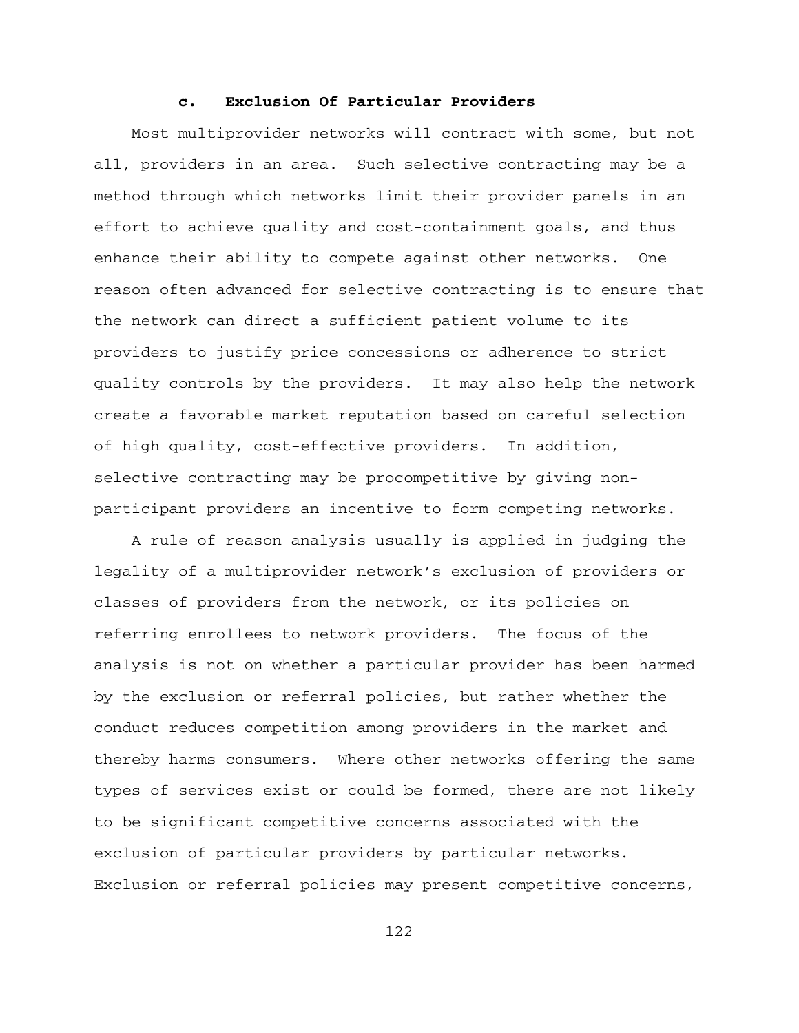### c. Exclusion Of Particular Providers

Most multiprovider networks will contract with some, but not all, providers in an area. Such selective contracting may be a method through which networks limit their provider panels in an effort to achieve quality and cost-containment goals, and thus enhance their ability to compete against other networks. One reason often advanced for selective contracting is to ensure that the network can direct a sufficient patient volume to its providers to justify price concessions or adherence to strict quality controls by the providers. It may also help the network create a favorable market reputation based on careful selection of high quality, cost-effective providers. In addition, selective contracting may be procompetitive by giving non-participant providers an incentive to form competing networks.

A rule of reason analysis usually is applied in judging the legality of a multiprovider network's exclusion of providers or classes of providers from the network, or its policies on referring enrollees to network providers. The focus of the analysis is not on whether a particular provider has been harmed by the exclusion or referral policies, but rather whether the conduct reduces competition among providers in the market and thereby harms consumers. Where other networks offering the same types of services exist or could be formed, there are not likely to be significant competitive concerns associated with the exclusion of particular providers by particular networks. Exclusion or referral policies may present competitive concerns,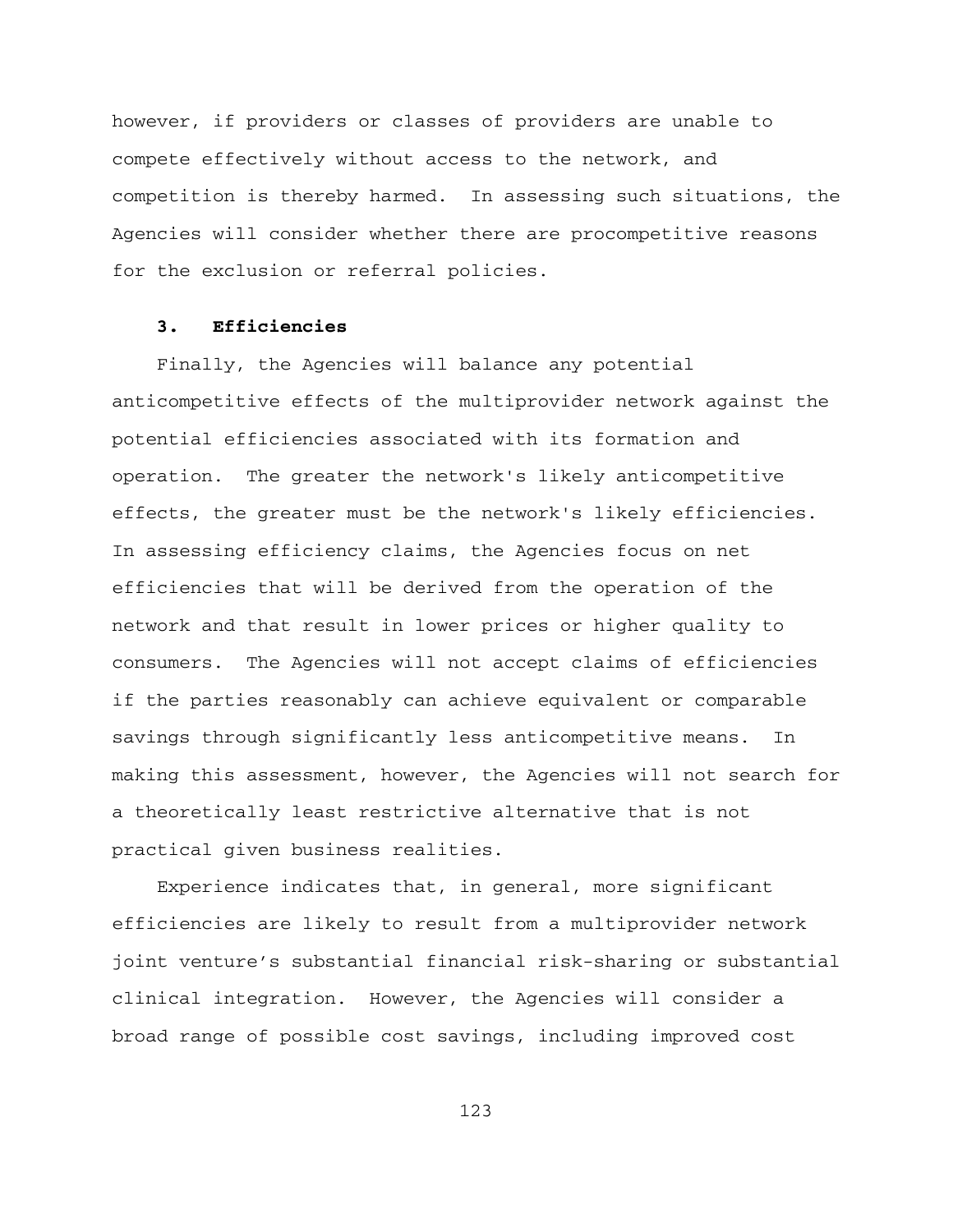however, if providers or classes of providers are unable to compete effectively without access to the network, and competition is thereby harmed. In assessing such situations, the Agencies will consider whether there are procompetitive reasons for the exclusion or referral policies.

### 3. Efficiencies

Finally, the Agencies will balance any potential anticompetitive effects of the multiprovider network against the potential efficiencies associated with its formation and operation. The greater the network's likely anticompetitive effects, the greater must be the network's likely efficiencies. In assessing efficiency claims, the Agencies focus on net efficiencies that will be derived from the operation of the network and that result in lower prices or higher quality to consumers. The Agencies will not accept claims of efficiencies if the parties reasonably can achieve equivalent or comparable savings through significantly less anticompetitive means. In making this assessment, however, the Agencies will not search for a theoretically least restrictive alternative that is not practical given business realities.

Experience indicates that, in general, more significant efficiencies are likely to result from a multiprovider network joint venture's substantial financial risk-sharing or substantial clinical integration. However, the Agencies will consider a broad range of possible cost savings, including improved cost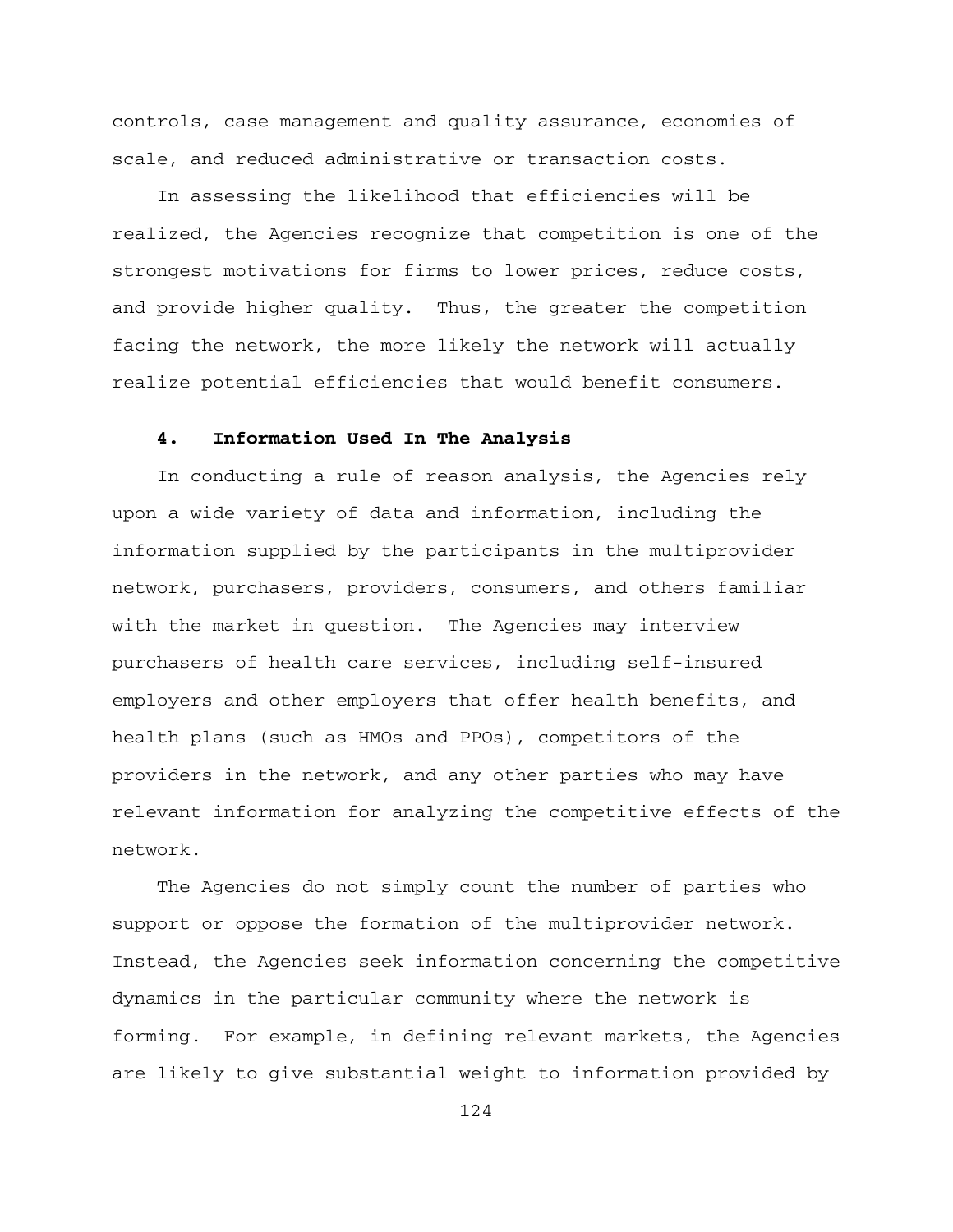controls, case management and quality assurance, economies of scale, and reduced administrative or transaction costs.

In assessing the likelihood that efficiencies will be realized, the Agencies recognize that competition is one of the strongest motivations for firms to lower prices, reduce costs, and provide higher quality. Thus, the greater the competition facing the network, the more likely the network will actually realize potential efficiencies that would benefit consumers.

### 4. Information Used In The Analysis

In conducting a rule of reason analysis, the Agencies rely upon a wide variety of data and information, including the information supplied by the participants in the multiprovider network, purchasers, providers, consumers, and others familiar with the market in question. The Agencies may interview purchasers of health care services, including self-insured employers and other employers that offer health benefits, and health plans (such as HMOs and PPOs), competitors of the providers in the network, and any other parties who may have relevant information for analyzing the competitive effects of the network.

The Agencies do not simply count the number of parties who support or oppose the formation of the multiprovider network. Instead, the Agencies seek information concerning the competitive dynamics in the particular community where the network is forming. For example, in defining relevant markets, the Agencies are likely to give substantial weight to information provided by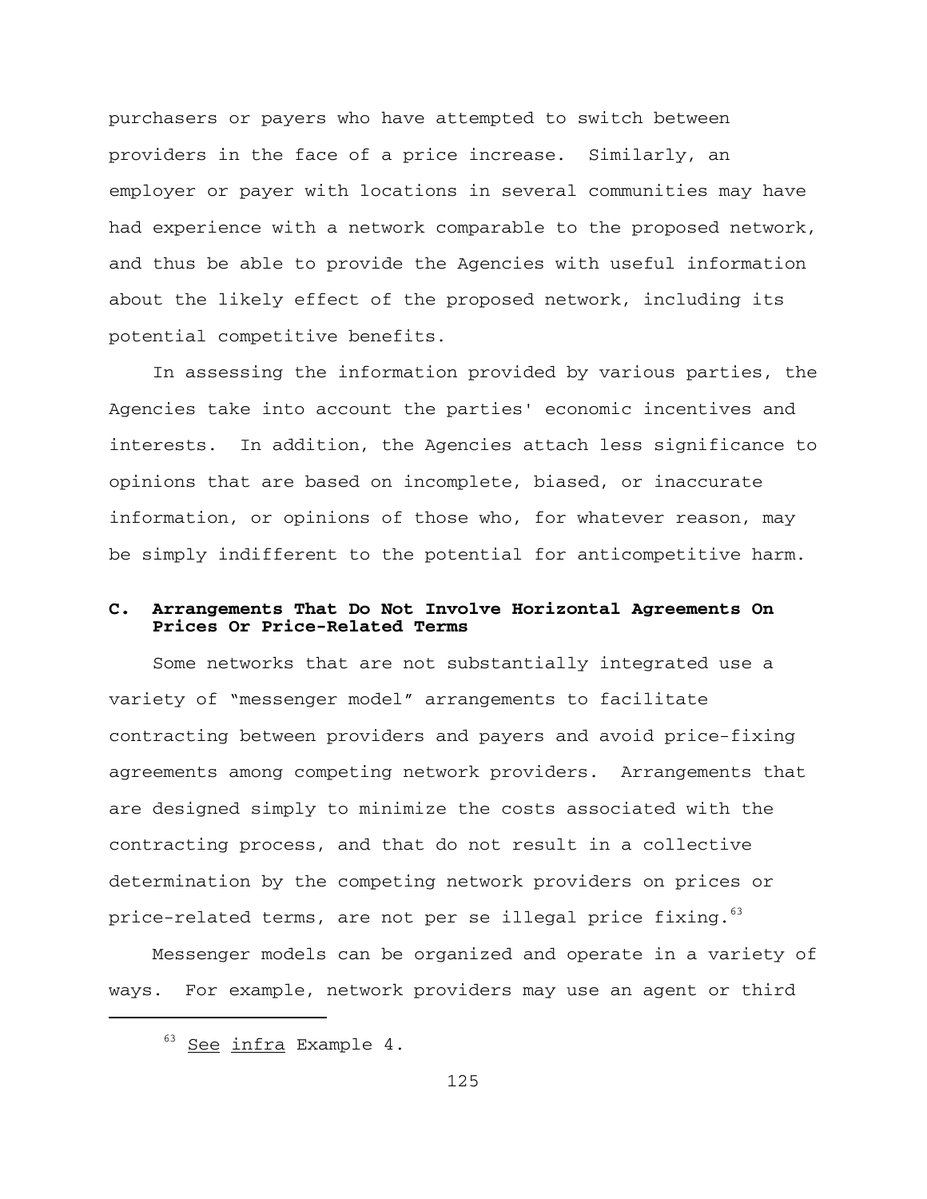purchasers or payers who have attempted to switch between providers in the face of a price increase. Similarly, an employer or payer with locations in several communities may have had experience with a network comparable to the proposed network, and thus be able to provide the Agencies with useful information about the likely effect of the proposed network, including its potential competitive benefits.

In assessing the information provided by various parties, the Agencies take into account the parties' economic incentives and interests. In addition, the Agencies attach less significance to opinions that are based on incomplete, biased, or inaccurate information, or opinions of those who, for whatever reason, may be simply indifferent to the potential for anticompetitive harm.

### C. Arrangements That Do Not Involve Horizontal Agreements On Prices Or Price-Related Terms

Some networks that are not substantially integrated use a variety of "messenger model" arrangements to facilitate contracting between providers and payers and avoid price-fixing agreements among competing network providers. Arrangements that are designed simply to minimize the costs associated with the contracting process, and that do not result in a collective determination by the competing network providers on prices or price-related terms, are not per se illegal price fixing.[63]

Messenger models can be organized and operate in a variety of ways. For example, network providers may use an agent or third

---

[63] See infra Example 4.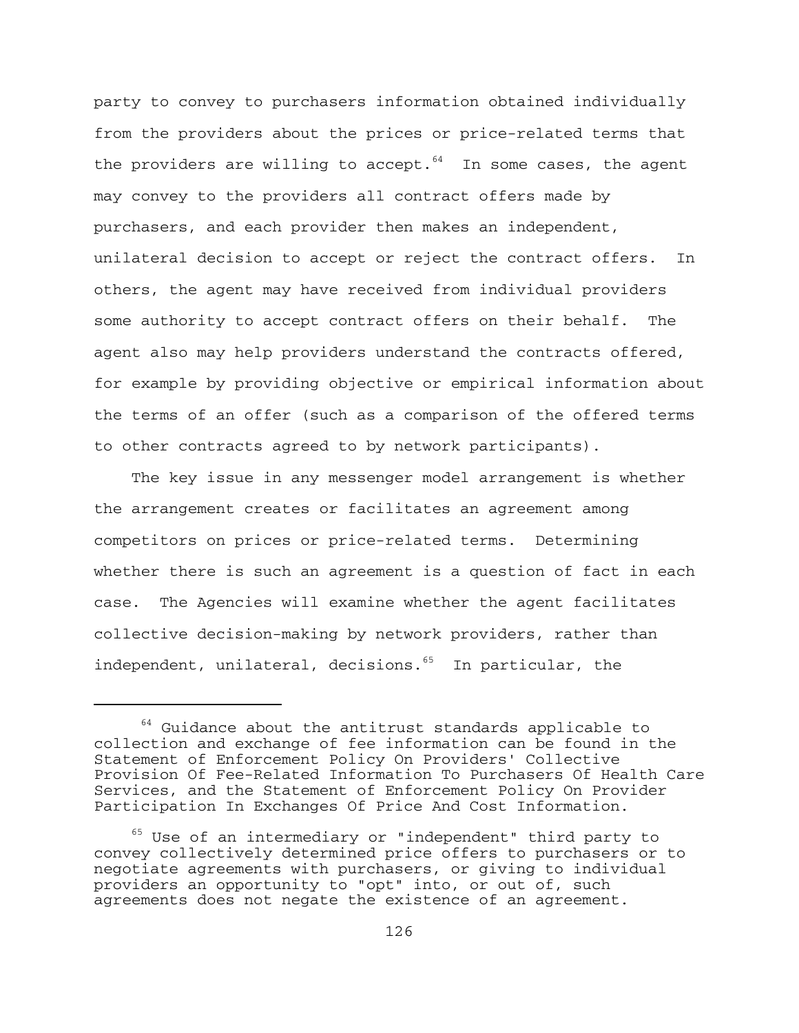party to convey to purchasers information obtained individually from the providers about the prices or price-related terms that the providers are willing to accept.[64] In some cases, the agent may convey to the providers all contract offers made by purchasers, and each provider then makes an independent, unilateral decision to accept or reject the contract offers. In others, the agent may have received from individual providers some authority to accept contract offers on their behalf. The agent also may help providers understand the contracts offered, for example by providing objective or empirical information about the terms of an offer (such as a comparison of the offered terms to other contracts agreed to by network participants).

The key issue in any messenger model arrangement is whether the arrangement creates or facilitates an agreement among competitors on prices or price-related terms. Determining whether there is such an agreement is a question of fact in each case. The Agencies will examine whether the agent facilitates collective decision-making by network providers, rather than independent, unilateral, decisions.[65] In particular, the

---

[64] Guidance about the antitrust standards applicable to collection and exchange of fee information can be found in the Statement of Enforcement Policy On Providers' Collective Provision Of Fee-Related Information To Purchasers Of Health Care Services, and the Statement of Enforcement Policy On Provider Participation In Exchanges Of Price And Cost Information.

[65] Use of an intermediary or "independent" third party to convey collectively determined price offers to purchasers or to negotiate agreements with purchasers, or giving to individual providers an opportunity to "opt" into, or out of, such agreements does not negate the existence of an agreement.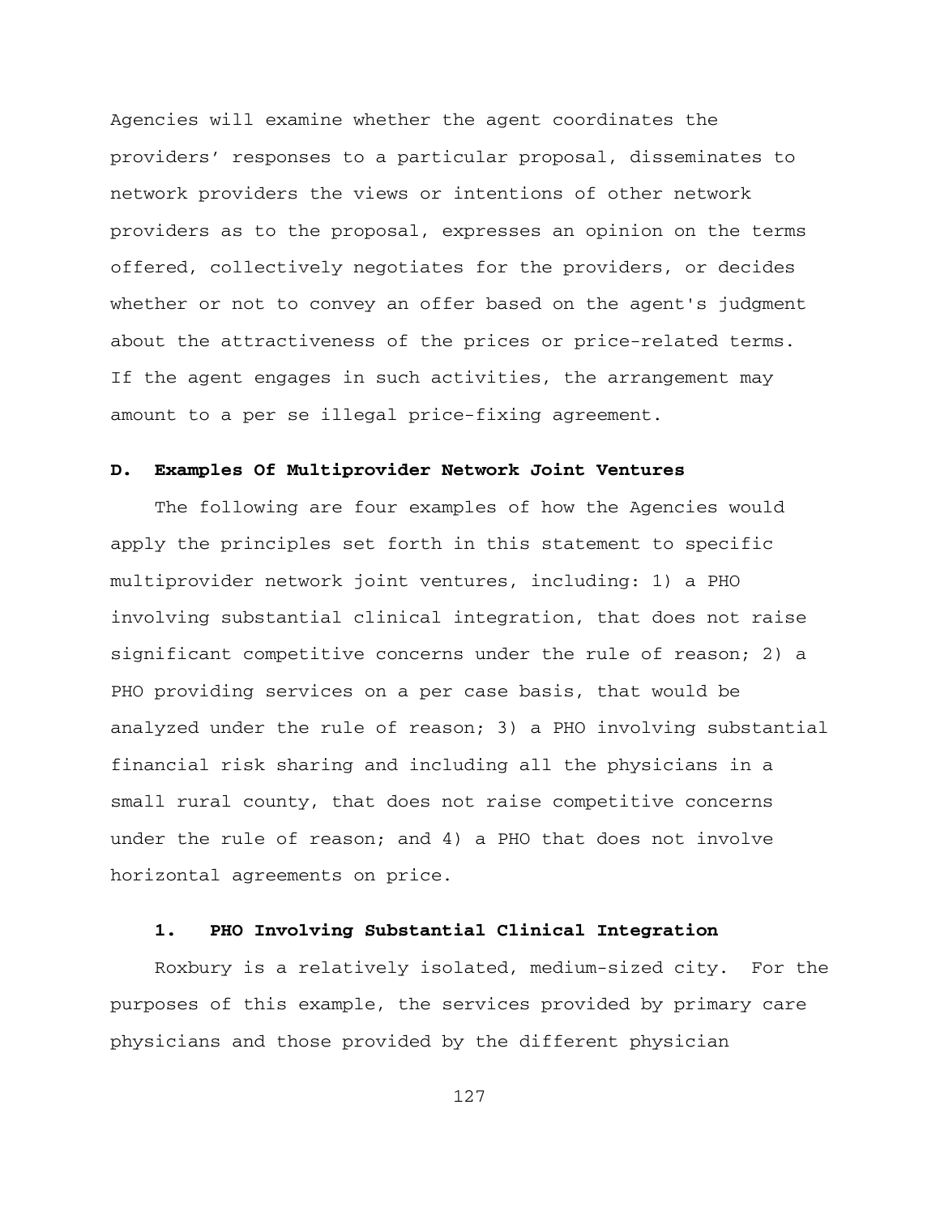Agencies will examine whether the agent coordinates the providers' responses to a particular proposal, disseminates to network providers the views or intentions of other network providers as to the proposal, expresses an opinion on the terms offered, collectively negotiates for the providers, or decides whether or not to convey an offer based on the agent's judgment about the attractiveness of the prices or price-related terms. If the agent engages in such activities, the arrangement may amount to a per se illegal price-fixing agreement.

### D. Examples Of Multiprovider Network Joint Ventures

The following are four examples of how the Agencies would apply the principles set forth in this statement to specific multiprovider network joint ventures, including: 1) a PHO involving substantial clinical integration, that does not raise significant competitive concerns under the rule of reason; 2) a PHO providing services on a per case basis, that would be analyzed under the rule of reason; 3) a PHO involving substantial financial risk sharing and including all the physicians in a small rural county, that does not raise competitive concerns under the rule of reason; and 4) a PHO that does not involve horizontal agreements on price.

#### 1. PHO Involving Substantial Clinical Integration

Roxbury is a relatively isolated, medium-sized city. For the purposes of this example, the services provided by primary care physicians and those provided by the different physician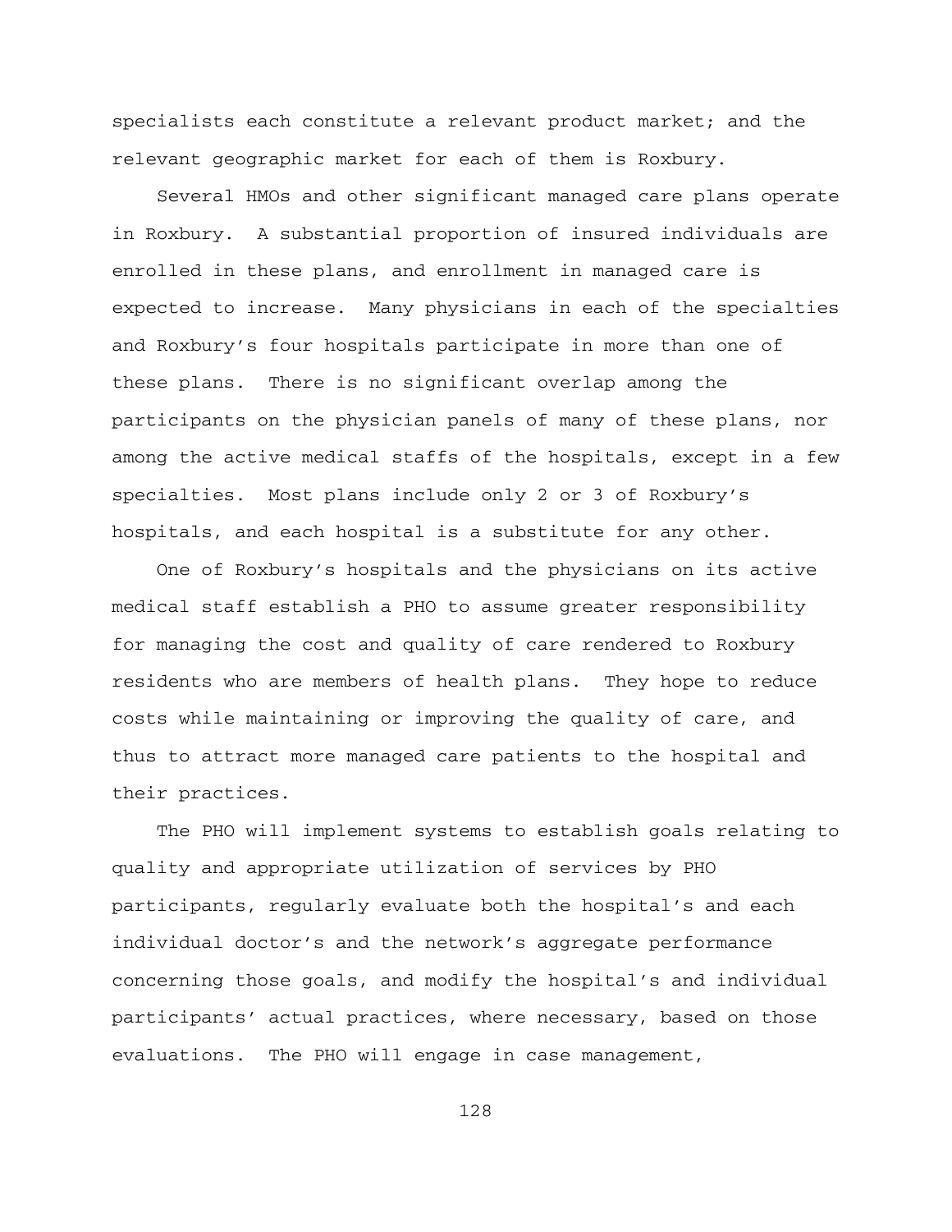specialists each constitute a relevant product market; and the relevant geographic market for each of them is Roxbury.

Several HMOs and other significant managed care plans operate in Roxbury. A substantial proportion of insured individuals are enrolled in these plans, and enrollment in managed care is expected to increase. Many physicians in each of the specialties and Roxbury's four hospitals participate in more than one of these plans. There is no significant overlap among the participants on the physician panels of many of these plans, nor among the active medical staffs of the hospitals, except in a few specialties. Most plans include only 2 or 3 of Roxbury's hospitals, and each hospital is a substitute for any other.

One of Roxbury's hospitals and the physicians on its active medical staff establish a PHO to assume greater responsibility for managing the cost and quality of care rendered to Roxbury residents who are members of health plans. They hope to reduce costs while maintaining or improving the quality of care, and thus to attract more managed care patients to the hospital and their practices.

The PHO will implement systems to establish goals relating to quality and appropriate utilization of services by PHO participants, regularly evaluate both the hospital's and each individual doctor's and the network's aggregate performance concerning those goals, and modify the hospital's and individual participants' actual practices, where necessary, based on those evaluations. The PHO will engage in case management,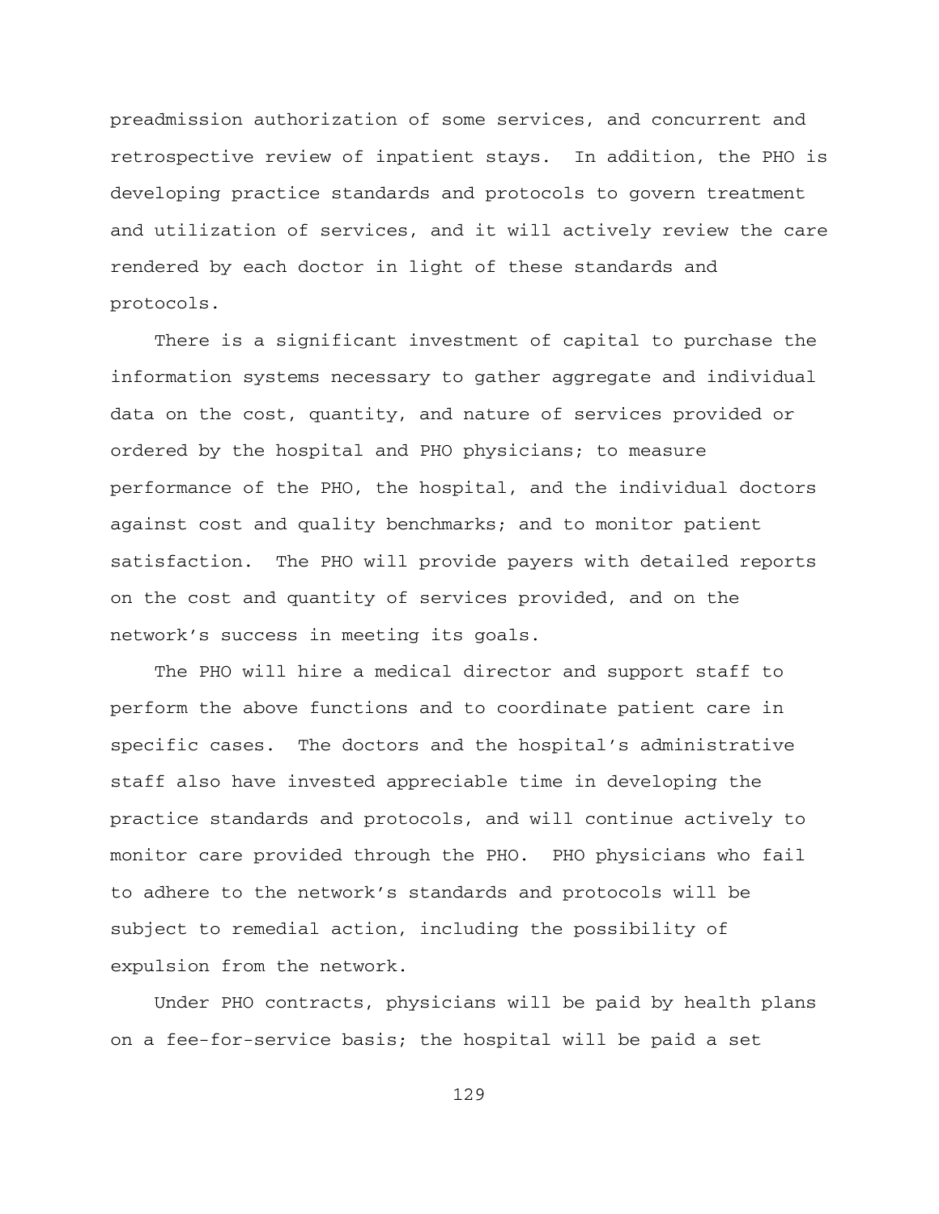preadmission authorization of some services, and concurrent and retrospective review of inpatient stays. In addition, the PHO is developing practice standards and protocols to govern treatment and utilization of services, and it will actively review the care rendered by each doctor in light of these standards and protocols.

There is a significant investment of capital to purchase the information systems necessary to gather aggregate and individual data on the cost, quantity, and nature of services provided or ordered by the hospital and PHO physicians; to measure performance of the PHO, the hospital, and the individual doctors against cost and quality benchmarks; and to monitor patient satisfaction. The PHO will provide payers with detailed reports on the cost and quantity of services provided, and on the network's success in meeting its goals.

The PHO will hire a medical director and support staff to perform the above functions and to coordinate patient care in specific cases. The doctors and the hospital's administrative staff also have invested appreciable time in developing the practice standards and protocols, and will continue actively to monitor care provided through the PHO. PHO physicians who fail to adhere to the network's standards and protocols will be subject to remedial action, including the possibility of expulsion from the network.

Under PHO contracts, physicians will be paid by health plans on a fee-for-service basis; the hospital will be paid a set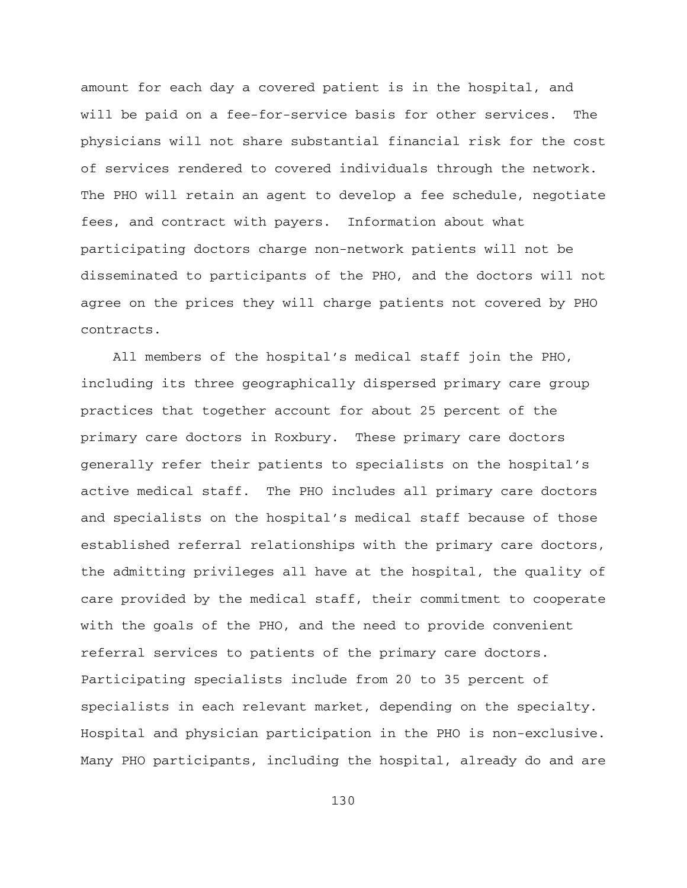amount for each day a covered patient is in the hospital, and will be paid on a fee-for-service basis for other services. The physicians will not share substantial financial risk for the cost of services rendered to covered individuals through the network. The PHO will retain an agent to develop a fee schedule, negotiate fees, and contract with payers. Information about what participating doctors charge non-network patients will not be disseminated to participants of the PHO, and the doctors will not agree on the prices they will charge patients not covered by PHO contracts.

All members of the hospital's medical staff join the PHO, including its three geographically dispersed primary care group practices that together account for about 25 percent of the primary care doctors in Roxbury. These primary care doctors generally refer their patients to specialists on the hospital's active medical staff. The PHO includes all primary care doctors and specialists on the hospital's medical staff because of those established referral relationships with the primary care doctors, the admitting privileges all have at the hospital, the quality of care provided by the medical staff, their commitment to cooperate with the goals of the PHO, and the need to provide convenient referral services to patients of the primary care doctors. Participating specialists include from 20 to 35 percent of specialists in each relevant market, depending on the specialty. Hospital and physician participation in the PHO is non-exclusive. Many PHO participants, including the hospital, already do and are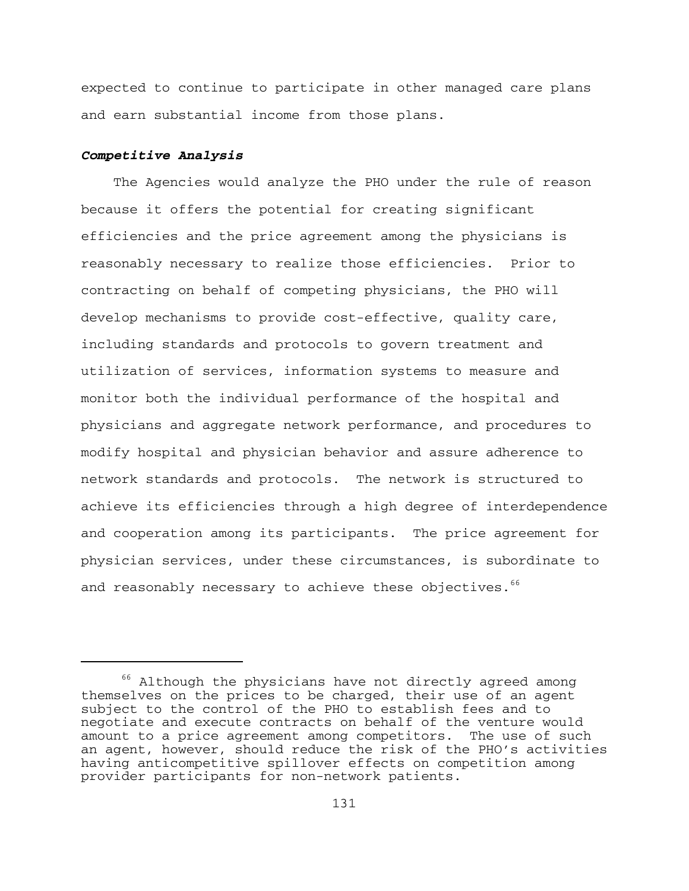expected to continue to participate in other managed care plans and earn substantial income from those plans.

***Competitive Analysis***

The Agencies would analyze the PHO under the rule of reason because it offers the potential for creating significant efficiencies and the price agreement among the physicians is reasonably necessary to realize those efficiencies. Prior to contracting on behalf of competing physicians, the PHO will develop mechanisms to provide cost-effective, quality care, including standards and protocols to govern treatment and utilization of services, information systems to measure and monitor both the individual performance of the hospital and physicians and aggregate network performance, and procedures to modify hospital and physician behavior and assure adherence to network standards and protocols. The network is structured to achieve its efficiencies through a high degree of interdependence and cooperation among its participants. The price agreement for physician services, under these circumstances, is subordinate to and reasonably necessary to achieve these objectives.[66]

---

[66] Although the physicians have not directly agreed among themselves on the prices to be charged, their use of an agent subject to the control of the PHO to establish fees and to negotiate and execute contracts on behalf of the venture would amount to a price agreement among competitors. The use of such an agent, however, should reduce the risk of the PHO's activities having anticompetitive spillover effects on competition among provider participants for non-network patients.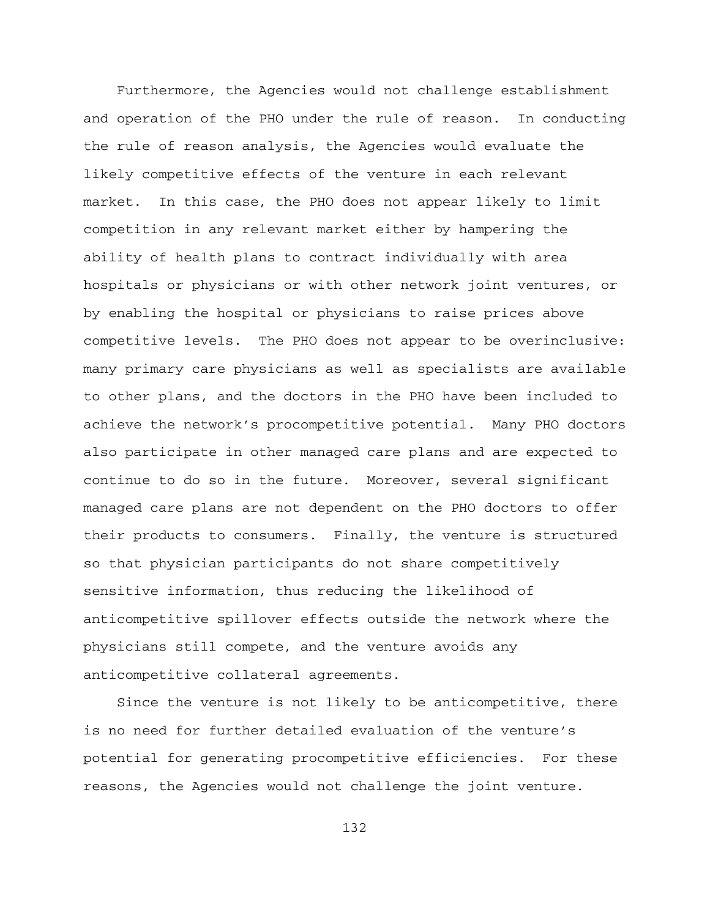Furthermore, the Agencies would not challenge establishment and operation of the PHO under the rule of reason. In conducting the rule of reason analysis, the Agencies would evaluate the likely competitive effects of the venture in each relevant market. In this case, the PHO does not appear likely to limit competition in any relevant market either by hampering the ability of health plans to contract individually with area hospitals or physicians or with other network joint ventures, or by enabling the hospital or physicians to raise prices above competitive levels. The PHO does not appear to be overinclusive: many primary care physicians as well as specialists are available to other plans, and the doctors in the PHO have been included to achieve the network's procompetitive potential. Many PHO doctors also participate in other managed care plans and are expected to continue to do so in the future. Moreover, several significant managed care plans are not dependent on the PHO doctors to offer their products to consumers. Finally, the venture is structured so that physician participants do not share competitively sensitive information, thus reducing the likelihood of anticompetitive spillover effects outside the network where the physicians still compete, and the venture avoids any anticompetitive collateral agreements.

Since the venture is not likely to be anticompetitive, there is no need for further detailed evaluation of the venture's potential for generating procompetitive efficiencies. For these reasons, the Agencies would not challenge the joint venture.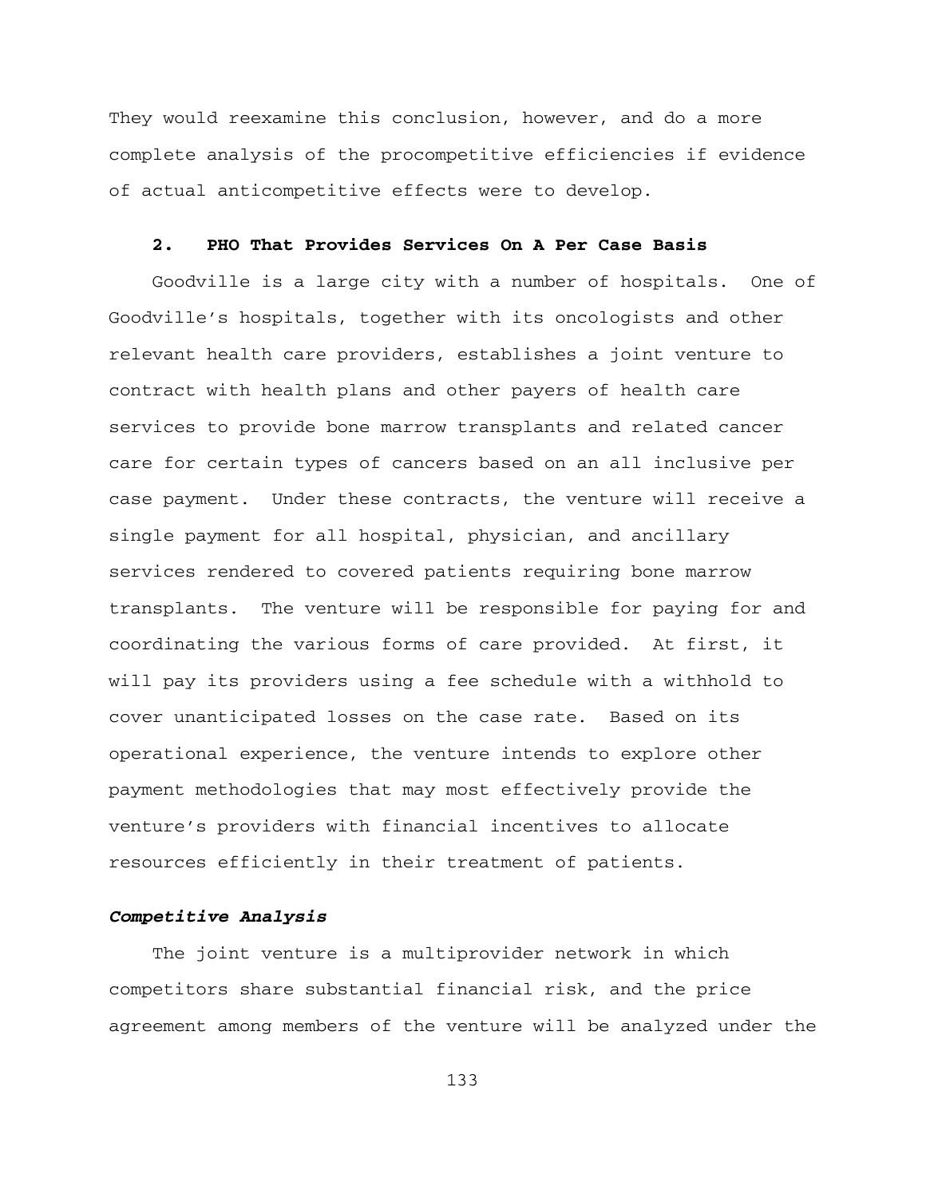They would reexamine this conclusion, however, and do a more complete analysis of the procompetitive efficiencies if evidence of actual anticompetitive effects were to develop.

### 2. PHO That Provides Services On A Per Case Basis

Goodville is a large city with a number of hospitals. One of Goodville's hospitals, together with its oncologists and other relevant health care providers, establishes a joint venture to contract with health plans and other payers of health care services to provide bone marrow transplants and related cancer care for certain types of cancers based on an all inclusive per case payment. Under these contracts, the venture will receive a single payment for all hospital, physician, and ancillary services rendered to covered patients requiring bone marrow transplants. The venture will be responsible for paying for and coordinating the various forms of care provided. At first, it will pay its providers using a fee schedule with a withhold to cover unanticipated losses on the case rate. Based on its operational experience, the venture intends to explore other payment methodologies that may most effectively provide the venture's providers with financial incentives to allocate resources efficiently in their treatment of patients.

***Competitive Analysis***

The joint venture is a multiprovider network in which competitors share substantial financial risk, and the price agreement among members of the venture will be analyzed under the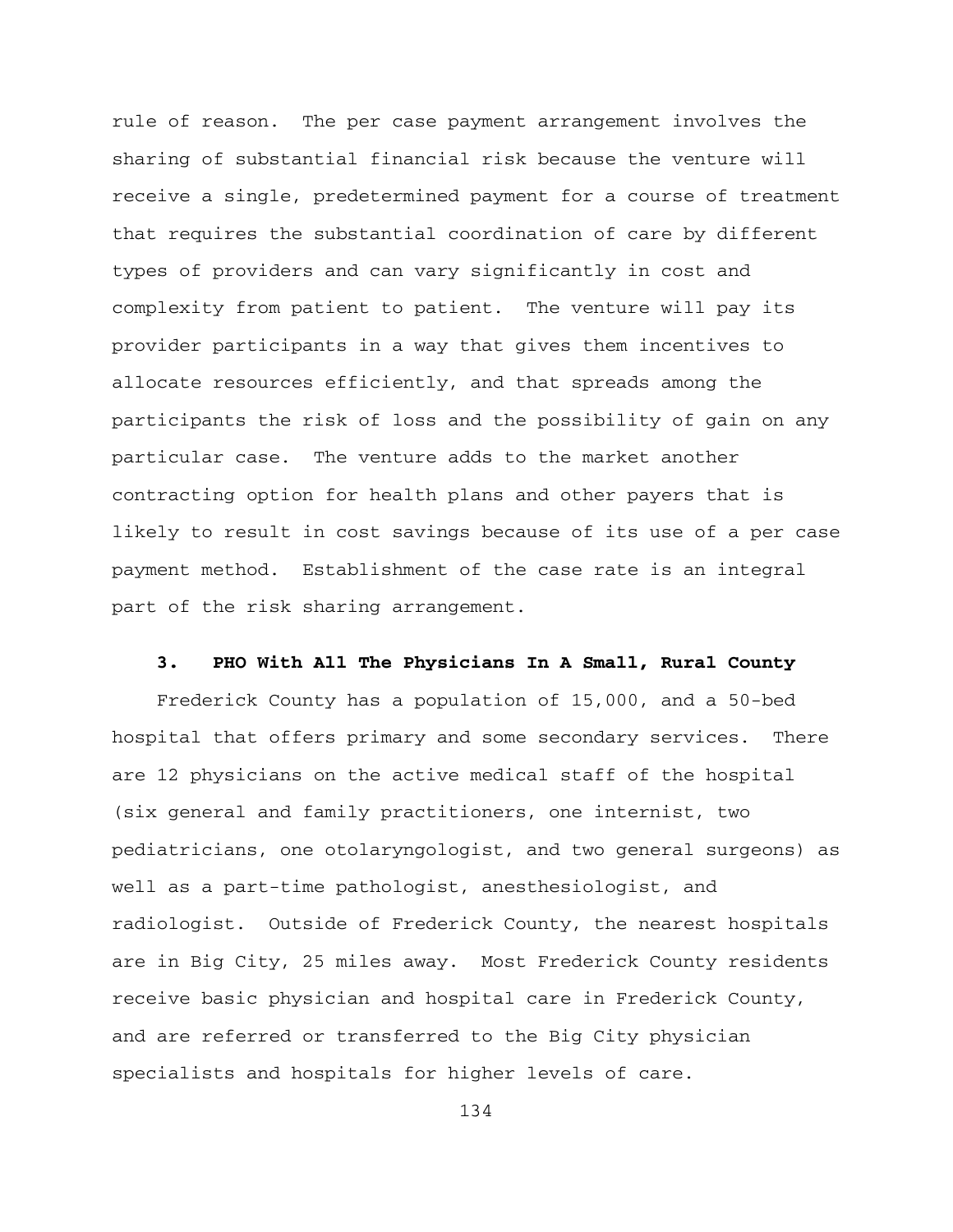rule of reason. The per case payment arrangement involves the sharing of substantial financial risk because the venture will receive a single, predetermined payment for a course of treatment that requires the substantial coordination of care by different types of providers and can vary significantly in cost and complexity from patient to patient. The venture will pay its provider participants in a way that gives them incentives to allocate resources efficiently, and that spreads among the participants the risk of loss and the possibility of gain on any particular case. The venture adds to the market another contracting option for health plans and other payers that is likely to result in cost savings because of its use of a per case payment method. Establishment of the case rate is an integral part of the risk sharing arrangement.

### 3. PHO With All The Physicians In A Small, Rural County

Frederick County has a population of 15,000, and a 50-bed hospital that offers primary and some secondary services. There are 12 physicians on the active medical staff of the hospital (six general and family practitioners, one internist, two pediatricians, one otolaryngologist, and two general surgeons) as well as a part-time pathologist, anesthesiologist, and radiologist. Outside of Frederick County, the nearest hospitals are in Big City, 25 miles away. Most Frederick County residents receive basic physician and hospital care in Frederick County, and are referred or transferred to the Big City physician specialists and hospitals for higher levels of care.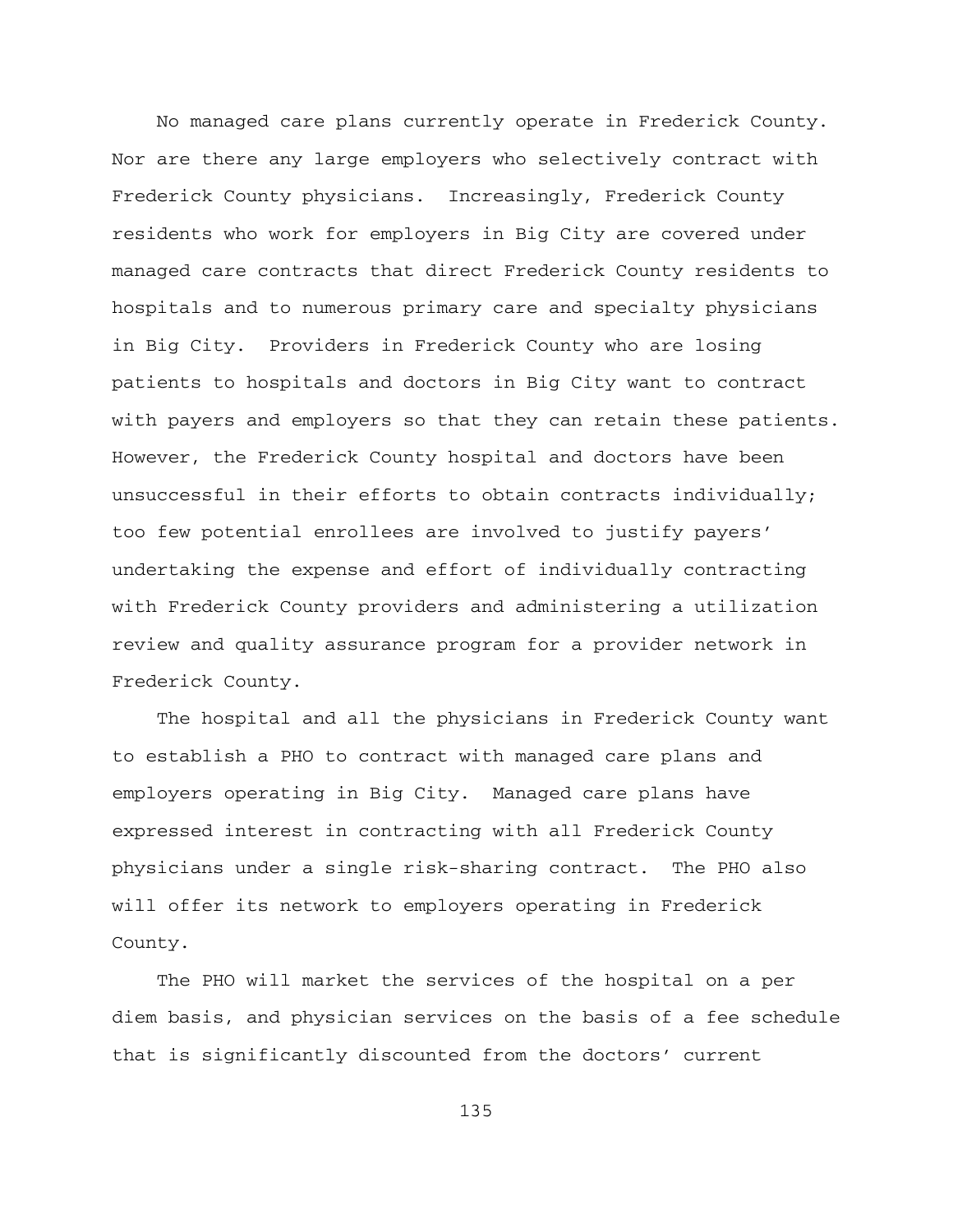No managed care plans currently operate in Frederick County. Nor are there any large employers who selectively contract with Frederick County physicians. Increasingly, Frederick County residents who work for employers in Big City are covered under managed care contracts that direct Frederick County residents to hospitals and to numerous primary care and specialty physicians in Big City. Providers in Frederick County who are losing patients to hospitals and doctors in Big City want to contract with payers and employers so that they can retain these patients. However, the Frederick County hospital and doctors have been unsuccessful in their efforts to obtain contracts individually; too few potential enrollees are involved to justify payers' undertaking the expense and effort of individually contracting with Frederick County providers and administering a utilization review and quality assurance program for a provider network in Frederick County.

The hospital and all the physicians in Frederick County want to establish a PHO to contract with managed care plans and employers operating in Big City. Managed care plans have expressed interest in contracting with all Frederick County physicians under a single risk-sharing contract. The PHO also will offer its network to employers operating in Frederick County.

The PHO will market the services of the hospital on a per diem basis, and physician services on the basis of a fee schedule that is significantly discounted from the doctors' current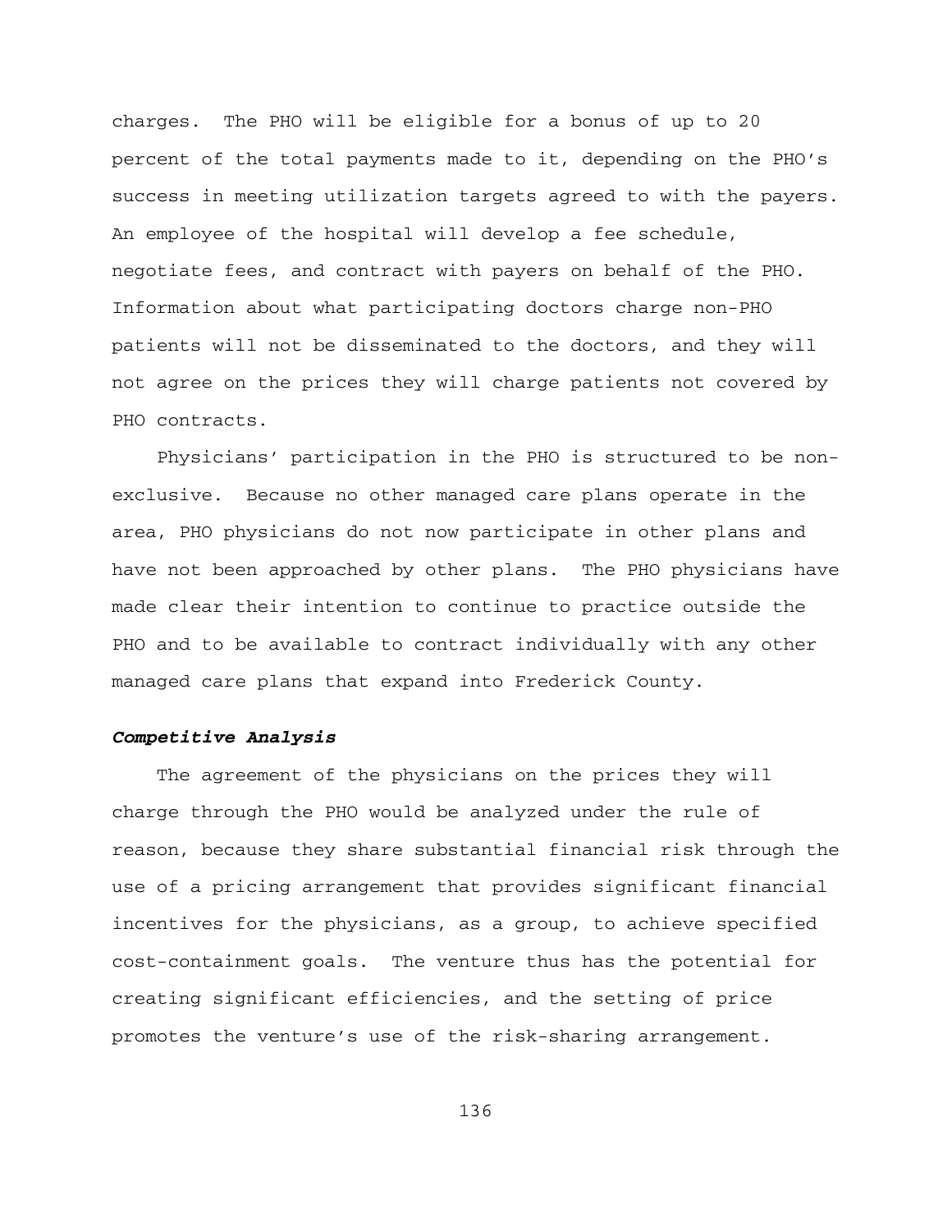charges. The PHO will be eligible for a bonus of up to 20 percent of the total payments made to it, depending on the PHO's success in meeting utilization targets agreed to with the payers. An employee of the hospital will develop a fee schedule, negotiate fees, and contract with payers on behalf of the PHO. Information about what participating doctors charge non-PHO patients will not be disseminated to the doctors, and they will not agree on the prices they will charge patients not covered by PHO contracts.

Physicians' participation in the PHO is structured to be non-exclusive. Because no other managed care plans operate in the area, PHO physicians do not now participate in other plans and have not been approached by other plans. The PHO physicians have made clear their intention to continue to practice outside the PHO and to be available to contract individually with any other managed care plans that expand into Frederick County.

***Competitive Analysis***

The agreement of the physicians on the prices they will charge through the PHO would be analyzed under the rule of reason, because they share substantial financial risk through the use of a pricing arrangement that provides significant financial incentives for the physicians, as a group, to achieve specified cost-containment goals. The venture thus has the potential for creating significant efficiencies, and the setting of price promotes the venture's use of the risk-sharing arrangement.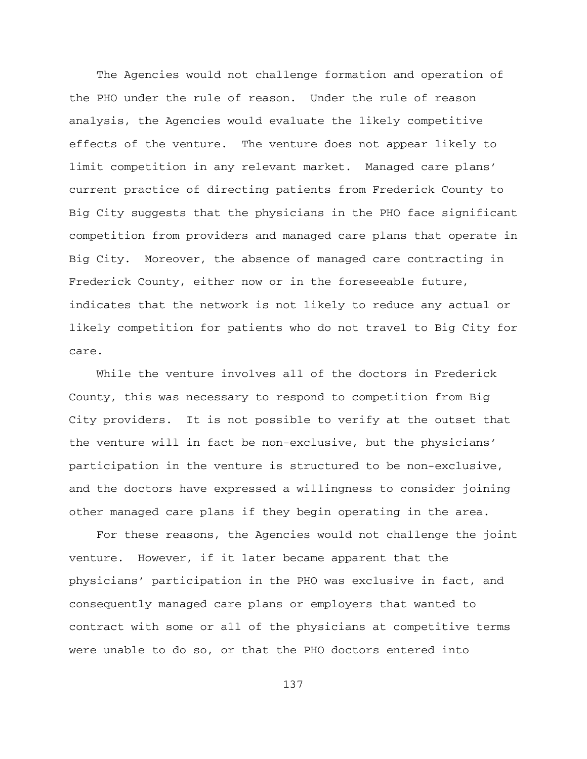The Agencies would not challenge formation and operation of the PHO under the rule of reason. Under the rule of reason analysis, the Agencies would evaluate the likely competitive effects of the venture. The venture does not appear likely to limit competition in any relevant market. Managed care plans' current practice of directing patients from Frederick County to Big City suggests that the physicians in the PHO face significant competition from providers and managed care plans that operate in Big City. Moreover, the absence of managed care contracting in Frederick County, either now or in the foreseeable future, indicates that the network is not likely to reduce any actual or likely competition for patients who do not travel to Big City for care.

While the venture involves all of the doctors in Frederick County, this was necessary to respond to competition from Big City providers. It is not possible to verify at the outset that the venture will in fact be non-exclusive, but the physicians' participation in the venture is structured to be non-exclusive, and the doctors have expressed a willingness to consider joining other managed care plans if they begin operating in the area.

For these reasons, the Agencies would not challenge the joint venture. However, if it later became apparent that the physicians' participation in the PHO was exclusive in fact, and consequently managed care plans or employers that wanted to contract with some or all of the physicians at competitive terms were unable to do so, or that the PHO doctors entered into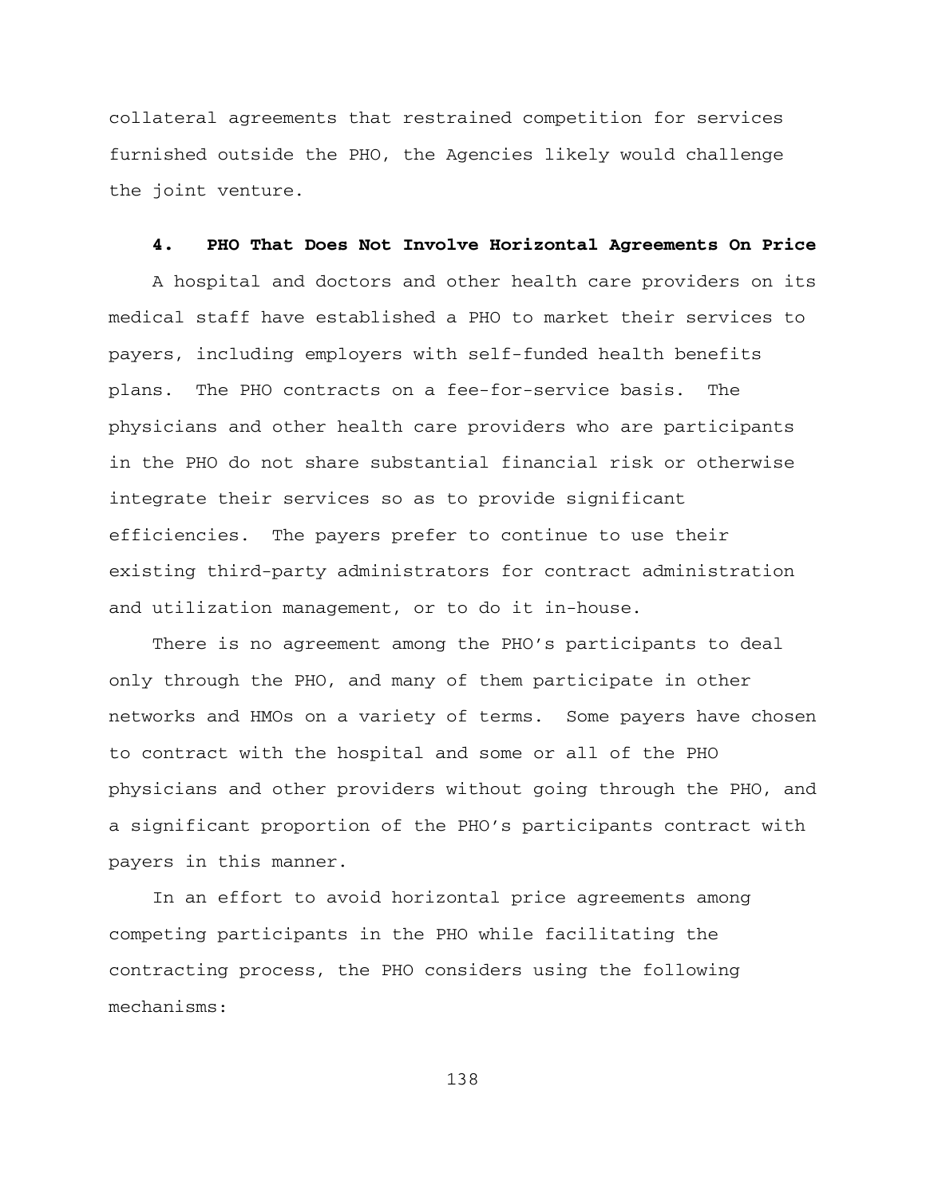collateral agreements that restrained competition for services furnished outside the PHO, the Agencies likely would challenge the joint venture.

#### 4. PHO That Does Not Involve Horizontal Agreements On Price

A hospital and doctors and other health care providers on its medical staff have established a PHO to market their services to payers, including employers with self-funded health benefits plans. The PHO contracts on a fee-for-service basis. The physicians and other health care providers who are participants in the PHO do not share substantial financial risk or otherwise integrate their services so as to provide significant efficiencies. The payers prefer to continue to use their existing third-party administrators for contract administration and utilization management, or to do it in-house.

There is no agreement among the PHO's participants to deal only through the PHO, and many of them participate in other networks and HMOs on a variety of terms. Some payers have chosen to contract with the hospital and some or all of the PHO physicians and other providers without going through the PHO, and a significant proportion of the PHO's participants contract with payers in this manner.

In an effort to avoid horizontal price agreements among competing participants in the PHO while facilitating the contracting process, the PHO considers using the following mechanisms: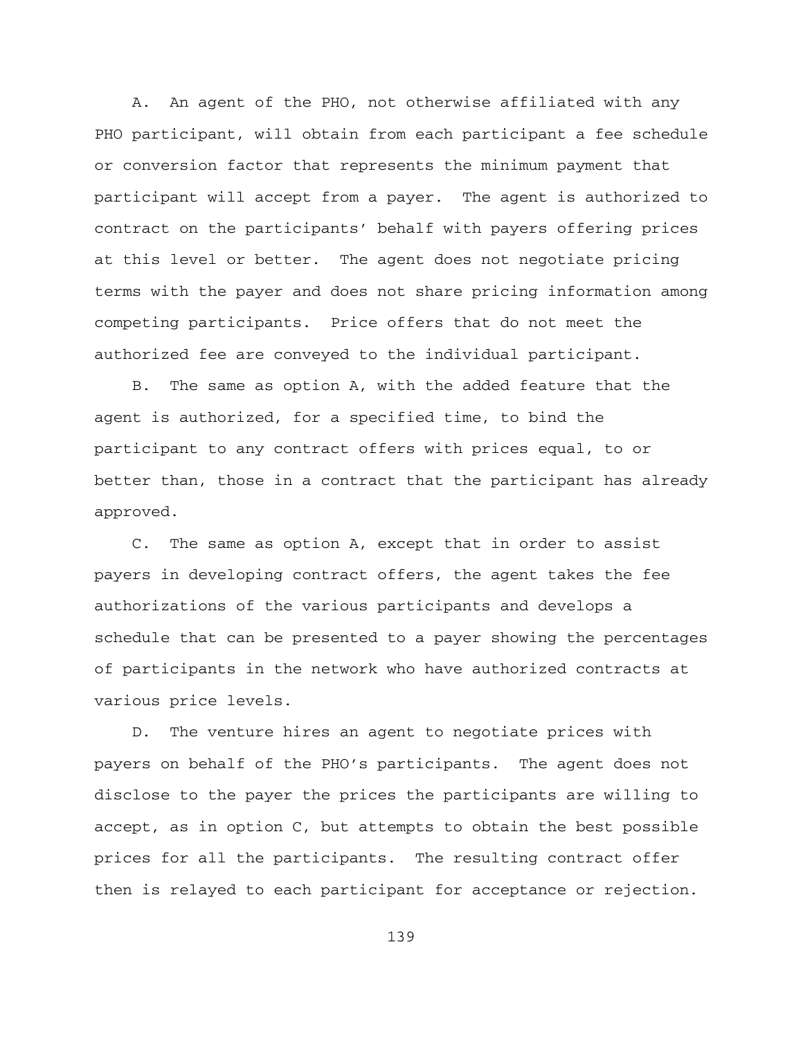A. An agent of the PHO, not otherwise affiliated with any PHO participant, will obtain from each participant a fee schedule or conversion factor that represents the minimum payment that participant will accept from a payer. The agent is authorized to contract on the participants' behalf with payers offering prices at this level or better. The agent does not negotiate pricing terms with the payer and does not share pricing information among competing participants. Price offers that do not meet the authorized fee are conveyed to the individual participant.

B. The same as option A, with the added feature that the agent is authorized, for a specified time, to bind the participant to any contract offers with prices equal, to or better than, those in a contract that the participant has already approved.

C. The same as option A, except that in order to assist payers in developing contract offers, the agent takes the fee authorizations of the various participants and develops a schedule that can be presented to a payer showing the percentages of participants in the network who have authorized contracts at various price levels.

D. The venture hires an agent to negotiate prices with payers on behalf of the PHO's participants. The agent does not disclose to the payer the prices the participants are willing to accept, as in option C, but attempts to obtain the best possible prices for all the participants. The resulting contract offer then is relayed to each participant for acceptance or rejection.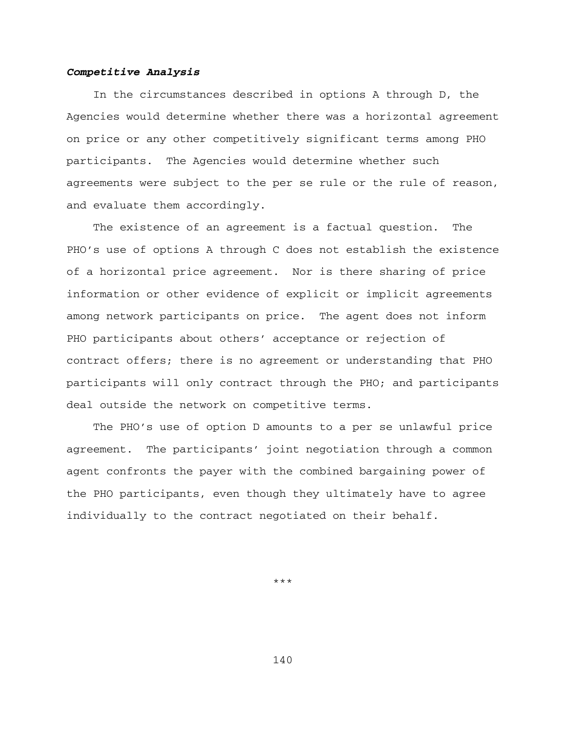***Competitive Analysis***

In the circumstances described in options A through D, the Agencies would determine whether there was a horizontal agreement on price or any other competitively significant terms among PHO participants. The Agencies would determine whether such agreements were subject to the per se rule or the rule of reason, and evaluate them accordingly.

The existence of an agreement is a factual question. The PHO's use of options A through C does not establish the existence of a horizontal price agreement. Nor is there sharing of price information or other evidence of explicit or implicit agreements among network participants on price. The agent does not inform PHO participants about others' acceptance or rejection of contract offers; there is no agreement or understanding that PHO participants will only contract through the PHO; and participants deal outside the network on competitive terms.

The PHO's use of option D amounts to a per se unlawful price agreement. The participants' joint negotiation through a common agent confronts the payer with the combined bargaining power of the PHO participants, even though they ultimately have to agree individually to the contract negotiated on their behalf.

***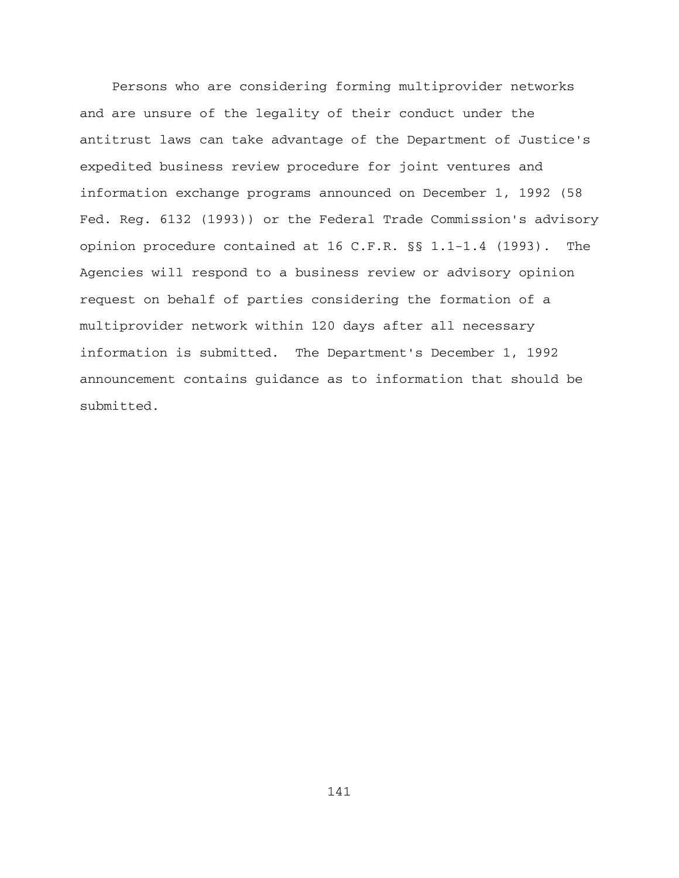Persons who are considering forming multiprovider networks and are unsure of the legality of their conduct under the antitrust laws can take advantage of the Department of Justice's expedited business review procedure for joint ventures and information exchange programs announced on December 1, 1992 (58 Fed. Reg. 6132 (1993)) or the Federal Trade Commission's advisory opinion procedure contained at 16 C.F.R. §§ 1.1-1.4 (1993). The Agencies will respond to a business review or advisory opinion request on behalf of parties considering the formation of a multiprovider network within 120 days after all necessary information is submitted. The Department's December 1, 1992 announcement contains guidance as to information that should be submitted.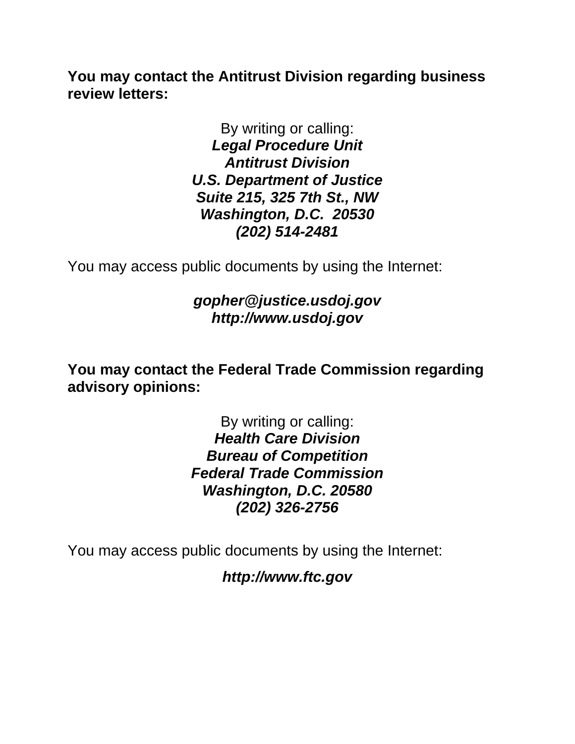**You may contact the Antitrust Division regarding business review letters:**

By writing or calling:
***Legal Procedure Unit***
***Antitrust Division***
***U.S. Department of Justice***
***Suite 215, 325 7th St., NW***
***Washington, D.C. 20530***
***(202) 514-2481***

You may access public documents by using the Internet:

***gopher@justice.usdoj.gov***
***http://www.usdoj.gov***

**You may contact the Federal Trade Commission regarding advisory opinions:**

By writing or calling:
***Health Care Division***
***Bureau of Competition***
***Federal Trade Commission***
***Washington, D.C. 20580***
***(202) 326-2756***

You may access public documents by using the Internet:

***http://www.ftc.gov***